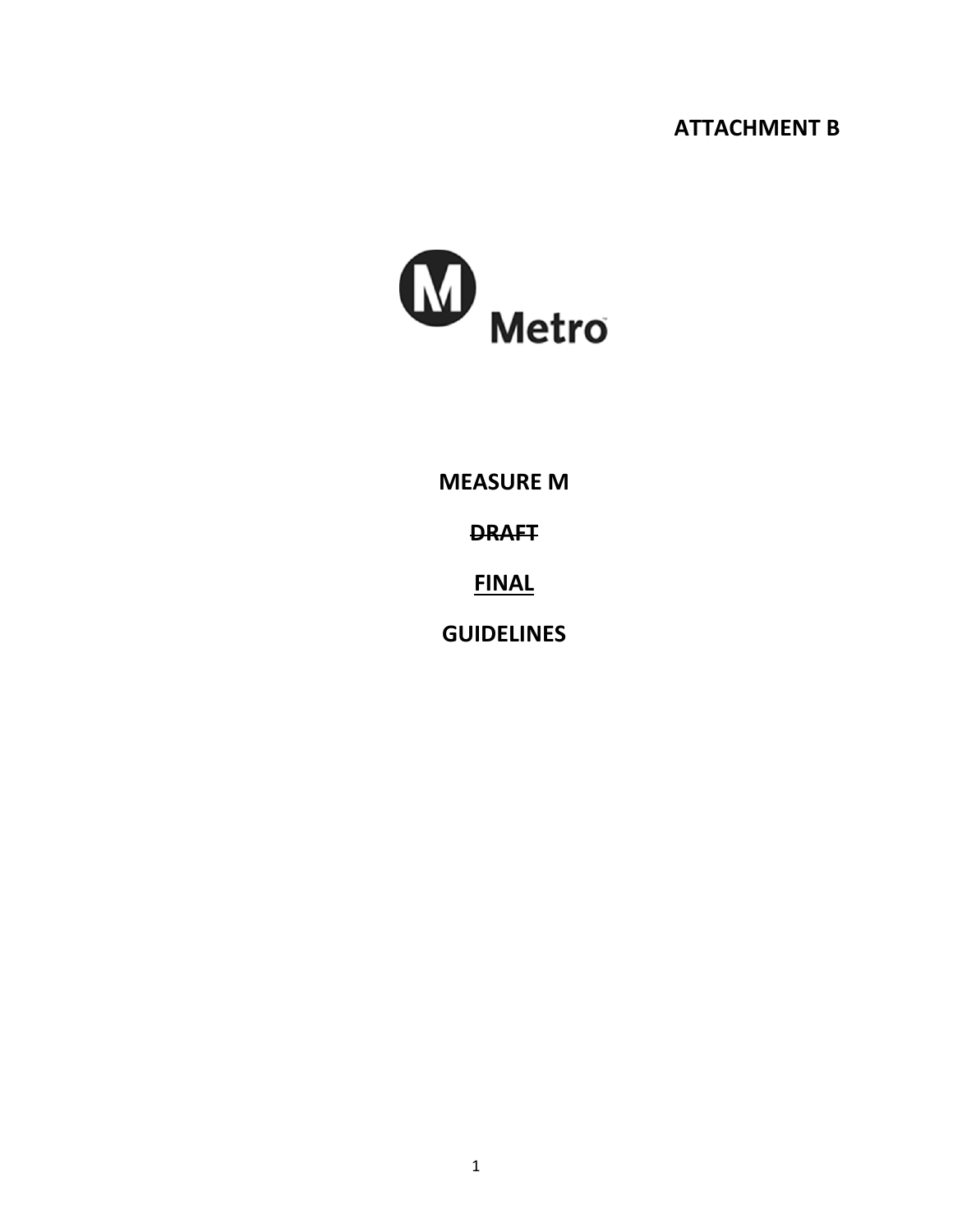**ATTACHMENT B**

Metro

# MEASURE M

~~DRAFT~~

FINAL

# GUIDELINES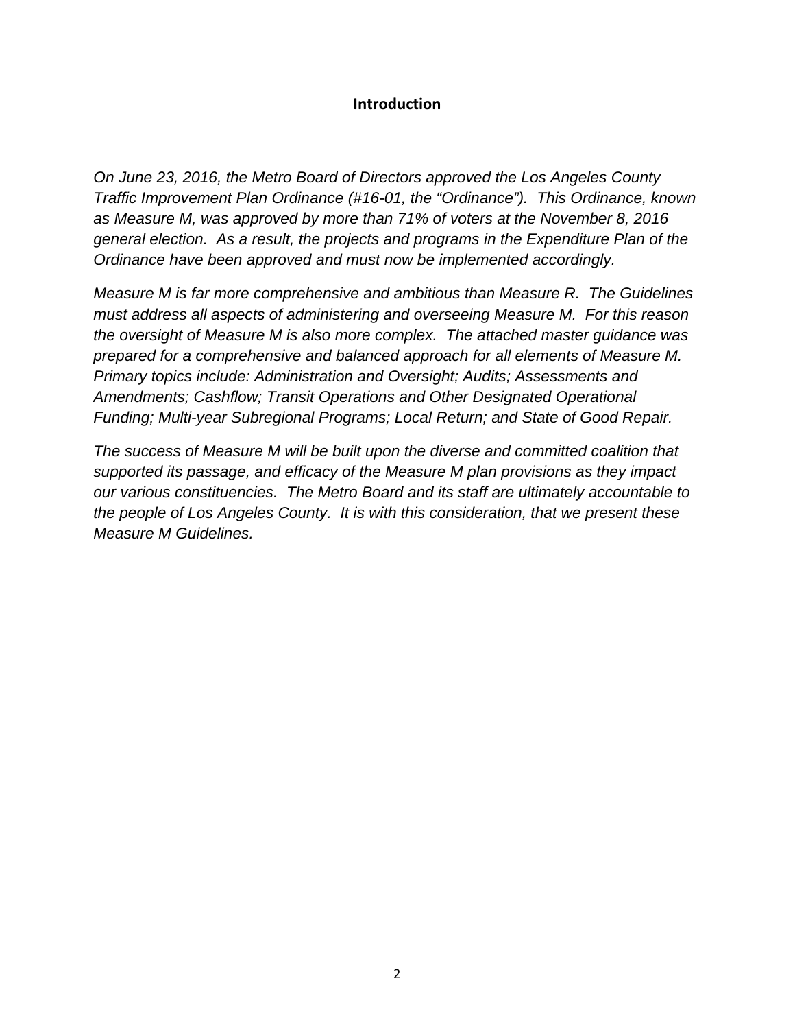## Introduction

*On June 23, 2016, the Metro Board of Directors approved the Los Angeles County Traffic Improvement Plan Ordinance (#16-01, the "Ordinance"). This Ordinance, known as Measure M, was approved by more than 71% of voters at the November 8, 2016 general election. As a result, the projects and programs in the Expenditure Plan of the Ordinance have been approved and must now be implemented accordingly.*

*Measure M is far more comprehensive and ambitious than Measure R. The Guidelines must address all aspects of administering and overseeing Measure M. For this reason the oversight of Measure M is also more complex. The attached master guidance was prepared for a comprehensive and balanced approach for all elements of Measure M. Primary topics include: Administration and Oversight; Audits; Assessments and Amendments; Cashflow; Transit Operations and Other Designated Operational Funding; Multi-year Subregional Programs; Local Return; and State of Good Repair.*

*The success of Measure M will be built upon the diverse and committed coalition that supported its passage, and efficacy of the Measure M plan provisions as they impact our various constituencies. The Metro Board and its staff are ultimately accountable to the people of Los Angeles County. It is with this consideration, that we present these Measure M Guidelines.*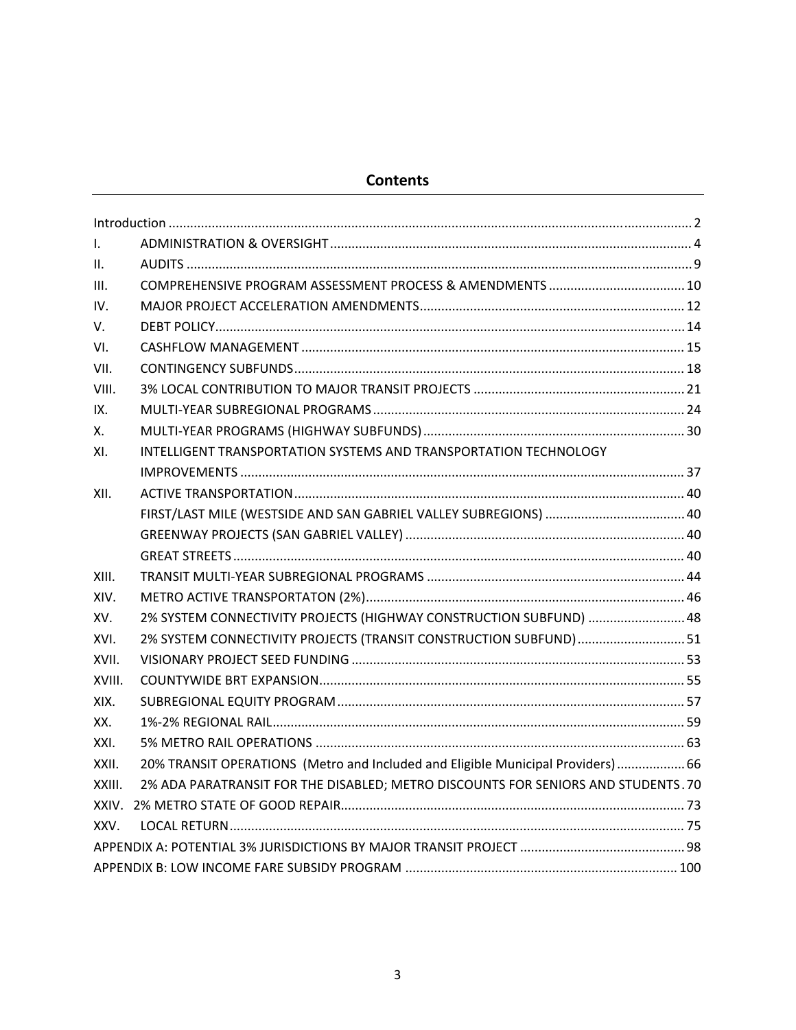# Contents

| | | |
|---|---|---|
| Introduction | | 2 |
| I. | ADMINISTRATION & OVERSIGHT | 4 |
| II. | AUDITS | 9 |
| III. | COMPREHENSIVE PROGRAM ASSESSMENT PROCESS & AMENDMENTS | 10 |
| IV. | MAJOR PROJECT ACCELERATION AMENDMENTS | 12 |
| V. | DEBT POLICY | 14 |
| VI. | CASHFLOW MANAGEMENT | 15 |
| VII. | CONTINGENCY SUBFUNDS | 18 |
| VIII. | 3% LOCAL CONTRIBUTION TO MAJOR TRANSIT PROJECTS | 21 |
| IX. | MULTI-YEAR SUBREGIONAL PROGRAMS | 24 |
| X. | MULTI-YEAR PROGRAMS (HIGHWAY SUBFUNDS) | 30 |
| XI. | INTELLIGENT TRANSPORTATION SYSTEMS AND TRANSPORTATION TECHNOLOGY IMPROVEMENTS | 37 |
| XII. | ACTIVE TRANSPORTATION | 40 |
| | FIRST/LAST MILE (WESTSIDE AND SAN GABRIEL VALLEY SUBREGIONS) | 40 |
| | GREENWAY PROJECTS (SAN GABRIEL VALLEY) | 40 |
| | GREAT STREETS | 40 |
| XIII. | TRANSIT MULTI-YEAR SUBREGIONAL PROGRAMS | 44 |
| XIV. | METRO ACTIVE TRANSPORTATON (2%) | 46 |
| XV. | 2% SYSTEM CONNECTIVITY PROJECTS (HIGHWAY CONSTRUCTION SUBFUND) | 48 |
| XVI. | 2% SYSTEM CONNECTIVITY PROJECTS (TRANSIT CONSTRUCTION SUBFUND) | 51 |
| XVII. | VISIONARY PROJECT SEED FUNDING | 53 |
| XVIII. | COUNTYWIDE BRT EXPANSION | 55 |
| XIX. | SUBREGIONAL EQUITY PROGRAM | 57 |
| XX. | 1%-2% REGIONAL RAIL | 59 |
| XXI. | 5% METRO RAIL OPERATIONS | 63 |
| XXII. | 20% TRANSIT OPERATIONS (Metro and Included and Eligible Municipal Providers) | 66 |
| XXIII. | 2% ADA PARATRANSIT FOR THE DISABLED; METRO DISCOUNTS FOR SENIORS AND STUDENTS | 70 |
| XXIV. | 2% METRO STATE OF GOOD REPAIR | 73 |
| XXV. | LOCAL RETURN | 75 |
| APPENDIX A: POTENTIAL 3% JURISDICTIONS BY MAJOR TRANSIT PROJECT | | 98 |
| APPENDIX B: LOW INCOME FARE SUBSIDY PROGRAM | | 100 |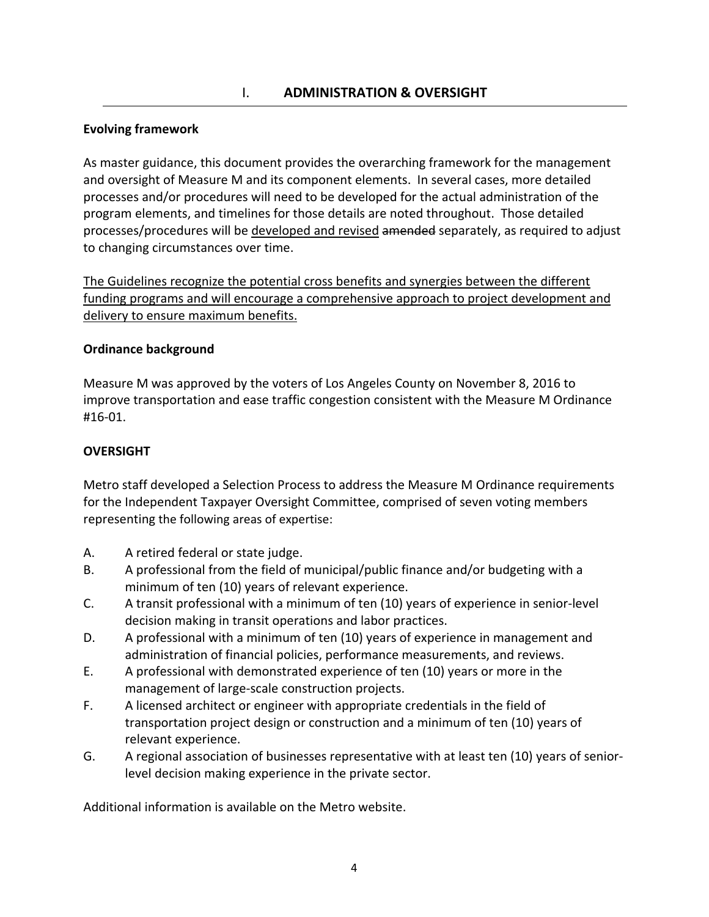## I. ADMINISTRATION & OVERSIGHT

**Evolving framework**

As master guidance, this document provides the overarching framework for the management and oversight of Measure M and its component elements. In several cases, more detailed processes and/or procedures will need to be developed for the actual administration of the program elements, and timelines for those details are noted throughout. Those detailed processes/procedures will be <u>developed and revised</u> ~~amended~~ separately, as required to adjust to changing circumstances over time.

<u>The Guidelines recognize the potential cross benefits and synergies between the different funding programs and will encourage a comprehensive approach to project development and delivery to ensure maximum benefits.</u>

**Ordinance background**

Measure M was approved by the voters of Los Angeles County on November 8, 2016 to improve transportation and ease traffic congestion consistent with the Measure M Ordinance #16-01.

**OVERSIGHT**

Metro staff developed a Selection Process to address the Measure M Ordinance requirements for the Independent Taxpayer Oversight Committee, comprised of seven voting members representing the following areas of expertise:

A. A retired federal or state judge.
B. A professional from the field of municipal/public finance and/or budgeting with a minimum of ten (10) years of relevant experience.
C. A transit professional with a minimum of ten (10) years of experience in senior-level decision making in transit operations and labor practices.
D. A professional with a minimum of ten (10) years of experience in management and administration of financial policies, performance measurements, and reviews.
E. A professional with demonstrated experience of ten (10) years or more in the management of large-scale construction projects.
F. A licensed architect or engineer with appropriate credentials in the field of transportation project design or construction and a minimum of ten (10) years of relevant experience.
G. A regional association of businesses representative with at least ten (10) years of senior-level decision making experience in the private sector.

Additional information is available on the Metro website.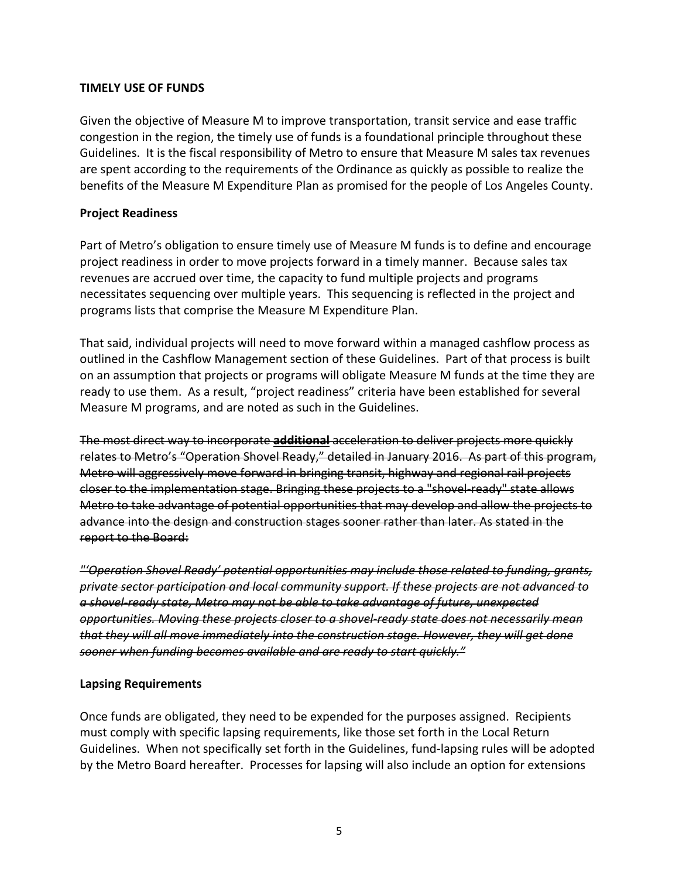**TIMELY USE OF FUNDS**

Given the objective of Measure M to improve transportation, transit service and ease traffic congestion in the region, the timely use of funds is a foundational principle throughout these Guidelines. It is the fiscal responsibility of Metro to ensure that Measure M sales tax revenues are spent according to the requirements of the Ordinance as quickly as possible to realize the benefits of the Measure M Expenditure Plan as promised for the people of Los Angeles County.

**Project Readiness**

Part of Metro's obligation to ensure timely use of Measure M funds is to define and encourage project readiness in order to move projects forward in a timely manner. Because sales tax revenues are accrued over time, the capacity to fund multiple projects and programs necessitates sequencing over multiple years. This sequencing is reflected in the project and programs lists that comprise the Measure M Expenditure Plan.

That said, individual projects will need to move forward within a managed cashflow process as outlined in the Cashflow Management section of these Guidelines. Part of that process is built on an assumption that projects or programs will obligate Measure M funds at the time they are ready to use them. As a result, "project readiness" criteria have been established for several Measure M programs, and are noted as such in the Guidelines.

~~The most direct way to incorporate **additional** acceleration to deliver projects more quickly relates to Metro's "Operation Shovel Ready," detailed in January 2016. As part of this program, Metro will aggressively move forward in bringing transit, highway and regional rail projects closer to the implementation stage. Bringing these projects to a "shovel-ready" state allows Metro to take advantage of potential opportunities that may develop and allow the projects to advance into the design and construction stages sooner rather than later. As stated in the report to the Board:~~

~~*"'Operation Shovel Ready' potential opportunities may include those related to funding, grants, private sector participation and local community support. If these projects are not advanced to a shovel-ready state, Metro may not be able to take advantage of future, unexpected opportunities. Moving these projects closer to a shovel-ready state does not necessarily mean that they will all move immediately into the construction stage. However, they will get done sooner when funding becomes available and are ready to start quickly."*~~

**Lapsing Requirements**

Once funds are obligated, they need to be expended for the purposes assigned. Recipients must comply with specific lapsing requirements, like those set forth in the Local Return Guidelines. When not specifically set forth in the Guidelines, fund-lapsing rules will be adopted by the Metro Board hereafter. Processes for lapsing will also include an option for extensions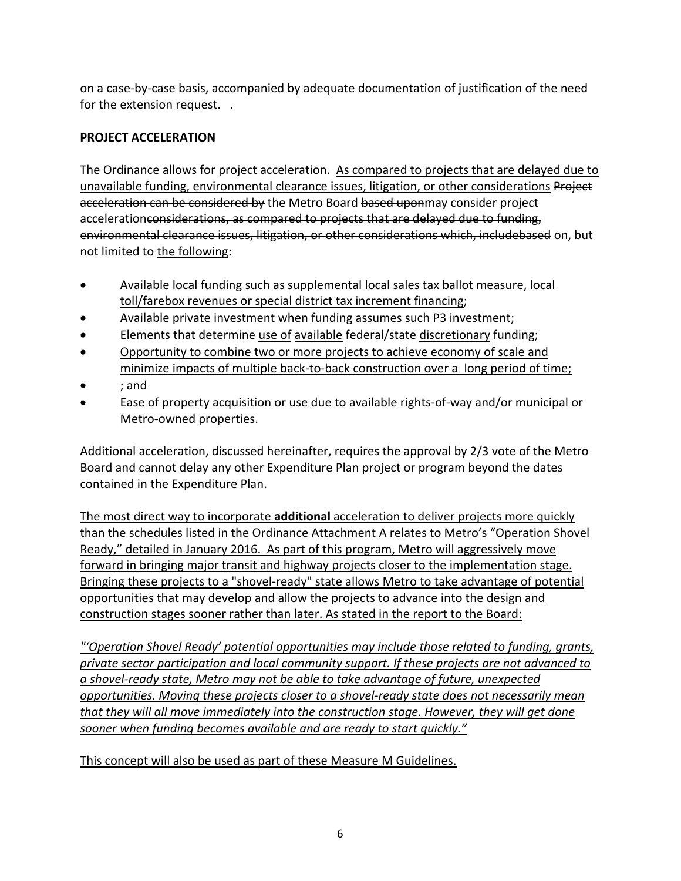on a case-by-case basis, accompanied by adequate documentation of justification of the need for the extension request.   .

**PROJECT ACCELERATION**

The Ordinance allows for project acceleration.  <u>As compared to projects that are delayed due to unavailable funding, environmental clearance issues, litigation, or other considerations</u> ~~Project acceleration can be considered by~~ the Metro Board ~~based upon~~<u>may consider </u>project acceleration~~considerations, as compared to projects that are delayed due to funding, environmental clearance issues, litigation, or other considerations which, includebased~~ on, but not limited to <u>the following</u>:

- Available local funding such as supplemental local sales tax ballot measure, <u>local toll/farebox revenues or special district tax increment financing</u>;
- Available private investment when funding assumes such P3 investment;
- Elements that determine <u>use of</u> <u>available</u> federal/state <u>discretionary</u> funding;
- <u>Opportunity to combine two or more projects to achieve economy of scale and minimize impacts of multiple back-to-back construction over a  long period of time;</u>
- ; and
- Ease of property acquisition or use due to available rights-of-way and/or municipal or Metro-owned properties.

Additional acceleration, discussed hereinafter, requires the approval by 2/3 vote of the Metro Board and cannot delay any other Expenditure Plan project or program beyond the dates contained in the Expenditure Plan.

<u>The most direct way to incorporate **additional** acceleration to deliver projects more quickly than the schedules listed in the Ordinance Attachment A relates to Metro's "Operation Shovel Ready," detailed in January 2016.  As part of this program, Metro will aggressively move forward in bringing major transit and highway projects closer to the implementation stage. Bringing these projects to a "shovel-ready" state allows Metro to take advantage of potential opportunities that may develop and allow the projects to advance into the design and construction stages sooner rather than later. As stated in the report to the Board:</u>

<u>*"'Operation Shovel Ready' potential opportunities may include those related to funding, grants, private sector participation and local community support. If these projects are not advanced to a shovel-ready state, Metro may not be able to take advantage of future, unexpected opportunities. Moving these projects closer to a shovel-ready state does not necessarily mean that they will all move immediately into the construction stage. However, they will get done sooner when funding becomes available and are ready to start quickly."*</u>

<u>This concept will also be used as part of these Measure M Guidelines.</u>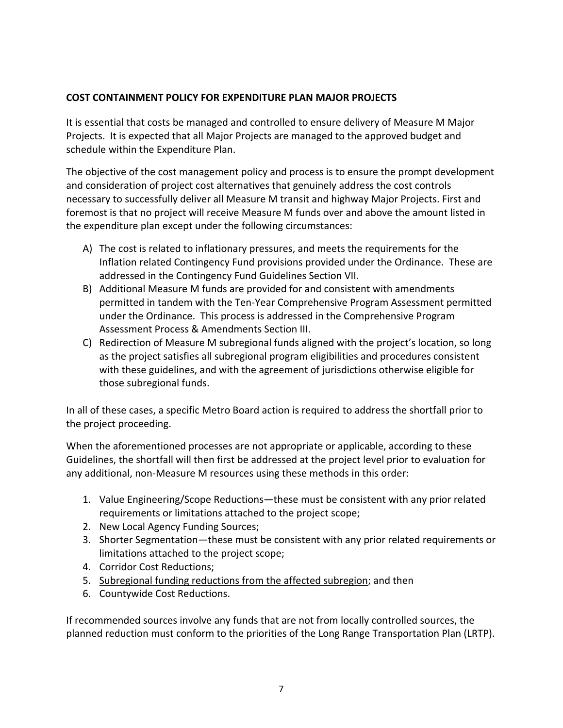**COST CONTAINMENT POLICY FOR EXPENDITURE PLAN MAJOR PROJECTS**

It is essential that costs be managed and controlled to ensure delivery of Measure M Major Projects. It is expected that all Major Projects are managed to the approved budget and schedule within the Expenditure Plan.

The objective of the cost management policy and process is to ensure the prompt development and consideration of project cost alternatives that genuinely address the cost controls necessary to successfully deliver all Measure M transit and highway Major Projects. First and foremost is that no project will receive Measure M funds over and above the amount listed in the expenditure plan except under the following circumstances:

A) The cost is related to inflationary pressures, and meets the requirements for the Inflation related Contingency Fund provisions provided under the Ordinance. These are addressed in the Contingency Fund Guidelines Section VII.
B) Additional Measure M funds are provided for and consistent with amendments permitted in tandem with the Ten-Year Comprehensive Program Assessment permitted under the Ordinance. This process is addressed in the Comprehensive Program Assessment Process & Amendments Section III.
C) Redirection of Measure M subregional funds aligned with the project's location, so long as the project satisfies all subregional program eligibilities and procedures consistent with these guidelines, and with the agreement of jurisdictions otherwise eligible for those subregional funds.

In all of these cases, a specific Metro Board action is required to address the shortfall prior to the project proceeding.

When the aforementioned processes are not appropriate or applicable, according to these Guidelines, the shortfall will then first be addressed at the project level prior to evaluation for any additional, non-Measure M resources using these methods in this order:

1. Value Engineering/Scope Reductions—these must be consistent with any prior related requirements or limitations attached to the project scope;
2. New Local Agency Funding Sources;
3. Shorter Segmentation—these must be consistent with any prior related requirements or limitations attached to the project scope;
4. Corridor Cost Reductions;
5. <u>Subregional funding reductions from the affected subregion</u>; and then
6. Countywide Cost Reductions.

If recommended sources involve any funds that are not from locally controlled sources, the planned reduction must conform to the priorities of the Long Range Transportation Plan (LRTP).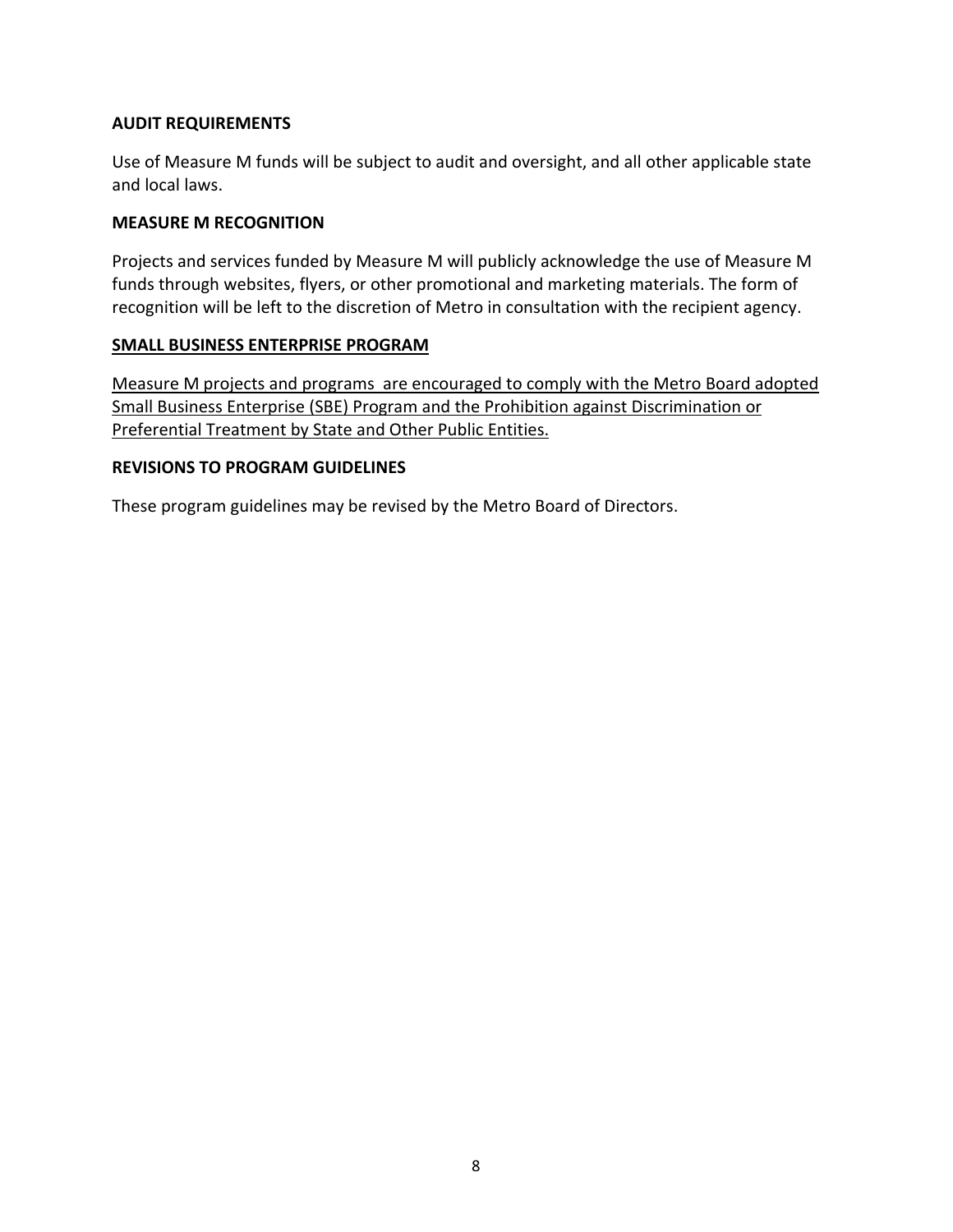### AUDIT REQUIREMENTS

Use of Measure M funds will be subject to audit and oversight, and all other applicable state and local laws.

### MEASURE M RECOGNITION

Projects and services funded by Measure M will publicly acknowledge the use of Measure M funds through websites, flyers, or other promotional and marketing materials. The form of recognition will be left to the discretion of Metro in consultation with the recipient agency.

### <u>SMALL BUSINESS ENTERPRISE PROGRAM</u>

<u>Measure M projects and programs  are encouraged to comply with the Metro Board adopted Small Business Enterprise (SBE) Program and the Prohibition against Discrimination or Preferential Treatment by State and Other Public Entities.</u>

### REVISIONS TO PROGRAM GUIDELINES

These program guidelines may be revised by the Metro Board of Directors.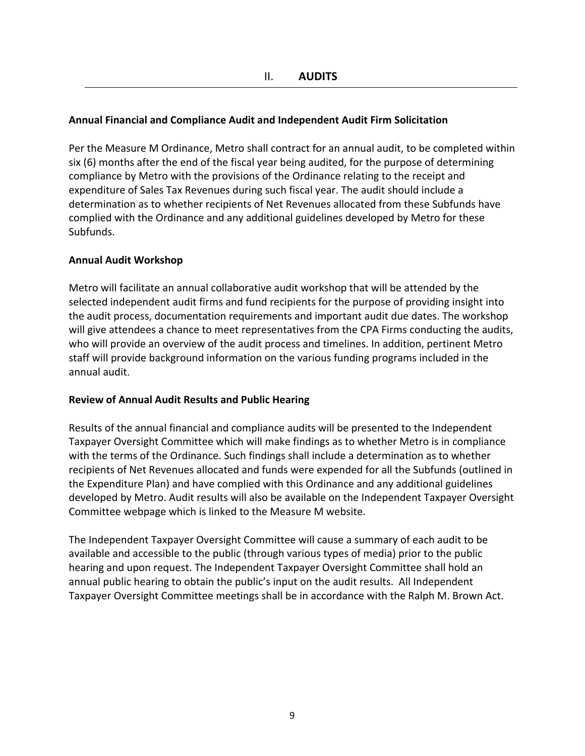## II. AUDITS

### Annual Financial and Compliance Audit and Independent Audit Firm Solicitation

Per the Measure M Ordinance, Metro shall contract for an annual audit, to be completed within six (6) months after the end of the fiscal year being audited, for the purpose of determining compliance by Metro with the provisions of the Ordinance relating to the receipt and expenditure of Sales Tax Revenues during such fiscal year. The audit should include a determination as to whether recipients of Net Revenues allocated from these Subfunds have complied with the Ordinance and any additional guidelines developed by Metro for these Subfunds.

### Annual Audit Workshop

Metro will facilitate an annual collaborative audit workshop that will be attended by the selected independent audit firms and fund recipients for the purpose of providing insight into the audit process, documentation requirements and important audit due dates. The workshop will give attendees a chance to meet representatives from the CPA Firms conducting the audits, who will provide an overview of the audit process and timelines. In addition, pertinent Metro staff will provide background information on the various funding programs included in the annual audit.

### Review of Annual Audit Results and Public Hearing

Results of the annual financial and compliance audits will be presented to the Independent Taxpayer Oversight Committee which will make findings as to whether Metro is in compliance with the terms of the Ordinance. Such findings shall include a determination as to whether recipients of Net Revenues allocated and funds were expended for all the Subfunds (outlined in the Expenditure Plan) and have complied with this Ordinance and any additional guidelines developed by Metro. Audit results will also be available on the Independent Taxpayer Oversight Committee webpage which is linked to the Measure M website.

The Independent Taxpayer Oversight Committee will cause a summary of each audit to be available and accessible to the public (through various types of media) prior to the public hearing and upon request. The Independent Taxpayer Oversight Committee shall hold an annual public hearing to obtain the public's input on the audit results. All Independent Taxpayer Oversight Committee meetings shall be in accordance with the Ralph M. Brown Act.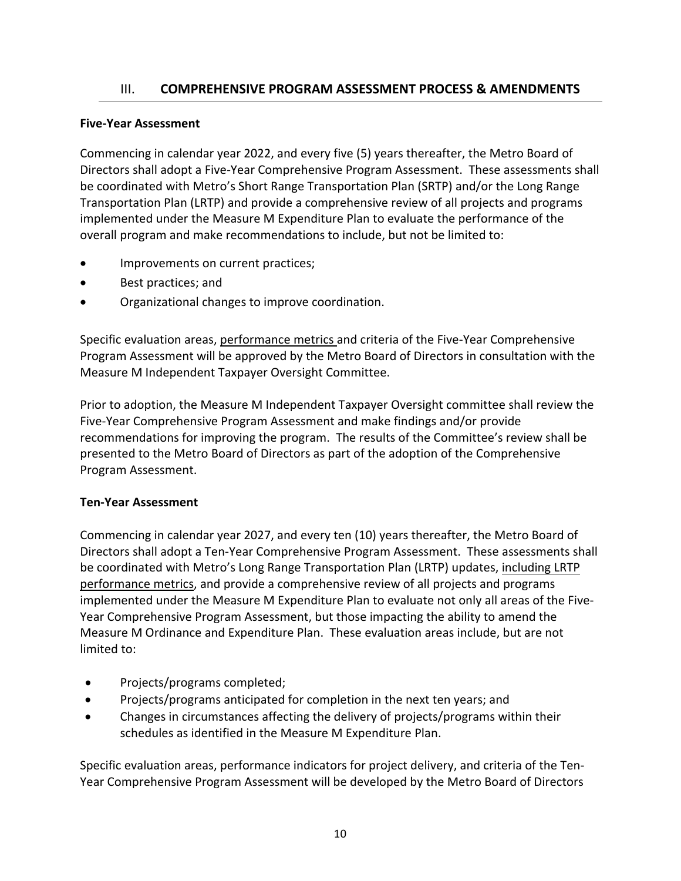## III. COMPREHENSIVE PROGRAM ASSESSMENT PROCESS & AMENDMENTS

**Five-Year Assessment**

Commencing in calendar year 2022, and every five (5) years thereafter, the Metro Board of Directors shall adopt a Five-Year Comprehensive Program Assessment. These assessments shall be coordinated with Metro's Short Range Transportation Plan (SRTP) and/or the Long Range Transportation Plan (LRTP) and provide a comprehensive review of all projects and programs implemented under the Measure M Expenditure Plan to evaluate the performance of the overall program and make recommendations to include, but not be limited to:

- Improvements on current practices;
- Best practices; and
- Organizational changes to improve coordination.

Specific evaluation areas, <u>performance metrics</u> and criteria of the Five-Year Comprehensive Program Assessment will be approved by the Metro Board of Directors in consultation with the Measure M Independent Taxpayer Oversight Committee.

Prior to adoption, the Measure M Independent Taxpayer Oversight committee shall review the Five-Year Comprehensive Program Assessment and make findings and/or provide recommendations for improving the program. The results of the Committee's review shall be presented to the Metro Board of Directors as part of the adoption of the Comprehensive Program Assessment.

**Ten-Year Assessment**

Commencing in calendar year 2027, and every ten (10) years thereafter, the Metro Board of Directors shall adopt a Ten-Year Comprehensive Program Assessment. These assessments shall be coordinated with Metro's Long Range Transportation Plan (LRTP) updates, <u>including LRTP performance metrics</u>, and provide a comprehensive review of all projects and programs implemented under the Measure M Expenditure Plan to evaluate not only all areas of the Five-Year Comprehensive Program Assessment, but those impacting the ability to amend the Measure M Ordinance and Expenditure Plan. These evaluation areas include, but are not limited to:

- Projects/programs completed;
- Projects/programs anticipated for completion in the next ten years; and
- Changes in circumstances affecting the delivery of projects/programs within their schedules as identified in the Measure M Expenditure Plan.

Specific evaluation areas, performance indicators for project delivery, and criteria of the Ten-Year Comprehensive Program Assessment will be developed by the Metro Board of Directors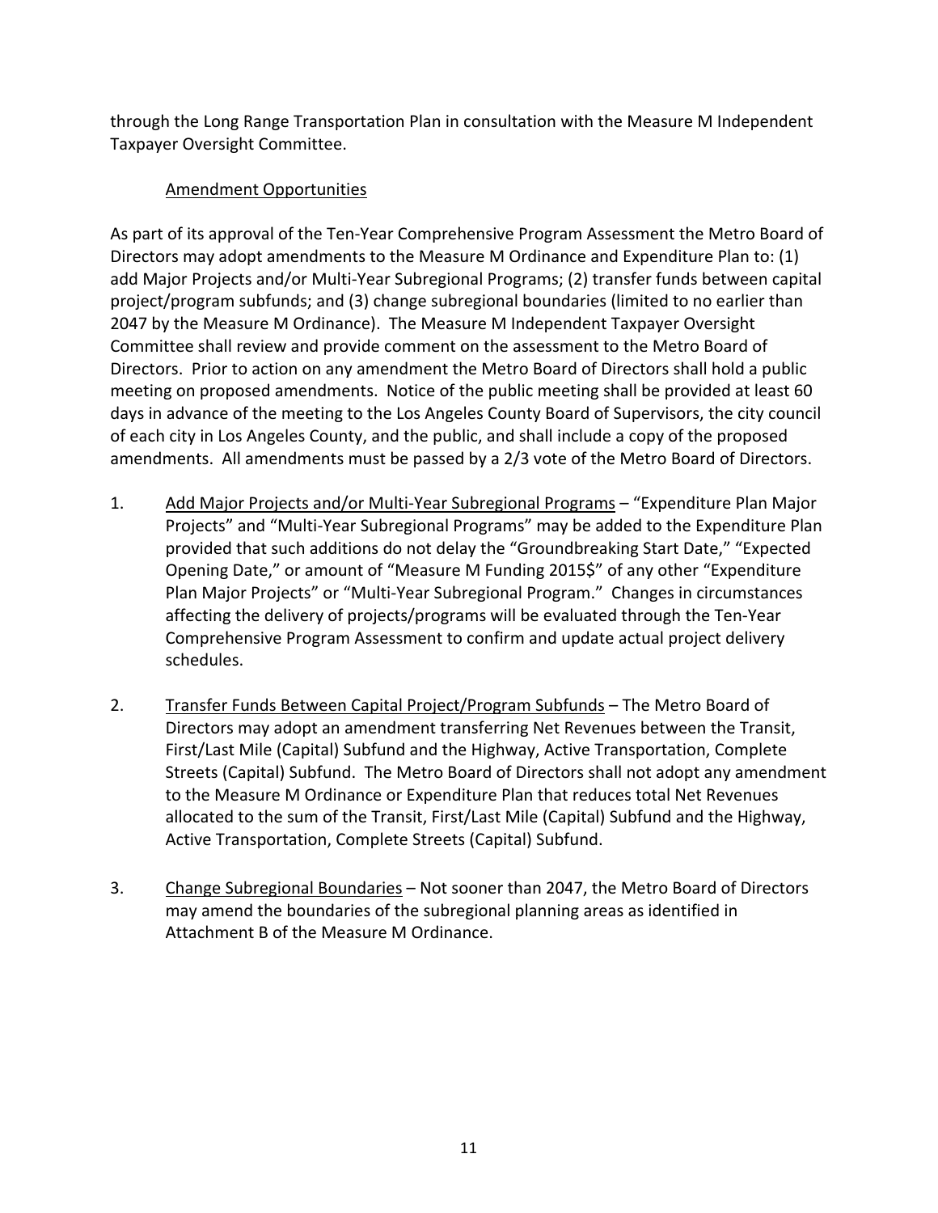through the Long Range Transportation Plan in consultation with the Measure M Independent Taxpayer Oversight Committee.

<u>Amendment Opportunities</u>

As part of its approval of the Ten-Year Comprehensive Program Assessment the Metro Board of Directors may adopt amendments to the Measure M Ordinance and Expenditure Plan to: (1) add Major Projects and/or Multi-Year Subregional Programs; (2) transfer funds between capital project/program subfunds; and (3) change subregional boundaries (limited to no earlier than 2047 by the Measure M Ordinance). The Measure M Independent Taxpayer Oversight Committee shall review and provide comment on the assessment to the Metro Board of Directors. Prior to action on any amendment the Metro Board of Directors shall hold a public meeting on proposed amendments. Notice of the public meeting shall be provided at least 60 days in advance of the meeting to the Los Angeles County Board of Supervisors, the city council of each city in Los Angeles County, and the public, and shall include a copy of the proposed amendments. All amendments must be passed by a 2/3 vote of the Metro Board of Directors.

1. <u>Add Major Projects and/or Multi-Year Subregional Programs</u> – "Expenditure Plan Major Projects" and "Multi-Year Subregional Programs" may be added to the Expenditure Plan provided that such additions do not delay the "Groundbreaking Start Date," "Expected Opening Date," or amount of "Measure M Funding 2015$" of any other "Expenditure Plan Major Projects" or "Multi-Year Subregional Program." Changes in circumstances affecting the delivery of projects/programs will be evaluated through the Ten-Year Comprehensive Program Assessment to confirm and update actual project delivery schedules.

2. <u>Transfer Funds Between Capital Project/Program Subfunds</u> – The Metro Board of Directors may adopt an amendment transferring Net Revenues between the Transit, First/Last Mile (Capital) Subfund and the Highway, Active Transportation, Complete Streets (Capital) Subfund. The Metro Board of Directors shall not adopt any amendment to the Measure M Ordinance or Expenditure Plan that reduces total Net Revenues allocated to the sum of the Transit, First/Last Mile (Capital) Subfund and the Highway, Active Transportation, Complete Streets (Capital) Subfund.

3. <u>Change Subregional Boundaries</u> – Not sooner than 2047, the Metro Board of Directors may amend the boundaries of the subregional planning areas as identified in Attachment B of the Measure M Ordinance.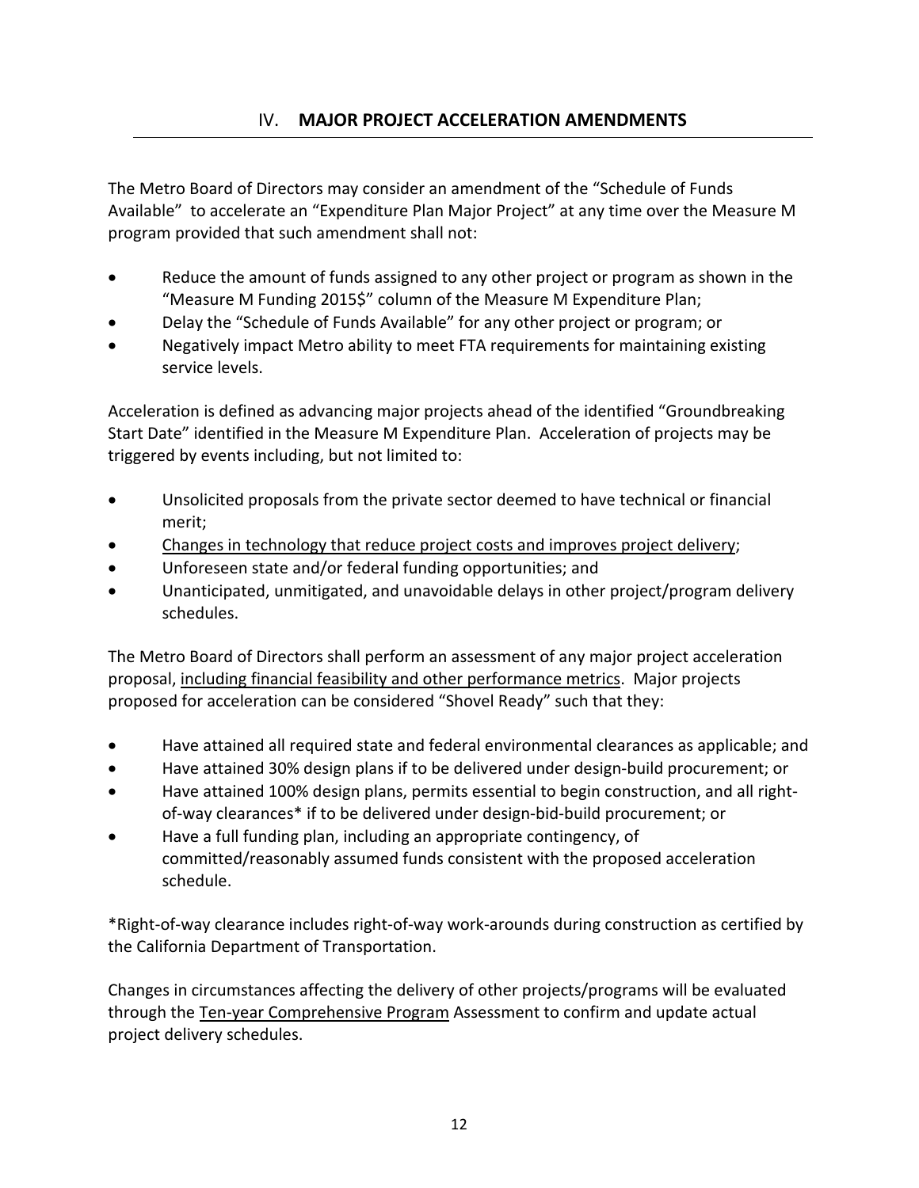## IV. **MAJOR PROJECT ACCELERATION AMENDMENTS**

The Metro Board of Directors may consider an amendment of the "Schedule of Funds Available" to accelerate an "Expenditure Plan Major Project" at any time over the Measure M program provided that such amendment shall not:

- Reduce the amount of funds assigned to any other project or program as shown in the "Measure M Funding 2015$" column of the Measure M Expenditure Plan;
- Delay the "Schedule of Funds Available" for any other project or program; or
- Negatively impact Metro ability to meet FTA requirements for maintaining existing service levels.

Acceleration is defined as advancing major projects ahead of the identified "Groundbreaking Start Date" identified in the Measure M Expenditure Plan. Acceleration of projects may be triggered by events including, but not limited to:

- Unsolicited proposals from the private sector deemed to have technical or financial merit;
- <u>Changes in technology that reduce project costs and improves project delivery</u>;
- Unforeseen state and/or federal funding opportunities; and
- Unanticipated, unmitigated, and unavoidable delays in other project/program delivery schedules.

The Metro Board of Directors shall perform an assessment of any major project acceleration proposal, <u>including financial feasibility and other performance metrics</u>. Major projects proposed for acceleration can be considered "Shovel Ready" such that they:

- Have attained all required state and federal environmental clearances as applicable; and
- Have attained 30% design plans if to be delivered under design-build procurement; or
- Have attained 100% design plans, permits essential to begin construction, and all right-of-way clearances* if to be delivered under design-bid-build procurement; or
- Have a full funding plan, including an appropriate contingency, of committed/reasonably assumed funds consistent with the proposed acceleration schedule.

*Right-of-way clearance includes right-of-way work-arounds during construction as certified by the California Department of Transportation.

Changes in circumstances affecting the delivery of other projects/programs will be evaluated through the <u>Ten-year Comprehensive Program</u> Assessment to confirm and update actual project delivery schedules.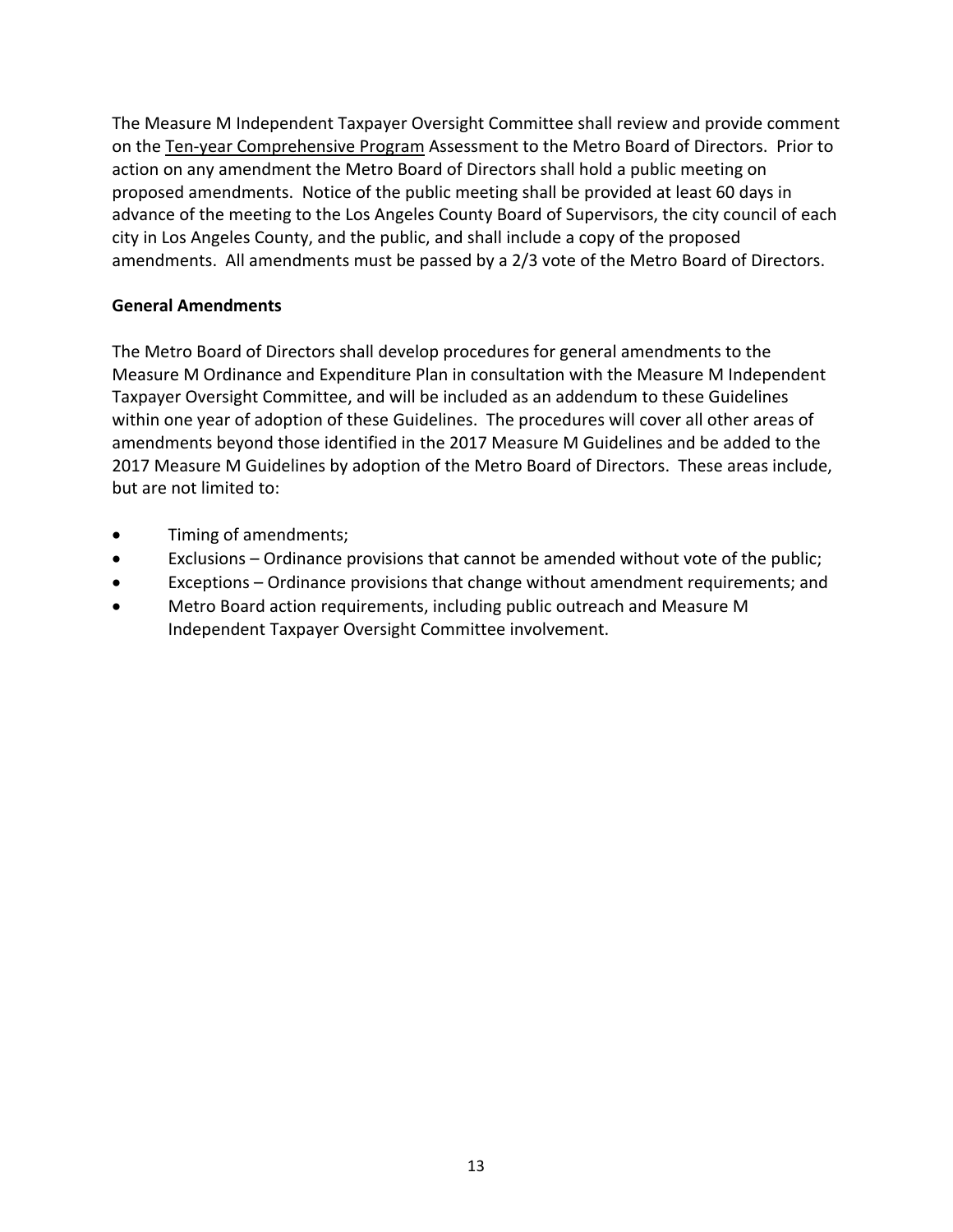The Measure M Independent Taxpayer Oversight Committee shall review and provide comment on the <u>Ten-year Comprehensive Program</u> Assessment to the Metro Board of Directors. Prior to action on any amendment the Metro Board of Directors shall hold a public meeting on proposed amendments. Notice of the public meeting shall be provided at least 60 days in advance of the meeting to the Los Angeles County Board of Supervisors, the city council of each city in Los Angeles County, and the public, and shall include a copy of the proposed amendments. All amendments must be passed by a 2/3 vote of the Metro Board of Directors.

**General Amendments**

The Metro Board of Directors shall develop procedures for general amendments to the Measure M Ordinance and Expenditure Plan in consultation with the Measure M Independent Taxpayer Oversight Committee, and will be included as an addendum to these Guidelines within one year of adoption of these Guidelines. The procedures will cover all other areas of amendments beyond those identified in the 2017 Measure M Guidelines and be added to the 2017 Measure M Guidelines by adoption of the Metro Board of Directors. These areas include, but are not limited to:

- Timing of amendments;
- Exclusions – Ordinance provisions that cannot be amended without vote of the public;
- Exceptions – Ordinance provisions that change without amendment requirements; and
- Metro Board action requirements, including public outreach and Measure M Independent Taxpayer Oversight Committee involvement.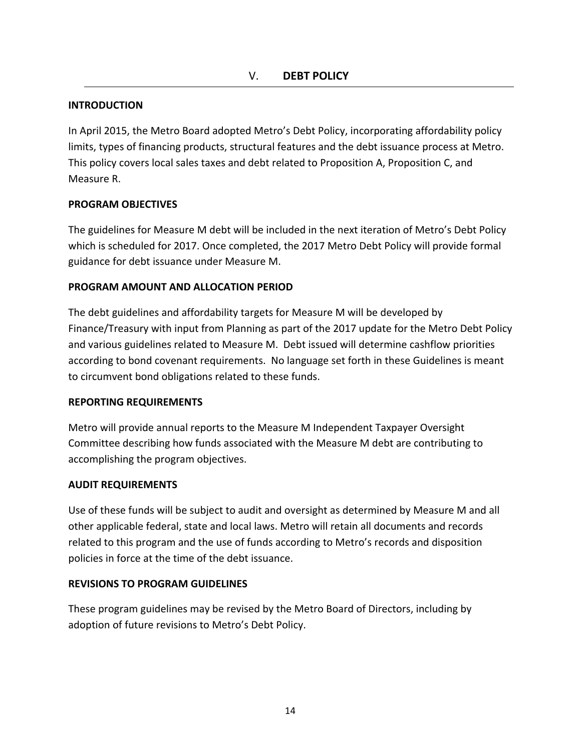# V. DEBT POLICY

## INTRODUCTION

In April 2015, the Metro Board adopted Metro's Debt Policy, incorporating affordability policy limits, types of financing products, structural features and the debt issuance process at Metro. This policy covers local sales taxes and debt related to Proposition A, Proposition C, and Measure R.

## PROGRAM OBJECTIVES

The guidelines for Measure M debt will be included in the next iteration of Metro's Debt Policy which is scheduled for 2017. Once completed, the 2017 Metro Debt Policy will provide formal guidance for debt issuance under Measure M.

## PROGRAM AMOUNT AND ALLOCATION PERIOD

The debt guidelines and affordability targets for Measure M will be developed by Finance/Treasury with input from Planning as part of the 2017 update for the Metro Debt Policy and various guidelines related to Measure M. Debt issued will determine cashflow priorities according to bond covenant requirements. No language set forth in these Guidelines is meant to circumvent bond obligations related to these funds.

## REPORTING REQUIREMENTS

Metro will provide annual reports to the Measure M Independent Taxpayer Oversight Committee describing how funds associated with the Measure M debt are contributing to accomplishing the program objectives.

## AUDIT REQUIREMENTS

Use of these funds will be subject to audit and oversight as determined by Measure M and all other applicable federal, state and local laws. Metro will retain all documents and records related to this program and the use of funds according to Metro's records and disposition policies in force at the time of the debt issuance.

## REVISIONS TO PROGRAM GUIDELINES

These program guidelines may be revised by the Metro Board of Directors, including by adoption of future revisions to Metro's Debt Policy.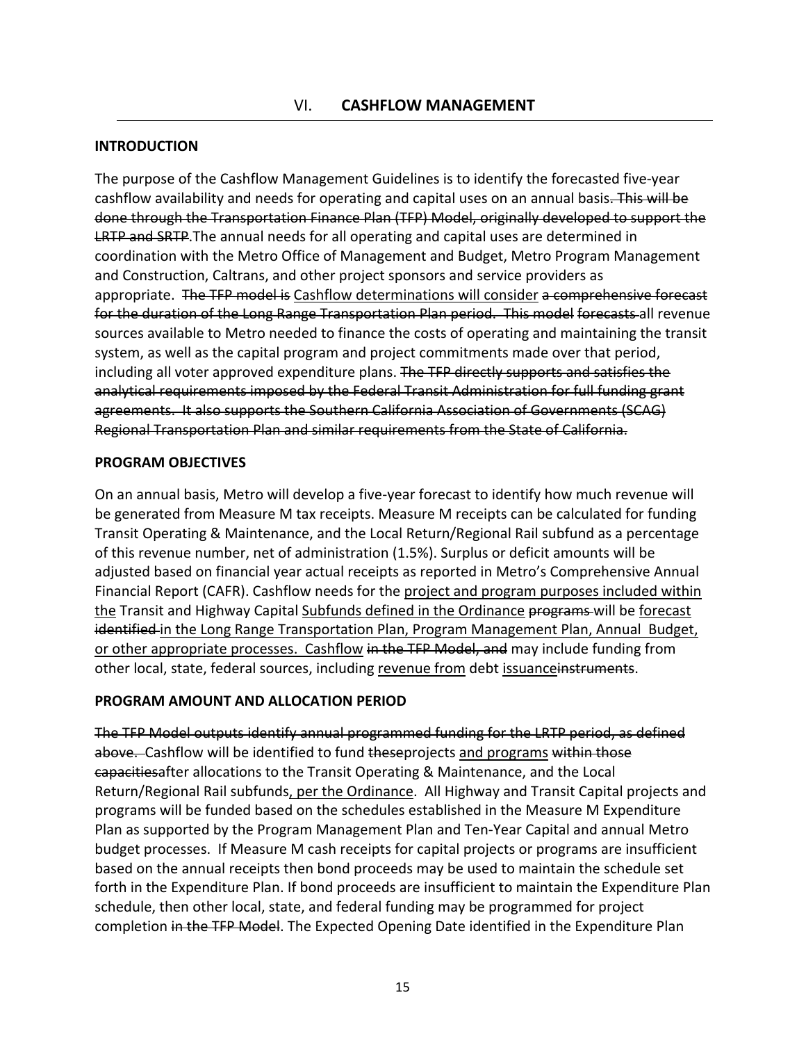# VI. CASHFLOW MANAGEMENT

## INTRODUCTION

The purpose of the Cashflow Management Guidelines is to identify the forecasted five-year cashflow availability and needs for operating and capital uses on an annual basis~~. This will be done through the Transportation Finance Plan (TFP) Model, originally developed to support the LRTP and SRTP~~.The annual needs for all operating and capital uses are determined in coordination with the Metro Office of Management and Budget, Metro Program Management and Construction, Caltrans, and other project sponsors and service providers as appropriate. ~~The TFP model is~~ <u>Cashflow determinations will consider</u> ~~a comprehensive forecast for the duration of the Long Range Transportation Plan period. This model~~ ~~forecasts~~ all revenue sources available to Metro needed to finance the costs of operating and maintaining the transit system, as well as the capital program and project commitments made over that period, including all voter approved expenditure plans. ~~The TFP directly supports and satisfies the analytical requirements imposed by the Federal Transit Administration for full funding grant agreements. It also supports the Southern California Association of Governments (SCAG) Regional Transportation Plan and similar requirements from the State of California.~~

## PROGRAM OBJECTIVES

On an annual basis, Metro will develop a five-year forecast to identify how much revenue will be generated from Measure M tax receipts. Measure M receipts can be calculated for funding Transit Operating & Maintenance, and the Local Return/Regional Rail subfund as a percentage of this revenue number, net of administration (1.5%). Surplus or deficit amounts will be adjusted based on financial year actual receipts as reported in Metro's Comprehensive Annual Financial Report (CAFR). Cashflow needs for the <u>project and program purposes included within the</u> Transit and Highway Capital <u>Subfunds defined in the Ordinance</u> ~~programs~~ will be <u>forecast</u> ~~identified~~ <u>in the Long Range Transportation Plan, Program Management Plan, Annual Budget, or other appropriate processes. Cashflow</u> ~~in the TFP Model, and~~ may include funding from other local, state, federal sources, including <u>revenue from</u> debt <u>issuance</u>~~instruments~~.

## PROGRAM AMOUNT AND ALLOCATION PERIOD

~~The TFP Model outputs identify annual programmed funding for the LRTP period, as defined above.~~ Cashflow will be identified to fund ~~these~~projects <u>and programs</u> ~~within those capacities~~after allocations to the Transit Operating & Maintenance, and the Local Return/Regional Rail subfunds<u>, per the Ordinance</u>. All Highway and Transit Capital projects and programs will be funded based on the schedules established in the Measure M Expenditure Plan as supported by the Program Management Plan and Ten-Year Capital and annual Metro budget processes. If Measure M cash receipts for capital projects or programs are insufficient based on the annual receipts then bond proceeds may be used to maintain the schedule set forth in the Expenditure Plan. If bond proceeds are insufficient to maintain the Expenditure Plan schedule, then other local, state, and federal funding may be programmed for project completion ~~in the TFP Model~~. The Expected Opening Date identified in the Expenditure Plan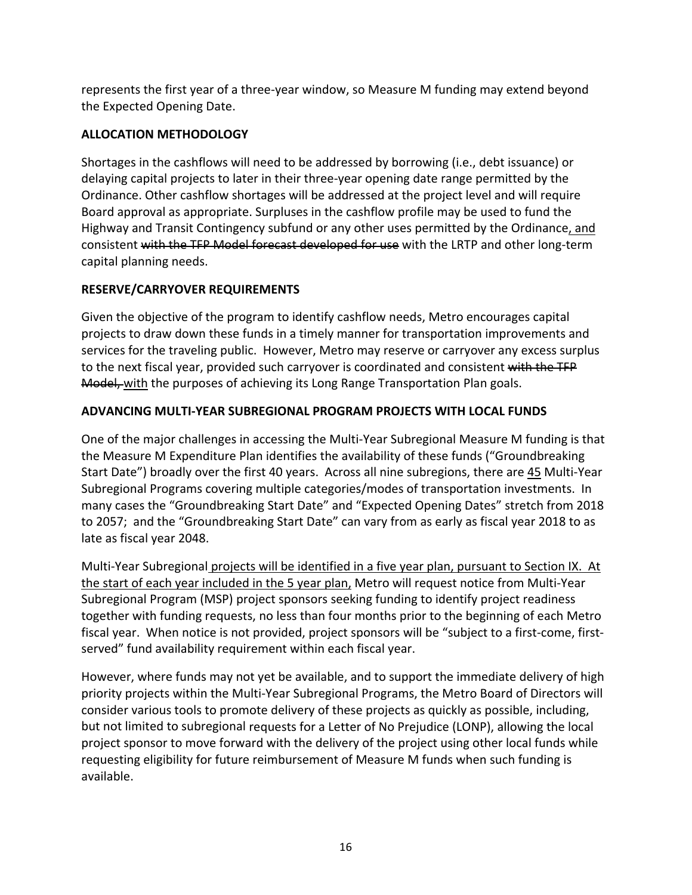represents the first year of a three-year window, so Measure M funding may extend beyond the Expected Opening Date.

**ALLOCATION METHODOLOGY**

Shortages in the cashflows will need to be addressed by borrowing (i.e., debt issuance) or delaying capital projects to later in their three-year opening date range permitted by the Ordinance. Other cashflow shortages will be addressed at the project level and will require Board approval as appropriate. Surpluses in the cashflow profile may be used to fund the Highway and Transit Contingency subfund or any other uses permitted by the Ordinance, and consistent ~~with the TFP Model forecast developed for use~~ with the LRTP and other long-term capital planning needs.

**RESERVE/CARRYOVER REQUIREMENTS**

Given the objective of the program to identify cashflow needs, Metro encourages capital projects to draw down these funds in a timely manner for transportation improvements and services for the traveling public. However, Metro may reserve or carryover any excess surplus to the next fiscal year, provided such carryover is coordinated and consistent ~~with the TFP Model,~~ with the purposes of achieving its Long Range Transportation Plan goals.

**ADVANCING MULTI-YEAR SUBREGIONAL PROGRAM PROJECTS WITH LOCAL FUNDS**

One of the major challenges in accessing the Multi-Year Subregional Measure M funding is that the Measure M Expenditure Plan identifies the availability of these funds ("Groundbreaking Start Date") broadly over the first 40 years. Across all nine subregions, there are 45 Multi-Year Subregional Programs covering multiple categories/modes of transportation investments. In many cases the "Groundbreaking Start Date" and "Expected Opening Dates" stretch from 2018 to 2057; and the "Groundbreaking Start Date" can vary from as early as fiscal year 2018 to as late as fiscal year 2048.

Multi-Year Subregional projects will be identified in a five year plan, pursuant to Section IX. At the start of each year included in the 5 year plan, Metro will request notice from Multi-Year Subregional Program (MSP) project sponsors seeking funding to identify project readiness together with funding requests, no less than four months prior to the beginning of each Metro fiscal year. When notice is not provided, project sponsors will be "subject to a first-come, first-served" fund availability requirement within each fiscal year.

However, where funds may not yet be available, and to support the immediate delivery of high priority projects within the Multi-Year Subregional Programs, the Metro Board of Directors will consider various tools to promote delivery of these projects as quickly as possible, including, but not limited to subregional requests for a Letter of No Prejudice (LONP), allowing the local project sponsor to move forward with the delivery of the project using other local funds while requesting eligibility for future reimbursement of Measure M funds when such funding is available.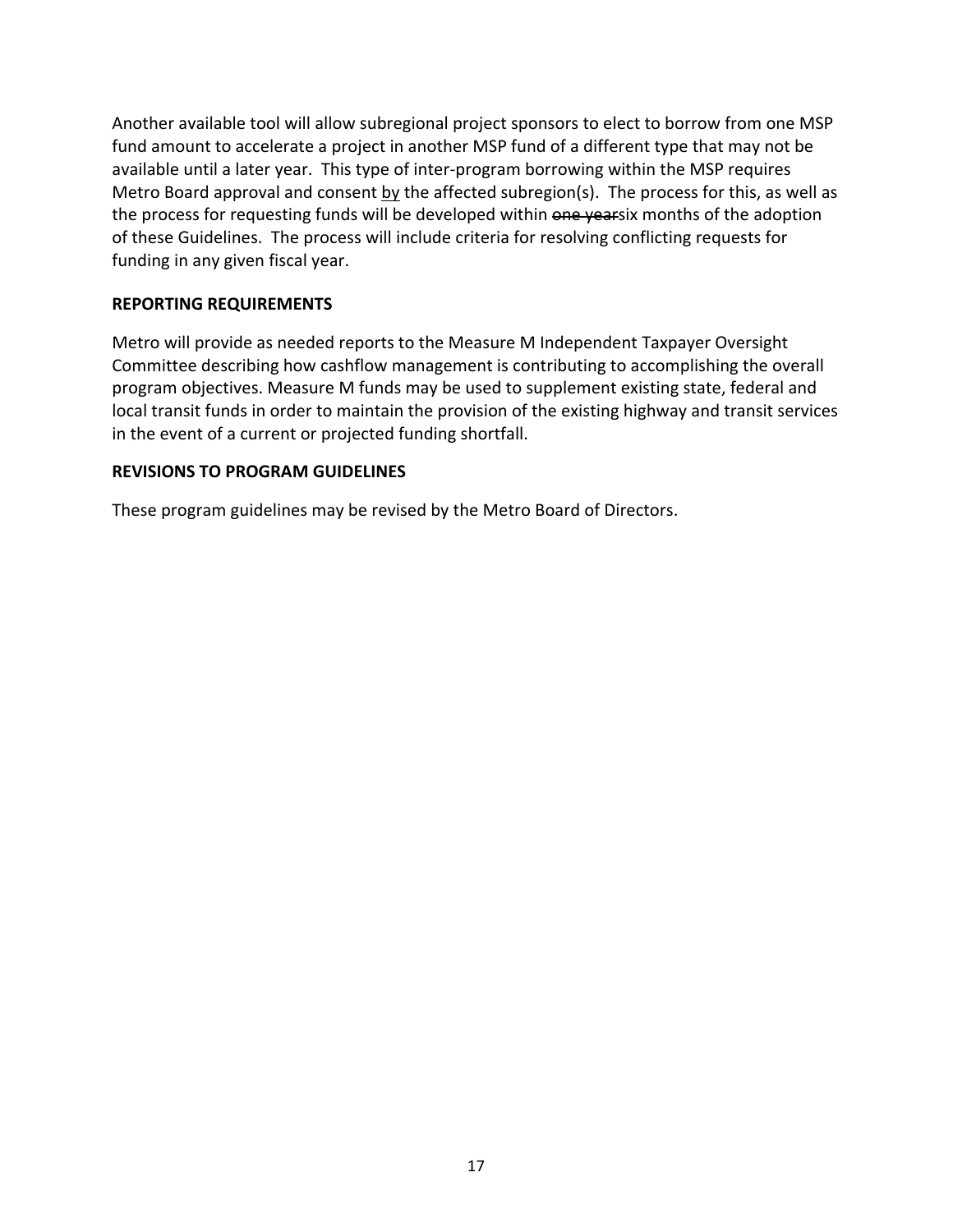Another available tool will allow subregional project sponsors to elect to borrow from one MSP fund amount to accelerate a project in another MSP fund of a different type that may not be available until a later year. This type of inter-program borrowing within the MSP requires Metro Board approval and consent <u>by</u> the affected subregion(s). The process for this, as well as the process for requesting funds will be developed within ~~one year~~six months of the adoption of these Guidelines. The process will include criteria for resolving conflicting requests for funding in any given fiscal year.

**REPORTING REQUIREMENTS**

Metro will provide as needed reports to the Measure M Independent Taxpayer Oversight Committee describing how cashflow management is contributing to accomplishing the overall program objectives. Measure M funds may be used to supplement existing state, federal and local transit funds in order to maintain the provision of the existing highway and transit services in the event of a current or projected funding shortfall.

**REVISIONS TO PROGRAM GUIDELINES**

These program guidelines may be revised by the Metro Board of Directors.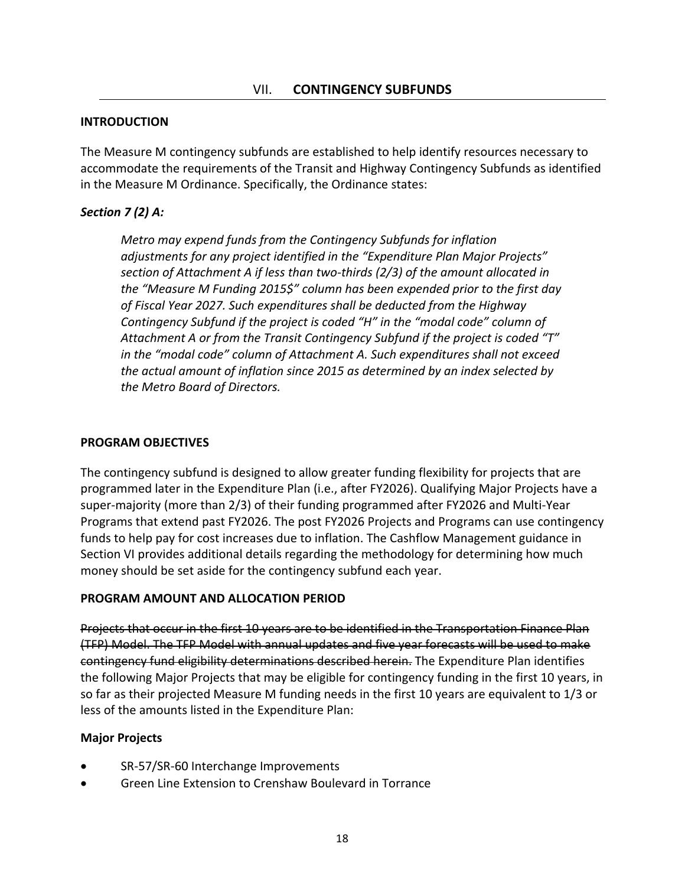## VII. **CONTINGENCY SUBFUNDS**

**INTRODUCTION**

The Measure M contingency subfunds are established to help identify resources necessary to accommodate the requirements of the Transit and Highway Contingency Subfunds as identified in the Measure M Ordinance. Specifically, the Ordinance states:

***Section 7 (2) A:***

> *Metro may expend funds from the Contingency Subfunds for inflation adjustments for any project identified in the "Expenditure Plan Major Projects" section of Attachment A if less than two-thirds (2/3) of the amount allocated in the "Measure M Funding 2015$" column has been expended prior to the first day of Fiscal Year 2027. Such expenditures shall be deducted from the Highway Contingency Subfund if the project is coded "H" in the "modal code" column of Attachment A or from the Transit Contingency Subfund if the project is coded "T" in the "modal code" column of Attachment A. Such expenditures shall not exceed the actual amount of inflation since 2015 as determined by an index selected by the Metro Board of Directors.*

**PROGRAM OBJECTIVES**

The contingency subfund is designed to allow greater funding flexibility for projects that are programmed later in the Expenditure Plan (i.e., after FY2026). Qualifying Major Projects have a super-majority (more than 2/3) of their funding programmed after FY2026 and Multi-Year Programs that extend past FY2026. The post FY2026 Projects and Programs can use contingency funds to help pay for cost increases due to inflation. The Cashflow Management guidance in Section VI provides additional details regarding the methodology for determining how much money should be set aside for the contingency subfund each year.

**PROGRAM AMOUNT AND ALLOCATION PERIOD**

~~Projects that occur in the first 10 years are to be identified in the Transportation Finance Plan (TFP) Model. The TFP Model with annual updates and five year forecasts will be used to make contingency fund eligibility determinations described herein.~~ The Expenditure Plan identifies the following Major Projects that may be eligible for contingency funding in the first 10 years, in so far as their projected Measure M funding needs in the first 10 years are equivalent to 1/3 or less of the amounts listed in the Expenditure Plan:

**Major Projects**

- SR-57/SR-60 Interchange Improvements
- Green Line Extension to Crenshaw Boulevard in Torrance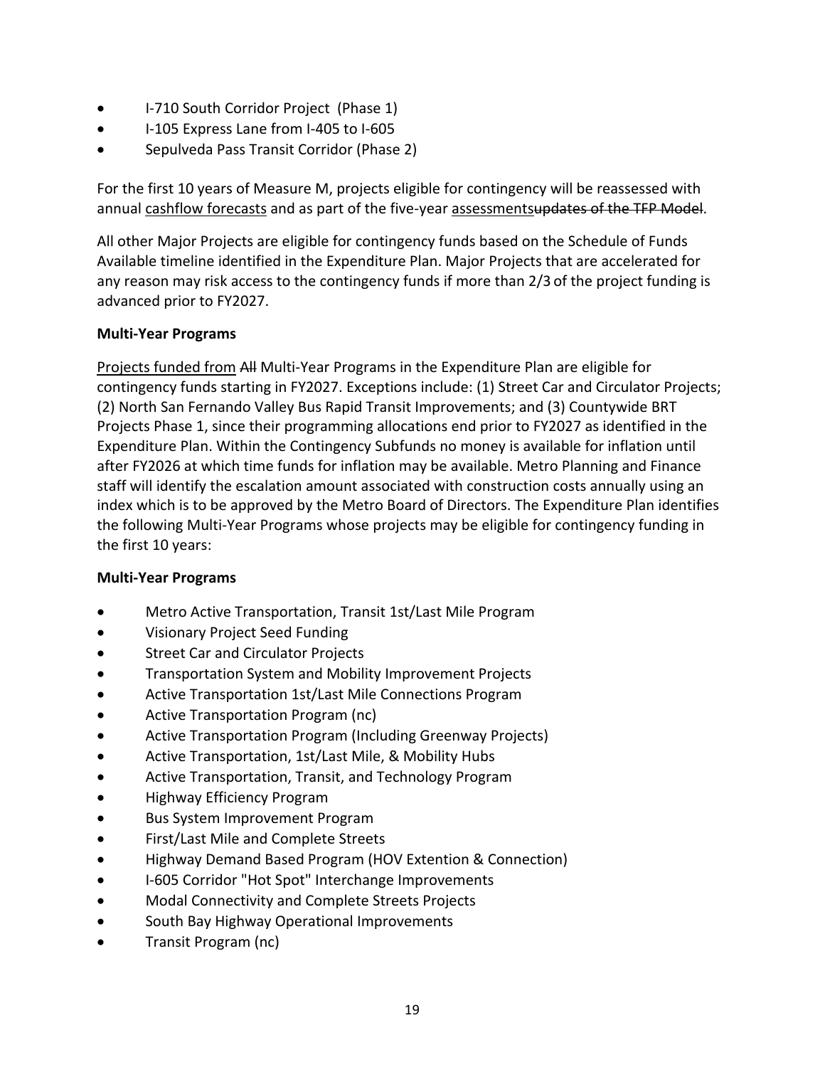- I-710 South Corridor Project (Phase 1)
- I-105 Express Lane from I-405 to I-605
- Sepulveda Pass Transit Corridor (Phase 2)

For the first 10 years of Measure M, projects eligible for contingency will be reassessed with annual <u>cashflow forecasts</u> and as part of the five-year <u>assessments</u>~~updates of the TFP Model~~.

All other Major Projects are eligible for contingency funds based on the Schedule of Funds Available timeline identified in the Expenditure Plan. Major Projects that are accelerated for any reason may risk access to the contingency funds if more than 2/3 of the project funding is advanced prior to FY2027.

**Multi-Year Programs**

<u>Projects funded from</u> ~~All~~ Multi-Year Programs in the Expenditure Plan are eligible for contingency funds starting in FY2027. Exceptions include: (1) Street Car and Circulator Projects; (2) North San Fernando Valley Bus Rapid Transit Improvements; and (3) Countywide BRT Projects Phase 1, since their programming allocations end prior to FY2027 as identified in the Expenditure Plan. Within the Contingency Subfunds no money is available for inflation until after FY2026 at which time funds for inflation may be available. Metro Planning and Finance staff will identify the escalation amount associated with construction costs annually using an index which is to be approved by the Metro Board of Directors. The Expenditure Plan identifies the following Multi-Year Programs whose projects may be eligible for contingency funding in the first 10 years:

**Multi-Year Programs**

- Metro Active Transportation, Transit 1st/Last Mile Program
- Visionary Project Seed Funding
- Street Car and Circulator Projects
- Transportation System and Mobility Improvement Projects
- Active Transportation 1st/Last Mile Connections Program
- Active Transportation Program (nc)
- Active Transportation Program (Including Greenway Projects)
- Active Transportation, 1st/Last Mile, & Mobility Hubs
- Active Transportation, Transit, and Technology Program
- Highway Efficiency Program
- Bus System Improvement Program
- First/Last Mile and Complete Streets
- Highway Demand Based Program (HOV Extention & Connection)
- I-605 Corridor "Hot Spot" Interchange Improvements
- Modal Connectivity and Complete Streets Projects
- South Bay Highway Operational Improvements
- Transit Program (nc)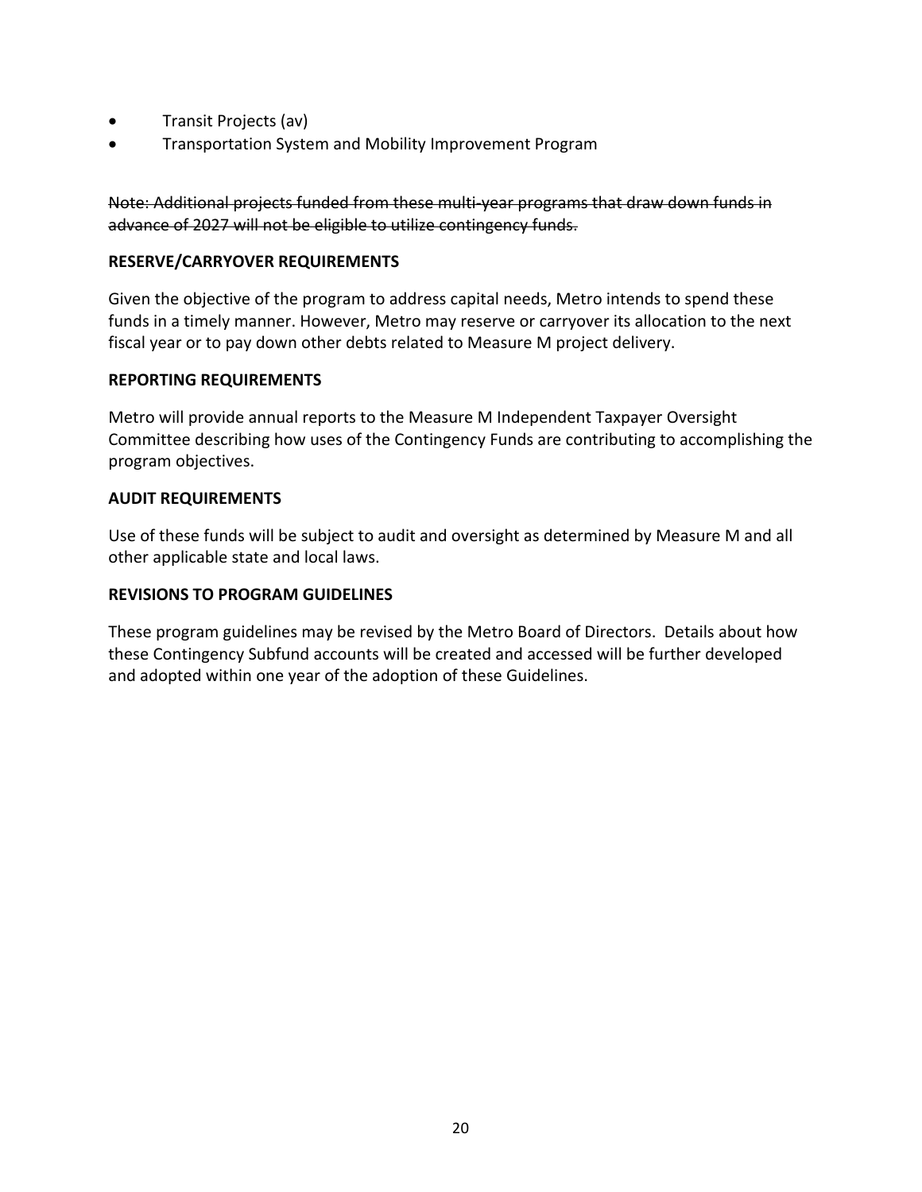- Transit Projects (av)
- Transportation System and Mobility Improvement Program

~~Note: Additional projects funded from these multi-year programs that draw down funds in advance of 2027 will not be eligible to utilize contingency funds.~~

**RESERVE/CARRYOVER REQUIREMENTS**

Given the objective of the program to address capital needs, Metro intends to spend these funds in a timely manner. However, Metro may reserve or carryover its allocation to the next fiscal year or to pay down other debts related to Measure M project delivery.

**REPORTING REQUIREMENTS**

Metro will provide annual reports to the Measure M Independent Taxpayer Oversight Committee describing how uses of the Contingency Funds are contributing to accomplishing the program objectives.

**AUDIT REQUIREMENTS**

Use of these funds will be subject to audit and oversight as determined by Measure M and all other applicable state and local laws.

**REVISIONS TO PROGRAM GUIDELINES**

These program guidelines may be revised by the Metro Board of Directors. Details about how these Contingency Subfund accounts will be created and accessed will be further developed and adopted within one year of the adoption of these Guidelines.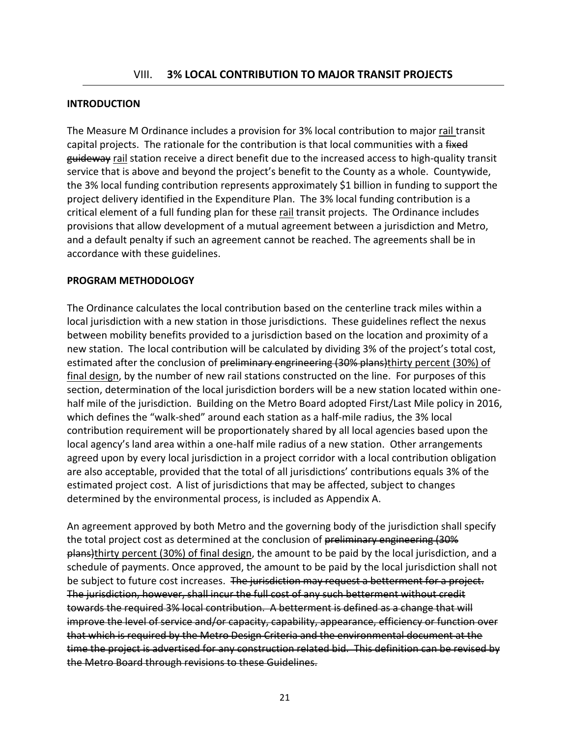## VIII. **3% LOCAL CONTRIBUTION TO MAJOR TRANSIT PROJECTS**

### INTRODUCTION

The Measure M Ordinance includes a provision for 3% local contribution to major <u>rail</u> transit capital projects. The rationale for the contribution is that local communities with a ~~fixed guideway~~ <u>rail</u> station receive a direct benefit due to the increased access to high-quality transit service that is above and beyond the project's benefit to the County as a whole. Countywide, the 3% local funding contribution represents approximately $1 billion in funding to support the project delivery identified in the Expenditure Plan. The 3% local funding contribution is a critical element of a full funding plan for these <u>rail</u> transit projects. The Ordinance includes provisions that allow development of a mutual agreement between a jurisdiction and Metro, and a default penalty if such an agreement cannot be reached. The agreements shall be in accordance with these guidelines.

### PROGRAM METHODOLOGY

The Ordinance calculates the local contribution based on the centerline track miles within a local jurisdiction with a new station in those jurisdictions. These guidelines reflect the nexus between mobility benefits provided to a jurisdiction based on the location and proximity of a new station. The local contribution will be calculated by dividing 3% of the project's total cost, estimated after the conclusion of ~~preliminary engrineering (30% plans)~~<u>thirty percent (30%) of final design</u>, by the number of new rail stations constructed on the line. For purposes of this section, determination of the local jurisdiction borders will be a new station located within one-half mile of the jurisdiction. Building on the Metro Board adopted First/Last Mile policy in 2016, which defines the "walk-shed" around each station as a half-mile radius, the 3% local contribution requirement will be proportionately shared by all local agencies based upon the local agency's land area within a one-half mile radius of a new station. Other arrangements agreed upon by every local jurisdiction in a project corridor with a local contribution obligation are also acceptable, provided that the total of all jurisdictions' contributions equals 3% of the estimated project cost. A list of jurisdictions that may be affected, subject to changes determined by the environmental process, is included as Appendix A.

An agreement approved by both Metro and the governing body of the jurisdiction shall specify the total project cost as determined at the conclusion of ~~preliminary engineering (30% plans)~~<u>thirty percent (30%) of final design</u>, the amount to be paid by the local jurisdiction, and a schedule of payments. Once approved, the amount to be paid by the local jurisdiction shall not be subject to future cost increases. ~~The jurisdiction may request a betterment for a project. The jurisdiction, however, shall incur the full cost of any such betterment without credit towards the required 3% local contribution. A betterment is defined as a change that will improve the level of service and/or capacity, capability, appearance, efficiency or function over that which is required by the Metro Design Criteria and the environmental document at the time the project is advertised for any construction related bid. This definition can be revised by the Metro Board through revisions to these Guidelines.~~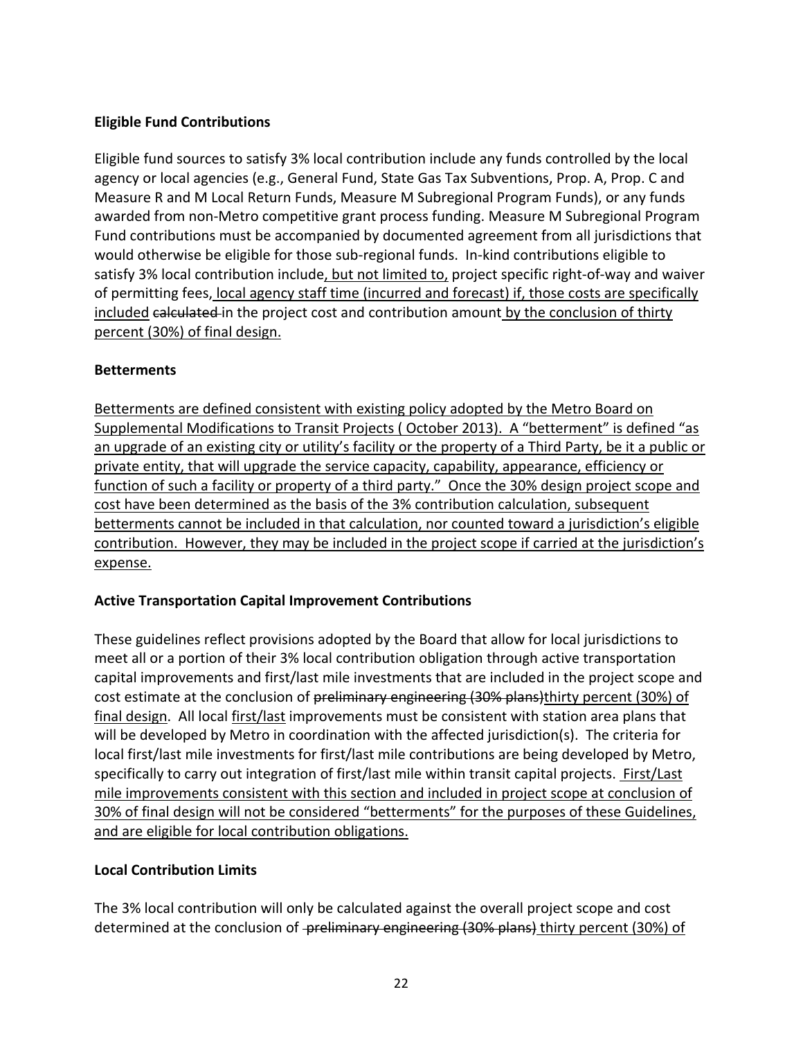**Eligible Fund Contributions**

Eligible fund sources to satisfy 3% local contribution include any funds controlled by the local agency or local agencies (e.g., General Fund, State Gas Tax Subventions, Prop. A, Prop. C and Measure R and M Local Return Funds, Measure M Subregional Program Funds), or any funds awarded from non-Metro competitive grant process funding. Measure M Subregional Program Fund contributions must be accompanied by documented agreement from all jurisdictions that would otherwise be eligible for those sub-regional funds. In-kind contributions eligible to satisfy 3% local contribution include<u>, but not limited to,</u> project specific right-of-way and waiver of permitting fees<u>, local agency staff time (incurred and forecast) if, those costs are specifically included</u> ~~calculated~~ in the project cost and contribution amount<u> by the conclusion of thirty percent (30%) of final design.</u>

**Betterments**

<u>Betterments are defined consistent with existing policy adopted by the Metro Board on Supplemental Modifications to Transit Projects ( October 2013). A "betterment" is defined "as an upgrade of an existing city or utility's facility or the property of a Third Party, be it a public or private entity, that will upgrade the service capacity, capability, appearance, efficiency or function of such a facility or property of a third party." Once the 30% design project scope and cost have been determined as the basis of the 3% contribution calculation, subsequent betterments cannot be included in that calculation, nor counted toward a jurisdiction's eligible contribution. However, they may be included in the project scope if carried at the jurisdiction's expense.</u>

**Active Transportation Capital Improvement Contributions**

These guidelines reflect provisions adopted by the Board that allow for local jurisdictions to meet all or a portion of their 3% local contribution obligation through active transportation capital improvements and first/last mile investments that are included in the project scope and cost estimate at the conclusion of ~~preliminary engineering (30% plans)~~<u>thirty percent (30%) of final design</u>. All local <u>first/last</u> improvements must be consistent with station area plans that will be developed by Metro in coordination with the affected jurisdiction(s). The criteria for local first/last mile investments for first/last mile contributions are being developed by Metro, specifically to carry out integration of first/last mile within transit capital projects. <u>First/Last mile improvements consistent with this section and included in project scope at conclusion of 30% of final design will not be considered "betterments" for the purposes of these Guidelines, and are eligible for local contribution obligations.</u>

**Local Contribution Limits**

The 3% local contribution will only be calculated against the overall project scope and cost determined at the conclusion of ~~preliminary engineering (30% plans)~~ <u>thirty percent (30%) of</u>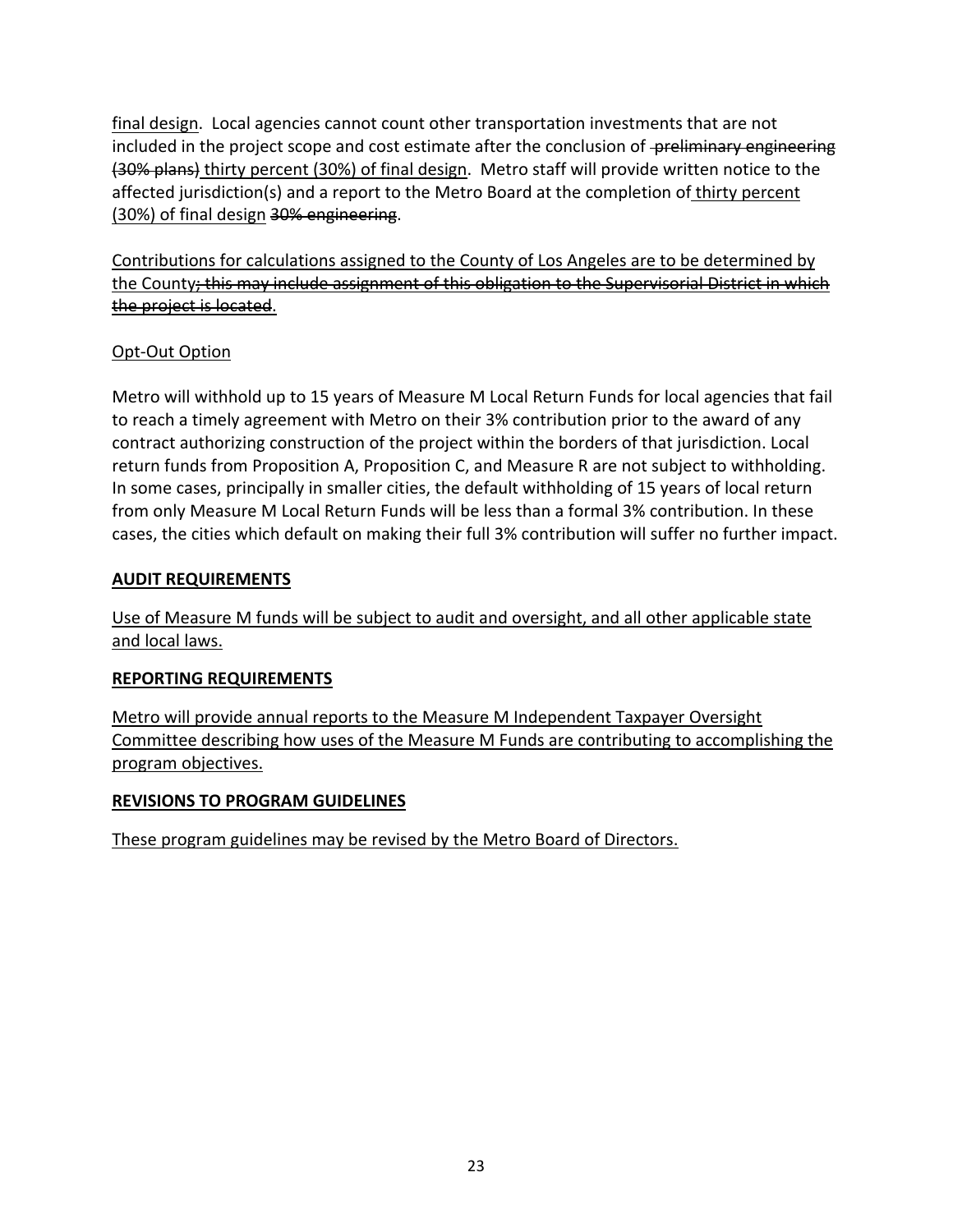final design. Local agencies cannot count other transportation investments that are not included in the project scope and cost estimate after the conclusion of ~~preliminary engineering (30% plans)~~ thirty percent (30%) of final design. Metro staff will provide written notice to the affected jurisdiction(s) and a report to the Metro Board at the completion of thirty percent (30%) of final design ~~30% engineering~~.

Contributions for calculations assigned to the County of Los Angeles are to be determined by the County~~; this may include assignment of this obligation to the Supervisorial District in which the project is located~~.

Opt-Out Option

Metro will withhold up to 15 years of Measure M Local Return Funds for local agencies that fail to reach a timely agreement with Metro on their 3% contribution prior to the award of any contract authorizing construction of the project within the borders of that jurisdiction. Local return funds from Proposition A, Proposition C, and Measure R are not subject to withholding. In some cases, principally in smaller cities, the default withholding of 15 years of local return from only Measure M Local Return Funds will be less than a formal 3% contribution. In these cases, the cities which default on making their full 3% contribution will suffer no further impact.

**AUDIT REQUIREMENTS**

Use of Measure M funds will be subject to audit and oversight, and all other applicable state and local laws.

**REPORTING REQUIREMENTS**

Metro will provide annual reports to the Measure M Independent Taxpayer Oversight Committee describing how uses of the Measure M Funds are contributing to accomplishing the program objectives.

**REVISIONS TO PROGRAM GUIDELINES**

These program guidelines may be revised by the Metro Board of Directors.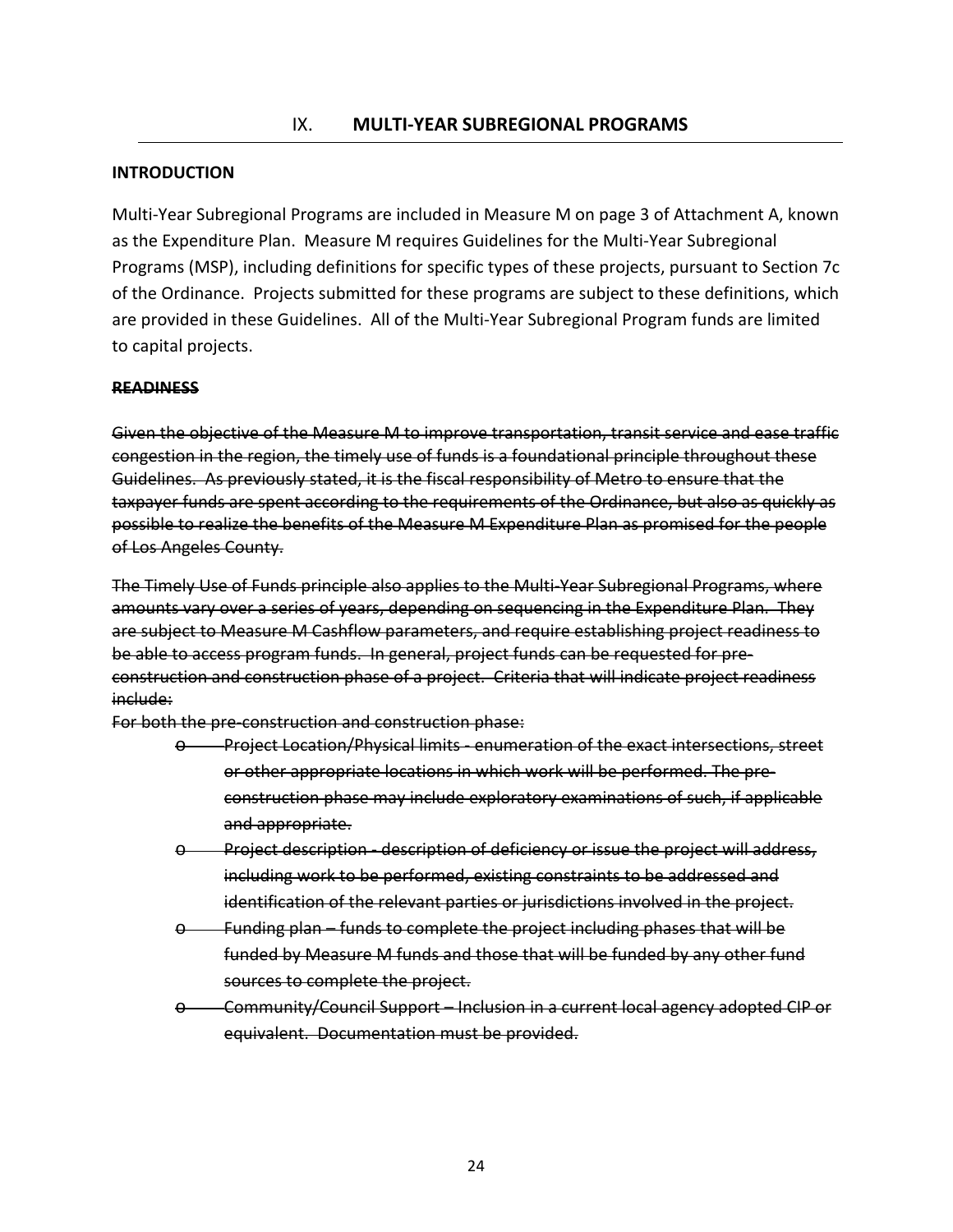# IX. MULTI-YEAR SUBREGIONAL PROGRAMS

**INTRODUCTION**

Multi-Year Subregional Programs are included in Measure M on page 3 of Attachment A, known as the Expenditure Plan. Measure M requires Guidelines for the Multi-Year Subregional Programs (MSP), including definitions for specific types of these projects, pursuant to Section 7c of the Ordinance. Projects submitted for these programs are subject to these definitions, which are provided in these Guidelines. All of the Multi-Year Subregional Program funds are limited to capital projects.

~~**READINESS**~~

~~Given the objective of the Measure M to improve transportation, transit service and ease traffic congestion in the region, the timely use of funds is a foundational principle throughout these Guidelines. As previously stated, it is the fiscal responsibility of Metro to ensure that the taxpayer funds are spent according to the requirements of the Ordinance, but also as quickly as possible to realize the benefits of the Measure M Expenditure Plan as promised for the people of Los Angeles County.~~

~~The Timely Use of Funds principle also applies to the Multi-Year Subregional Programs, where amounts vary over a series of years, depending on sequencing in the Expenditure Plan. They are subject to Measure M Cashflow parameters, and require establishing project readiness to be able to access program funds. In general, project funds can be requested for pre-construction and construction phase of a project. Criteria that will indicate project readiness include:~~

~~For both the pre-construction and construction phase:~~

- ~~Project Location/Physical limits - enumeration of the exact intersections, street or other appropriate locations in which work will be performed. The pre-construction phase may include exploratory examinations of such, if applicable and appropriate.~~
- ~~Project description - description of deficiency or issue the project will address, including work to be performed, existing constraints to be addressed and identification of the relevant parties or jurisdictions involved in the project.~~
- ~~Funding plan – funds to complete the project including phases that will be funded by Measure M funds and those that will be funded by any other fund sources to complete the project.~~
- ~~Community/Council Support – Inclusion in a current local agency adopted CIP or equivalent. Documentation must be provided.~~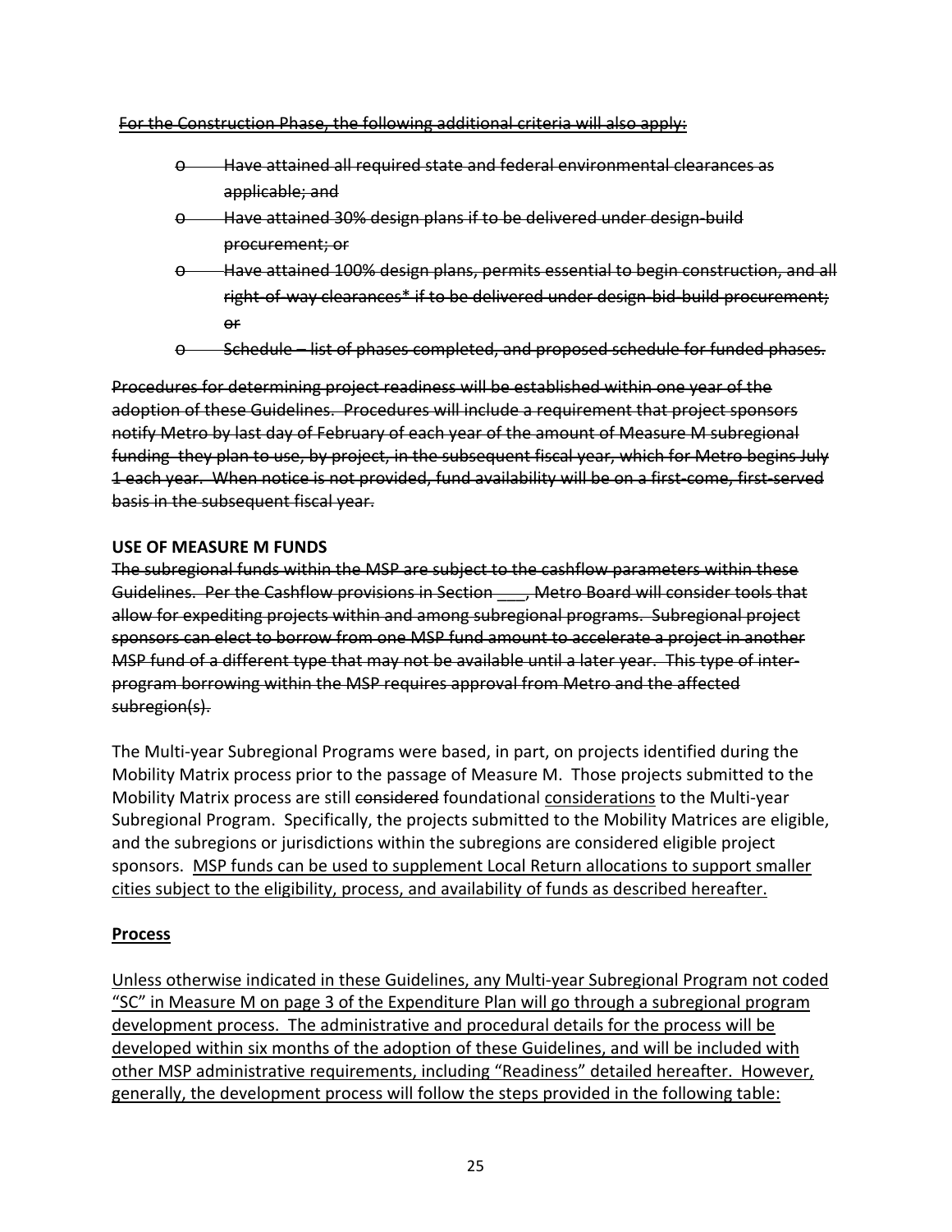~~For the Construction Phase, the following additional criteria will also apply:~~

- ~~Have attained all required state and federal environmental clearances as applicable; and~~
- ~~Have attained 30% design plans if to be delivered under design-build procurement; or~~
- ~~Have attained 100% design plans, permits essential to begin construction, and all right-of-way clearances* if to be delivered under design-bid-build procurement; or~~
- ~~Schedule – list of phases completed, and proposed schedule for funded phases.~~

~~Procedures for determining project readiness will be established within one year of the adoption of these Guidelines. Procedures will include a requirement that project sponsors notify Metro by last day of February of each year of the amount of Measure M subregional funding they plan to use, by project, in the subsequent fiscal year, which for Metro begins July 1 each year. When notice is not provided, fund availability will be on a first-come, first-served basis in the subsequent fiscal year.~~

**USE OF MEASURE M FUNDS**

~~The subregional funds within the MSP are subject to the cashflow parameters within these Guidelines. Per the Cashflow provisions in Section \_\_\_, Metro Board will consider tools that allow for expediting projects within and among subregional programs. Subregional project sponsors can elect to borrow from one MSP fund amount to accelerate a project in another MSP fund of a different type that may not be available until a later year. This type of inter-program borrowing within the MSP requires approval from Metro and the affected subregion(s).~~

The Multi-year Subregional Programs were based, in part, on projects identified during the Mobility Matrix process prior to the passage of Measure M. Those projects submitted to the Mobility Matrix process are still ~~considered~~ foundational <u>considerations</u> to the Multi-year Subregional Program. Specifically, the projects submitted to the Mobility Matrices are eligible, and the subregions or jurisdictions within the subregions are considered eligible project sponsors. <u>MSP funds can be used to supplement Local Return allocations to support smaller cities subject to the eligibility, process, and availability of funds as described hereafter.</u>

**<u>Process</u>**

<u>Unless otherwise indicated in these Guidelines, any Multi-year Subregional Program not coded "SC" in Measure M on page 3 of the Expenditure Plan will go through a subregional program development process. The administrative and procedural details for the process will be developed within six months of the adoption of these Guidelines, and will be included with other MSP administrative requirements, including "Readiness" detailed hereafter. However, generally, the development process will follow the steps provided in the following table:</u>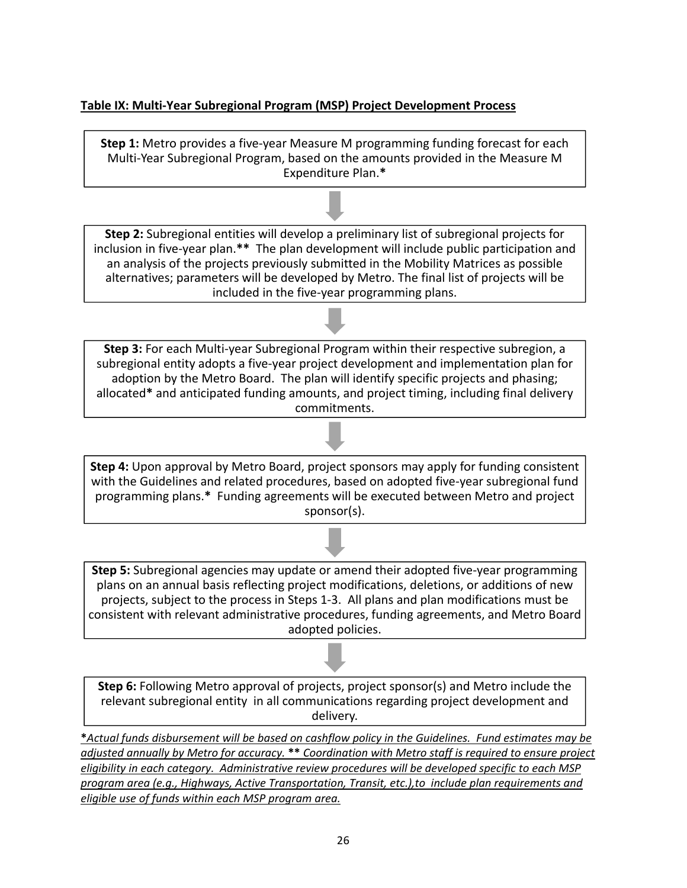**Table IX: Multi-Year Subregional Program (MSP) Project Development Process**

**Step 1:** Metro provides a five-year Measure M programming funding forecast for each Multi-Year Subregional Program, based on the amounts provided in the Measure M Expenditure Plan.*

↓

**Step 2:** Subregional entities will develop a preliminary list of subregional projects for inclusion in five-year plan.** The plan development will include public participation and an analysis of the projects previously submitted in the Mobility Matrices as possible alternatives; parameters will be developed by Metro. The final list of projects will be included in the five-year programming plans.

↓

**Step 3:** For each Multi-year Subregional Program within their respective subregion, a subregional entity adopts a five-year project development and implementation plan for adoption by the Metro Board. The plan will identify specific projects and phasing; allocated* and anticipated funding amounts, and project timing, including final delivery commitments.

↓

**Step 4:** Upon approval by Metro Board, project sponsors may apply for funding consistent with the Guidelines and related procedures, based on adopted five-year subregional fund programming plans.* Funding agreements will be executed between Metro and project sponsor(s).

↓

**Step 5:** Subregional agencies may update or amend their adopted five-year programming plans on an annual basis reflecting project modifications, deletions, or additions of new projects, subject to the process in Steps 1-3. All plans and plan modifications must be consistent with relevant administrative procedures, funding agreements, and Metro Board adopted policies.

↓

**Step 6:** Following Metro approval of projects, project sponsor(s) and Metro include the relevant subregional entity in all communications regarding project development and delivery.

**\****Actual funds disbursement will be based on cashflow policy in the Guidelines. Fund estimates may be adjusted annually by Metro for accuracy.* **\*\*** *Coordination with Metro staff is required to ensure project eligibility in each category. Administrative review procedures will be developed specific to each MSP program area (e.g., Highways, Active Transportation, Transit, etc.),to include plan requirements and eligible use of funds within each MSP program area.*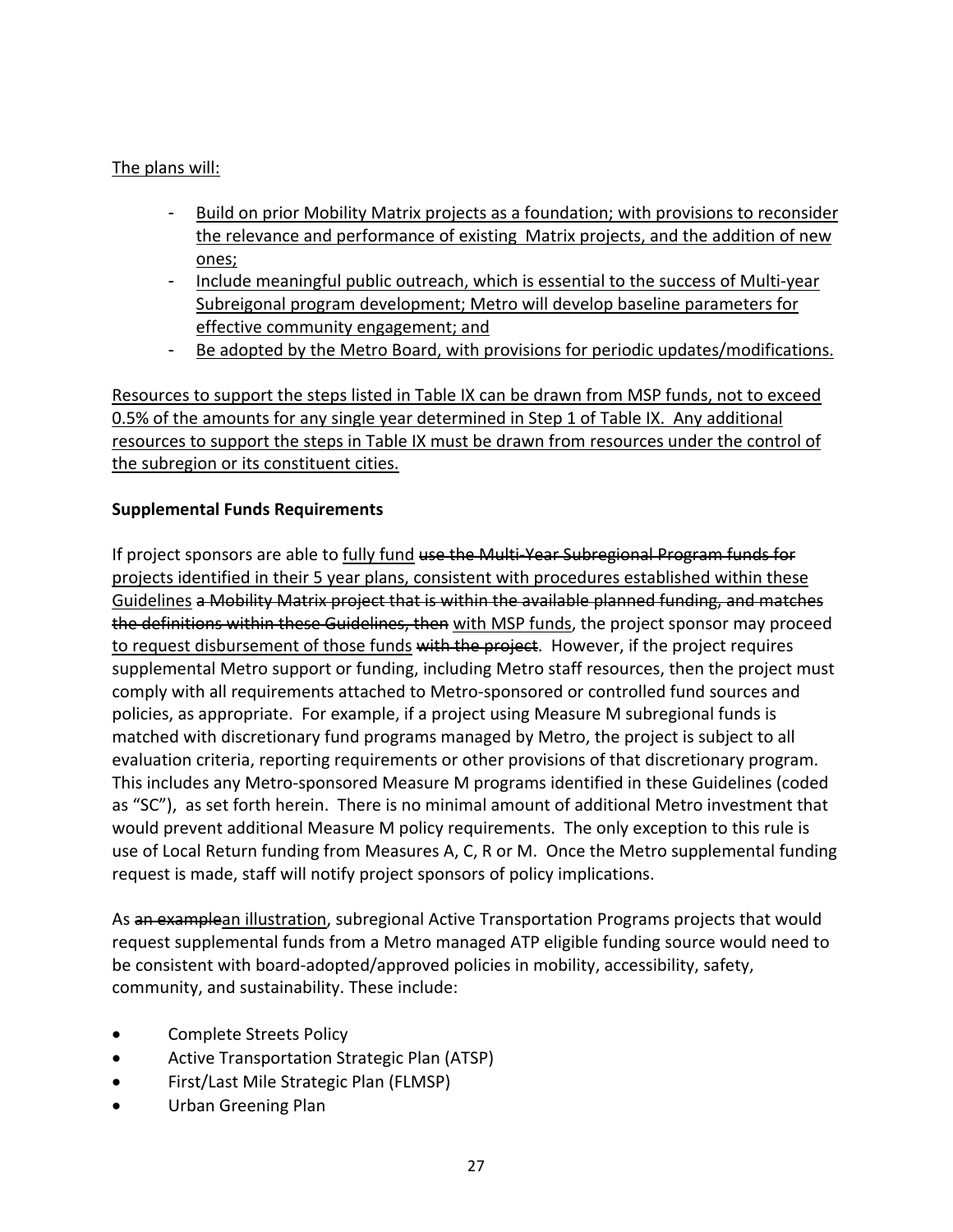The plans will:

- Build on prior Mobility Matrix projects as a foundation; with provisions to reconsider the relevance and performance of existing Matrix projects, and the addition of new ones;
- Include meaningful public outreach, which is essential to the success of Multi-year Subreigonal program development; Metro will develop baseline parameters for effective community engagement; and
- Be adopted by the Metro Board, with provisions for periodic updates/modifications.

Resources to support the steps listed in Table IX can be drawn from MSP funds, not to exceed 0.5% of the amounts for any single year determined in Step 1 of Table IX. Any additional resources to support the steps in Table IX must be drawn from resources under the control of the subregion or its constituent cities.

**Supplemental Funds Requirements**

If project sponsors are able to fully fund ~~use the Multi-Year Subregional Program funds for~~ projects identified in their 5 year plans, consistent with procedures established within these Guidelines ~~a Mobility Matrix project that is within the available planned funding, and matches the definitions within these Guidelines, then~~ with MSP funds, the project sponsor may proceed to request disbursement of those funds ~~with the project~~. However, if the project requires supplemental Metro support or funding, including Metro staff resources, then the project must comply with all requirements attached to Metro-sponsored or controlled fund sources and policies, as appropriate. For example, if a project using Measure M subregional funds is matched with discretionary fund programs managed by Metro, the project is subject to all evaluation criteria, reporting requirements or other provisions of that discretionary program. This includes any Metro-sponsored Measure M programs identified in these Guidelines (coded as "SC"), as set forth herein. There is no minimal amount of additional Metro investment that would prevent additional Measure M policy requirements. The only exception to this rule is use of Local Return funding from Measures A, C, R or M. Once the Metro supplemental funding request is made, staff will notify project sponsors of policy implications.

As ~~an example~~an illustration, subregional Active Transportation Programs projects that would request supplemental funds from a Metro managed ATP eligible funding source would need to be consistent with board-adopted/approved policies in mobility, accessibility, safety, community, and sustainability. These include:

- Complete Streets Policy
- Active Transportation Strategic Plan (ATSP)
- First/Last Mile Strategic Plan (FLMSP)
- Urban Greening Plan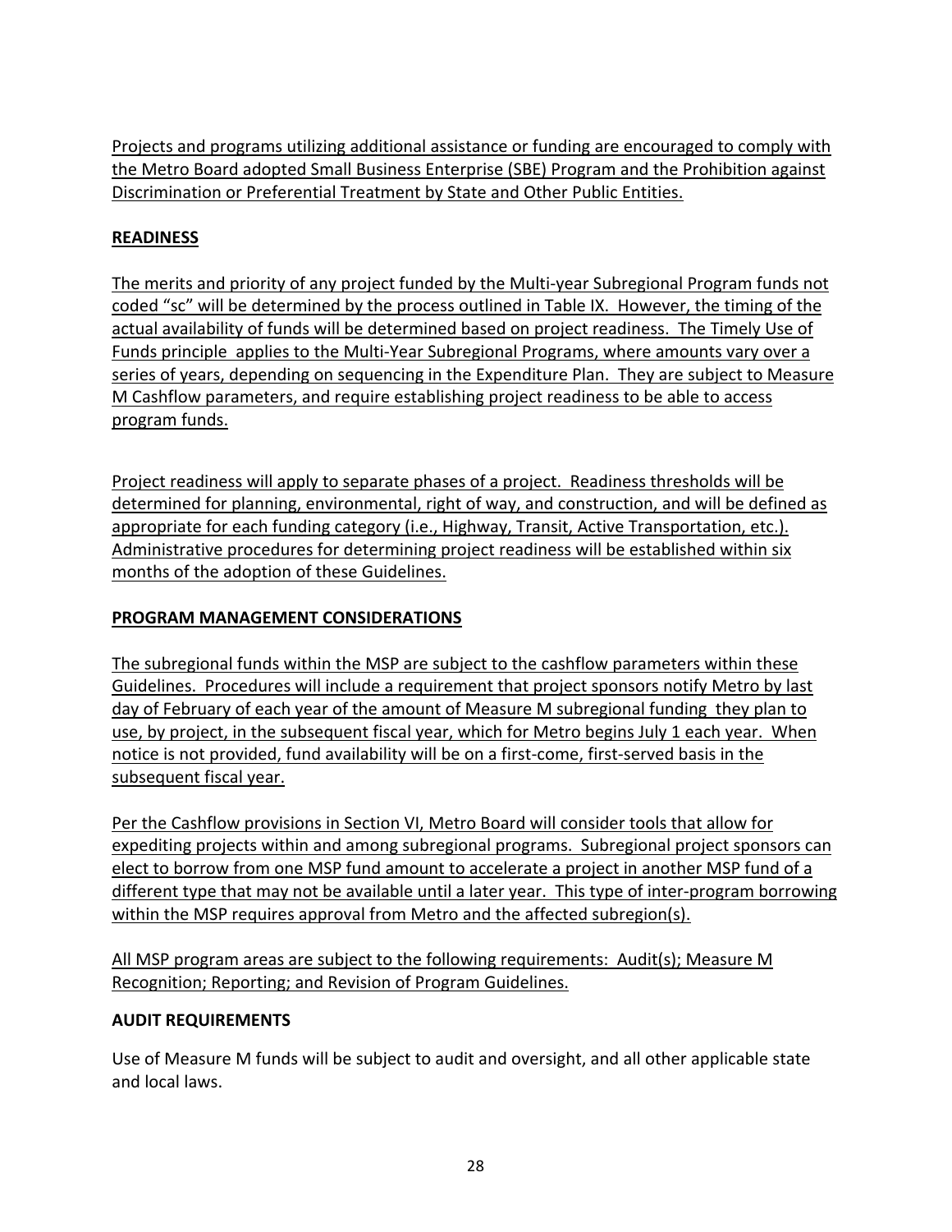Projects and programs utilizing additional assistance or funding are encouraged to comply with the Metro Board adopted Small Business Enterprise (SBE) Program and the Prohibition against Discrimination or Preferential Treatment by State and Other Public Entities.

**READINESS**

The merits and priority of any project funded by the Multi-year Subregional Program funds not coded "sc" will be determined by the process outlined in Table IX. However, the timing of the actual availability of funds will be determined based on project readiness. The Timely Use of Funds principle applies to the Multi-Year Subregional Programs, where amounts vary over a series of years, depending on sequencing in the Expenditure Plan. They are subject to Measure M Cashflow parameters, and require establishing project readiness to be able to access program funds.

Project readiness will apply to separate phases of a project. Readiness thresholds will be determined for planning, environmental, right of way, and construction, and will be defined as appropriate for each funding category (i.e., Highway, Transit, Active Transportation, etc.). Administrative procedures for determining project readiness will be established within six months of the adoption of these Guidelines.

**PROGRAM MANAGEMENT CONSIDERATIONS**

The subregional funds within the MSP are subject to the cashflow parameters within these Guidelines. Procedures will include a requirement that project sponsors notify Metro by last day of February of each year of the amount of Measure M subregional funding they plan to use, by project, in the subsequent fiscal year, which for Metro begins July 1 each year. When notice is not provided, fund availability will be on a first-come, first-served basis in the subsequent fiscal year.

Per the Cashflow provisions in Section VI, Metro Board will consider tools that allow for expediting projects within and among subregional programs. Subregional project sponsors can elect to borrow from one MSP fund amount to accelerate a project in another MSP fund of a different type that may not be available until a later year. This type of inter-program borrowing within the MSP requires approval from Metro and the affected subregion(s).

All MSP program areas are subject to the following requirements: Audit(s); Measure M Recognition; Reporting; and Revision of Program Guidelines.

**AUDIT REQUIREMENTS**

Use of Measure M funds will be subject to audit and oversight, and all other applicable state and local laws.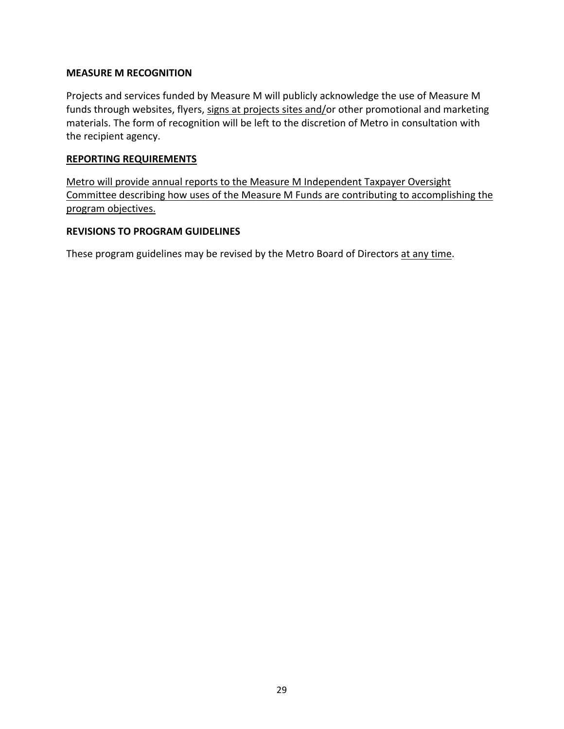**MEASURE M RECOGNITION**

Projects and services funded by Measure M will publicly acknowledge the use of Measure M funds through websites, flyers, signs at projects sites and/or other promotional and marketing materials. The form of recognition will be left to the discretion of Metro in consultation with the recipient agency.

**REPORTING REQUIREMENTS**

Metro will provide annual reports to the Measure M Independent Taxpayer Oversight Committee describing how uses of the Measure M Funds are contributing to accomplishing the program objectives.

**REVISIONS TO PROGRAM GUIDELINES**

These program guidelines may be revised by the Metro Board of Directors at any time.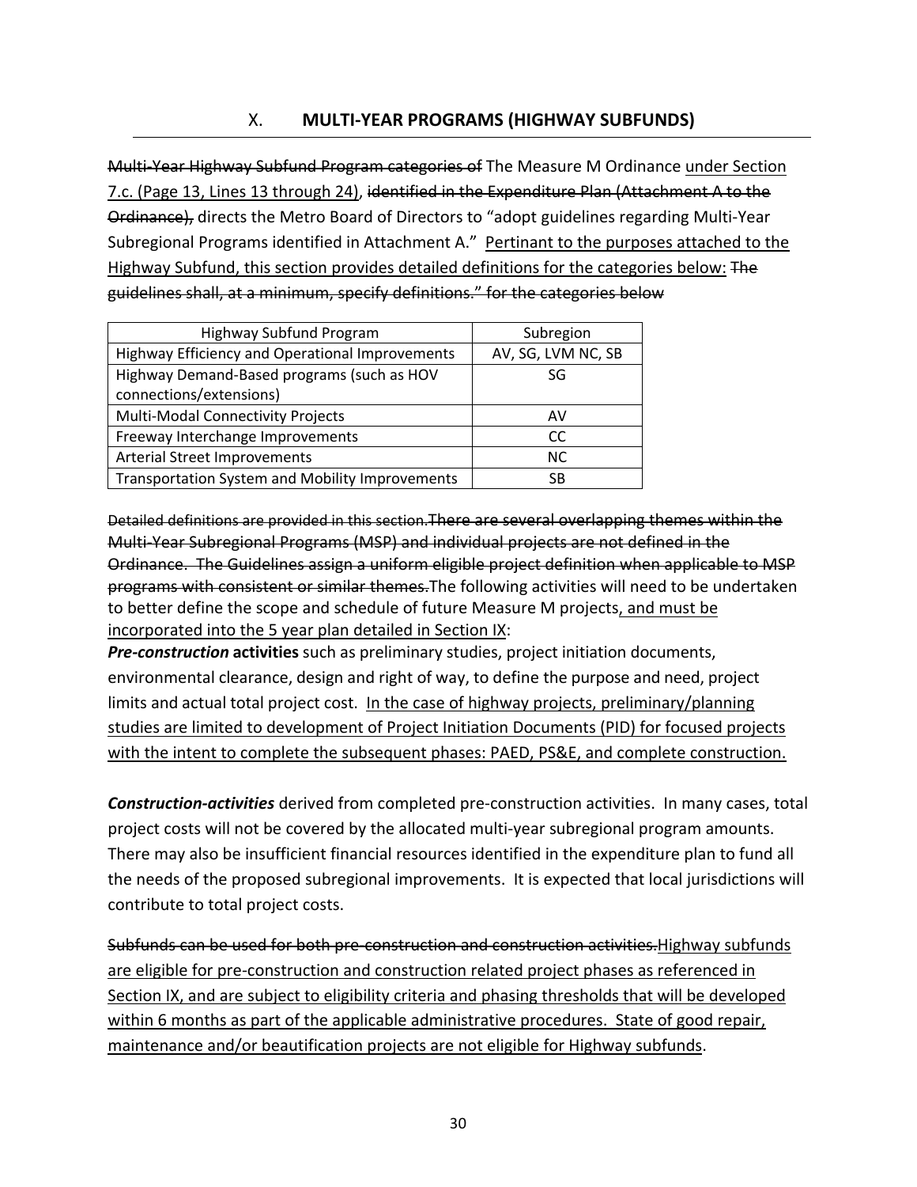## X. MULTI-YEAR PROGRAMS (HIGHWAY SUBFUNDS)

~~Multi-Year Highway Subfund Program categories of~~ The Measure M Ordinance <u>under Section 7.c. (Page 13, Lines 13 through 24)</u>, ~~identified in the Expenditure Plan (Attachment A to the Ordinance),~~ directs the Metro Board of Directors to "adopt guidelines regarding Multi-Year Subregional Programs identified in Attachment A." <u>Pertinant to the purposes attached to the Highway Subfund, this section provides detailed definitions for the categories below:</u> ~~The guidelines shall, at a minimum, specify definitions." for the categories below~~

| Highway Subfund Program | Subregion |
|---|---|
| Highway Efficiency and Operational Improvements | AV, SG, LVM NC, SB |
| Highway Demand-Based programs (such as HOV connections/extensions) | SG |
| Multi-Modal Connectivity Projects | AV |
| Freeway Interchange Improvements | CC |
| Arterial Street Improvements | NC |
| Transportation System and Mobility Improvements | SB |

~~Detailed definitions are provided in this section.There are several overlapping themes within the Multi-Year Subregional Programs (MSP) and individual projects are not defined in the Ordinance. The Guidelines assign a uniform eligible project definition when applicable to MSP programs with consistent or similar themes.~~The following activities will need to be undertaken to better define the scope and schedule of future Measure M projects<u>, and must be incorporated into the 5 year plan detailed in Section IX</u>:

***Pre-construction* activities** such as preliminary studies, project initiation documents, environmental clearance, design and right of way, to define the purpose and need, project limits and actual total project cost. <u>In the case of highway projects, preliminary/planning studies are limited to development of Project Initiation Documents (PID) for focused projects with the intent to complete the subsequent phases: PAED, PS&E, and complete construction.</u>

***Construction-activities*** derived from completed pre-construction activities. In many cases, total project costs will not be covered by the allocated multi-year subregional program amounts. There may also be insufficient financial resources identified in the expenditure plan to fund all the needs of the proposed subregional improvements. It is expected that local jurisdictions will contribute to total project costs.

~~Subfunds can be used for both pre-construction and construction activities.~~<u>Highway subfunds are eligible for pre-construction and construction related project phases as referenced in Section IX, and are subject to eligibility criteria and phasing thresholds that will be developed within 6 months as part of the applicable administrative procedures. State of good repair, maintenance and/or beautification projects are not eligible for Highway subfunds</u>.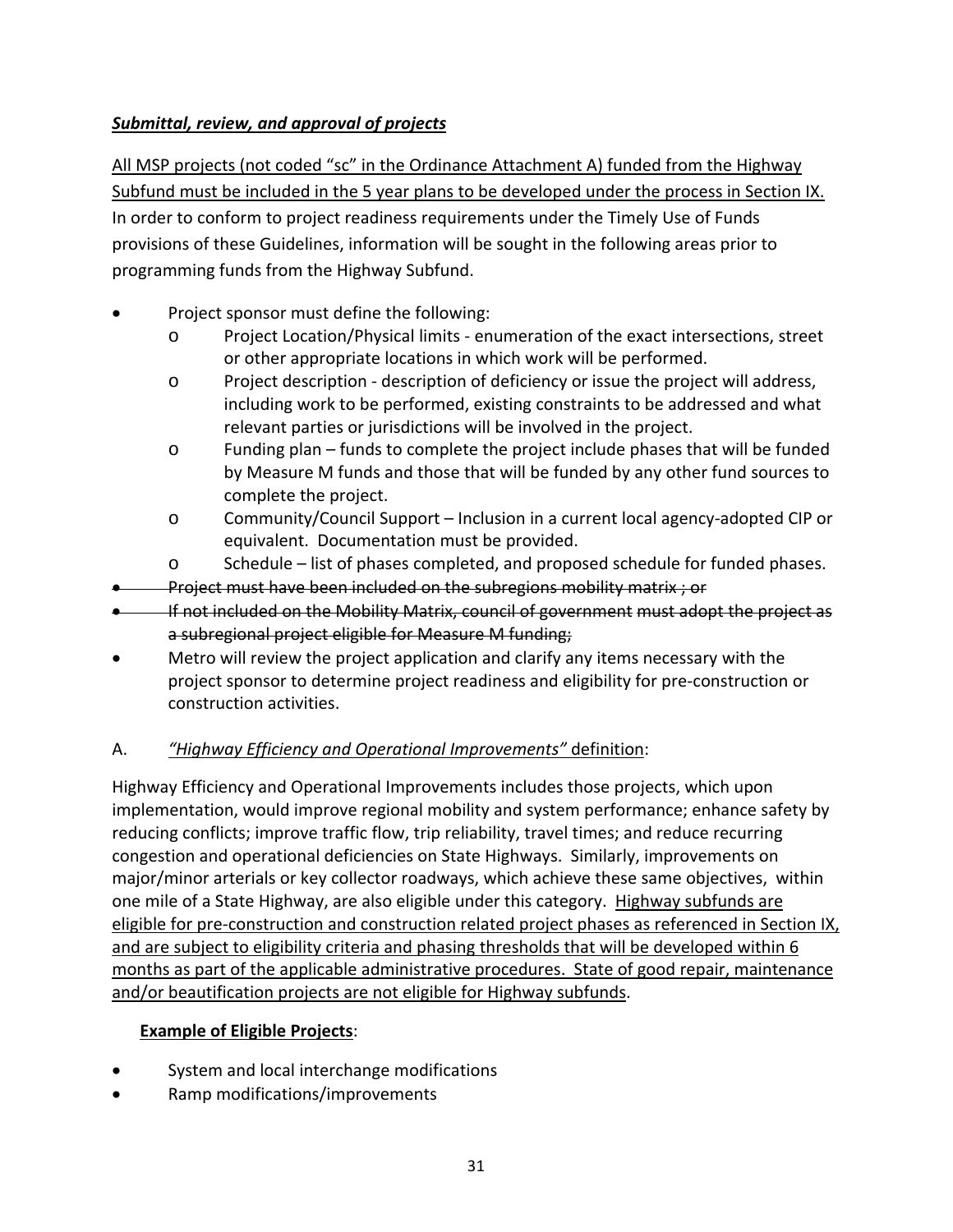***<u>Submittal, review, and approval of projects</u>***

<u>All MSP projects (not coded “sc” in the Ordinance Attachment A) funded from the Highway Subfund must be included in the 5 year plans to be developed under the process in Section IX.</u> In order to conform to project readiness requirements under the Timely Use of Funds provisions of these Guidelines, information will be sought in the following areas prior to programming funds from the Highway Subfund.

- Project sponsor must define the following:
  - Project Location/Physical limits - enumeration of the exact intersections, street or other appropriate locations in which work will be performed.
  - Project description - description of deficiency or issue the project will address, including work to be performed, existing constraints to be addressed and what relevant parties or jurisdictions will be involved in the project.
  - Funding plan – funds to complete the project include phases that will be funded by Measure M funds and those that will be funded by any other fund sources to complete the project.
  - Community/Council Support – Inclusion in a current local agency-adopted CIP or equivalent. Documentation must be provided.
  - Schedule – list of phases completed, and proposed schedule for funded phases.
- ~~Project must have been included on the subregions mobility matrix ; or~~
- ~~If not included on the Mobility Matrix, council of government must adopt the project as a subregional project eligible for Measure M funding;~~
- Metro will review the project application and clarify any items necessary with the project sponsor to determine project readiness and eligibility for pre-construction or construction activities.

A. *<u>“Highway Efficiency and Operational Improvements”</u>* <u>definition</u>:

Highway Efficiency and Operational Improvements includes those projects, which upon implementation, would improve regional mobility and system performance; enhance safety by reducing conflicts; improve traffic flow, trip reliability, travel times; and reduce recurring congestion and operational deficiencies on State Highways. Similarly, improvements on major/minor arterials or key collector roadways, which achieve these same objectives, within one mile of a State Highway, are also eligible under this category. <u>Highway subfunds are eligible for pre-construction and construction related project phases as referenced in Section IX, and are subject to eligibility criteria and phasing thresholds that will be developed within 6 months as part of the applicable administrative procedures. State of good repair, maintenance and/or beautification projects are not eligible for Highway subfunds</u>.

**<u>Example of Eligible Projects</u>**:

- System and local interchange modifications
- Ramp modifications/improvements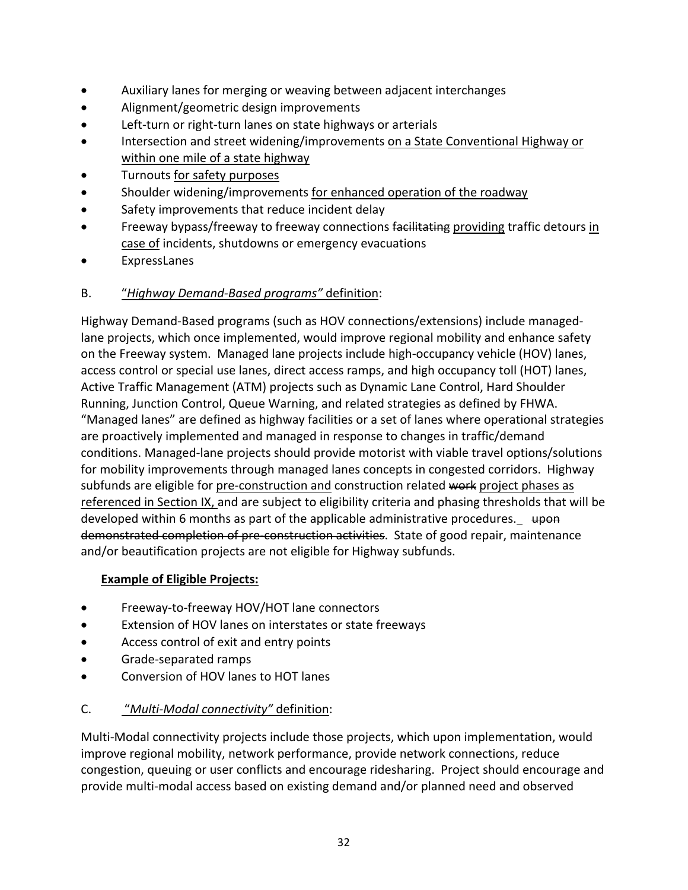- Auxiliary lanes for merging or weaving between adjacent interchanges
- Alignment/geometric design improvements
- Left-turn or right-turn lanes on state highways or arterials
- Intersection and street widening/improvements <u>on a State Conventional Highway or within one mile of a state highway</u>
- Turnouts <u>for safety purposes</u>
- Shoulder widening/improvements <u>for enhanced operation of the roadway</u>
- Safety improvements that reduce incident delay
- Freeway bypass/freeway to freeway connections ~~facilitating~~ <u>providing</u> traffic detours <u>in case of</u> incidents, shutdowns or emergency evacuations
- ExpressLanes

B. <u>"*Highway Demand-Based programs"* definition</u>:

Highway Demand-Based programs (such as HOV connections/extensions) include managed-lane projects, which once implemented, would improve regional mobility and enhance safety on the Freeway system. Managed lane projects include high-occupancy vehicle (HOV) lanes, access control or special use lanes, direct access ramps, and high occupancy toll (HOT) lanes, Active Traffic Management (ATM) projects such as Dynamic Lane Control, Hard Shoulder Running, Junction Control, Queue Warning, and related strategies as defined by FHWA. "Managed lanes" are defined as highway facilities or a set of lanes where operational strategies are proactively implemented and managed in response to changes in traffic/demand conditions. Managed-lane projects should provide motorist with viable travel options/solutions for mobility improvements through managed lanes concepts in congested corridors. Highway subfunds are eligible for <u>pre-construction and</u> construction related ~~work~~ <u>project phases as referenced in Section IX,</u> and are subject to eligibility criteria and phasing thresholds that will be developed within 6 months as part of the applicable administrative procedures.  ~~upon demonstrated completion of pre-construction activities~~. State of good repair, maintenance and/or beautification projects are not eligible for Highway subfunds.

**<u>Example of Eligible Projects:</u>**

- Freeway-to-freeway HOV/HOT lane connectors
- Extension of HOV lanes on interstates or state freeways
- Access control of exit and entry points
- Grade-separated ramps
- Conversion of HOV lanes to HOT lanes

C. <u>"*Multi-Modal connectivity"* definition</u>:

Multi-Modal connectivity projects include those projects, which upon implementation, would improve regional mobility, network performance, provide network connections, reduce congestion, queuing or user conflicts and encourage ridesharing. Project should encourage and provide multi-modal access based on existing demand and/or planned need and observed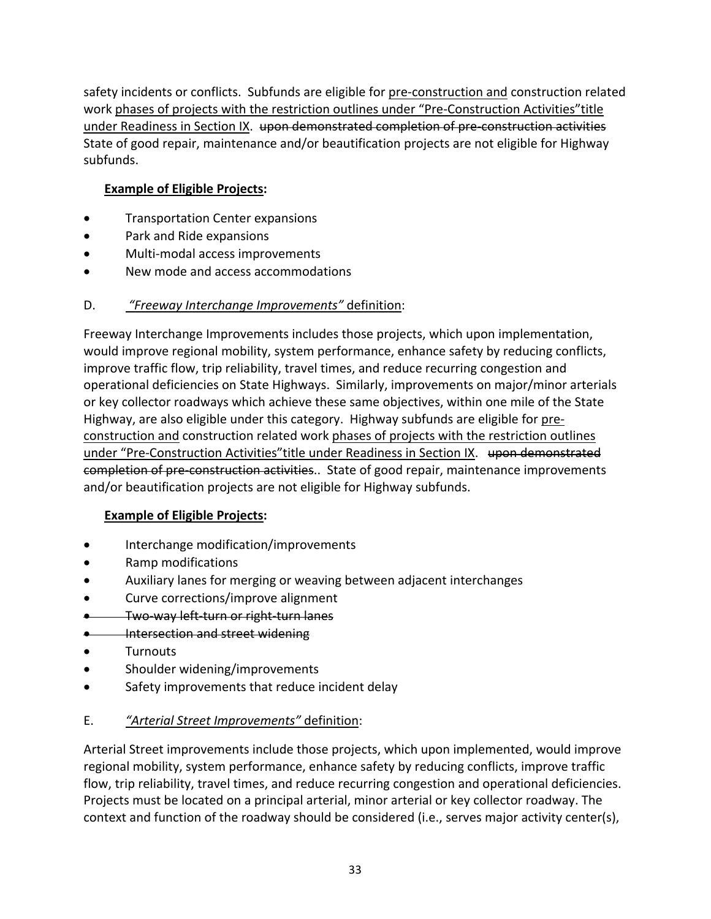safety incidents or conflicts. Subfunds are eligible for <u>pre-construction and</u> construction related work <u>phases of projects with the restriction outlines under "Pre-Construction Activities"title under Readiness in Section IX</u>. ~~upon demonstrated completion of pre-construction activities~~ State of good repair, maintenance and/or beautification projects are not eligible for Highway subfunds.

**<u>Example of Eligible Projects</u>:**

- Transportation Center expansions
- Park and Ride expansions
- Multi-modal access improvements
- New mode and access accommodations

D. <u>*"Freeway Interchange Improvements"* definition</u>:

Freeway Interchange Improvements includes those projects, which upon implementation, would improve regional mobility, system performance, enhance safety by reducing conflicts, improve traffic flow, trip reliability, travel times, and reduce recurring congestion and operational deficiencies on State Highways. Similarly, improvements on major/minor arterials or key collector roadways which achieve these same objectives, within one mile of the State Highway, are also eligible under this category. Highway subfunds are eligible for <u>pre-construction and</u> construction related work <u>phases of projects with the restriction outlines under "Pre-Construction Activities"title under Readiness in Section IX</u>. ~~upon demonstrated completion of pre-construction activities~~.. State of good repair, maintenance improvements and/or beautification projects are not eligible for Highway subfunds.

**<u>Example of Eligible Projects</u>:**

- Interchange modification/improvements
- Ramp modifications
- Auxiliary lanes for merging or weaving between adjacent interchanges
- Curve corrections/improve alignment
- ~~Two-way left-turn or right-turn lanes~~
- ~~Intersection and street widening~~
- Turnouts
- Shoulder widening/improvements
- Safety improvements that reduce incident delay

E. <u>*"Arterial Street Improvements"* definition</u>:

Arterial Street improvements include those projects, which upon implemented, would improve regional mobility, system performance, enhance safety by reducing conflicts, improve traffic flow, trip reliability, travel times, and reduce recurring congestion and operational deficiencies. Projects must be located on a principal arterial, minor arterial or key collector roadway. The context and function of the roadway should be considered (i.e., serves major activity center(s),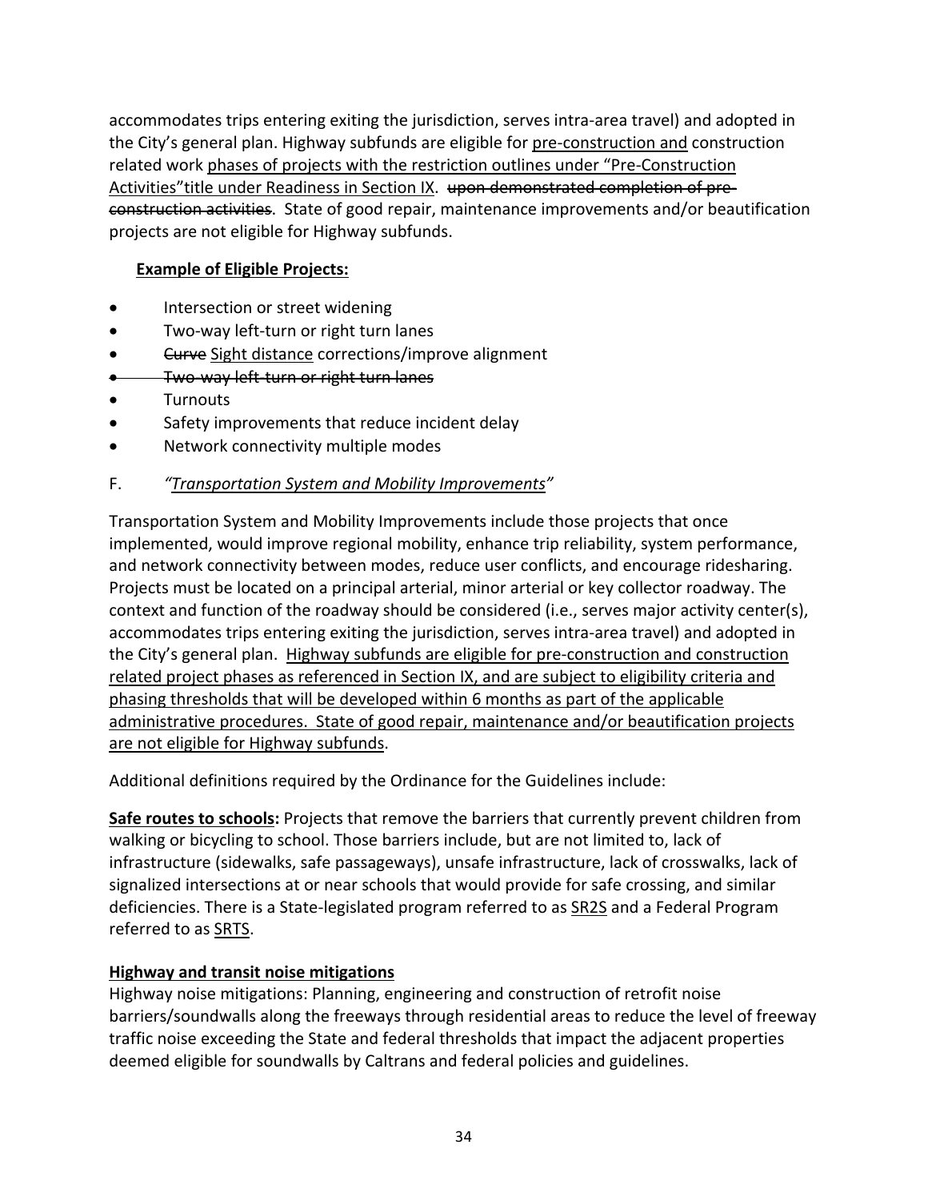accommodates trips entering exiting the jurisdiction, serves intra-area travel) and adopted in the City's general plan. Highway subfunds are eligible for <u>pre-construction and</u> construction related work <u>phases of projects with the restriction outlines under "Pre-Construction Activities"title under Readiness in Section IX</u>. ~~upon demonstrated completion of pre-construction activities~~. State of good repair, maintenance improvements and/or beautification projects are not eligible for Highway subfunds.

**<u>Example of Eligible Projects:</u>**

- Intersection or street widening
- Two-way left-turn or right turn lanes
- ~~Curve~~ <u>Sight distance</u> corrections/improve alignment
- ~~Two-way left-turn or right turn lanes~~
- Turnouts
- Safety improvements that reduce incident delay
- Network connectivity multiple modes

F. *<u>"Transportation System and Mobility Improvements"</u>*

Transportation System and Mobility Improvements include those projects that once implemented, would improve regional mobility, enhance trip reliability, system performance, and network connectivity between modes, reduce user conflicts, and encourage ridesharing. Projects must be located on a principal arterial, minor arterial or key collector roadway. The context and function of the roadway should be considered (i.e., serves major activity center(s), accommodates trips entering exiting the jurisdiction, serves intra-area travel) and adopted in the City's general plan. <u>Highway subfunds are eligible for pre-construction and construction related project phases as referenced in Section IX, and are subject to eligibility criteria and phasing thresholds that will be developed within 6 months as part of the applicable administrative procedures. State of good repair, maintenance and/or beautification projects are not eligible for Highway subfunds</u>.

Additional definitions required by the Ordinance for the Guidelines include:

**<u>Safe routes to schools</u>:** Projects that remove the barriers that currently prevent children from walking or bicycling to school. Those barriers include, but are not limited to, lack of infrastructure (sidewalks, safe passageways), unsafe infrastructure, lack of crosswalks, lack of signalized intersections at or near schools that would provide for safe crossing, and similar deficiencies. There is a State-legislated program referred to as <u>SR2S</u> and a Federal Program referred to as <u>SRTS</u>.

**<u>Highway and transit noise mitigations</u>**

Highway noise mitigations: Planning, engineering and construction of retrofit noise barriers/soundwalls along the freeways through residential areas to reduce the level of freeway traffic noise exceeding the State and federal thresholds that impact the adjacent properties deemed eligible for soundwalls by Caltrans and federal policies and guidelines.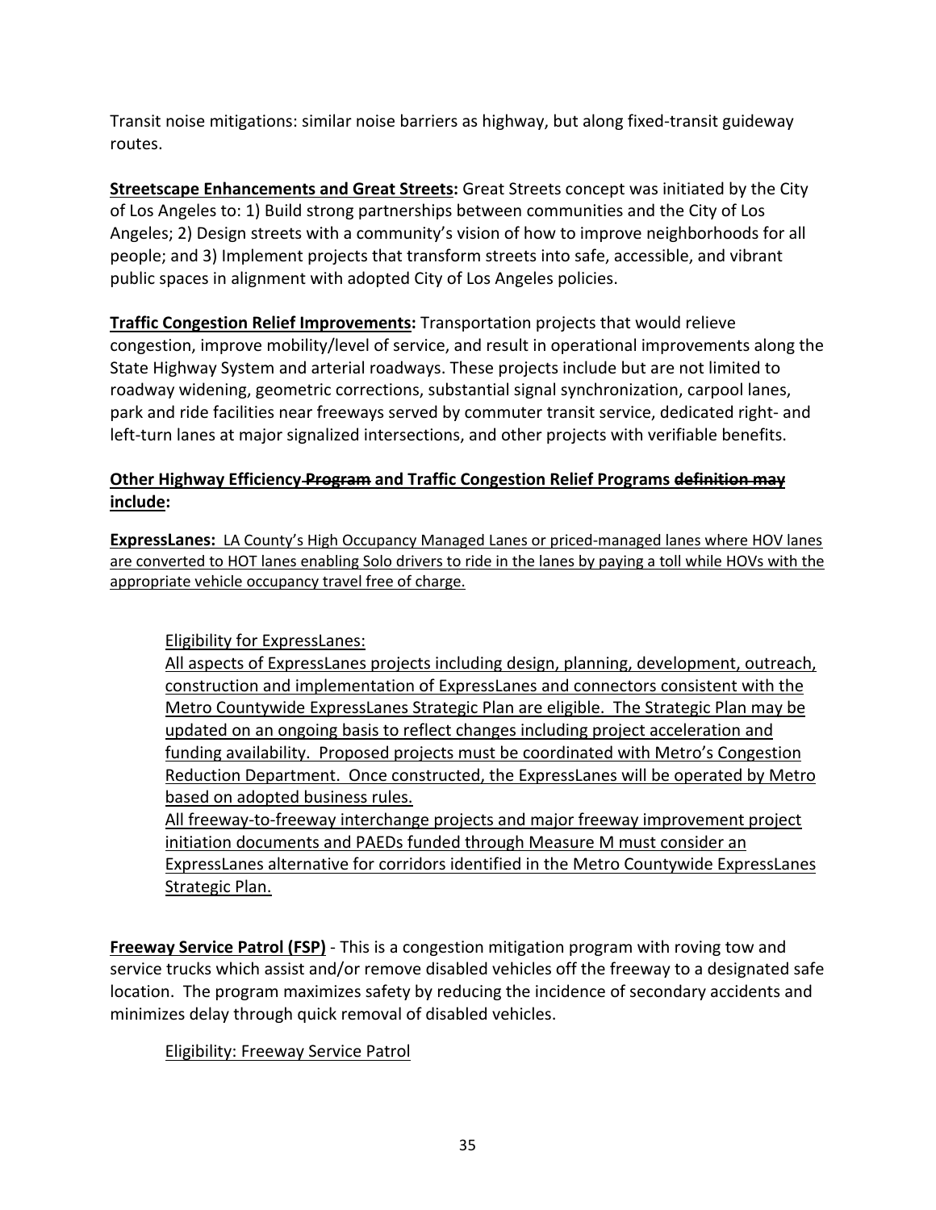Transit noise mitigations: similar noise barriers as highway, but along fixed-transit guideway routes.

**Streetscape Enhancements and Great Streets:** Great Streets concept was initiated by the City of Los Angeles to: 1) Build strong partnerships between communities and the City of Los Angeles; 2) Design streets with a community's vision of how to improve neighborhoods for all people; and 3) Implement projects that transform streets into safe, accessible, and vibrant public spaces in alignment with adopted City of Los Angeles policies.

**Traffic Congestion Relief Improvements:** Transportation projects that would relieve congestion, improve mobility/level of service, and result in operational improvements along the State Highway System and arterial roadways. These projects include but are not limited to roadway widening, geometric corrections, substantial signal synchronization, carpool lanes, park and ride facilities near freeways served by commuter transit service, dedicated right- and left-turn lanes at major signalized intersections, and other projects with verifiable benefits.

**Other Highway Efficiency ~~Program~~ and Traffic Congestion Relief Programs ~~definition may include~~:**

**ExpressLanes:** LA County's High Occupancy Managed Lanes or priced-managed lanes where HOV lanes are converted to HOT lanes enabling Solo drivers to ride in the lanes by paying a toll while HOVs with the appropriate vehicle occupancy travel free of charge.

Eligibility for ExpressLanes:

All aspects of ExpressLanes projects including design, planning, development, outreach, construction and implementation of ExpressLanes and connectors consistent with the Metro Countywide ExpressLanes Strategic Plan are eligible. The Strategic Plan may be updated on an ongoing basis to reflect changes including project acceleration and funding availability. Proposed projects must be coordinated with Metro's Congestion Reduction Department. Once constructed, the ExpressLanes will be operated by Metro based on adopted business rules.

All freeway-to-freeway interchange projects and major freeway improvement project initiation documents and PAEDs funded through Measure M must consider an ExpressLanes alternative for corridors identified in the Metro Countywide ExpressLanes Strategic Plan.

**Freeway Service Patrol (FSP)** - This is a congestion mitigation program with roving tow and service trucks which assist and/or remove disabled vehicles off the freeway to a designated safe location. The program maximizes safety by reducing the incidence of secondary accidents and minimizes delay through quick removal of disabled vehicles.

Eligibility: Freeway Service Patrol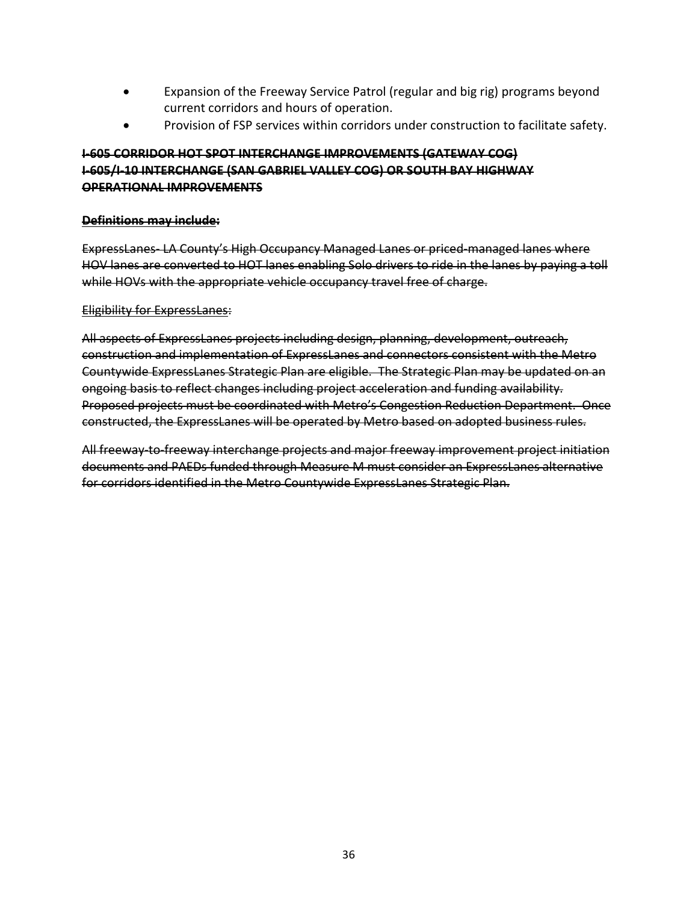- Expansion of the Freeway Service Patrol (regular and big rig) programs beyond current corridors and hours of operation.
- Provision of FSP services within corridors under construction to facilitate safety.

**~~I-605 CORRIDOR HOT SPOT INTERCHANGE IMPROVEMENTS (GATEWAY COG)~~**
**~~I-605/I-10 INTERCHANGE (SAN GABRIEL VALLEY COG) OR SOUTH BAY HIGHWAY OPERATIONAL IMPROVEMENTS~~**

**~~Definitions may include~~:**

~~ExpressLanes- LA County's High Occupancy Managed Lanes or priced-managed lanes where HOV lanes are converted to HOT lanes enabling Solo drivers to ride in the lanes by paying a toll while HOVs with the appropriate vehicle occupancy travel free of charge.~~

~~Eligibility for ExpressLanes~~:

~~All aspects of ExpressLanes projects including design, planning, development, outreach, construction and implementation of ExpressLanes and connectors consistent with the Metro Countywide ExpressLanes Strategic Plan are eligible. The Strategic Plan may be updated on an ongoing basis to reflect changes including project acceleration and funding availability. Proposed projects must be coordinated with Metro's Congestion Reduction Department. Once constructed, the ExpressLanes will be operated by Metro based on adopted business rules.~~

~~All freeway-to-freeway interchange projects and major freeway improvement project initiation documents and PAEDs funded through Measure M must consider an ExpressLanes alternative for corridors identified in the Metro Countywide ExpressLanes Strategic Plan.~~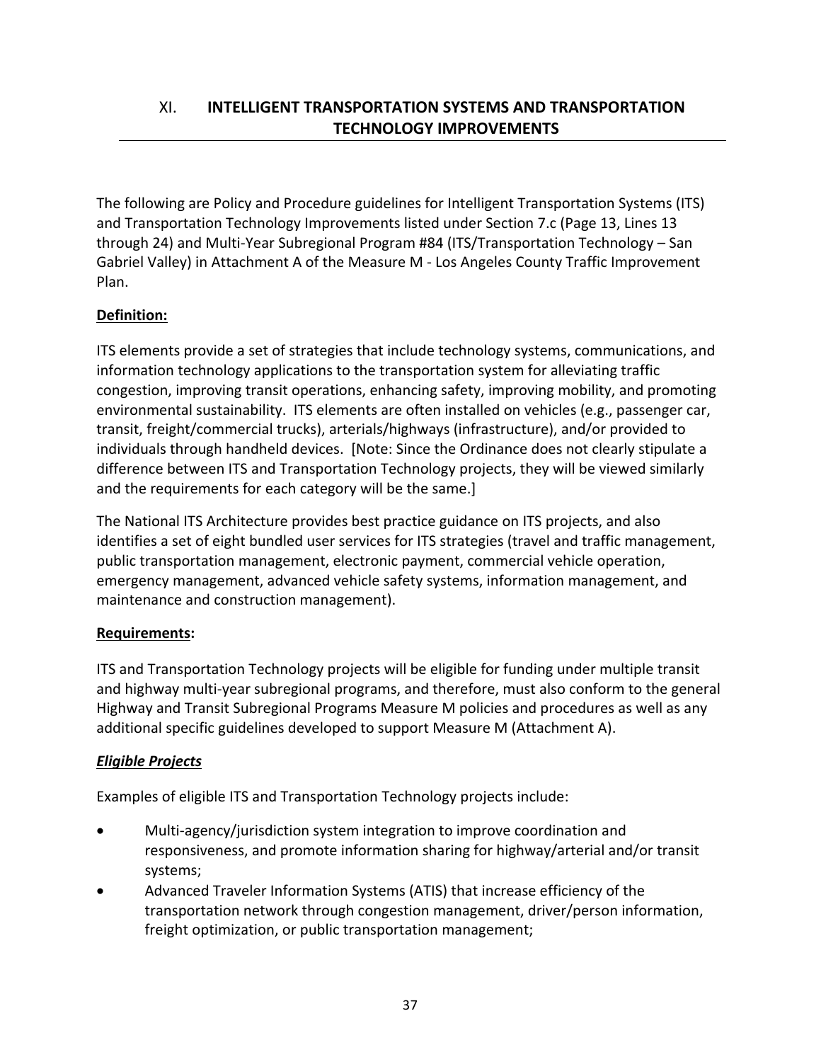## XI. INTELLIGENT TRANSPORTATION SYSTEMS AND TRANSPORTATION TECHNOLOGY IMPROVEMENTS

The following are Policy and Procedure guidelines for Intelligent Transportation Systems (ITS) and Transportation Technology Improvements listed under Section 7.c (Page 13, Lines 13 through 24) and Multi-Year Subregional Program #84 (ITS/Transportation Technology – San Gabriel Valley) in Attachment A of the Measure M - Los Angeles County Traffic Improvement Plan.

**Definition:**

ITS elements provide a set of strategies that include technology systems, communications, and information technology applications to the transportation system for alleviating traffic congestion, improving transit operations, enhancing safety, improving mobility, and promoting environmental sustainability. ITS elements are often installed on vehicles (e.g., passenger car, transit, freight/commercial trucks), arterials/highways (infrastructure), and/or provided to individuals through handheld devices. [Note: Since the Ordinance does not clearly stipulate a difference between ITS and Transportation Technology projects, they will be viewed similarly and the requirements for each category will be the same.]

The National ITS Architecture provides best practice guidance on ITS projects, and also identifies a set of eight bundled user services for ITS strategies (travel and traffic management, public transportation management, electronic payment, commercial vehicle operation, emergency management, advanced vehicle safety systems, information management, and maintenance and construction management).

**Requirements:**

ITS and Transportation Technology projects will be eligible for funding under multiple transit and highway multi-year subregional programs, and therefore, must also conform to the general Highway and Transit Subregional Programs Measure M policies and procedures as well as any additional specific guidelines developed to support Measure M (Attachment A).

***Eligible Projects***

Examples of eligible ITS and Transportation Technology projects include:

- Multi-agency/jurisdiction system integration to improve coordination and responsiveness, and promote information sharing for highway/arterial and/or transit systems;
- Advanced Traveler Information Systems (ATIS) that increase efficiency of the transportation network through congestion management, driver/person information, freight optimization, or public transportation management;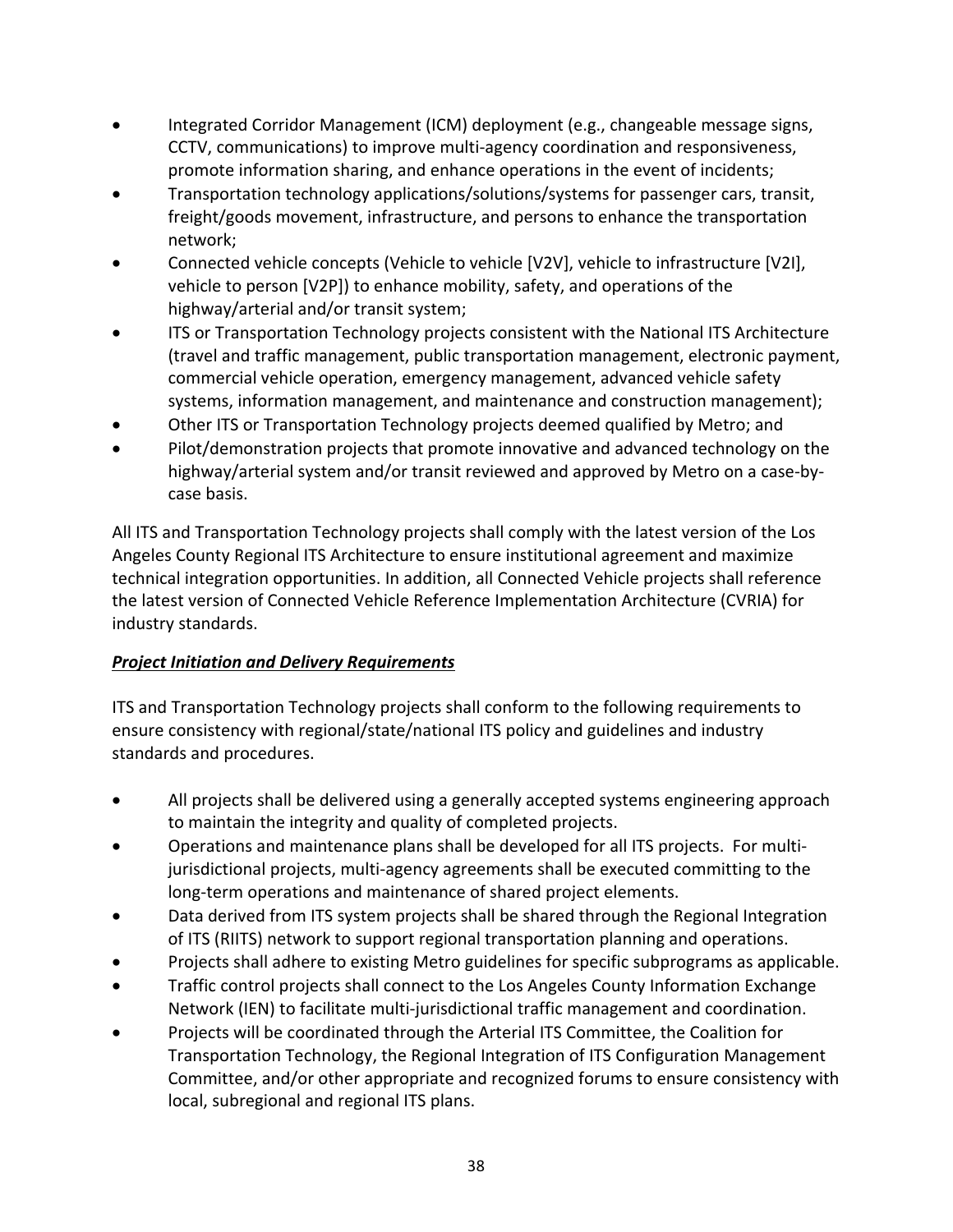- Integrated Corridor Management (ICM) deployment (e.g., changeable message signs, CCTV, communications) to improve multi-agency coordination and responsiveness, promote information sharing, and enhance operations in the event of incidents;
- Transportation technology applications/solutions/systems for passenger cars, transit, freight/goods movement, infrastructure, and persons to enhance the transportation network;
- Connected vehicle concepts (Vehicle to vehicle [V2V], vehicle to infrastructure [V2I], vehicle to person [V2P]) to enhance mobility, safety, and operations of the highway/arterial and/or transit system;
- ITS or Transportation Technology projects consistent with the National ITS Architecture (travel and traffic management, public transportation management, electronic payment, commercial vehicle operation, emergency management, advanced vehicle safety systems, information management, and maintenance and construction management);
- Other ITS or Transportation Technology projects deemed qualified by Metro; and
- Pilot/demonstration projects that promote innovative and advanced technology on the highway/arterial system and/or transit reviewed and approved by Metro on a case-by-case basis.

All ITS and Transportation Technology projects shall comply with the latest version of the Los Angeles County Regional ITS Architecture to ensure institutional agreement and maximize technical integration opportunities. In addition, all Connected Vehicle projects shall reference the latest version of Connected Vehicle Reference Implementation Architecture (CVRIA) for industry standards.

***<u>Project Initiation and Delivery Requirements</u>***

ITS and Transportation Technology projects shall conform to the following requirements to ensure consistency with regional/state/national ITS policy and guidelines and industry standards and procedures.

- All projects shall be delivered using a generally accepted systems engineering approach to maintain the integrity and quality of completed projects.
- Operations and maintenance plans shall be developed for all ITS projects. For multi-jurisdictional projects, multi-agency agreements shall be executed committing to the long-term operations and maintenance of shared project elements.
- Data derived from ITS system projects shall be shared through the Regional Integration of ITS (RIITS) network to support regional transportation planning and operations.
- Projects shall adhere to existing Metro guidelines for specific subprograms as applicable.
- Traffic control projects shall connect to the Los Angeles County Information Exchange Network (IEN) to facilitate multi-jurisdictional traffic management and coordination.
- Projects will be coordinated through the Arterial ITS Committee, the Coalition for Transportation Technology, the Regional Integration of ITS Configuration Management Committee, and/or other appropriate and recognized forums to ensure consistency with local, subregional and regional ITS plans.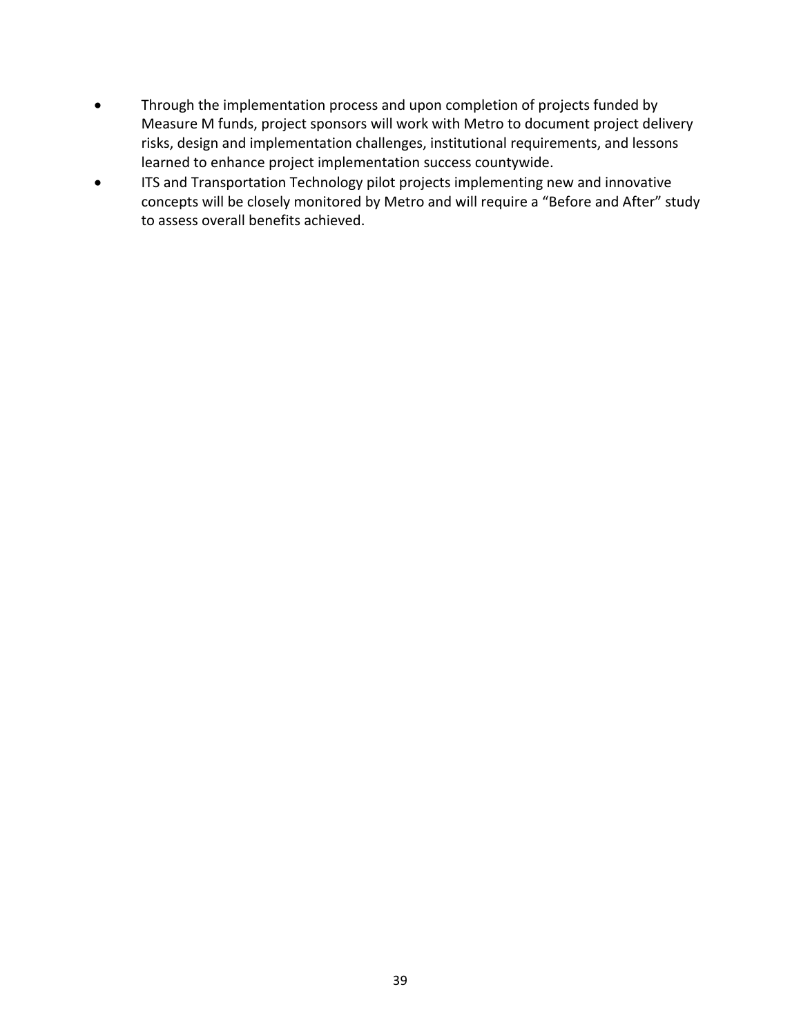- Through the implementation process and upon completion of projects funded by Measure M funds, project sponsors will work with Metro to document project delivery risks, design and implementation challenges, institutional requirements, and lessons learned to enhance project implementation success countywide.
- ITS and Transportation Technology pilot projects implementing new and innovative concepts will be closely monitored by Metro and will require a "Before and After" study to assess overall benefits achieved.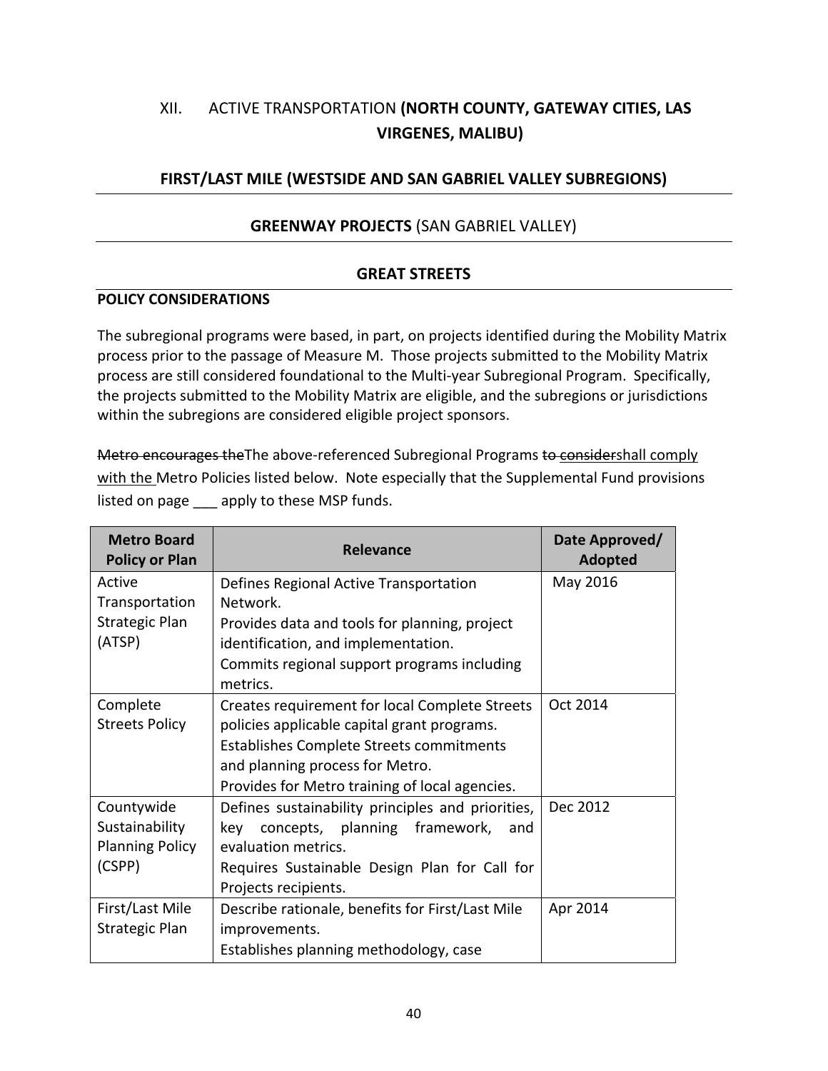## XII. ACTIVE TRANSPORTATION **(NORTH COUNTY, GATEWAY CITIES, LAS VIRGENES, MALIBU)**

### FIRST/LAST MILE (WESTSIDE AND SAN GABRIEL VALLEY SUBREGIONS)

### GREENWAY PROJECTS (SAN GABRIEL VALLEY)

### GREAT STREETS

**POLICY CONSIDERATIONS**

The subregional programs were based, in part, on projects identified during the Mobility Matrix process prior to the passage of Measure M. Those projects submitted to the Mobility Matrix process are still considered foundational to the Multi-year Subregional Program. Specifically, the projects submitted to the Mobility Matrix are eligible, and the subregions or jurisdictions within the subregions are considered eligible project sponsors.

~~Metro encourages the~~The above-referenced Subregional Programs ~~to consider~~shall comply with the Metro Policies listed below. Note especially that the Supplemental Fund provisions listed on page ___ apply to these MSP funds.

| Metro Board Policy or Plan | Relevance | Date Approved/ Adopted |
|---|---|---|
| Active Transportation Strategic Plan (ATSP) | Defines Regional Active Transportation Network.<br>Provides data and tools for planning, project identification, and implementation.<br>Commits regional support programs including metrics. | May 2016 |
| Complete Streets Policy | Creates requirement for local Complete Streets policies applicable capital grant programs.<br>Establishes Complete Streets commitments and planning process for Metro.<br>Provides for Metro training of local agencies. | Oct 2014 |
| Countywide Sustainability Planning Policy (CSPP) | Defines sustainability principles and priorities, key concepts, planning framework, and evaluation metrics.<br>Requires Sustainable Design Plan for Call for Projects recipients. | Dec 2012 |
| First/Last Mile Strategic Plan | Describe rationale, benefits for First/Last Mile improvements.<br>Establishes planning methodology, case | Apr 2014 |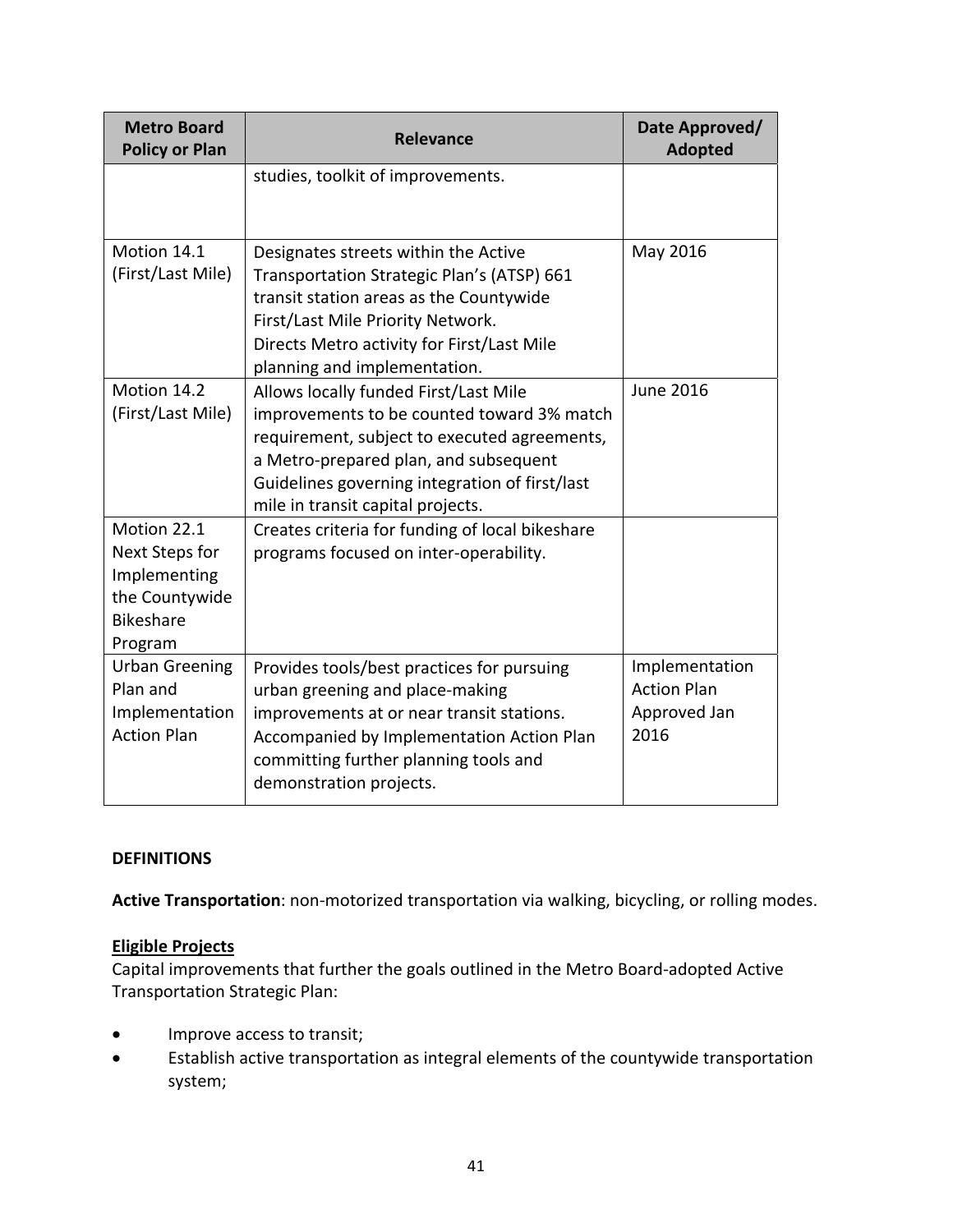| Metro Board Policy or Plan | Relevance | Date Approved/ Adopted |
|---|---|---|
| | studies, toolkit of improvements. | |
| Motion 14.1 (First/Last Mile) | Designates streets within the Active Transportation Strategic Plan's (ATSP) 661 transit station areas as the Countywide First/Last Mile Priority Network. Directs Metro activity for First/Last Mile planning and implementation. | May 2016 |
| Motion 14.2 (First/Last Mile) | Allows locally funded First/Last Mile improvements to be counted toward 3% match requirement, subject to executed agreements, a Metro-prepared plan, and subsequent Guidelines governing integration of first/last mile in transit capital projects. | June 2016 |
| Motion 22.1 Next Steps for Implementing the Countywide Bikeshare Program | Creates criteria for funding of local bikeshare programs focused on inter-operability. | |
| Urban Greening Plan and Implementation Action Plan | Provides tools/best practices for pursuing urban greening and place-making improvements at or near transit stations. Accompanied by Implementation Action Plan committing further planning tools and demonstration projects. | Implementation Action Plan Approved Jan 2016 |

**DEFINITIONS**

**Active Transportation**: non-motorized transportation via walking, bicycling, or rolling modes.

**Eligible Projects**

Capital improvements that further the goals outlined in the Metro Board-adopted Active Transportation Strategic Plan:

- Improve access to transit;
- Establish active transportation as integral elements of the countywide transportation system;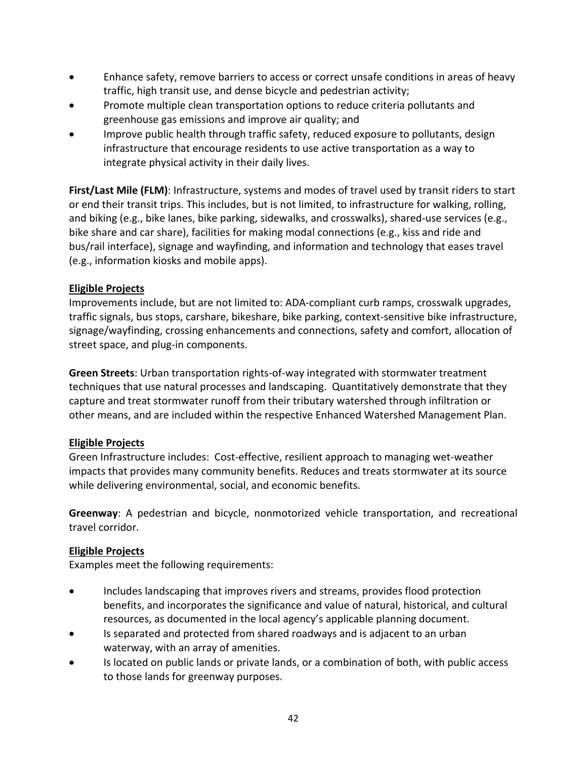- Enhance safety, remove barriers to access or correct unsafe conditions in areas of heavy traffic, high transit use, and dense bicycle and pedestrian activity;
- Promote multiple clean transportation options to reduce criteria pollutants and greenhouse gas emissions and improve air quality; and
- Improve public health through traffic safety, reduced exposure to pollutants, design infrastructure that encourage residents to use active transportation as a way to integrate physical activity in their daily lives.

**First/Last Mile (FLM)**: Infrastructure, systems and modes of travel used by transit riders to start or end their transit trips. This includes, but is not limited, to infrastructure for walking, rolling, and biking (e.g., bike lanes, bike parking, sidewalks, and crosswalks), shared-use services (e.g., bike share and car share), facilities for making modal connections (e.g., kiss and ride and bus/rail interface), signage and wayfinding, and information and technology that eases travel (e.g., information kiosks and mobile apps).

__Eligible Projects__

Improvements include, but are not limited to: ADA-compliant curb ramps, crosswalk upgrades, traffic signals, bus stops, carshare, bikeshare, bike parking, context-sensitive bike infrastructure, signage/wayfinding, crossing enhancements and connections, safety and comfort, allocation of street space, and plug-in components.

**Green Streets**: Urban transportation rights-of-way integrated with stormwater treatment techniques that use natural processes and landscaping. Quantitatively demonstrate that they capture and treat stormwater runoff from their tributary watershed through infiltration or other means, and are included within the respective Enhanced Watershed Management Plan.

__Eligible Projects__

Green Infrastructure includes: Cost-effective, resilient approach to managing wet-weather impacts that provides many community benefits. Reduces and treats stormwater at its source while delivering environmental, social, and economic benefits.

**Greenway**: A pedestrian and bicycle, nonmotorized vehicle transportation, and recreational travel corridor.

__Eligible Projects__

Examples meet the following requirements:

- Includes landscaping that improves rivers and streams, provides flood protection benefits, and incorporates the significance and value of natural, historical, and cultural resources, as documented in the local agency's applicable planning document.
- Is separated and protected from shared roadways and is adjacent to an urban waterway, with an array of amenities.
- Is located on public lands or private lands, or a combination of both, with public access to those lands for greenway purposes.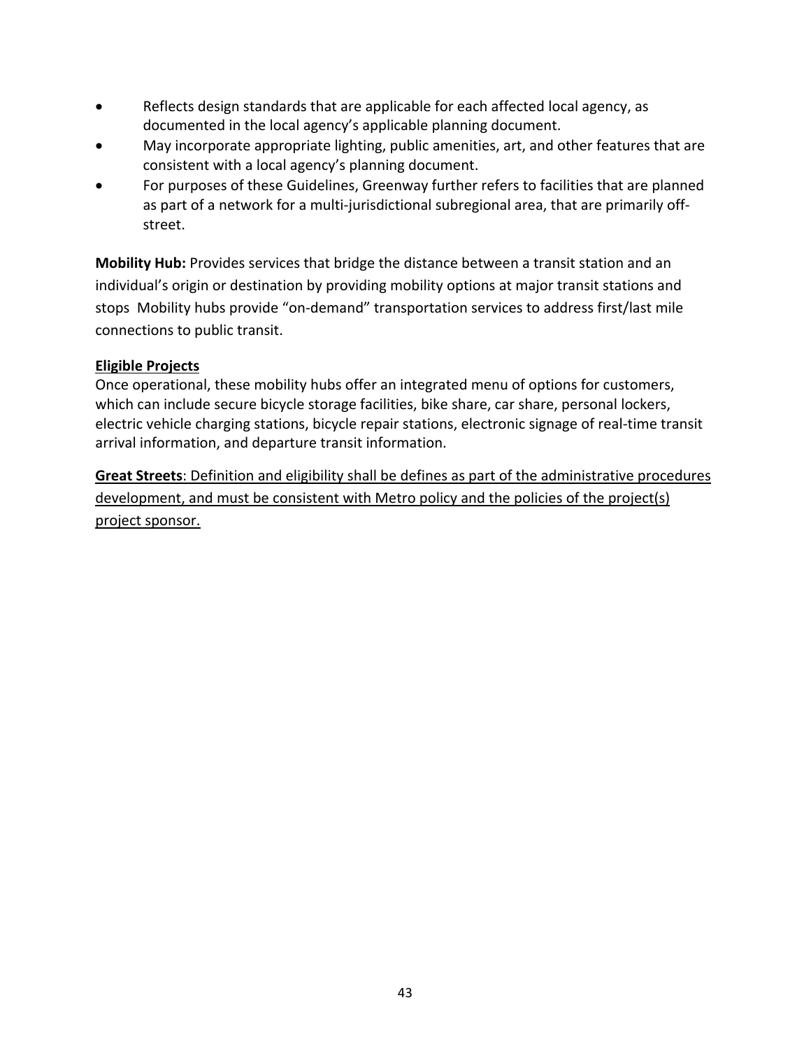- Reflects design standards that are applicable for each affected local agency, as documented in the local agency's applicable planning document.
- May incorporate appropriate lighting, public amenities, art, and other features that are consistent with a local agency's planning document.
- For purposes of these Guidelines, Greenway further refers to facilities that are planned as part of a network for a multi-jurisdictional subregional area, that are primarily off-street.

**Mobility Hub:** Provides services that bridge the distance between a transit station and an individual's origin or destination by providing mobility options at major transit stations and stops  Mobility hubs provide "on-demand" transportation services to address first/last mile connections to public transit.

**Eligible Projects**

Once operational, these mobility hubs offer an integrated menu of options for customers, which can include secure bicycle storage facilities, bike share, car share, personal lockers, electric vehicle charging stations, bicycle repair stations, electronic signage of real-time transit arrival information, and departure transit information.

**Great Streets**: Definition and eligibility shall be defines as part of the administrative procedures development, and must be consistent with Metro policy and the policies of the project(s) project sponsor.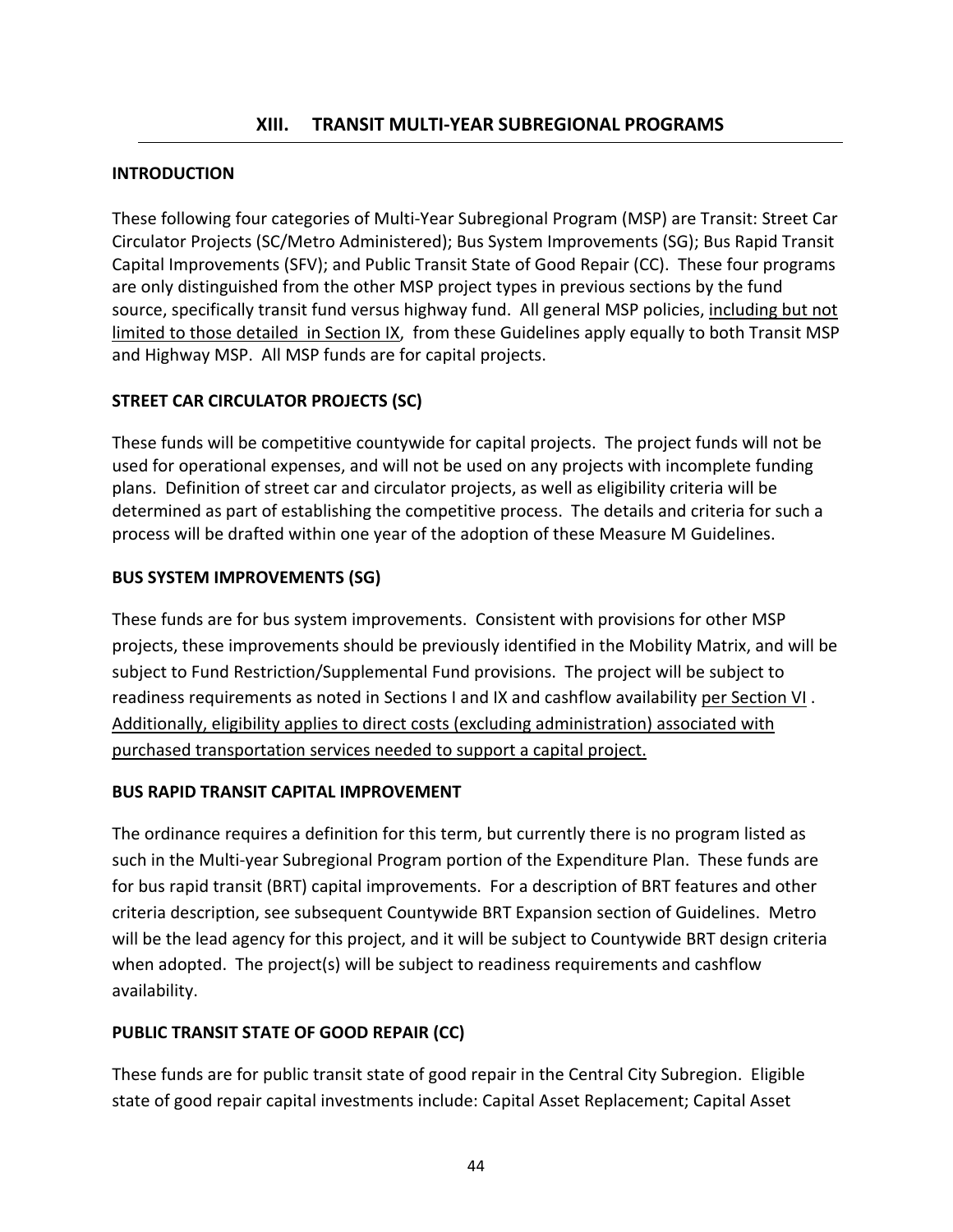## XIII. TRANSIT MULTI-YEAR SUBREGIONAL PROGRAMS

### INTRODUCTION

These following four categories of Multi-Year Subregional Program (MSP) are Transit: Street Car Circulator Projects (SC/Metro Administered); Bus System Improvements (SG); Bus Rapid Transit Capital Improvements (SFV); and Public Transit State of Good Repair (CC). These four programs are only distinguished from the other MSP project types in previous sections by the fund source, specifically transit fund versus highway fund. All general MSP policies, including but not limited to those detailed in Section IX, from these Guidelines apply equally to both Transit MSP and Highway MSP. All MSP funds are for capital projects.

### STREET CAR CIRCULATOR PROJECTS (SC)

These funds will be competitive countywide for capital projects. The project funds will not be used for operational expenses, and will not be used on any projects with incomplete funding plans. Definition of street car and circulator projects, as well as eligibility criteria will be determined as part of establishing the competitive process. The details and criteria for such a process will be drafted within one year of the adoption of these Measure M Guidelines.

### BUS SYSTEM IMPROVEMENTS (SG)

These funds are for bus system improvements. Consistent with provisions for other MSP projects, these improvements should be previously identified in the Mobility Matrix, and will be subject to Fund Restriction/Supplemental Fund provisions. The project will be subject to readiness requirements as noted in Sections I and IX and cashflow availability per Section VI . Additionally, eligibility applies to direct costs (excluding administration) associated with purchased transportation services needed to support a capital project.

### BUS RAPID TRANSIT CAPITAL IMPROVEMENT

The ordinance requires a definition for this term, but currently there is no program listed as such in the Multi-year Subregional Program portion of the Expenditure Plan. These funds are for bus rapid transit (BRT) capital improvements. For a description of BRT features and other criteria description, see subsequent Countywide BRT Expansion section of Guidelines. Metro will be the lead agency for this project, and it will be subject to Countywide BRT design criteria when adopted. The project(s) will be subject to readiness requirements and cashflow availability.

### PUBLIC TRANSIT STATE OF GOOD REPAIR (CC)

These funds are for public transit state of good repair in the Central City Subregion. Eligible state of good repair capital investments include: Capital Asset Replacement; Capital Asset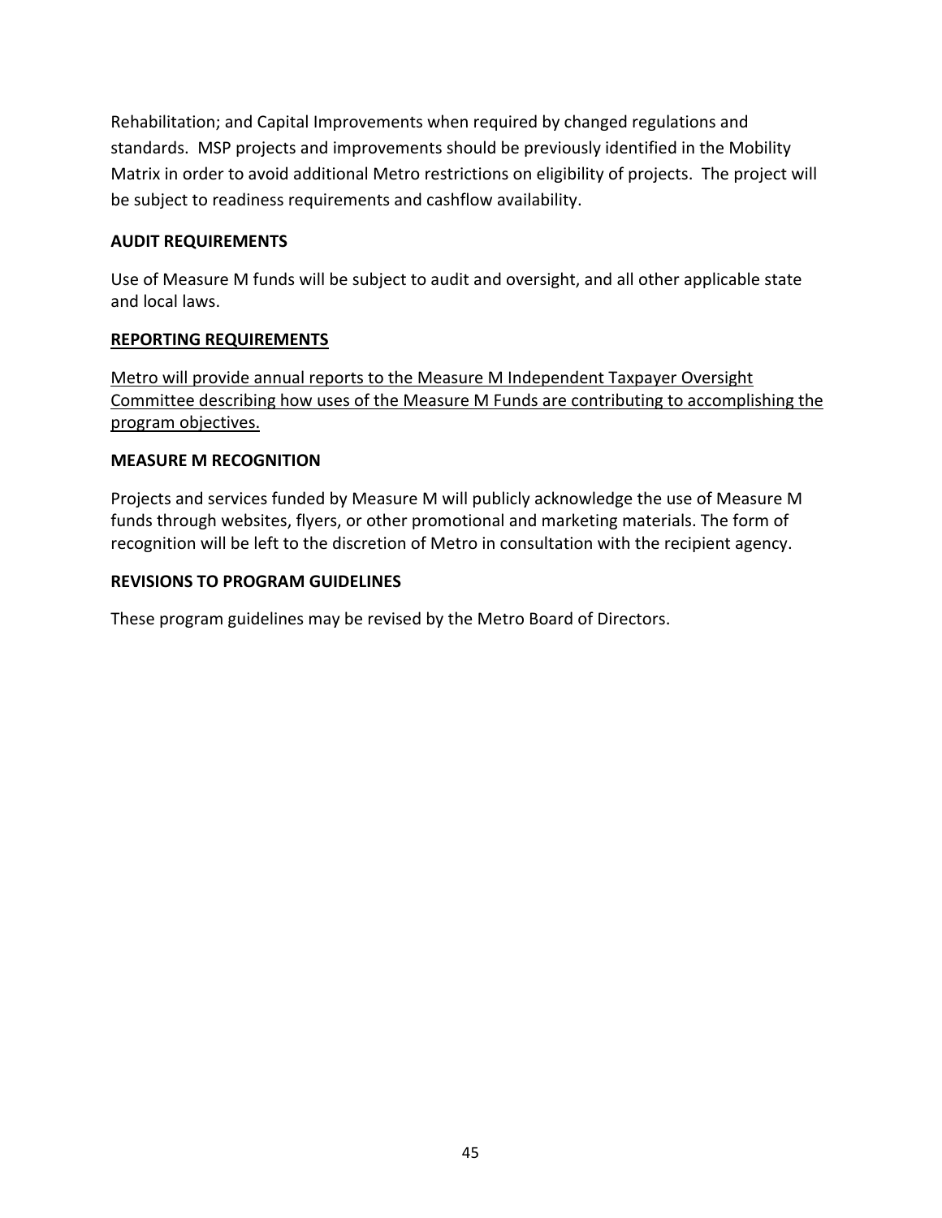Rehabilitation; and Capital Improvements when required by changed regulations and standards. MSP projects and improvements should be previously identified in the Mobility Matrix in order to avoid additional Metro restrictions on eligibility of projects. The project will be subject to readiness requirements and cashflow availability.

**AUDIT REQUIREMENTS**

Use of Measure M funds will be subject to audit and oversight, and all other applicable state and local laws.

<u>**REPORTING REQUIREMENTS**</u>

<u>Metro will provide annual reports to the Measure M Independent Taxpayer Oversight Committee describing how uses of the Measure M Funds are contributing to accomplishing the program objectives.</u>

**MEASURE M RECOGNITION**

Projects and services funded by Measure M will publicly acknowledge the use of Measure M funds through websites, flyers, or other promotional and marketing materials. The form of recognition will be left to the discretion of Metro in consultation with the recipient agency.

**REVISIONS TO PROGRAM GUIDELINES**

These program guidelines may be revised by the Metro Board of Directors.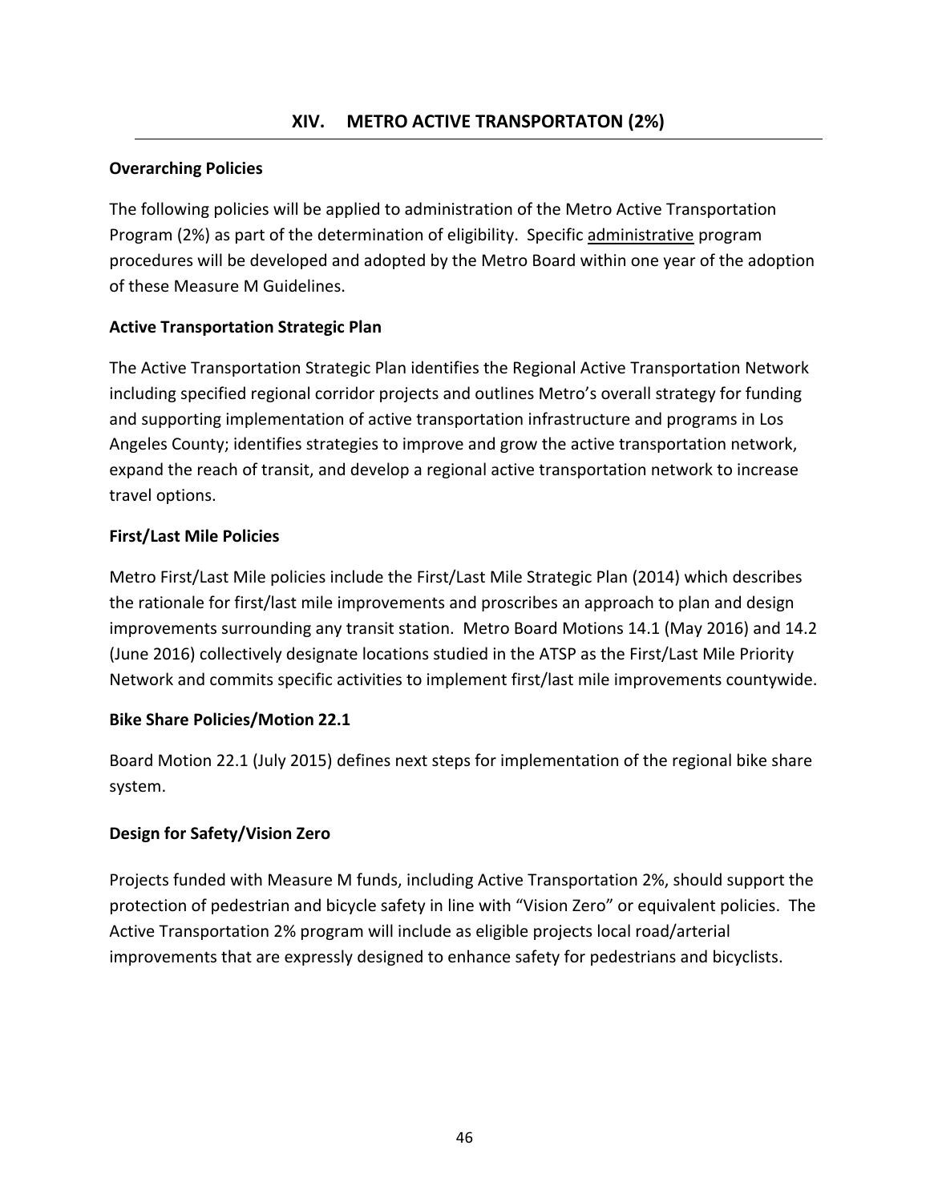# XIV. METRO ACTIVE TRANSPORTATON (2%)

**Overarching Policies**

The following policies will be applied to administration of the Metro Active Transportation Program (2%) as part of the determination of eligibility. Specific <u>administrative</u> program procedures will be developed and adopted by the Metro Board within one year of the adoption of these Measure M Guidelines.

**Active Transportation Strategic Plan**

The Active Transportation Strategic Plan identifies the Regional Active Transportation Network including specified regional corridor projects and outlines Metro's overall strategy for funding and supporting implementation of active transportation infrastructure and programs in Los Angeles County; identifies strategies to improve and grow the active transportation network, expand the reach of transit, and develop a regional active transportation network to increase travel options.

**First/Last Mile Policies**

Metro First/Last Mile policies include the First/Last Mile Strategic Plan (2014) which describes the rationale for first/last mile improvements and proscribes an approach to plan and design improvements surrounding any transit station. Metro Board Motions 14.1 (May 2016) and 14.2 (June 2016) collectively designate locations studied in the ATSP as the First/Last Mile Priority Network and commits specific activities to implement first/last mile improvements countywide.

**Bike Share Policies/Motion 22.1**

Board Motion 22.1 (July 2015) defines next steps for implementation of the regional bike share system.

**Design for Safety/Vision Zero**

Projects funded with Measure M funds, including Active Transportation 2%, should support the protection of pedestrian and bicycle safety in line with "Vision Zero" or equivalent policies. The Active Transportation 2% program will include as eligible projects local road/arterial improvements that are expressly designed to enhance safety for pedestrians and bicyclists.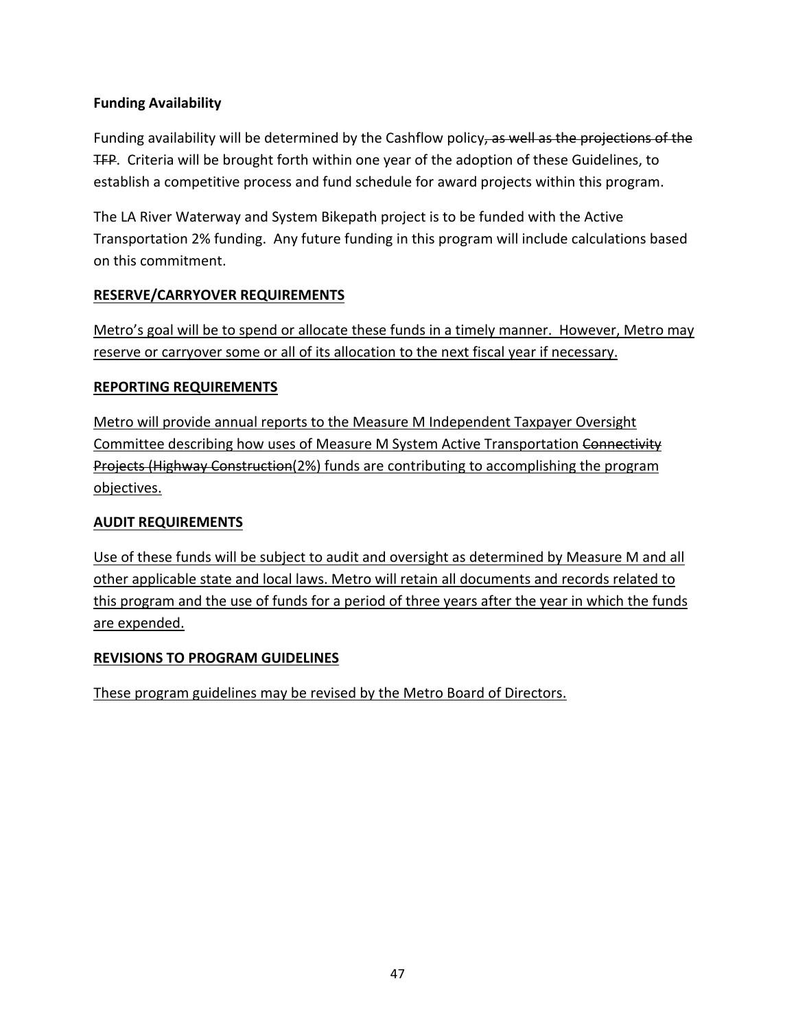**Funding Availability**

Funding availability will be determined by the Cashflow policy~~, as well as the projections of the TFP~~. Criteria will be brought forth within one year of the adoption of these Guidelines, to establish a competitive process and fund schedule for award projects within this program.

The LA River Waterway and System Bikepath project is to be funded with the Active Transportation 2% funding. Any future funding in this program will include calculations based on this commitment.

<u>**RESERVE/CARRYOVER REQUIREMENTS**</u>

<u>Metro's goal will be to spend or allocate these funds in a timely manner. However, Metro may reserve or carryover some or all of its allocation to the next fiscal year if necessary.</u>

<u>**REPORTING REQUIREMENTS**</u>

<u>Metro will provide annual reports to the Measure M Independent Taxpayer Oversight Committee describing how uses of Measure M System Active Transportation ~~Connectivity Projects (Highway Construction~~(2%) funds are contributing to accomplishing the program objectives.</u>

<u>**AUDIT REQUIREMENTS**</u>

<u>Use of these funds will be subject to audit and oversight as determined by Measure M and all other applicable state and local laws. Metro will retain all documents and records related to this program and the use of funds for a period of three years after the year in which the funds are expended.</u>

<u>**REVISIONS TO PROGRAM GUIDELINES**</u>

<u>These program guidelines may be revised by the Metro Board of Directors.</u>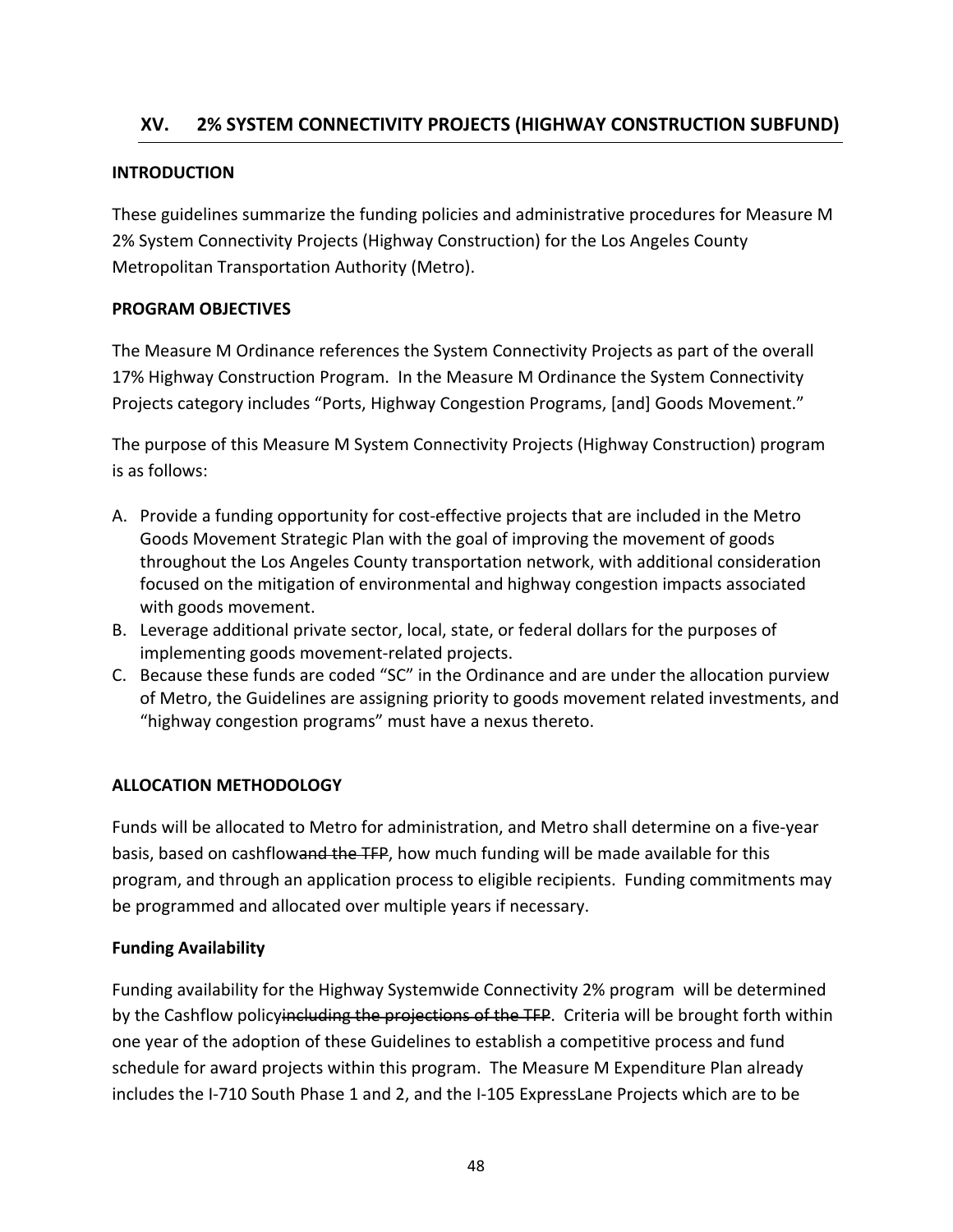## XV. 2% SYSTEM CONNECTIVITY PROJECTS (HIGHWAY CONSTRUCTION SUBFUND)

### INTRODUCTION

These guidelines summarize the funding policies and administrative procedures for Measure M 2% System Connectivity Projects (Highway Construction) for the Los Angeles County Metropolitan Transportation Authority (Metro).

### PROGRAM OBJECTIVES

The Measure M Ordinance references the System Connectivity Projects as part of the overall 17% Highway Construction Program. In the Measure M Ordinance the System Connectivity Projects category includes "Ports, Highway Congestion Programs, [and] Goods Movement."

The purpose of this Measure M System Connectivity Projects (Highway Construction) program is as follows:

A. Provide a funding opportunity for cost-effective projects that are included in the Metro Goods Movement Strategic Plan with the goal of improving the movement of goods throughout the Los Angeles County transportation network, with additional consideration focused on the mitigation of environmental and highway congestion impacts associated with goods movement.
B. Leverage additional private sector, local, state, or federal dollars for the purposes of implementing goods movement-related projects.
C. Because these funds are coded "SC" in the Ordinance and are under the allocation purview of Metro, the Guidelines are assigning priority to goods movement related investments, and "highway congestion programs" must have a nexus thereto.

### ALLOCATION METHODOLOGY

Funds will be allocated to Metro for administration, and Metro shall determine on a five-year basis, based on cashflow~~and the TFP~~, how much funding will be made available for this program, and through an application process to eligible recipients. Funding commitments may be programmed and allocated over multiple years if necessary.

#### Funding Availability

Funding availability for the Highway Systemwide Connectivity 2% program will be determined by the Cashflow policy~~including the projections of the TFP~~. Criteria will be brought forth within one year of the adoption of these Guidelines to establish a competitive process and fund schedule for award projects within this program. The Measure M Expenditure Plan already includes the I-710 South Phase 1 and 2, and the I-105 ExpressLane Projects which are to be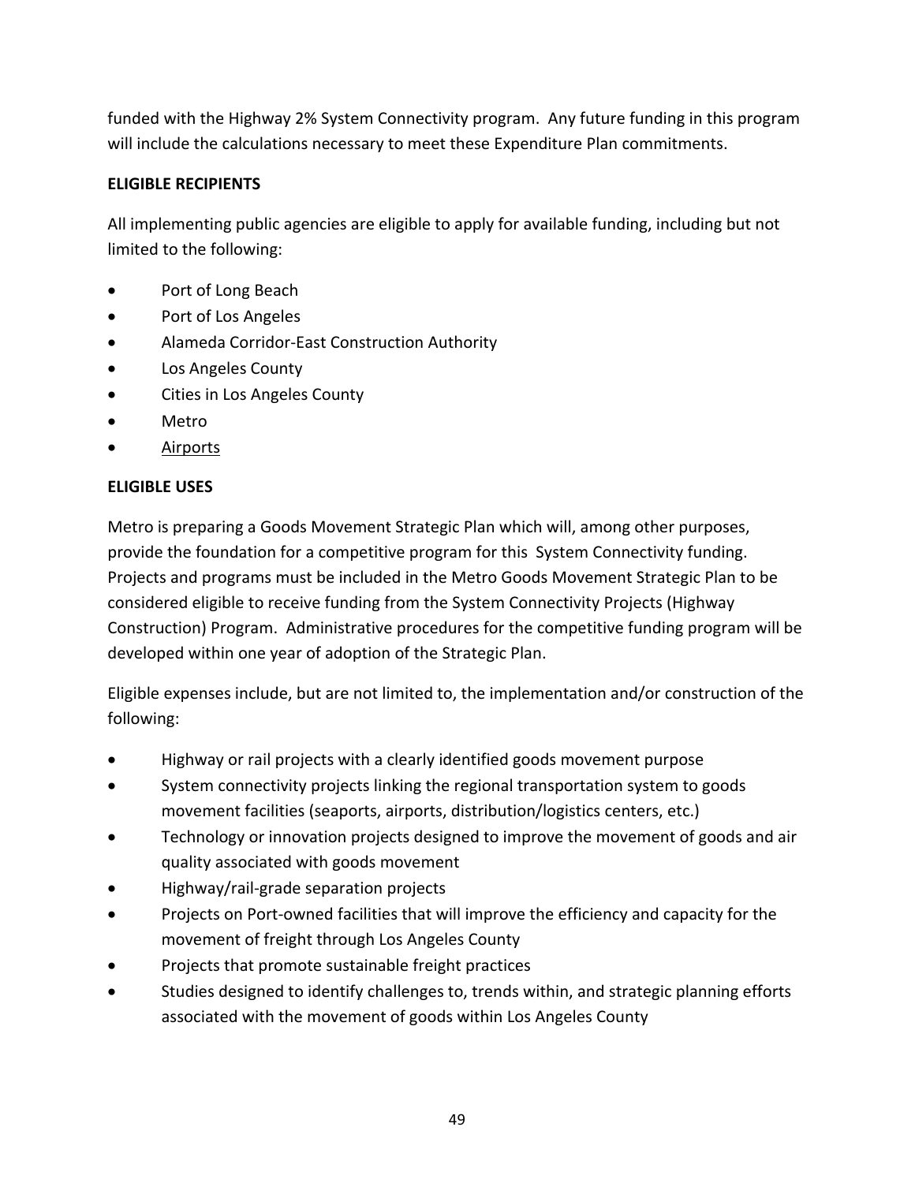funded with the Highway 2% System Connectivity program. Any future funding in this program will include the calculations necessary to meet these Expenditure Plan commitments.

**ELIGIBLE RECIPIENTS**

All implementing public agencies are eligible to apply for available funding, including but not limited to the following:

- Port of Long Beach
- Port of Los Angeles
- Alameda Corridor-East Construction Authority
- Los Angeles County
- Cities in Los Angeles County
- Metro
- Airports

**ELIGIBLE USES**

Metro is preparing a Goods Movement Strategic Plan which will, among other purposes, provide the foundation for a competitive program for this System Connectivity funding. Projects and programs must be included in the Metro Goods Movement Strategic Plan to be considered eligible to receive funding from the System Connectivity Projects (Highway Construction) Program. Administrative procedures for the competitive funding program will be developed within one year of adoption of the Strategic Plan.

Eligible expenses include, but are not limited to, the implementation and/or construction of the following:

- Highway or rail projects with a clearly identified goods movement purpose
- System connectivity projects linking the regional transportation system to goods movement facilities (seaports, airports, distribution/logistics centers, etc.)
- Technology or innovation projects designed to improve the movement of goods and air quality associated with goods movement
- Highway/rail-grade separation projects
- Projects on Port-owned facilities that will improve the efficiency and capacity for the movement of freight through Los Angeles County
- Projects that promote sustainable freight practices
- Studies designed to identify challenges to, trends within, and strategic planning efforts associated with the movement of goods within Los Angeles County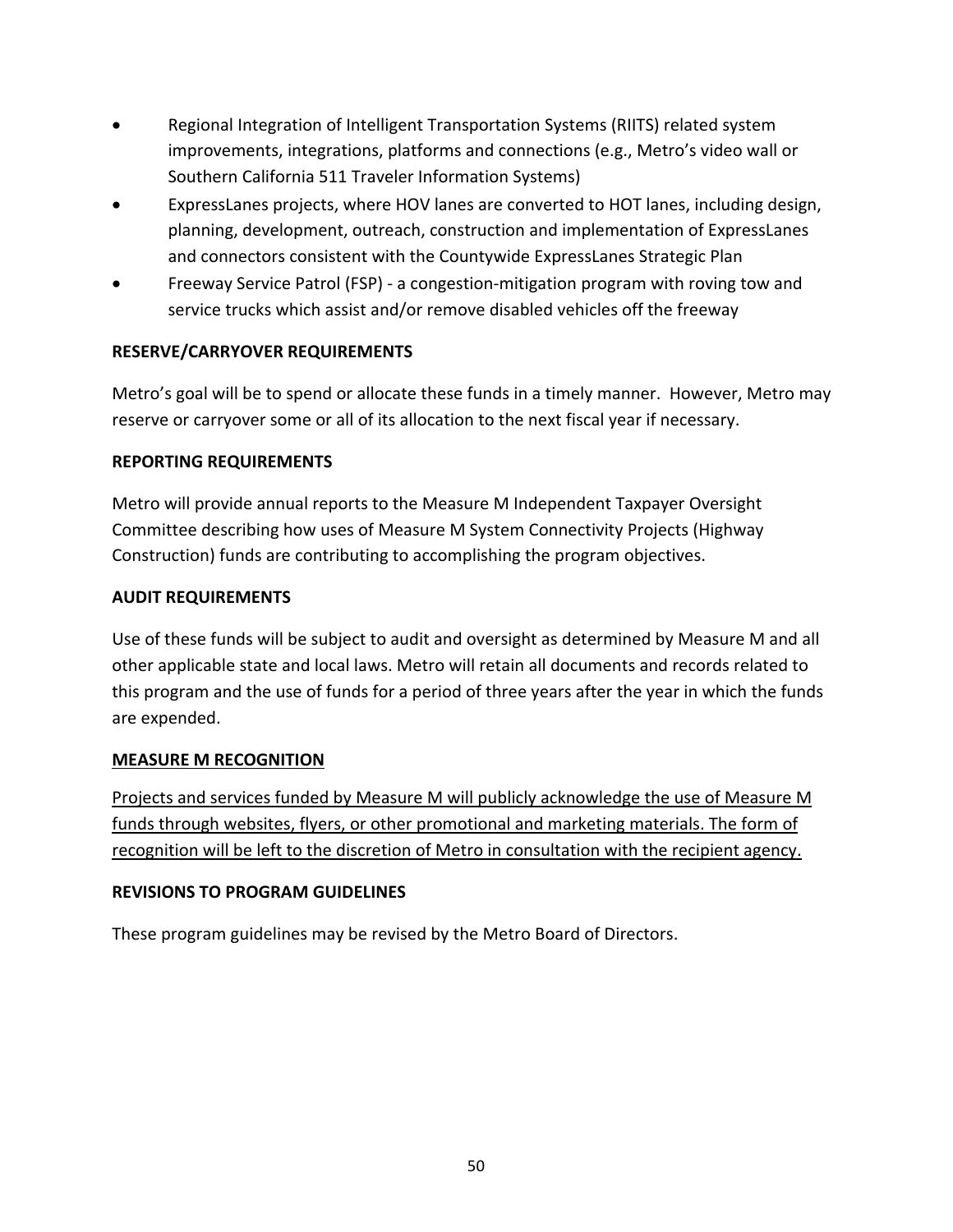- Regional Integration of Intelligent Transportation Systems (RIITS) related system improvements, integrations, platforms and connections (e.g., Metro's video wall or Southern California 511 Traveler Information Systems)
- ExpressLanes projects, where HOV lanes are converted to HOT lanes, including design, planning, development, outreach, construction and implementation of ExpressLanes and connectors consistent with the Countywide ExpressLanes Strategic Plan
- Freeway Service Patrol (FSP) - a congestion-mitigation program with roving tow and service trucks which assist and/or remove disabled vehicles off the freeway

**RESERVE/CARRYOVER REQUIREMENTS**

Metro's goal will be to spend or allocate these funds in a timely manner. However, Metro may reserve or carryover some or all of its allocation to the next fiscal year if necessary.

**REPORTING REQUIREMENTS**

Metro will provide annual reports to the Measure M Independent Taxpayer Oversight Committee describing how uses of Measure M System Connectivity Projects (Highway Construction) funds are contributing to accomplishing the program objectives.

**AUDIT REQUIREMENTS**

Use of these funds will be subject to audit and oversight as determined by Measure M and all other applicable state and local laws. Metro will retain all documents and records related to this program and the use of funds for a period of three years after the year in which the funds are expended.

<u>**MEASURE M RECOGNITION**</u>

<u>Projects and services funded by Measure M will publicly acknowledge the use of Measure M funds through websites, flyers, or other promotional and marketing materials. The form of recognition will be left to the discretion of Metro in consultation with the recipient agency.</u>

**REVISIONS TO PROGRAM GUIDELINES**

These program guidelines may be revised by the Metro Board of Directors.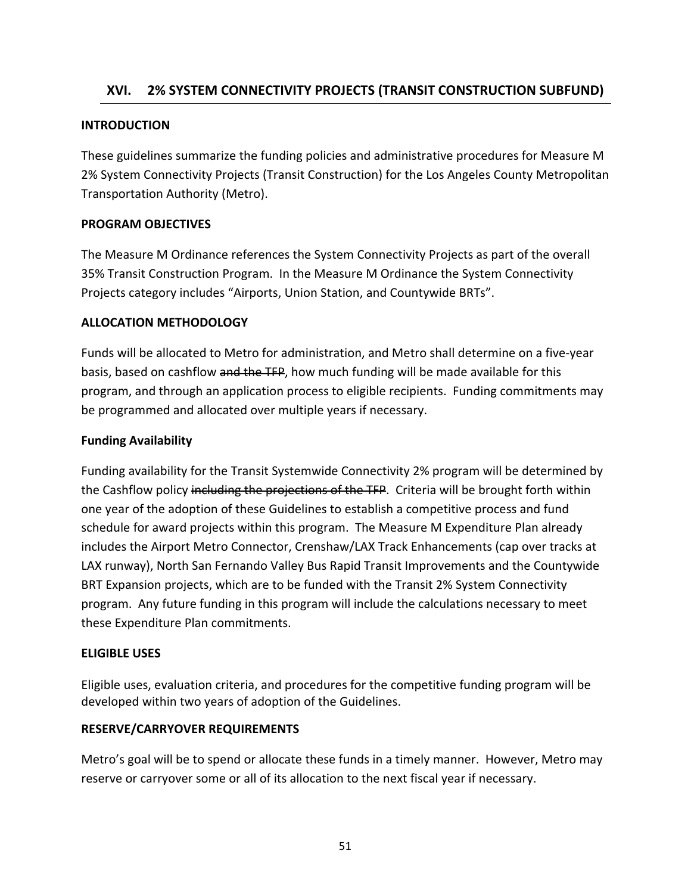## XVI. 2% SYSTEM CONNECTIVITY PROJECTS (TRANSIT CONSTRUCTION SUBFUND)

**INTRODUCTION**

These guidelines summarize the funding policies and administrative procedures for Measure M 2% System Connectivity Projects (Transit Construction) for the Los Angeles County Metropolitan Transportation Authority (Metro).

**PROGRAM OBJECTIVES**

The Measure M Ordinance references the System Connectivity Projects as part of the overall 35% Transit Construction Program. In the Measure M Ordinance the System Connectivity Projects category includes "Airports, Union Station, and Countywide BRTs".

**ALLOCATION METHODOLOGY**

Funds will be allocated to Metro for administration, and Metro shall determine on a five-year basis, based on cashflow ~~and the TFP~~, how much funding will be made available for this program, and through an application process to eligible recipients. Funding commitments may be programmed and allocated over multiple years if necessary.

**Funding Availability**

Funding availability for the Transit Systemwide Connectivity 2% program will be determined by the Cashflow policy ~~including the projections of the TFP~~. Criteria will be brought forth within one year of the adoption of these Guidelines to establish a competitive process and fund schedule for award projects within this program. The Measure M Expenditure Plan already includes the Airport Metro Connector, Crenshaw/LAX Track Enhancements (cap over tracks at LAX runway), North San Fernando Valley Bus Rapid Transit Improvements and the Countywide BRT Expansion projects, which are to be funded with the Transit 2% System Connectivity program. Any future funding in this program will include the calculations necessary to meet these Expenditure Plan commitments.

**ELIGIBLE USES**

Eligible uses, evaluation criteria, and procedures for the competitive funding program will be developed within two years of adoption of the Guidelines.

**RESERVE/CARRYOVER REQUIREMENTS**

Metro's goal will be to spend or allocate these funds in a timely manner. However, Metro may reserve or carryover some or all of its allocation to the next fiscal year if necessary.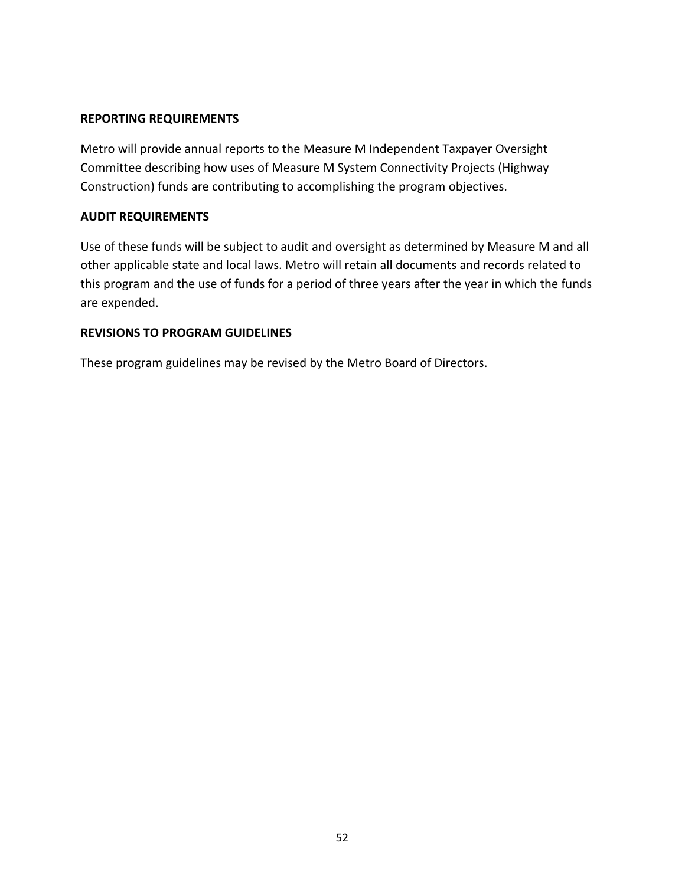**REPORTING REQUIREMENTS**

Metro will provide annual reports to the Measure M Independent Taxpayer Oversight Committee describing how uses of Measure M System Connectivity Projects (Highway Construction) funds are contributing to accomplishing the program objectives.

**AUDIT REQUIREMENTS**

Use of these funds will be subject to audit and oversight as determined by Measure M and all other applicable state and local laws. Metro will retain all documents and records related to this program and the use of funds for a period of three years after the year in which the funds are expended.

**REVISIONS TO PROGRAM GUIDELINES**

These program guidelines may be revised by the Metro Board of Directors.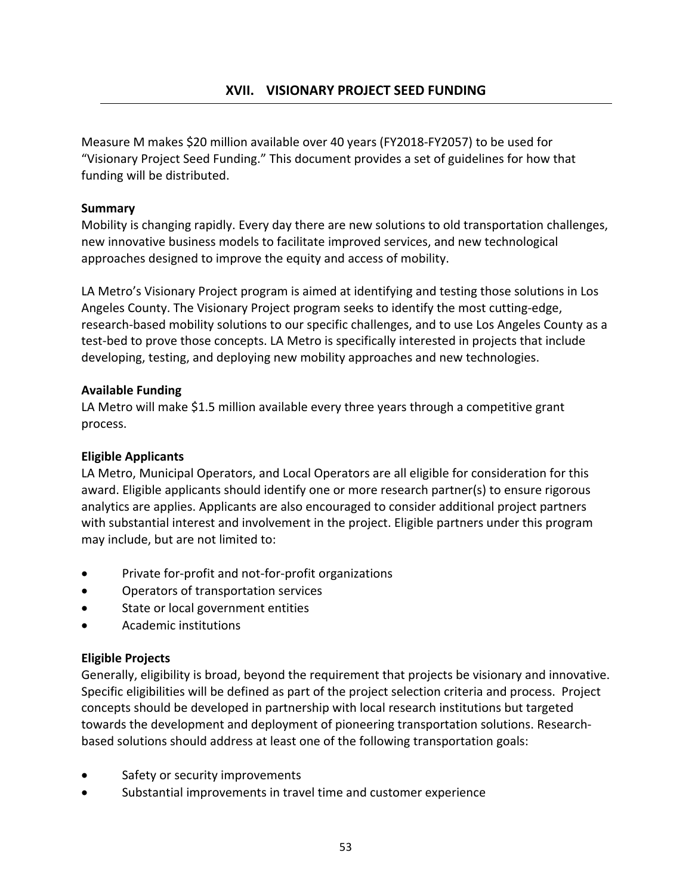# XVII. VISIONARY PROJECT SEED FUNDING

Measure M makes $20 million available over 40 years (FY2018-FY2057) to be used for "Visionary Project Seed Funding." This document provides a set of guidelines for how that funding will be distributed.

**Summary**

Mobility is changing rapidly. Every day there are new solutions to old transportation challenges, new innovative business models to facilitate improved services, and new technological approaches designed to improve the equity and access of mobility.

LA Metro's Visionary Project program is aimed at identifying and testing those solutions in Los Angeles County. The Visionary Project program seeks to identify the most cutting-edge, research-based mobility solutions to our specific challenges, and to use Los Angeles County as a test-bed to prove those concepts. LA Metro is specifically interested in projects that include developing, testing, and deploying new mobility approaches and new technologies.

**Available Funding**

LA Metro will make $1.5 million available every three years through a competitive grant process.

**Eligible Applicants**

LA Metro, Municipal Operators, and Local Operators are all eligible for consideration for this award. Eligible applicants should identify one or more research partner(s) to ensure rigorous analytics are applies. Applicants are also encouraged to consider additional project partners with substantial interest and involvement in the project. Eligible partners under this program may include, but are not limited to:

- Private for-profit and not-for-profit organizations
- Operators of transportation services
- State or local government entities
- Academic institutions

**Eligible Projects**

Generally, eligibility is broad, beyond the requirement that projects be visionary and innovative. Specific eligibilities will be defined as part of the project selection criteria and process. Project concepts should be developed in partnership with local research institutions but targeted towards the development and deployment of pioneering transportation solutions. Research-based solutions should address at least one of the following transportation goals:

- Safety or security improvements
- Substantial improvements in travel time and customer experience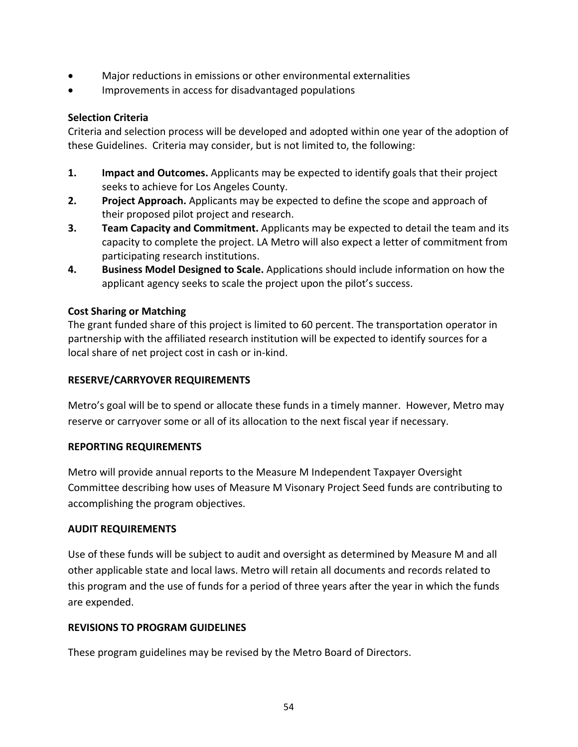- Major reductions in emissions or other environmental externalities
- Improvements in access for disadvantaged populations

**Selection Criteria**

Criteria and selection process will be developed and adopted within one year of the adoption of these Guidelines. Criteria may consider, but is not limited to, the following:

1. **Impact and Outcomes.** Applicants may be expected to identify goals that their project seeks to achieve for Los Angeles County.
2. **Project Approach.** Applicants may be expected to define the scope and approach of their proposed pilot project and research.
3. **Team Capacity and Commitment.** Applicants may be expected to detail the team and its capacity to complete the project. LA Metro will also expect a letter of commitment from participating research institutions.
4. **Business Model Designed to Scale.** Applications should include information on how the applicant agency seeks to scale the project upon the pilot's success.

**Cost Sharing or Matching**

The grant funded share of this project is limited to 60 percent. The transportation operator in partnership with the affiliated research institution will be expected to identify sources for a local share of net project cost in cash or in-kind.

**RESERVE/CARRYOVER REQUIREMENTS**

Metro's goal will be to spend or allocate these funds in a timely manner. However, Metro may reserve or carryover some or all of its allocation to the next fiscal year if necessary.

**REPORTING REQUIREMENTS**

Metro will provide annual reports to the Measure M Independent Taxpayer Oversight Committee describing how uses of Measure M Visonary Project Seed funds are contributing to accomplishing the program objectives.

**AUDIT REQUIREMENTS**

Use of these funds will be subject to audit and oversight as determined by Measure M and all other applicable state and local laws. Metro will retain all documents and records related to this program and the use of funds for a period of three years after the year in which the funds are expended.

**REVISIONS TO PROGRAM GUIDELINES**

These program guidelines may be revised by the Metro Board of Directors.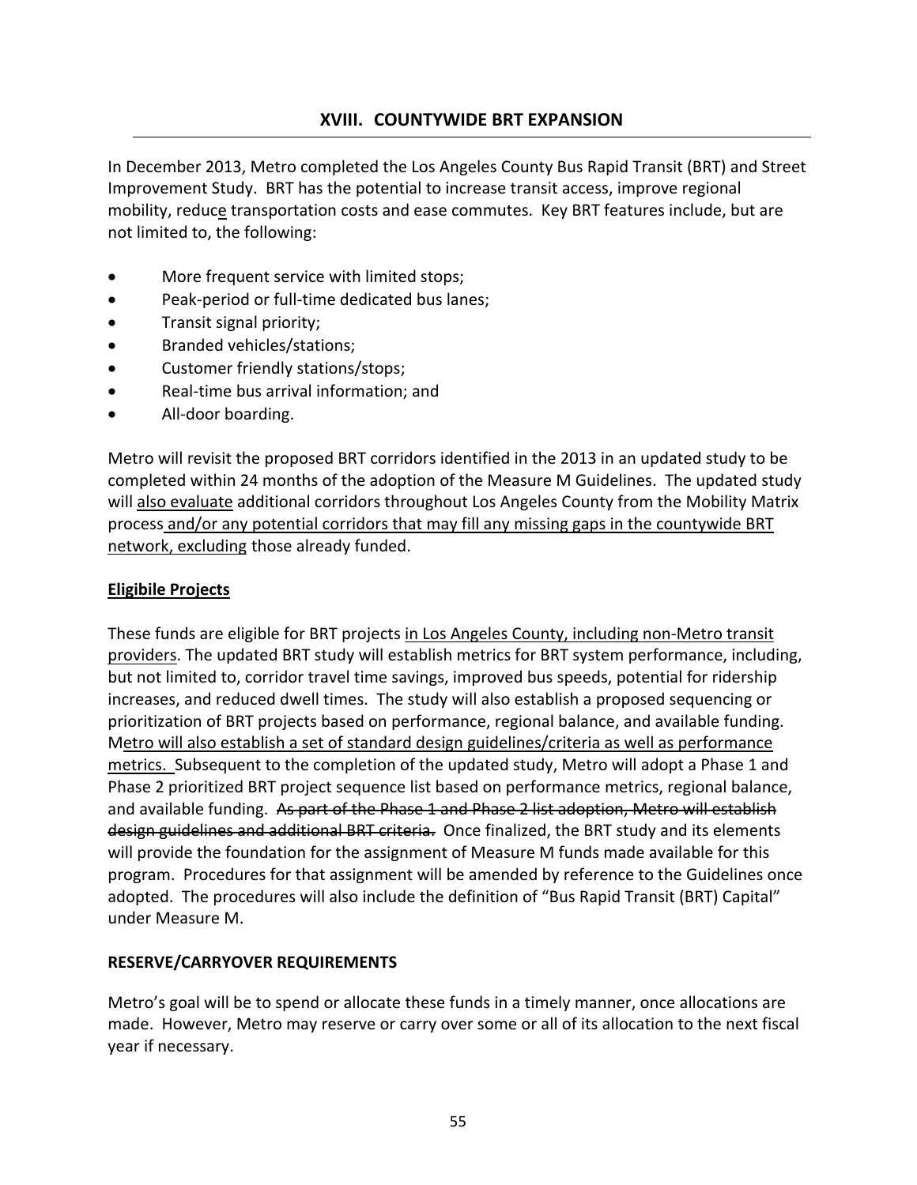## XVIII. COUNTYWIDE BRT EXPANSION

In December 2013, Metro completed the Los Angeles County Bus Rapid Transit (BRT) and Street Improvement Study. BRT has the potential to increase transit access, improve regional mobility, reduce transportation costs and ease commutes. Key BRT features include, but are not limited to, the following:

- More frequent service with limited stops;
- Peak-period or full-time dedicated bus lanes;
- Transit signal priority;
- Branded vehicles/stations;
- Customer friendly stations/stops;
- Real-time bus arrival information; and
- All-door boarding.

Metro will revisit the proposed BRT corridors identified in the 2013 in an updated study to be completed within 24 months of the adoption of the Measure M Guidelines. The updated study will also evaluate additional corridors throughout Los Angeles County from the Mobility Matrix process and/or any potential corridors that may fill any missing gaps in the countywide BRT network, excluding those already funded.

**Eligibile Projects**

These funds are eligible for BRT projects in Los Angeles County, including non-Metro transit providers. The updated BRT study will establish metrics for BRT system performance, including, but not limited to, corridor travel time savings, improved bus speeds, potential for ridership increases, and reduced dwell times. The study will also establish a proposed sequencing or prioritization of BRT projects based on performance, regional balance, and available funding. Metro will also establish a set of standard design guidelines/criteria as well as performance metrics. Subsequent to the completion of the updated study, Metro will adopt a Phase 1 and Phase 2 prioritized BRT project sequence list based on performance metrics, regional balance, and available funding. ~~As part of the Phase 1 and Phase 2 list adoption, Metro will establish design guidelines and additional BRT criteria.~~ Once finalized, the BRT study and its elements will provide the foundation for the assignment of Measure M funds made available for this program. Procedures for that assignment will be amended by reference to the Guidelines once adopted. The procedures will also include the definition of "Bus Rapid Transit (BRT) Capital" under Measure M.

**RESERVE/CARRYOVER REQUIREMENTS**

Metro's goal will be to spend or allocate these funds in a timely manner, once allocations are made. However, Metro may reserve or carry over some or all of its allocation to the next fiscal year if necessary.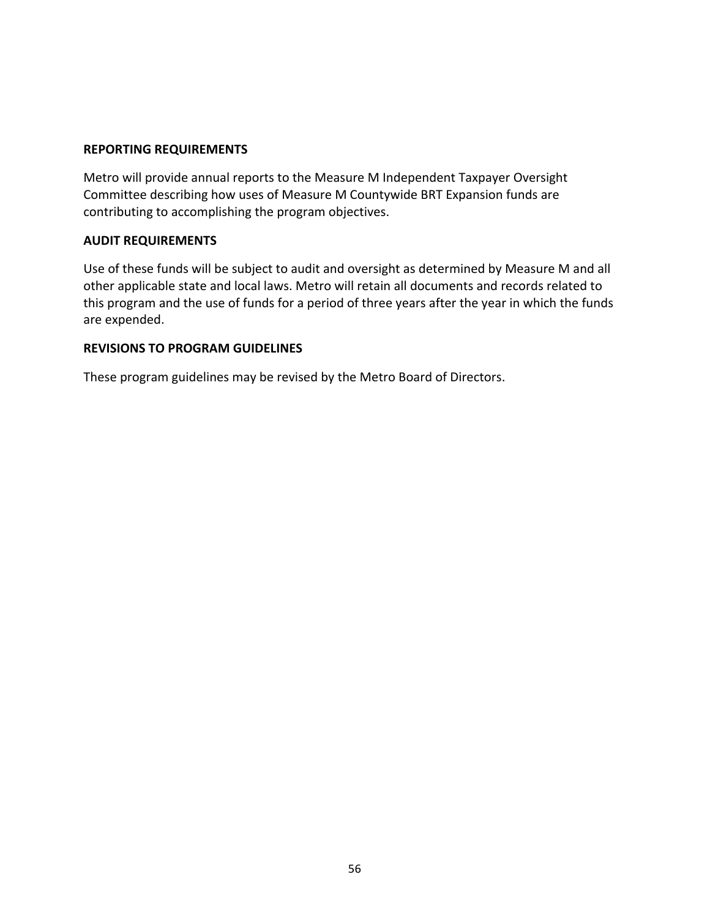**REPORTING REQUIREMENTS**

Metro will provide annual reports to the Measure M Independent Taxpayer Oversight Committee describing how uses of Measure M Countywide BRT Expansion funds are contributing to accomplishing the program objectives.

**AUDIT REQUIREMENTS**

Use of these funds will be subject to audit and oversight as determined by Measure M and all other applicable state and local laws. Metro will retain all documents and records related to this program and the use of funds for a period of three years after the year in which the funds are expended.

**REVISIONS TO PROGRAM GUIDELINES**

These program guidelines may be revised by the Metro Board of Directors.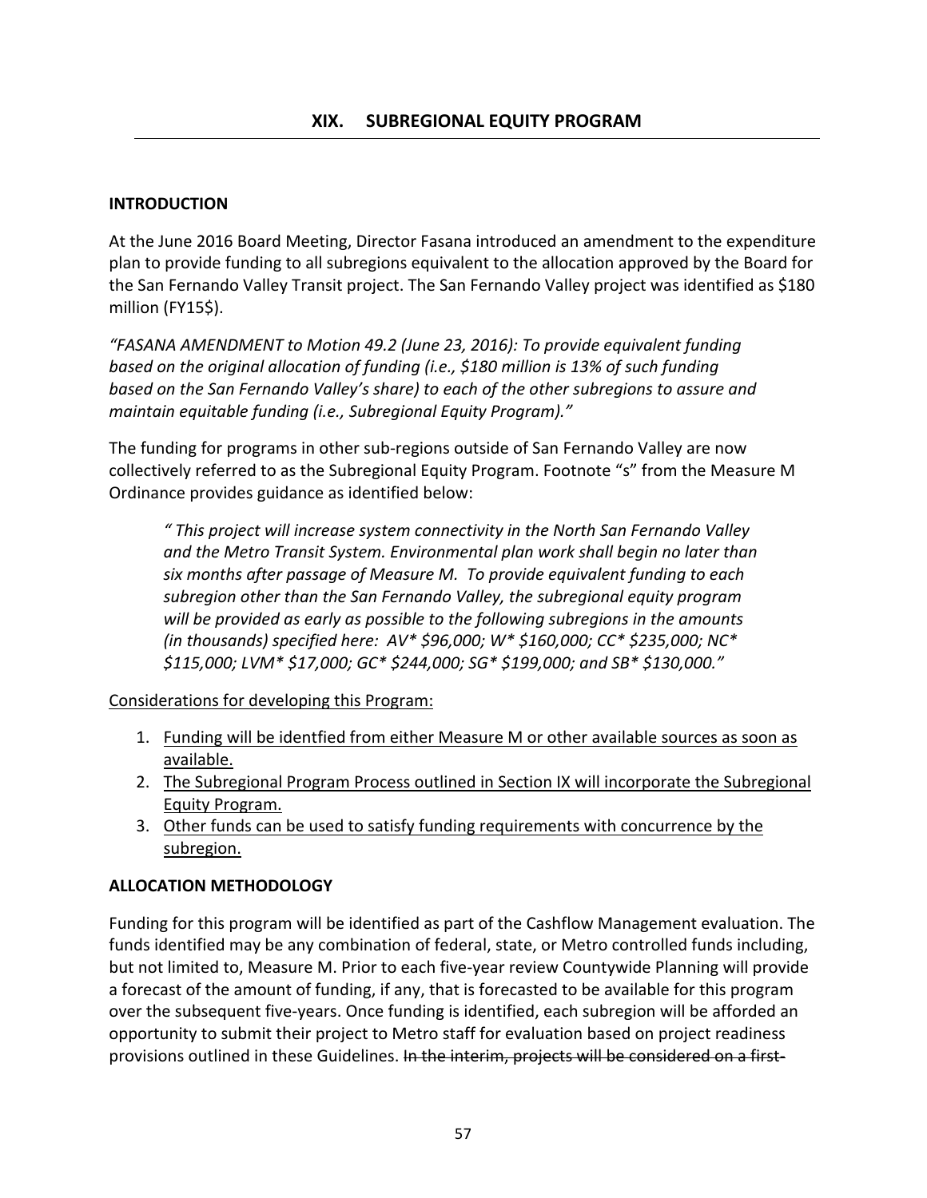## XIX. SUBREGIONAL EQUITY PROGRAM

**INTRODUCTION**

At the June 2016 Board Meeting, Director Fasana introduced an amendment to the expenditure plan to provide funding to all subregions equivalent to the allocation approved by the Board for the San Fernando Valley Transit project. The San Fernando Valley project was identified as $180 million (FY15$).

*"FASANA AMENDMENT to Motion 49.2 (June 23, 2016): To provide equivalent funding based on the original allocation of funding (i.e., $180 million is 13% of such funding based on the San Fernando Valley's share) to each of the other subregions to assure and maintain equitable funding (i.e., Subregional Equity Program)."*

The funding for programs in other sub-regions outside of San Fernando Valley are now collectively referred to as the Subregional Equity Program. Footnote "s" from the Measure M Ordinance provides guidance as identified below:

> *" This project will increase system connectivity in the North San Fernando Valley and the Metro Transit System. Environmental plan work shall begin no later than six months after passage of Measure M. To provide equivalent funding to each subregion other than the San Fernando Valley, the subregional equity program will be provided as early as possible to the following subregions in the amounts (in thousands) specified here: AV* $96,000; W* $160,000; CC* $235,000; NC* $115,000; LVM* $17,000; GC* $244,000; SG* $199,000; and SB* $130,000."*

<u>Considerations for developing this Program:</u>

1. <u>Funding will be identfied from either Measure M or other available sources as soon as available.</u>
2. <u>The Subregional Program Process outlined in Section IX will incorporate the Subregional Equity Program.</u>
3. <u>Other funds can be used to satisfy funding requirements with concurrence by the subregion.</u>

**ALLOCATION METHODOLOGY**

Funding for this program will be identified as part of the Cashflow Management evaluation. The funds identified may be any combination of federal, state, or Metro controlled funds including, but not limited to, Measure M. Prior to each five-year review Countywide Planning will provide a forecast of the amount of funding, if any, that is forecasted to be available for this program over the subsequent five-years. Once funding is identified, each subregion will be afforded an opportunity to submit their project to Metro staff for evaluation based on project readiness provisions outlined in these Guidelines. ~~In the interim, projects will be considered on a first-~~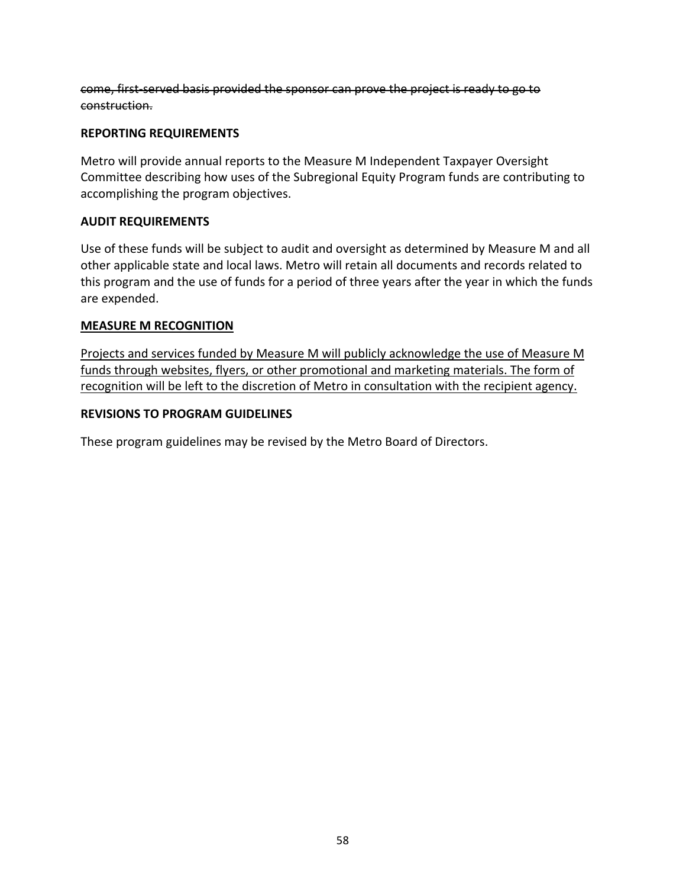~~come, first-served basis provided the sponsor can prove the project is ready to go to construction.~~

**REPORTING REQUIREMENTS**

Metro will provide annual reports to the Measure M Independent Taxpayer Oversight Committee describing how uses of the Subregional Equity Program funds are contributing to accomplishing the program objectives.

**AUDIT REQUIREMENTS**

Use of these funds will be subject to audit and oversight as determined by Measure M and all other applicable state and local laws. Metro will retain all documents and records related to this program and the use of funds for a period of three years after the year in which the funds are expended.

<u>**MEASURE M RECOGNITION**</u>

<u>Projects and services funded by Measure M will publicly acknowledge the use of Measure M funds through websites, flyers, or other promotional and marketing materials. The form of recognition will be left to the discretion of Metro in consultation with the recipient agency.</u>

**REVISIONS TO PROGRAM GUIDELINES**

These program guidelines may be revised by the Metro Board of Directors.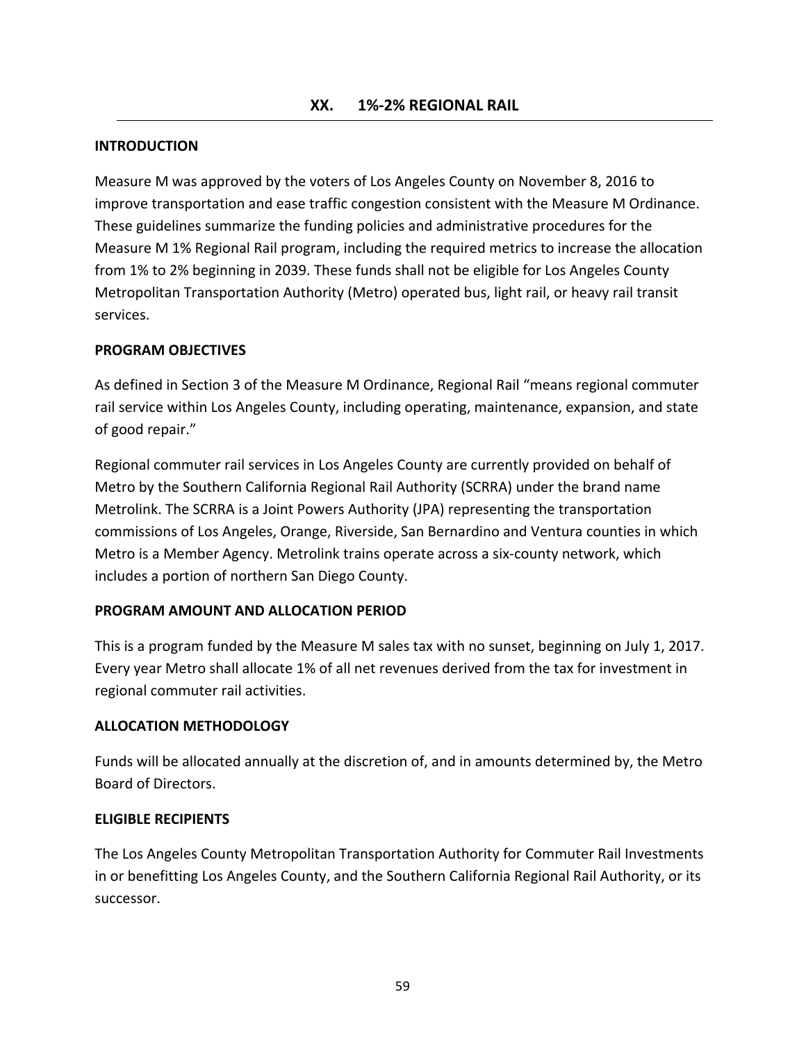# XX. 1%-2% REGIONAL RAIL

## INTRODUCTION

Measure M was approved by the voters of Los Angeles County on November 8, 2016 to improve transportation and ease traffic congestion consistent with the Measure M Ordinance. These guidelines summarize the funding policies and administrative procedures for the Measure M 1% Regional Rail program, including the required metrics to increase the allocation from 1% to 2% beginning in 2039. These funds shall not be eligible for Los Angeles County Metropolitan Transportation Authority (Metro) operated bus, light rail, or heavy rail transit services.

## PROGRAM OBJECTIVES

As defined in Section 3 of the Measure M Ordinance, Regional Rail "means regional commuter rail service within Los Angeles County, including operating, maintenance, expansion, and state of good repair."

Regional commuter rail services in Los Angeles County are currently provided on behalf of Metro by the Southern California Regional Rail Authority (SCRRA) under the brand name Metrolink. The SCRRA is a Joint Powers Authority (JPA) representing the transportation commissions of Los Angeles, Orange, Riverside, San Bernardino and Ventura counties in which Metro is a Member Agency. Metrolink trains operate across a six-county network, which includes a portion of northern San Diego County.

## PROGRAM AMOUNT AND ALLOCATION PERIOD

This is a program funded by the Measure M sales tax with no sunset, beginning on July 1, 2017. Every year Metro shall allocate 1% of all net revenues derived from the tax for investment in regional commuter rail activities.

## ALLOCATION METHODOLOGY

Funds will be allocated annually at the discretion of, and in amounts determined by, the Metro Board of Directors.

## ELIGIBLE RECIPIENTS

The Los Angeles County Metropolitan Transportation Authority for Commuter Rail Investments in or benefitting Los Angeles County, and the Southern California Regional Rail Authority, or its successor.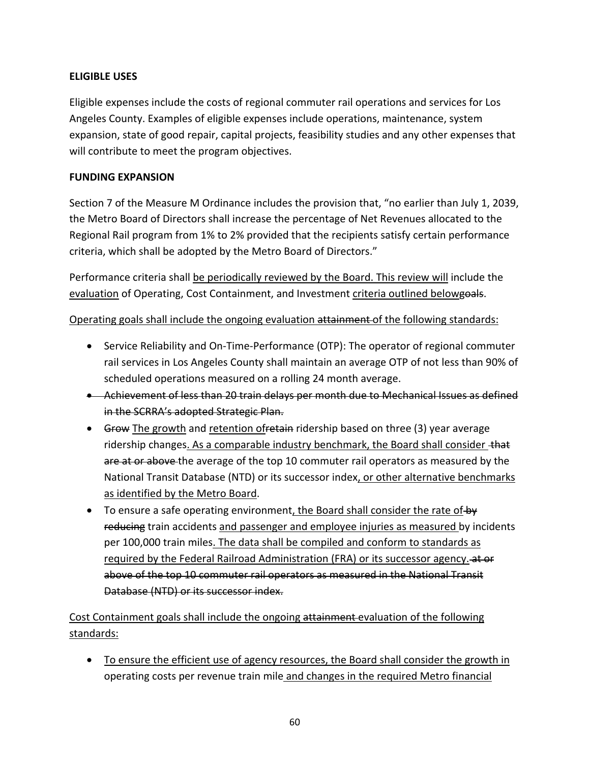**ELIGIBLE USES**

Eligible expenses include the costs of regional commuter rail operations and services for Los Angeles County. Examples of eligible expenses include operations, maintenance, system expansion, state of good repair, capital projects, feasibility studies and any other expenses that will contribute to meet the program objectives.

**FUNDING EXPANSION**

Section 7 of the Measure M Ordinance includes the provision that, "no earlier than July 1, 2039, the Metro Board of Directors shall increase the percentage of Net Revenues allocated to the Regional Rail program from 1% to 2% provided that the recipients satisfy certain performance criteria, which shall be adopted by the Metro Board of Directors."

Performance criteria shall <u>be periodically reviewed by the Board. This review will</u> include the <u>evaluation</u> of Operating, Cost Containment, and Investment <u>criteria outlined below</u>~~goals~~.

<u>Operating goals shall include the ongoing evaluation</u> ~~attainment~~ <u>of the following standards:</u>

- Service Reliability and On-Time-Performance (OTP): The operator of regional commuter rail services in Los Angeles County shall maintain an average OTP of not less than 90% of scheduled operations measured on a rolling 24 month average.
- ~~Achievement of less than 20 train delays per month due to Mechanical Issues as defined in the SCRRA's adopted Strategic Plan.~~
- ~~Grow~~ <u>The growth</u> and <u>retention of</u>~~retain~~ ridership based on three (3) year average ridership changes<u>. As a comparable industry benchmark, the Board shall consider</u> ~~that are at or above~~ the average of the top 10 commuter rail operators as measured by the National Transit Database (NTD) or its successor index<u>, or other alternative benchmarks as identified by the Metro Board</u>.
- To ensure a safe operating environment<u>, the Board shall consider the rate of</u> ~~by reducing~~ train accidents <u>and passenger and employee injuries as measured</u> by incidents per 100,000 train miles<u>. The data shall be compiled and conform to standards as required by the Federal Railroad Administration (FRA) or its successor agency.</u> ~~at or above of the top 10 commuter rail operators as measured in the National Transit Database (NTD) or its successor index.~~

<u>Cost Containment goals shall include the ongoing</u> ~~attainment~~ <u>evaluation of the following standards:</u>

- <u>To ensure the efficient use of agency resources, the Board shall consider the growth in</u> operating costs per revenue train mile <u>and changes in the required Metro financial</u>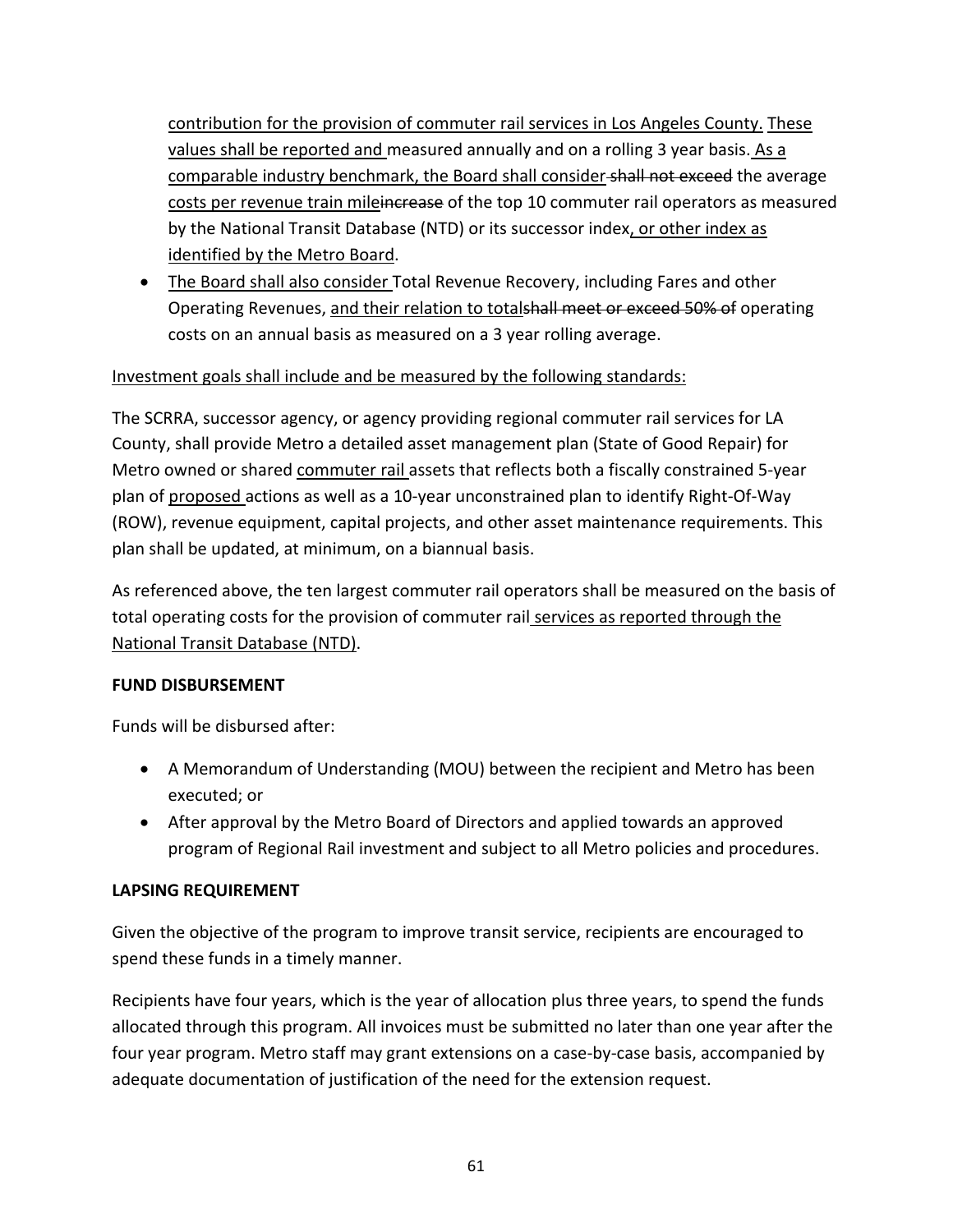contribution for the provision of commuter rail services in Los Angeles County. These values shall be reported and measured annually and on a rolling 3 year basis. As a comparable industry benchmark, the Board shall consider ~~shall not exceed~~ the average costs per revenue train mile~~increase~~ of the top 10 commuter rail operators as measured by the National Transit Database (NTD) or its successor index, or other index as identified by the Metro Board.

- The Board shall also consider Total Revenue Recovery, including Fares and other Operating Revenues, and their relation to total~~shall meet or exceed 50% of~~ operating costs on an annual basis as measured on a 3 year rolling average.

Investment goals shall include and be measured by the following standards:

The SCRRA, successor agency, or agency providing regional commuter rail services for LA County, shall provide Metro a detailed asset management plan (State of Good Repair) for Metro owned or shared commuter rail assets that reflects both a fiscally constrained 5-year plan of proposed actions as well as a 10-year unconstrained plan to identify Right-Of-Way (ROW), revenue equipment, capital projects, and other asset maintenance requirements. This plan shall be updated, at minimum, on a biannual basis.

As referenced above, the ten largest commuter rail operators shall be measured on the basis of total operating costs for the provision of commuter rail services as reported through the National Transit Database (NTD).

**FUND DISBURSEMENT**

Funds will be disbursed after:

- A Memorandum of Understanding (MOU) between the recipient and Metro has been executed; or
- After approval by the Metro Board of Directors and applied towards an approved program of Regional Rail investment and subject to all Metro policies and procedures.

**LAPSING REQUIREMENT**

Given the objective of the program to improve transit service, recipients are encouraged to spend these funds in a timely manner.

Recipients have four years, which is the year of allocation plus three years, to spend the funds allocated through this program. All invoices must be submitted no later than one year after the four year program. Metro staff may grant extensions on a case-by-case basis, accompanied by adequate documentation of justification of the need for the extension request.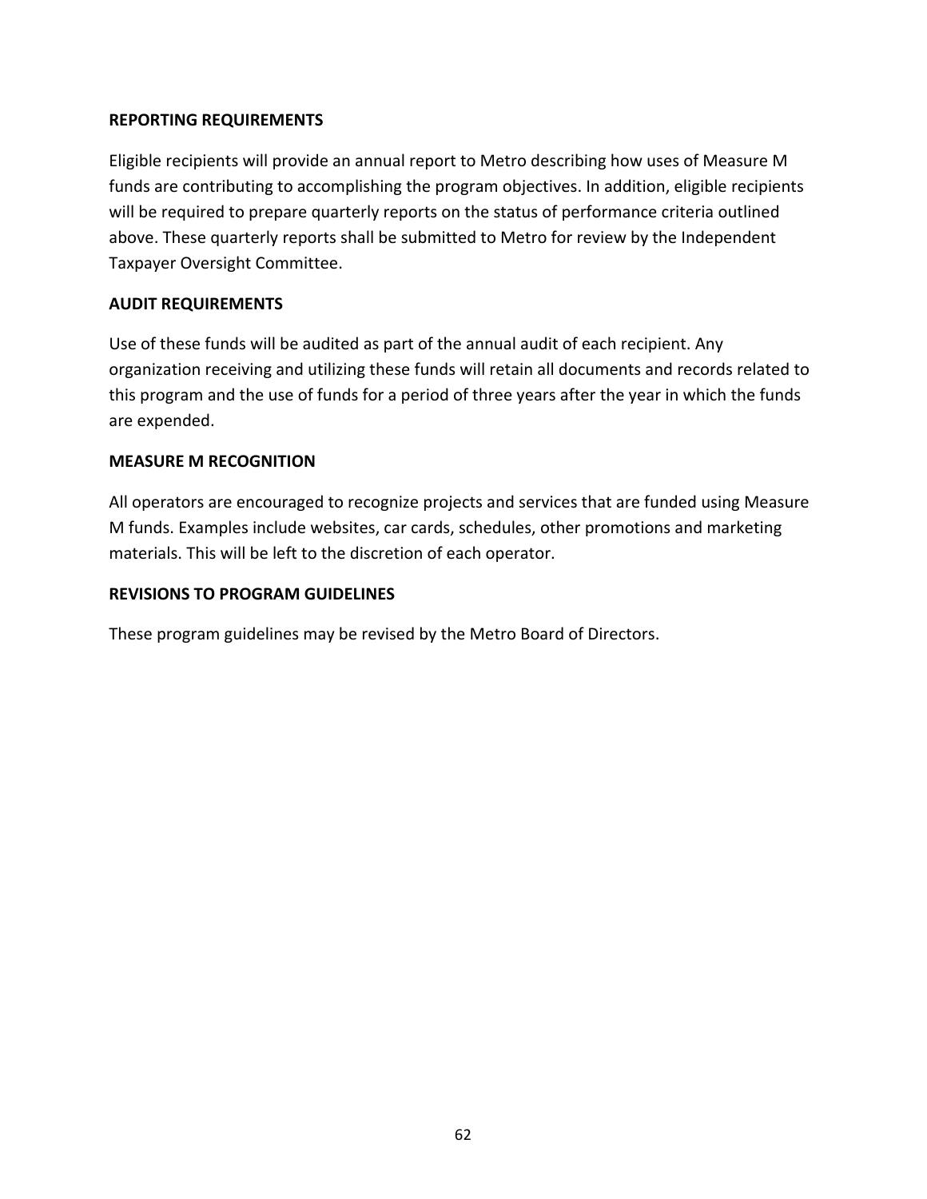**REPORTING REQUIREMENTS**

Eligible recipients will provide an annual report to Metro describing how uses of Measure M funds are contributing to accomplishing the program objectives. In addition, eligible recipients will be required to prepare quarterly reports on the status of performance criteria outlined above. These quarterly reports shall be submitted to Metro for review by the Independent Taxpayer Oversight Committee.

**AUDIT REQUIREMENTS**

Use of these funds will be audited as part of the annual audit of each recipient. Any organization receiving and utilizing these funds will retain all documents and records related to this program and the use of funds for a period of three years after the year in which the funds are expended.

**MEASURE M RECOGNITION**

All operators are encouraged to recognize projects and services that are funded using Measure M funds. Examples include websites, car cards, schedules, other promotions and marketing materials. This will be left to the discretion of each operator.

**REVISIONS TO PROGRAM GUIDELINES**

These program guidelines may be revised by the Metro Board of Directors.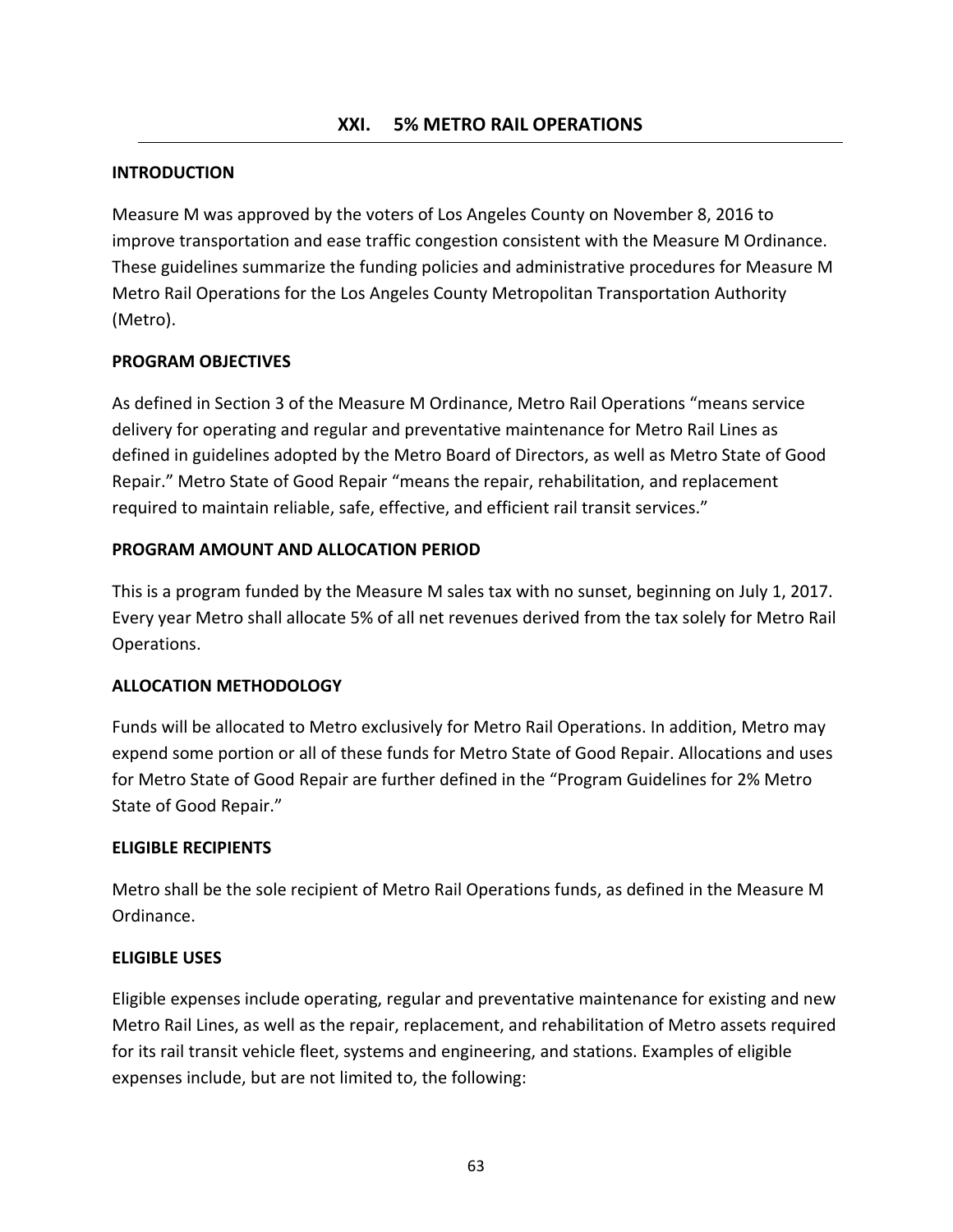## XXI. 5% METRO RAIL OPERATIONS

### INTRODUCTION

Measure M was approved by the voters of Los Angeles County on November 8, 2016 to improve transportation and ease traffic congestion consistent with the Measure M Ordinance. These guidelines summarize the funding policies and administrative procedures for Measure M Metro Rail Operations for the Los Angeles County Metropolitan Transportation Authority (Metro).

### PROGRAM OBJECTIVES

As defined in Section 3 of the Measure M Ordinance, Metro Rail Operations "means service delivery for operating and regular and preventative maintenance for Metro Rail Lines as defined in guidelines adopted by the Metro Board of Directors, as well as Metro State of Good Repair." Metro State of Good Repair "means the repair, rehabilitation, and replacement required to maintain reliable, safe, effective, and efficient rail transit services."

### PROGRAM AMOUNT AND ALLOCATION PERIOD

This is a program funded by the Measure M sales tax with no sunset, beginning on July 1, 2017. Every year Metro shall allocate 5% of all net revenues derived from the tax solely for Metro Rail Operations.

### ALLOCATION METHODOLOGY

Funds will be allocated to Metro exclusively for Metro Rail Operations. In addition, Metro may expend some portion or all of these funds for Metro State of Good Repair. Allocations and uses for Metro State of Good Repair are further defined in the "Program Guidelines for 2% Metro State of Good Repair."

### ELIGIBLE RECIPIENTS

Metro shall be the sole recipient of Metro Rail Operations funds, as defined in the Measure M Ordinance.

### ELIGIBLE USES

Eligible expenses include operating, regular and preventative maintenance for existing and new Metro Rail Lines, as well as the repair, replacement, and rehabilitation of Metro assets required for its rail transit vehicle fleet, systems and engineering, and stations. Examples of eligible expenses include, but are not limited to, the following: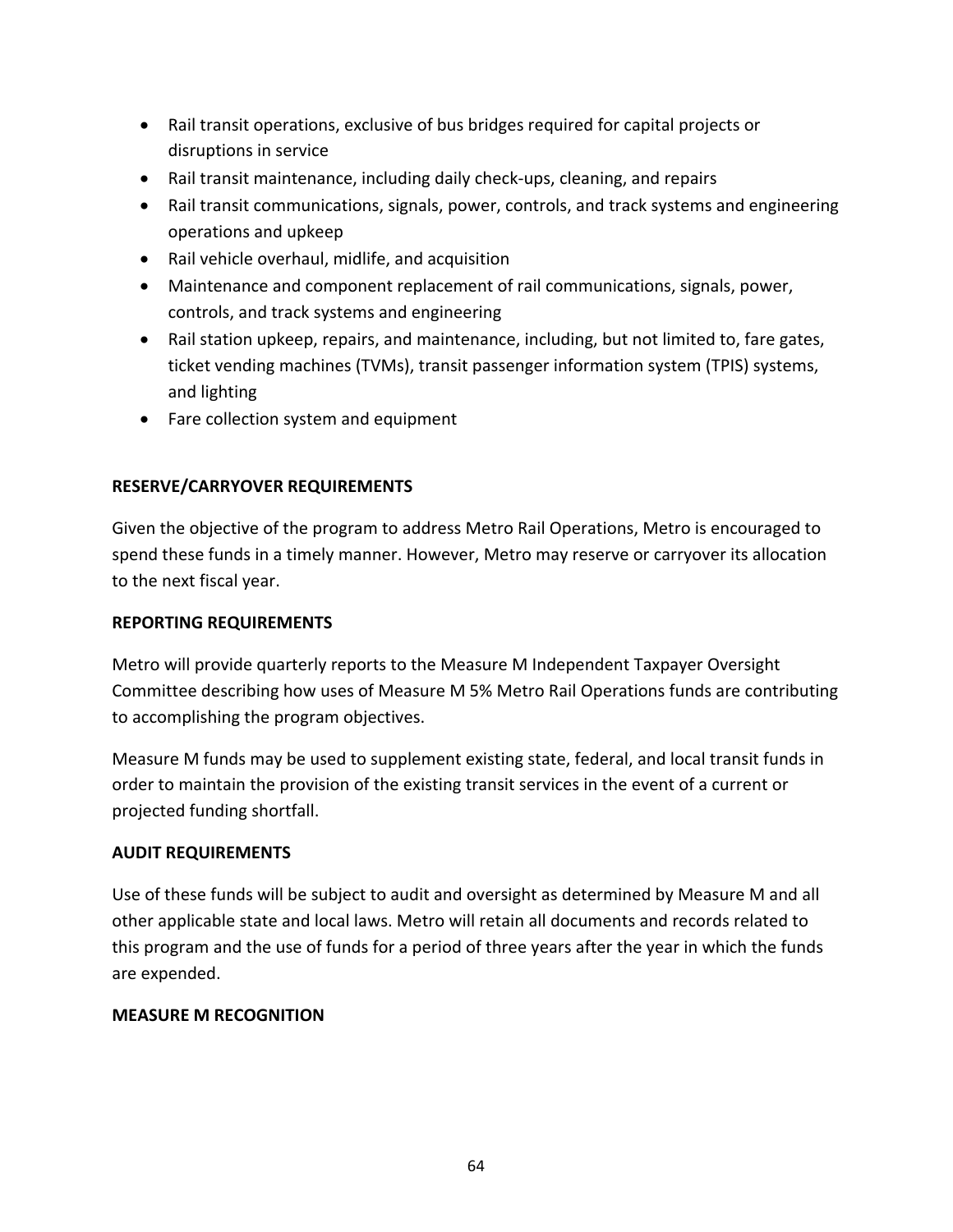- Rail transit operations, exclusive of bus bridges required for capital projects or disruptions in service
- Rail transit maintenance, including daily check-ups, cleaning, and repairs
- Rail transit communications, signals, power, controls, and track systems and engineering operations and upkeep
- Rail vehicle overhaul, midlife, and acquisition
- Maintenance and component replacement of rail communications, signals, power, controls, and track systems and engineering
- Rail station upkeep, repairs, and maintenance, including, but not limited to, fare gates, ticket vending machines (TVMs), transit passenger information system (TPIS) systems, and lighting
- Fare collection system and equipment

**RESERVE/CARRYOVER REQUIREMENTS**

Given the objective of the program to address Metro Rail Operations, Metro is encouraged to spend these funds in a timely manner. However, Metro may reserve or carryover its allocation to the next fiscal year.

**REPORTING REQUIREMENTS**

Metro will provide quarterly reports to the Measure M Independent Taxpayer Oversight Committee describing how uses of Measure M 5% Metro Rail Operations funds are contributing to accomplishing the program objectives.

Measure M funds may be used to supplement existing state, federal, and local transit funds in order to maintain the provision of the existing transit services in the event of a current or projected funding shortfall.

**AUDIT REQUIREMENTS**

Use of these funds will be subject to audit and oversight as determined by Measure M and all other applicable state and local laws. Metro will retain all documents and records related to this program and the use of funds for a period of three years after the year in which the funds are expended.

**MEASURE M RECOGNITION**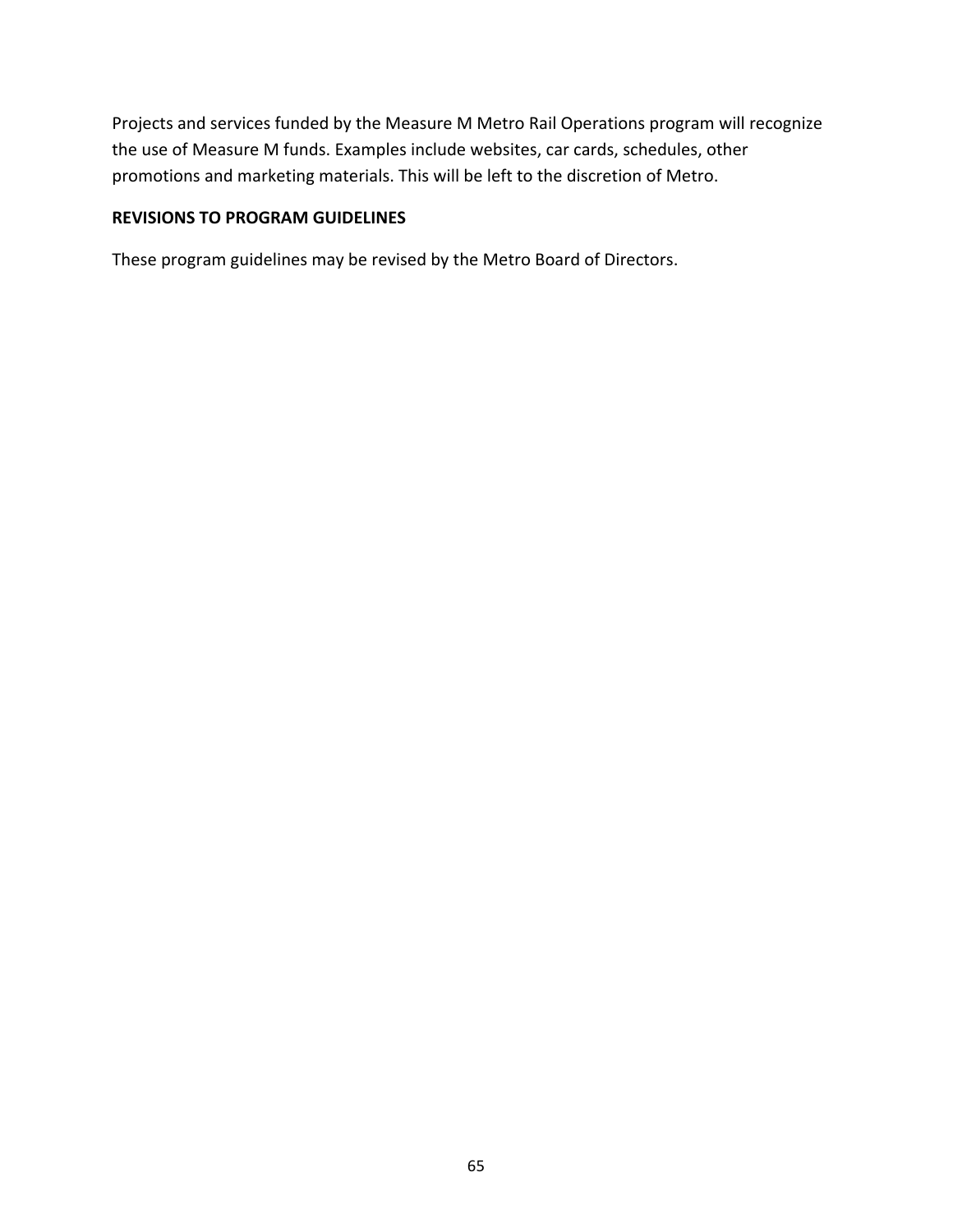Projects and services funded by the Measure M Metro Rail Operations program will recognize the use of Measure M funds. Examples include websites, car cards, schedules, other promotions and marketing materials. This will be left to the discretion of Metro.

**REVISIONS TO PROGRAM GUIDELINES**

These program guidelines may be revised by the Metro Board of Directors.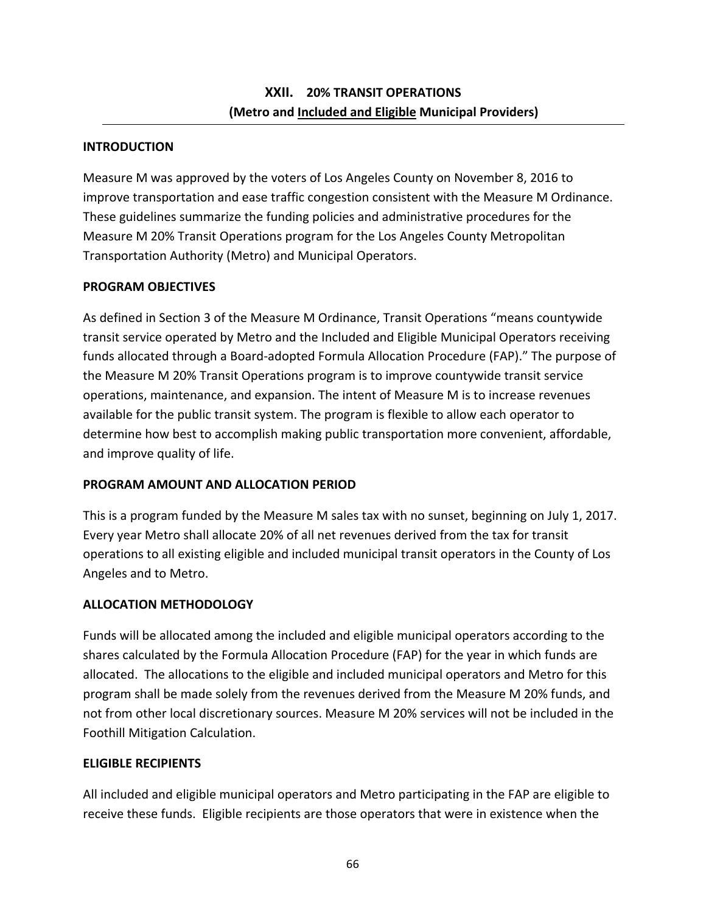## XXII. 20% TRANSIT OPERATIONS
## (Metro and <u>Included and Eligible</u> Municipal Providers)

**INTRODUCTION**

Measure M was approved by the voters of Los Angeles County on November 8, 2016 to improve transportation and ease traffic congestion consistent with the Measure M Ordinance. These guidelines summarize the funding policies and administrative procedures for the Measure M 20% Transit Operations program for the Los Angeles County Metropolitan Transportation Authority (Metro) and Municipal Operators.

**PROGRAM OBJECTIVES**

As defined in Section 3 of the Measure M Ordinance, Transit Operations "means countywide transit service operated by Metro and the Included and Eligible Municipal Operators receiving funds allocated through a Board-adopted Formula Allocation Procedure (FAP)." The purpose of the Measure M 20% Transit Operations program is to improve countywide transit service operations, maintenance, and expansion. The intent of Measure M is to increase revenues available for the public transit system. The program is flexible to allow each operator to determine how best to accomplish making public transportation more convenient, affordable, and improve quality of life.

**PROGRAM AMOUNT AND ALLOCATION PERIOD**

This is a program funded by the Measure M sales tax with no sunset, beginning on July 1, 2017. Every year Metro shall allocate 20% of all net revenues derived from the tax for transit operations to all existing eligible and included municipal transit operators in the County of Los Angeles and to Metro.

**ALLOCATION METHODOLOGY**

Funds will be allocated among the included and eligible municipal operators according to the shares calculated by the Formula Allocation Procedure (FAP) for the year in which funds are allocated. The allocations to the eligible and included municipal operators and Metro for this program shall be made solely from the revenues derived from the Measure M 20% funds, and not from other local discretionary sources. Measure M 20% services will not be included in the Foothill Mitigation Calculation.

**ELIGIBLE RECIPIENTS**

All included and eligible municipal operators and Metro participating in the FAP are eligible to receive these funds. Eligible recipients are those operators that were in existence when the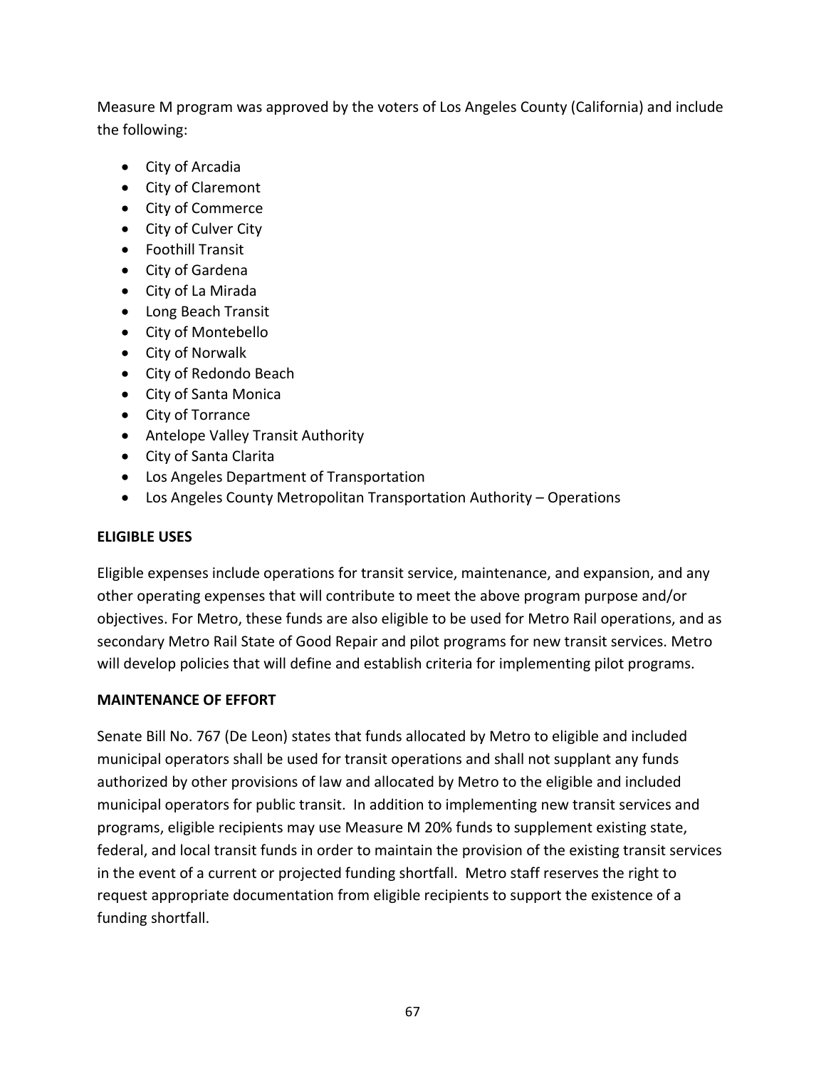Measure M program was approved by the voters of Los Angeles County (California) and include the following:

- City of Arcadia
- City of Claremont
- City of Commerce
- City of Culver City
- Foothill Transit
- City of Gardena
- City of La Mirada
- Long Beach Transit
- City of Montebello
- City of Norwalk
- City of Redondo Beach
- City of Santa Monica
- City of Torrance
- Antelope Valley Transit Authority
- City of Santa Clarita
- Los Angeles Department of Transportation
- Los Angeles County Metropolitan Transportation Authority – Operations

**ELIGIBLE USES**

Eligible expenses include operations for transit service, maintenance, and expansion, and any other operating expenses that will contribute to meet the above program purpose and/or objectives. For Metro, these funds are also eligible to be used for Metro Rail operations, and as secondary Metro Rail State of Good Repair and pilot programs for new transit services. Metro will develop policies that will define and establish criteria for implementing pilot programs.

**MAINTENANCE OF EFFORT**

Senate Bill No. 767 (De Leon) states that funds allocated by Metro to eligible and included municipal operators shall be used for transit operations and shall not supplant any funds authorized by other provisions of law and allocated by Metro to the eligible and included municipal operators for public transit. In addition to implementing new transit services and programs, eligible recipients may use Measure M 20% funds to supplement existing state, federal, and local transit funds in order to maintain the provision of the existing transit services in the event of a current or projected funding shortfall. Metro staff reserves the right to request appropriate documentation from eligible recipients to support the existence of a funding shortfall.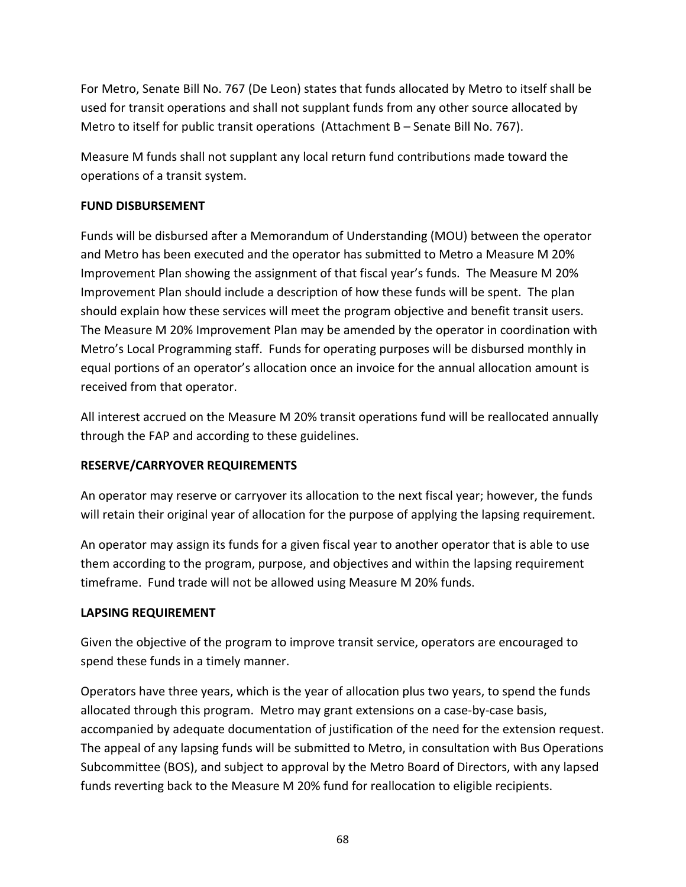For Metro, Senate Bill No. 767 (De Leon) states that funds allocated by Metro to itself shall be used for transit operations and shall not supplant funds from any other source allocated by Metro to itself for public transit operations (Attachment B – Senate Bill No. 767).

Measure M funds shall not supplant any local return fund contributions made toward the operations of a transit system.

**FUND DISBURSEMENT**

Funds will be disbursed after a Memorandum of Understanding (MOU) between the operator and Metro has been executed and the operator has submitted to Metro a Measure M 20% Improvement Plan showing the assignment of that fiscal year's funds. The Measure M 20% Improvement Plan should include a description of how these funds will be spent. The plan should explain how these services will meet the program objective and benefit transit users. The Measure M 20% Improvement Plan may be amended by the operator in coordination with Metro's Local Programming staff. Funds for operating purposes will be disbursed monthly in equal portions of an operator's allocation once an invoice for the annual allocation amount is received from that operator.

All interest accrued on the Measure M 20% transit operations fund will be reallocated annually through the FAP and according to these guidelines.

**RESERVE/CARRYOVER REQUIREMENTS**

An operator may reserve or carryover its allocation to the next fiscal year; however, the funds will retain their original year of allocation for the purpose of applying the lapsing requirement.

An operator may assign its funds for a given fiscal year to another operator that is able to use them according to the program, purpose, and objectives and within the lapsing requirement timeframe. Fund trade will not be allowed using Measure M 20% funds.

**LAPSING REQUIREMENT**

Given the objective of the program to improve transit service, operators are encouraged to spend these funds in a timely manner.

Operators have three years, which is the year of allocation plus two years, to spend the funds allocated through this program. Metro may grant extensions on a case-by-case basis, accompanied by adequate documentation of justification of the need for the extension request. The appeal of any lapsing funds will be submitted to Metro, in consultation with Bus Operations Subcommittee (BOS), and subject to approval by the Metro Board of Directors, with any lapsed funds reverting back to the Measure M 20% fund for reallocation to eligible recipients.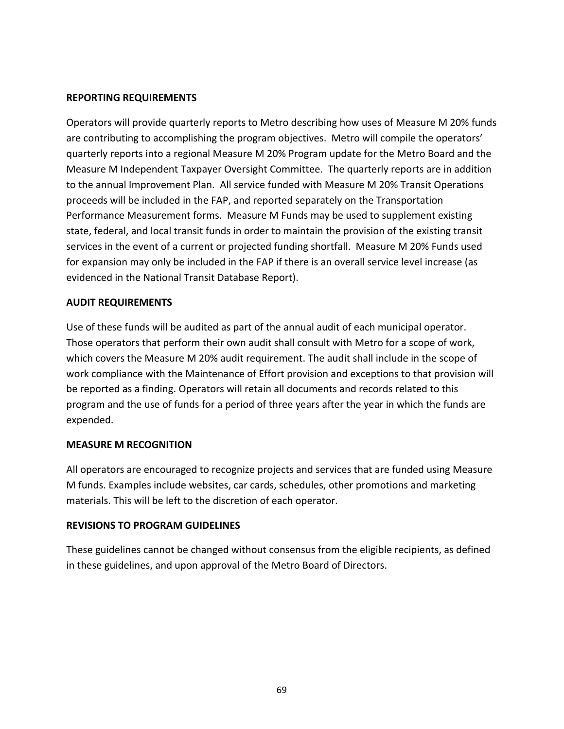**REPORTING REQUIREMENTS**

Operators will provide quarterly reports to Metro describing how uses of Measure M 20% funds are contributing to accomplishing the program objectives. Metro will compile the operators' quarterly reports into a regional Measure M 20% Program update for the Metro Board and the Measure M Independent Taxpayer Oversight Committee. The quarterly reports are in addition to the annual Improvement Plan. All service funded with Measure M 20% Transit Operations proceeds will be included in the FAP, and reported separately on the Transportation Performance Measurement forms. Measure M Funds may be used to supplement existing state, federal, and local transit funds in order to maintain the provision of the existing transit services in the event of a current or projected funding shortfall. Measure M 20% Funds used for expansion may only be included in the FAP if there is an overall service level increase (as evidenced in the National Transit Database Report).

**AUDIT REQUIREMENTS**

Use of these funds will be audited as part of the annual audit of each municipal operator. Those operators that perform their own audit shall consult with Metro for a scope of work, which covers the Measure M 20% audit requirement. The audit shall include in the scope of work compliance with the Maintenance of Effort provision and exceptions to that provision will be reported as a finding. Operators will retain all documents and records related to this program and the use of funds for a period of three years after the year in which the funds are expended.

**MEASURE M RECOGNITION**

All operators are encouraged to recognize projects and services that are funded using Measure M funds. Examples include websites, car cards, schedules, other promotions and marketing materials. This will be left to the discretion of each operator.

**REVISIONS TO PROGRAM GUIDELINES**

These guidelines cannot be changed without consensus from the eligible recipients, as defined in these guidelines, and upon approval of the Metro Board of Directors.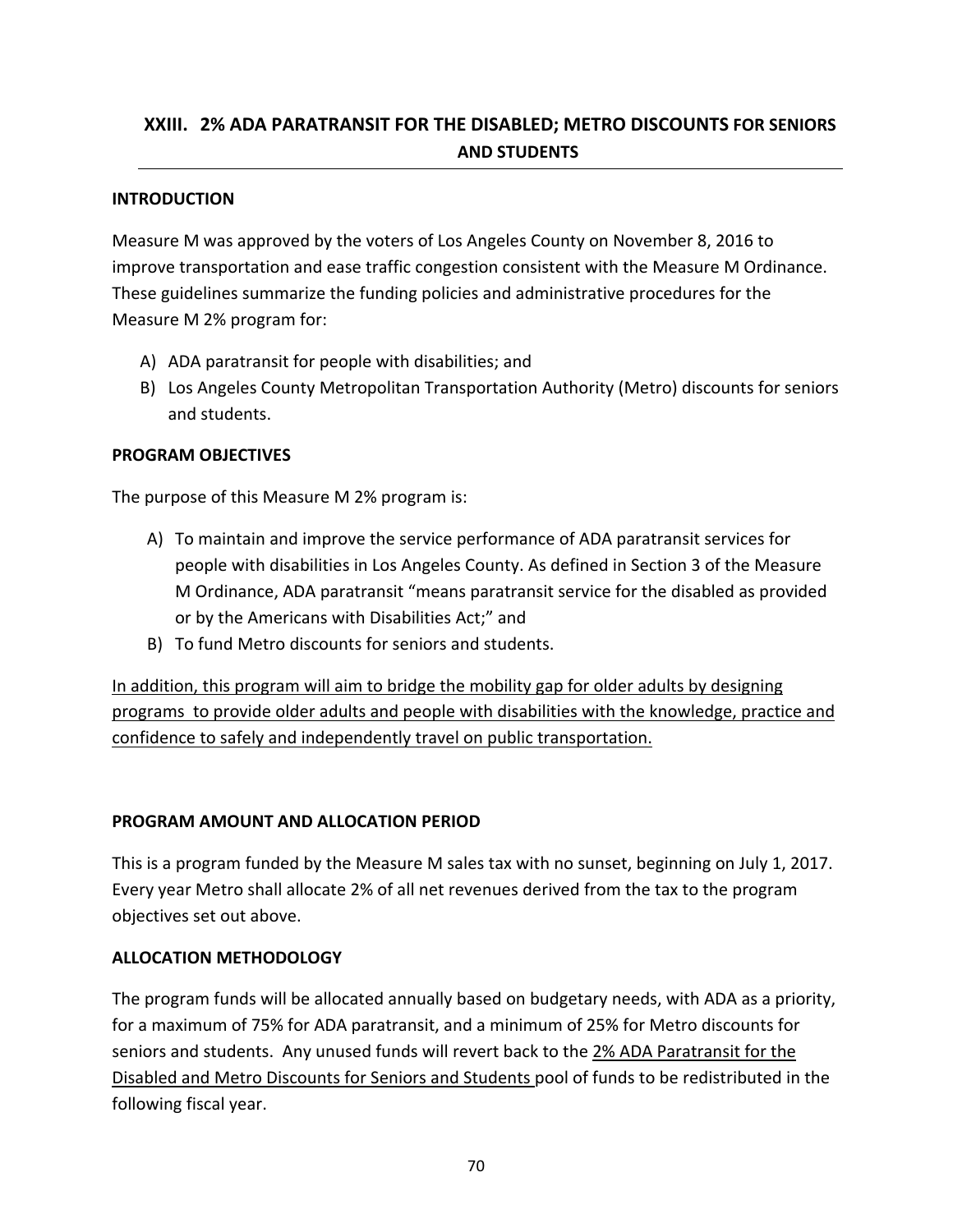## XXIII. 2% ADA PARATRANSIT FOR THE DISABLED; METRO DISCOUNTS FOR SENIORS AND STUDENTS

**INTRODUCTION**

Measure M was approved by the voters of Los Angeles County on November 8, 2016 to improve transportation and ease traffic congestion consistent with the Measure M Ordinance. These guidelines summarize the funding policies and administrative procedures for the Measure M 2% program for:

A) ADA paratransit for people with disabilities; and
B) Los Angeles County Metropolitan Transportation Authority (Metro) discounts for seniors and students.

**PROGRAM OBJECTIVES**

The purpose of this Measure M 2% program is:

A) To maintain and improve the service performance of ADA paratransit services for people with disabilities in Los Angeles County. As defined in Section 3 of the Measure M Ordinance, ADA paratransit "means paratransit service for the disabled as provided or by the Americans with Disabilities Act;" and
B) To fund Metro discounts for seniors and students.

<u>In addition, this program will aim to bridge the mobility gap for older adults by designing programs to provide older adults and people with disabilities with the knowledge, practice and confidence to safely and independently travel on public transportation.</u>

**PROGRAM AMOUNT AND ALLOCATION PERIOD**

This is a program funded by the Measure M sales tax with no sunset, beginning on July 1, 2017. Every year Metro shall allocate 2% of all net revenues derived from the tax to the program objectives set out above.

**ALLOCATION METHODOLOGY**

The program funds will be allocated annually based on budgetary needs, with ADA as a priority, for a maximum of 75% for ADA paratransit, and a minimum of 25% for Metro discounts for seniors and students. Any unused funds will revert back to the <u>2% ADA Paratransit for the Disabled and Metro Discounts for Seniors and Students</u> pool of funds to be redistributed in the following fiscal year.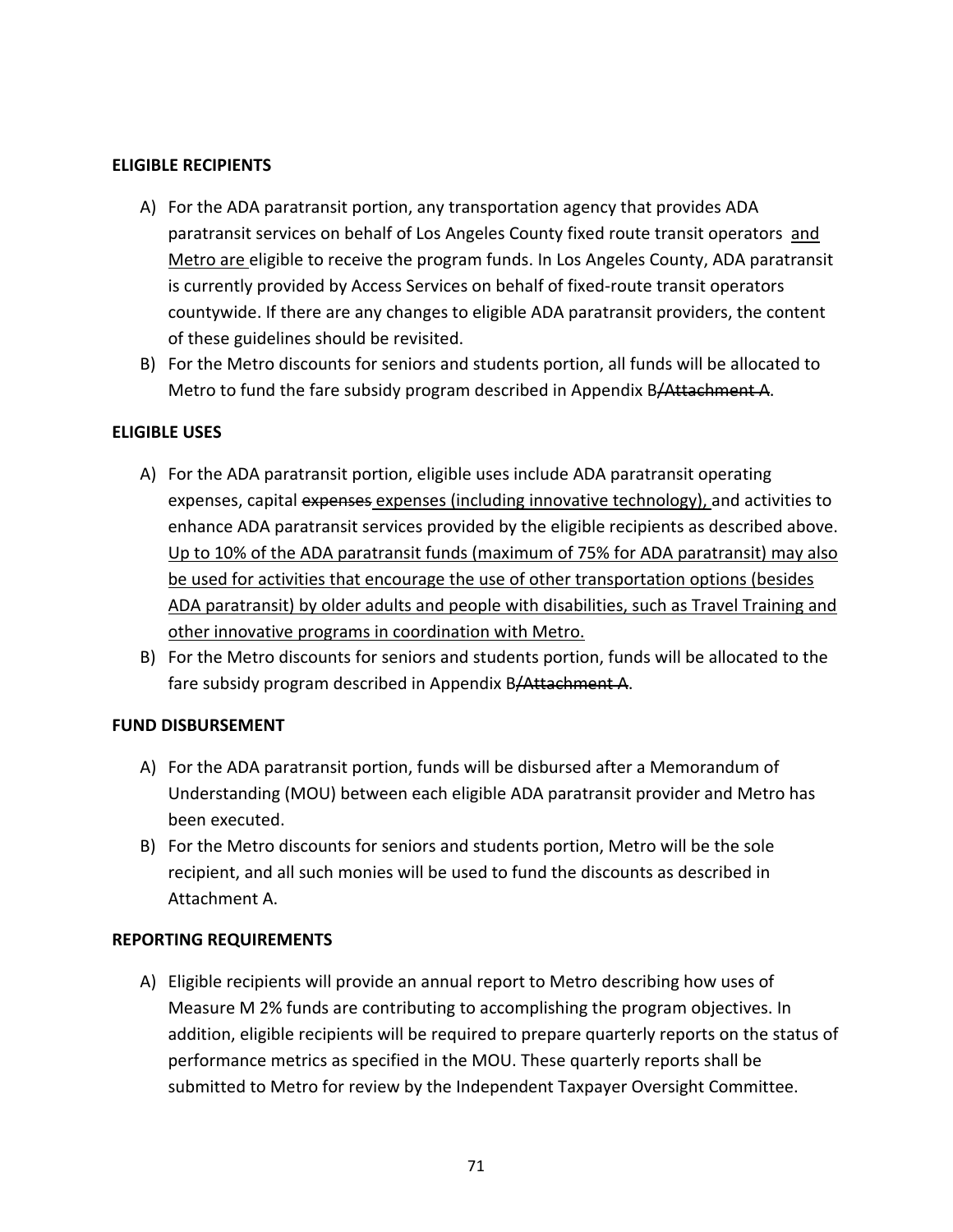**ELIGIBLE RECIPIENTS**

A) For the ADA paratransit portion, any transportation agency that provides ADA paratransit services on behalf of Los Angeles County fixed route transit operators <u>and Metro are</u> eligible to receive the program funds. In Los Angeles County, ADA paratransit is currently provided by Access Services on behalf of fixed-route transit operators countywide. If there are any changes to eligible ADA paratransit providers, the content of these guidelines should be revisited.

B) For the Metro discounts for seniors and students portion, all funds will be allocated to Metro to fund the fare subsidy program described in Appendix B~~/Attachment A~~.

**ELIGIBLE USES**

A) For the ADA paratransit portion, eligible uses include ADA paratransit operating expenses, capital ~~expenses~~ <u>expenses (including innovative technology),</u> and activities to enhance ADA paratransit services provided by the eligible recipients as described above. <u>Up to 10% of the ADA paratransit funds (maximum of 75% for ADA paratransit) may also be used for activities that encourage the use of other transportation options (besides ADA paratransit) by older adults and people with disabilities, such as Travel Training and other innovative programs in coordination with Metro.</u>

B) For the Metro discounts for seniors and students portion, funds will be allocated to the fare subsidy program described in Appendix B~~/Attachment A~~.

**FUND DISBURSEMENT**

A) For the ADA paratransit portion, funds will be disbursed after a Memorandum of Understanding (MOU) between each eligible ADA paratransit provider and Metro has been executed.

B) For the Metro discounts for seniors and students portion, Metro will be the sole recipient, and all such monies will be used to fund the discounts as described in Attachment A.

**REPORTING REQUIREMENTS**

A) Eligible recipients will provide an annual report to Metro describing how uses of Measure M 2% funds are contributing to accomplishing the program objectives. In addition, eligible recipients will be required to prepare quarterly reports on the status of performance metrics as specified in the MOU. These quarterly reports shall be submitted to Metro for review by the Independent Taxpayer Oversight Committee.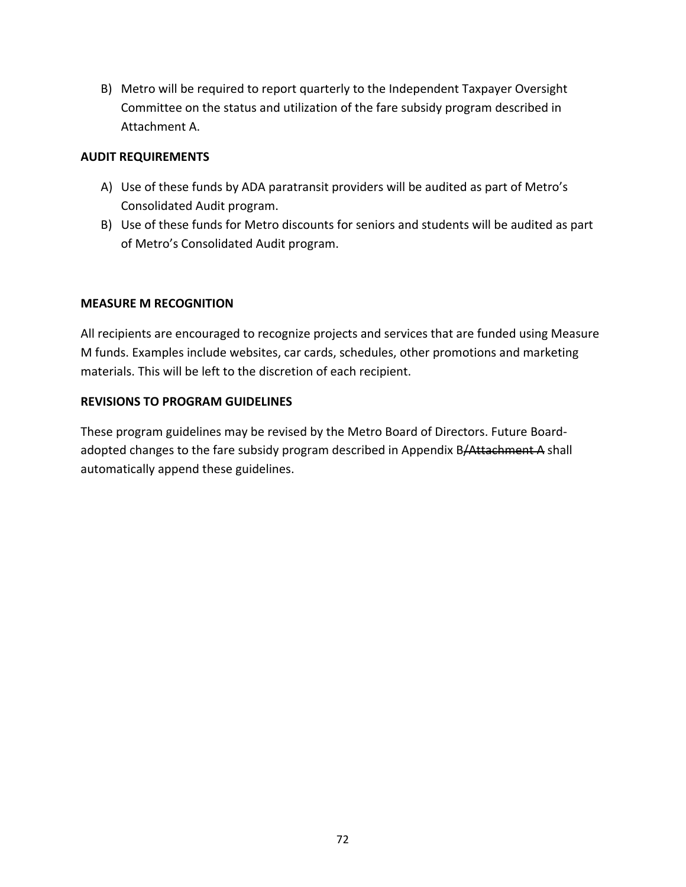B) Metro will be required to report quarterly to the Independent Taxpayer Oversight Committee on the status and utilization of the fare subsidy program described in Attachment A.

**AUDIT REQUIREMENTS**

A) Use of these funds by ADA paratransit providers will be audited as part of Metro's Consolidated Audit program.
B) Use of these funds for Metro discounts for seniors and students will be audited as part of Metro's Consolidated Audit program.

**MEASURE M RECOGNITION**

All recipients are encouraged to recognize projects and services that are funded using Measure M funds. Examples include websites, car cards, schedules, other promotions and marketing materials. This will be left to the discretion of each recipient.

**REVISIONS TO PROGRAM GUIDELINES**

These program guidelines may be revised by the Metro Board of Directors. Future Board-adopted changes to the fare subsidy program described in Appendix B~~/Attachment A~~ shall automatically append these guidelines.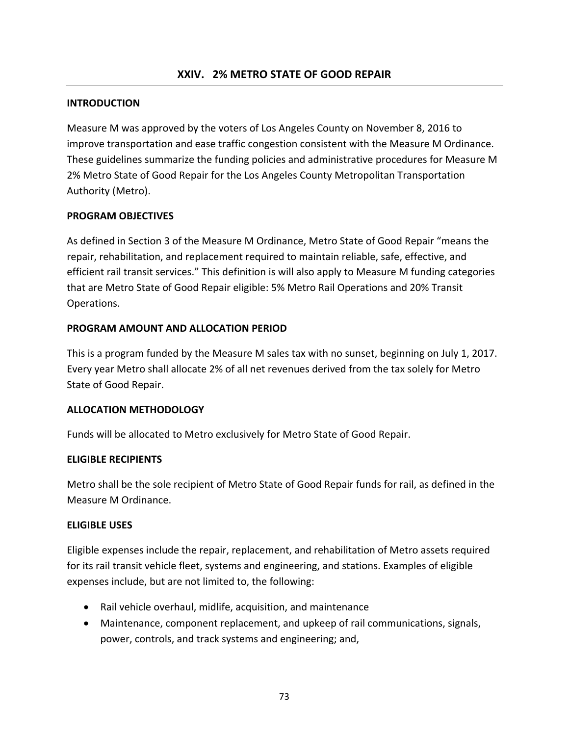# XXIV. 2% METRO STATE OF GOOD REPAIR

**INTRODUCTION**

Measure M was approved by the voters of Los Angeles County on November 8, 2016 to improve transportation and ease traffic congestion consistent with the Measure M Ordinance. These guidelines summarize the funding policies and administrative procedures for Measure M 2% Metro State of Good Repair for the Los Angeles County Metropolitan Transportation Authority (Metro).

**PROGRAM OBJECTIVES**

As defined in Section 3 of the Measure M Ordinance, Metro State of Good Repair "means the repair, rehabilitation, and replacement required to maintain reliable, safe, effective, and efficient rail transit services." This definition is will also apply to Measure M funding categories that are Metro State of Good Repair eligible: 5% Metro Rail Operations and 20% Transit Operations.

**PROGRAM AMOUNT AND ALLOCATION PERIOD**

This is a program funded by the Measure M sales tax with no sunset, beginning on July 1, 2017. Every year Metro shall allocate 2% of all net revenues derived from the tax solely for Metro State of Good Repair.

**ALLOCATION METHODOLOGY**

Funds will be allocated to Metro exclusively for Metro State of Good Repair.

**ELIGIBLE RECIPIENTS**

Metro shall be the sole recipient of Metro State of Good Repair funds for rail, as defined in the Measure M Ordinance.

**ELIGIBLE USES**

Eligible expenses include the repair, replacement, and rehabilitation of Metro assets required for its rail transit vehicle fleet, systems and engineering, and stations. Examples of eligible expenses include, but are not limited to, the following:

- Rail vehicle overhaul, midlife, acquisition, and maintenance
- Maintenance, component replacement, and upkeep of rail communications, signals, power, controls, and track systems and engineering; and,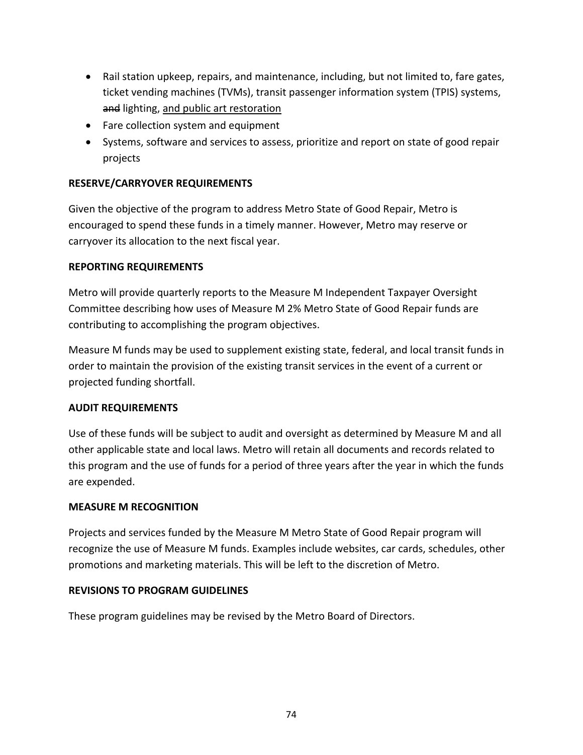- Rail station upkeep, repairs, and maintenance, including, but not limited to, fare gates, ticket vending machines (TVMs), transit passenger information system (TPIS) systems, ~~and~~ lighting, <u>and public art restoration</u>
- Fare collection system and equipment
- Systems, software and services to assess, prioritize and report on state of good repair projects

**RESERVE/CARRYOVER REQUIREMENTS**

Given the objective of the program to address Metro State of Good Repair, Metro is encouraged to spend these funds in a timely manner. However, Metro may reserve or carryover its allocation to the next fiscal year.

**REPORTING REQUIREMENTS**

Metro will provide quarterly reports to the Measure M Independent Taxpayer Oversight Committee describing how uses of Measure M 2% Metro State of Good Repair funds are contributing to accomplishing the program objectives.

Measure M funds may be used to supplement existing state, federal, and local transit funds in order to maintain the provision of the existing transit services in the event of a current or projected funding shortfall.

**AUDIT REQUIREMENTS**

Use of these funds will be subject to audit and oversight as determined by Measure M and all other applicable state and local laws. Metro will retain all documents and records related to this program and the use of funds for a period of three years after the year in which the funds are expended.

**MEASURE M RECOGNITION**

Projects and services funded by the Measure M Metro State of Good Repair program will recognize the use of Measure M funds. Examples include websites, car cards, schedules, other promotions and marketing materials. This will be left to the discretion of Metro.

**REVISIONS TO PROGRAM GUIDELINES**

These program guidelines may be revised by the Metro Board of Directors.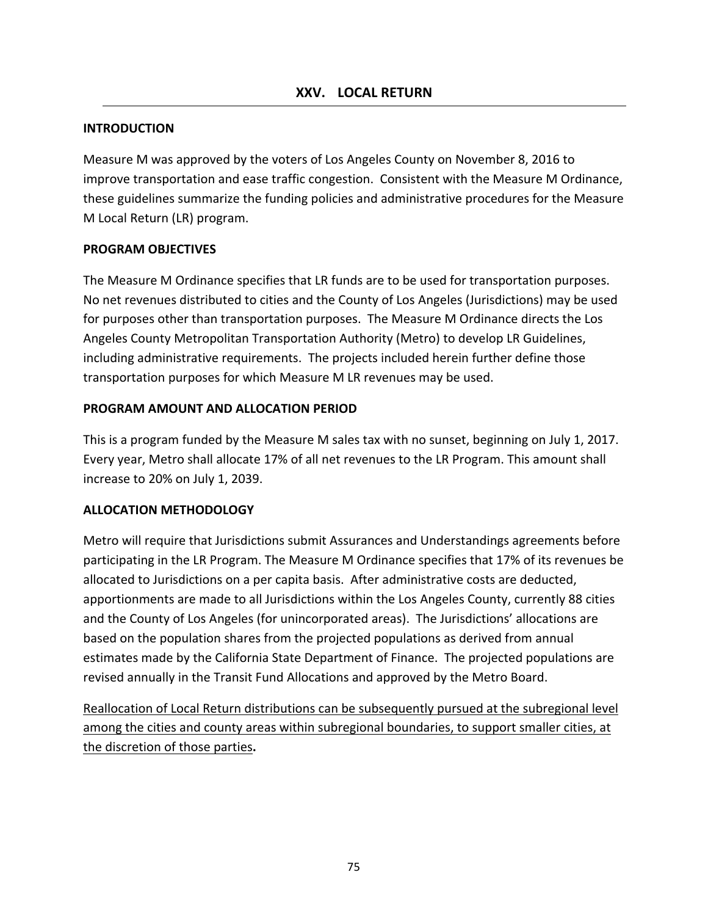# XXV. LOCAL RETURN

## INTRODUCTION

Measure M was approved by the voters of Los Angeles County on November 8, 2016 to improve transportation and ease traffic congestion. Consistent with the Measure M Ordinance, these guidelines summarize the funding policies and administrative procedures for the Measure M Local Return (LR) program.

## PROGRAM OBJECTIVES

The Measure M Ordinance specifies that LR funds are to be used for transportation purposes. No net revenues distributed to cities and the County of Los Angeles (Jurisdictions) may be used for purposes other than transportation purposes. The Measure M Ordinance directs the Los Angeles County Metropolitan Transportation Authority (Metro) to develop LR Guidelines, including administrative requirements. The projects included herein further define those transportation purposes for which Measure M LR revenues may be used.

## PROGRAM AMOUNT AND ALLOCATION PERIOD

This is a program funded by the Measure M sales tax with no sunset, beginning on July 1, 2017. Every year, Metro shall allocate 17% of all net revenues to the LR Program. This amount shall increase to 20% on July 1, 2039.

## ALLOCATION METHODOLOGY

Metro will require that Jurisdictions submit Assurances and Understandings agreements before participating in the LR Program. The Measure M Ordinance specifies that 17% of its revenues be allocated to Jurisdictions on a per capita basis. After administrative costs are deducted, apportionments are made to all Jurisdictions within the Los Angeles County, currently 88 cities and the County of Los Angeles (for unincorporated areas). The Jurisdictions' allocations are based on the population shares from the projected populations as derived from annual estimates made by the California State Department of Finance. The projected populations are revised annually in the Transit Fund Allocations and approved by the Metro Board.

<u>Reallocation of Local Return distributions can be subsequently pursued at the subregional level among the cities and county areas within subregional boundaries, to support smaller cities, at the discretion of those parties</u>**.**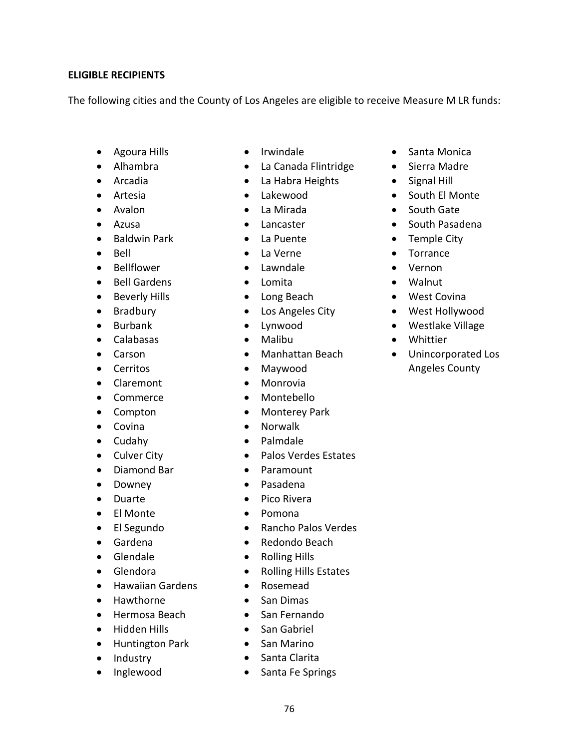**ELIGIBLE RECIPIENTS**

The following cities and the County of Los Angeles are eligible to receive Measure M LR funds:

- Agoura Hills
- Alhambra
- Arcadia
- Artesia
- Avalon
- Azusa
- Baldwin Park
- Bell
- Bellflower
- Bell Gardens
- Beverly Hills
- Bradbury
- Burbank
- Calabasas
- Carson
- Cerritos
- Claremont
- Commerce
- Compton
- Covina
- Cudahy
- Culver City
- Diamond Bar
- Downey
- Duarte
- El Monte
- El Segundo
- Gardena
- Glendale
- Glendora
- Hawaiian Gardens
- Hawthorne
- Hermosa Beach
- Hidden Hills
- Huntington Park
- Industry
- Inglewood
- Irwindale
- La Canada Flintridge
- La Habra Heights
- Lakewood
- La Mirada
- Lancaster
- La Puente
- La Verne
- Lawndale
- Lomita
- Long Beach
- Los Angeles City
- Lynwood
- Malibu
- Manhattan Beach
- Maywood
- Monrovia
- Montebello
- Monterey Park
- Norwalk
- Palmdale
- Palos Verdes Estates
- Paramount
- Pasadena
- Pico Rivera
- Pomona
- Rancho Palos Verdes
- Redondo Beach
- Rolling Hills
- Rolling Hills Estates
- Rosemead
- San Dimas
- San Fernando
- San Gabriel
- San Marino
- Santa Clarita
- Santa Fe Springs
- Santa Monica
- Sierra Madre
- Signal Hill
- South El Monte
- South Gate
- South Pasadena
- Temple City
- Torrance
- Vernon
- Walnut
- West Covina
- West Hollywood
- Westlake Village
- Whittier
- Unincorporated Los Angeles County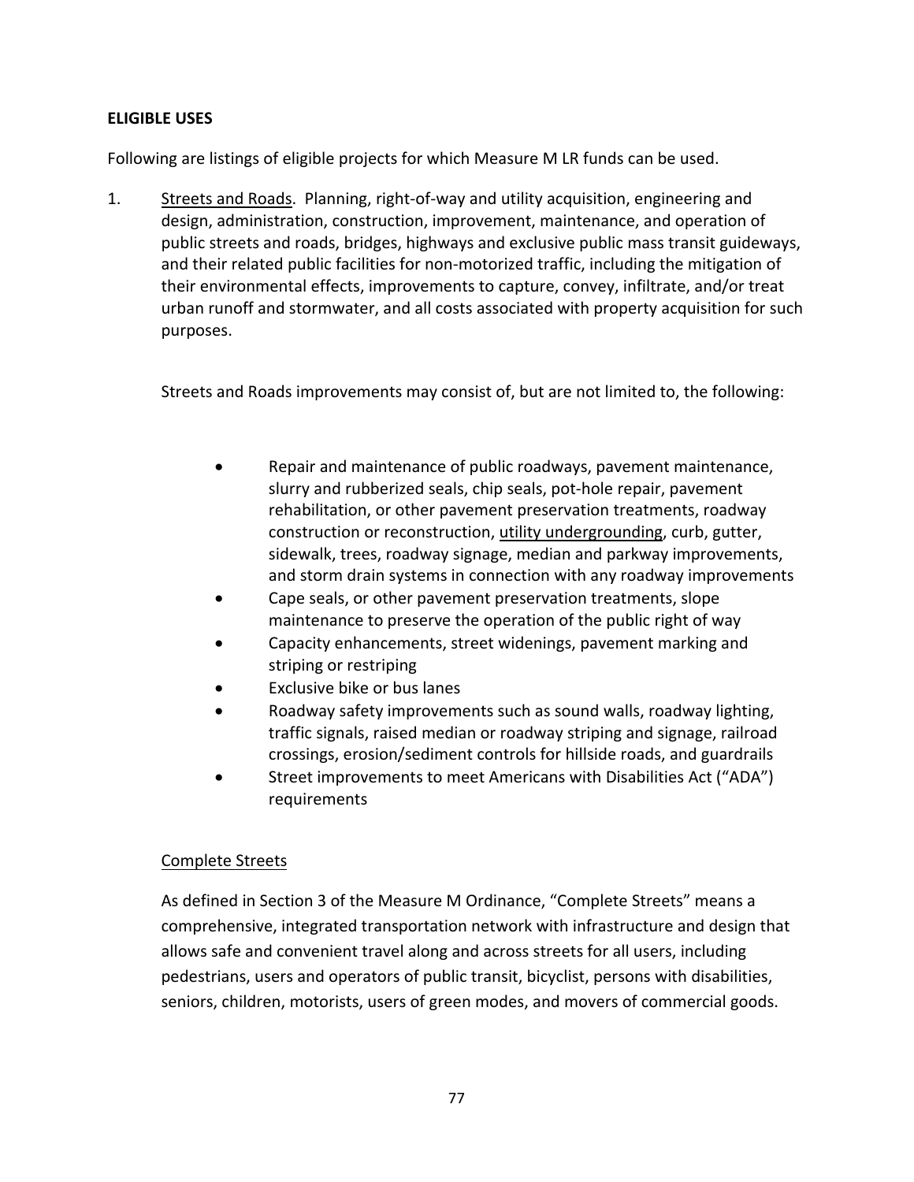**ELIGIBLE USES**

Following are listings of eligible projects for which Measure M LR funds can be used.

1. Streets and Roads. Planning, right-of-way and utility acquisition, engineering and design, administration, construction, improvement, maintenance, and operation of public streets and roads, bridges, highways and exclusive public mass transit guideways, and their related public facilities for non-motorized traffic, including the mitigation of their environmental effects, improvements to capture, convey, infiltrate, and/or treat urban runoff and stormwater, and all costs associated with property acquisition for such purposes.

   Streets and Roads improvements may consist of, but are not limited to, the following:

   - Repair and maintenance of public roadways, pavement maintenance, slurry and rubberized seals, chip seals, pot-hole repair, pavement rehabilitation, or other pavement preservation treatments, roadway construction or reconstruction, utility undergrounding, curb, gutter, sidewalk, trees, roadway signage, median and parkway improvements, and storm drain systems in connection with any roadway improvements
   - Cape seals, or other pavement preservation treatments, slope maintenance to preserve the operation of the public right of way
   - Capacity enhancements, street widenings, pavement marking and striping or restriping
   - Exclusive bike or bus lanes
   - Roadway safety improvements such as sound walls, roadway lighting, traffic signals, raised median or roadway striping and signage, railroad crossings, erosion/sediment controls for hillside roads, and guardrails
   - Street improvements to meet Americans with Disabilities Act ("ADA") requirements

   Complete Streets

   As defined in Section 3 of the Measure M Ordinance, "Complete Streets" means a comprehensive, integrated transportation network with infrastructure and design that allows safe and convenient travel along and across streets for all users, including pedestrians, users and operators of public transit, bicyclist, persons with disabilities, seniors, children, motorists, users of green modes, and movers of commercial goods.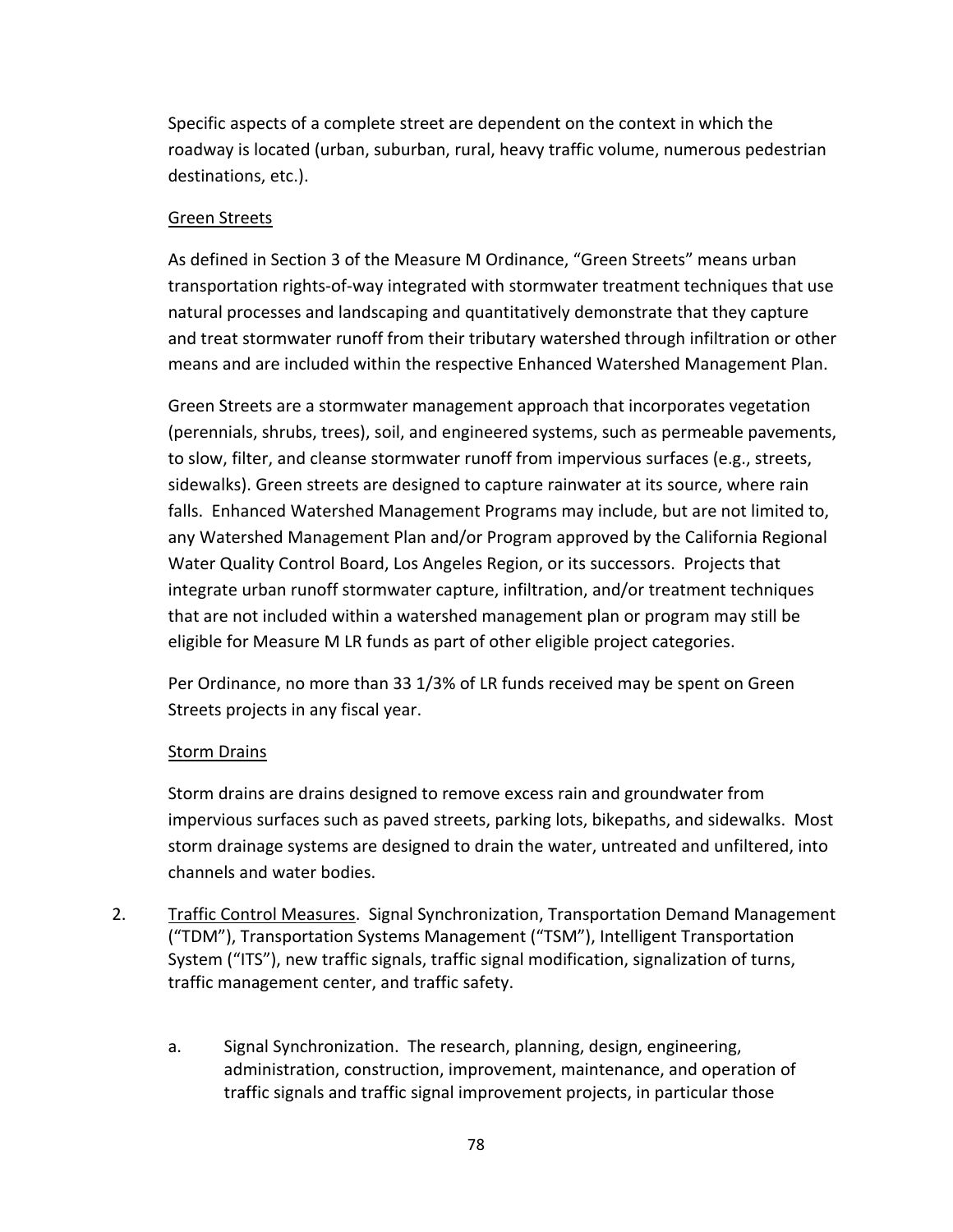Specific aspects of a complete street are dependent on the context in which the roadway is located (urban, suburban, rural, heavy traffic volume, numerous pedestrian destinations, etc.).

<u>Green Streets</u>

As defined in Section 3 of the Measure M Ordinance, "Green Streets" means urban transportation rights-of-way integrated with stormwater treatment techniques that use natural processes and landscaping and quantitatively demonstrate that they capture and treat stormwater runoff from their tributary watershed through infiltration or other means and are included within the respective Enhanced Watershed Management Plan.

Green Streets are a stormwater management approach that incorporates vegetation (perennials, shrubs, trees), soil, and engineered systems, such as permeable pavements, to slow, filter, and cleanse stormwater runoff from impervious surfaces (e.g., streets, sidewalks). Green streets are designed to capture rainwater at its source, where rain falls. Enhanced Watershed Management Programs may include, but are not limited to, any Watershed Management Plan and/or Program approved by the California Regional Water Quality Control Board, Los Angeles Region, or its successors. Projects that integrate urban runoff stormwater capture, infiltration, and/or treatment techniques that are not included within a watershed management plan or program may still be eligible for Measure M LR funds as part of other eligible project categories.

Per Ordinance, no more than 33 1/3% of LR funds received may be spent on Green Streets projects in any fiscal year.

<u>Storm Drains</u>

Storm drains are drains designed to remove excess rain and groundwater from impervious surfaces such as paved streets, parking lots, bikepaths, and sidewalks. Most storm drainage systems are designed to drain the water, untreated and unfiltered, into channels and water bodies.

2. <u>Traffic Control Measures</u>. Signal Synchronization, Transportation Demand Management ("TDM"), Transportation Systems Management ("TSM"), Intelligent Transportation System ("ITS"), new traffic signals, traffic signal modification, signalization of turns, traffic management center, and traffic safety.

   a. Signal Synchronization. The research, planning, design, engineering, administration, construction, improvement, maintenance, and operation of traffic signals and traffic signal improvement projects, in particular those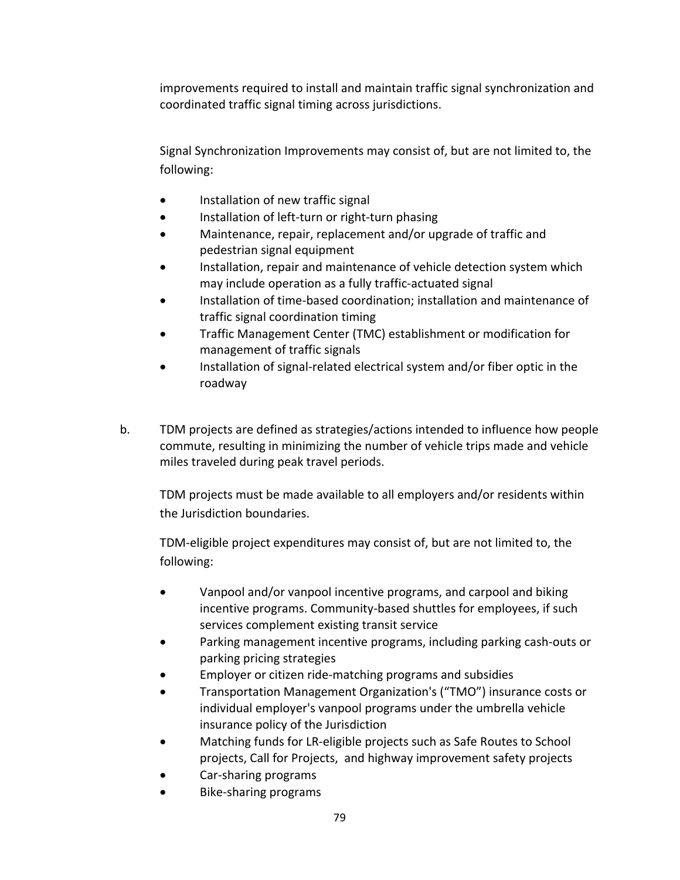improvements required to install and maintain traffic signal synchronization and coordinated traffic signal timing across jurisdictions.

Signal Synchronization Improvements may consist of, but are not limited to, the following:

- Installation of new traffic signal
- Installation of left-turn or right-turn phasing
- Maintenance, repair, replacement and/or upgrade of traffic and pedestrian signal equipment
- Installation, repair and maintenance of vehicle detection system which may include operation as a fully traffic-actuated signal
- Installation of time-based coordination; installation and maintenance of traffic signal coordination timing
- Traffic Management Center (TMC) establishment or modification for management of traffic signals
- Installation of signal-related electrical system and/or fiber optic in the roadway

b. TDM projects are defined as strategies/actions intended to influence how people commute, resulting in minimizing the number of vehicle trips made and vehicle miles traveled during peak travel periods.

TDM projects must be made available to all employers and/or residents within the Jurisdiction boundaries.

TDM-eligible project expenditures may consist of, but are not limited to, the following:

- Vanpool and/or vanpool incentive programs, and carpool and biking incentive programs. Community-based shuttles for employees, if such services complement existing transit service
- Parking management incentive programs, including parking cash-outs or parking pricing strategies
- Employer or citizen ride-matching programs and subsidies
- Transportation Management Organization's ("TMO") insurance costs or individual employer's vanpool programs under the umbrella vehicle insurance policy of the Jurisdiction
- Matching funds for LR-eligible projects such as Safe Routes to School projects, Call for Projects, and highway improvement safety projects
- Car-sharing programs
- Bike-sharing programs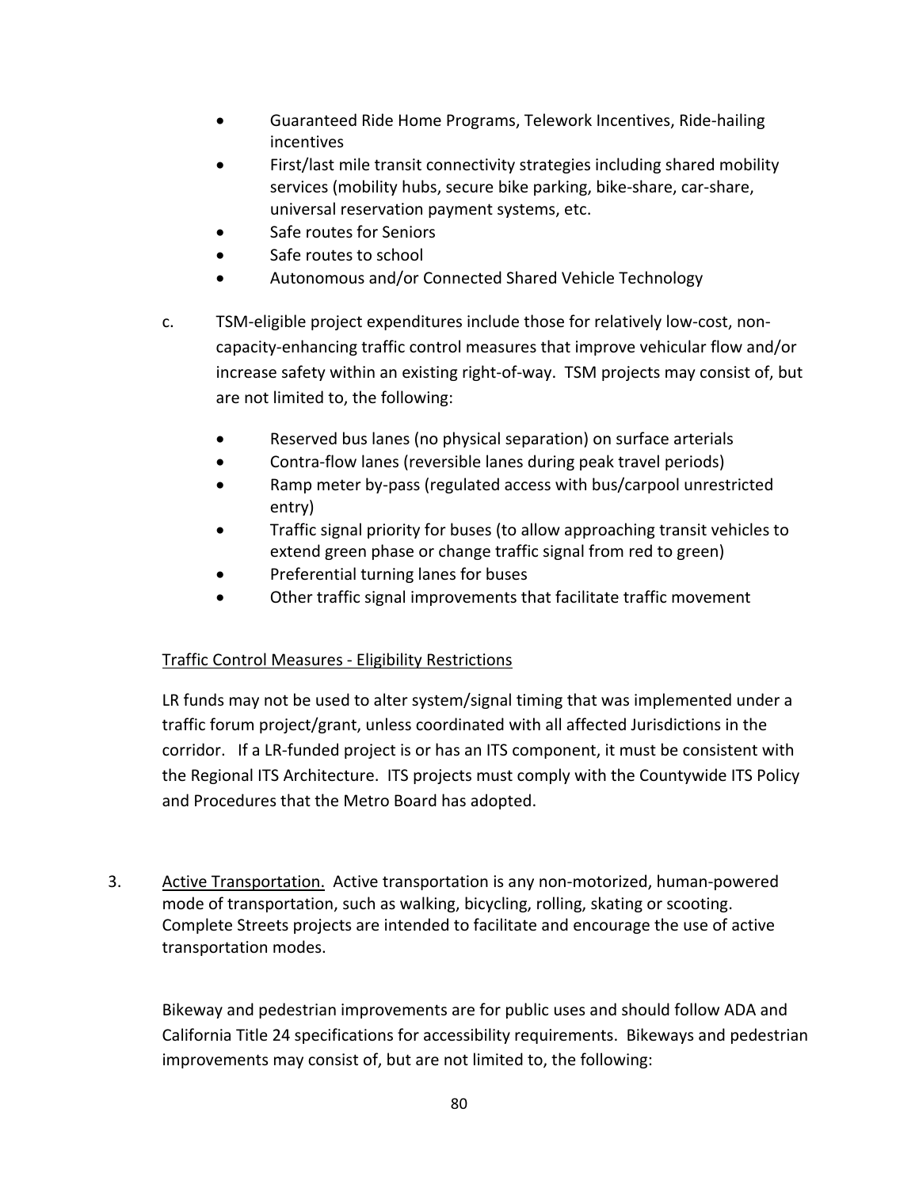- Guaranteed Ride Home Programs, Telework Incentives, Ride-hailing incentives
- First/last mile transit connectivity strategies including shared mobility services (mobility hubs, secure bike parking, bike-share, car-share, universal reservation payment systems, etc.
- Safe routes for Seniors
- Safe routes to school
- Autonomous and/or Connected Shared Vehicle Technology

c. TSM-eligible project expenditures include those for relatively low-cost, non-capacity-enhancing traffic control measures that improve vehicular flow and/or increase safety within an existing right-of-way. TSM projects may consist of, but are not limited to, the following:

- Reserved bus lanes (no physical separation) on surface arterials
- Contra-flow lanes (reversible lanes during peak travel periods)
- Ramp meter by-pass (regulated access with bus/carpool unrestricted entry)
- Traffic signal priority for buses (to allow approaching transit vehicles to extend green phase or change traffic signal from red to green)
- Preferential turning lanes for buses
- Other traffic signal improvements that facilitate traffic movement

<u>Traffic Control Measures - Eligibility Restrictions</u>

LR funds may not be used to alter system/signal timing that was implemented under a traffic forum project/grant, unless coordinated with all affected Jurisdictions in the corridor. If a LR-funded project is or has an ITS component, it must be consistent with the Regional ITS Architecture. ITS projects must comply with the Countywide ITS Policy and Procedures that the Metro Board has adopted.

3. <u>Active Transportation.</u> Active transportation is any non-motorized, human-powered mode of transportation, such as walking, bicycling, rolling, skating or scooting. Complete Streets projects are intended to facilitate and encourage the use of active transportation modes.

   Bikeway and pedestrian improvements are for public uses and should follow ADA and California Title 24 specifications for accessibility requirements. Bikeways and pedestrian improvements may consist of, but are not limited to, the following: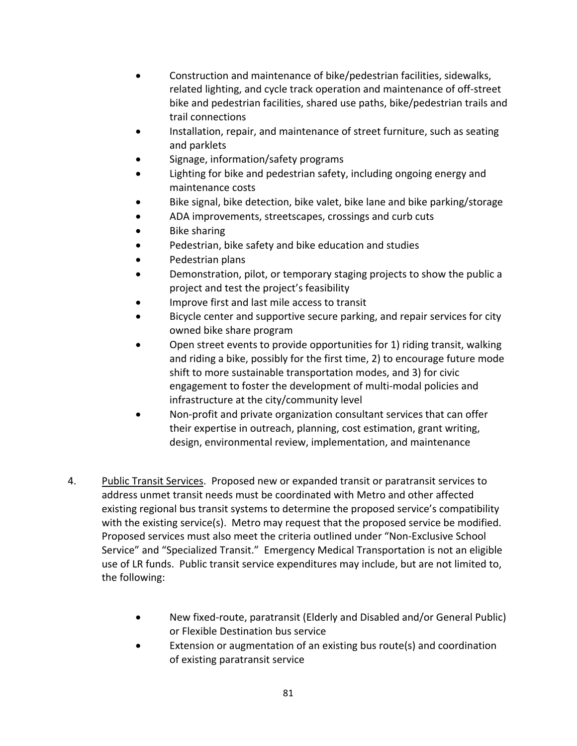- Construction and maintenance of bike/pedestrian facilities, sidewalks, related lighting, and cycle track operation and maintenance of off-street bike and pedestrian facilities, shared use paths, bike/pedestrian trails and trail connections
- Installation, repair, and maintenance of street furniture, such as seating and parklets
- Signage, information/safety programs
- Lighting for bike and pedestrian safety, including ongoing energy and maintenance costs
- Bike signal, bike detection, bike valet, bike lane and bike parking/storage
- ADA improvements, streetscapes, crossings and curb cuts
- Bike sharing
- Pedestrian, bike safety and bike education and studies
- Pedestrian plans
- Demonstration, pilot, or temporary staging projects to show the public a project and test the project's feasibility
- Improve first and last mile access to transit
- Bicycle center and supportive secure parking, and repair services for city owned bike share program
- Open street events to provide opportunities for 1) riding transit, walking and riding a bike, possibly for the first time, 2) to encourage future mode shift to more sustainable transportation modes, and 3) for civic engagement to foster the development of multi-modal policies and infrastructure at the city/community level
- Non-profit and private organization consultant services that can offer their expertise in outreach, planning, cost estimation, grant writing, design, environmental review, implementation, and maintenance

4. <u>Public Transit Services</u>. Proposed new or expanded transit or paratransit services to address unmet transit needs must be coordinated with Metro and other affected existing regional bus transit systems to determine the proposed service's compatibility with the existing service(s). Metro may request that the proposed service be modified. Proposed services must also meet the criteria outlined under "Non-Exclusive School Service" and "Specialized Transit." Emergency Medical Transportation is not an eligible use of LR funds. Public transit service expenditures may include, but are not limited to, the following:

   - New fixed-route, paratransit (Elderly and Disabled and/or General Public) or Flexible Destination bus service
   - Extension or augmentation of an existing bus route(s) and coordination of existing paratransit service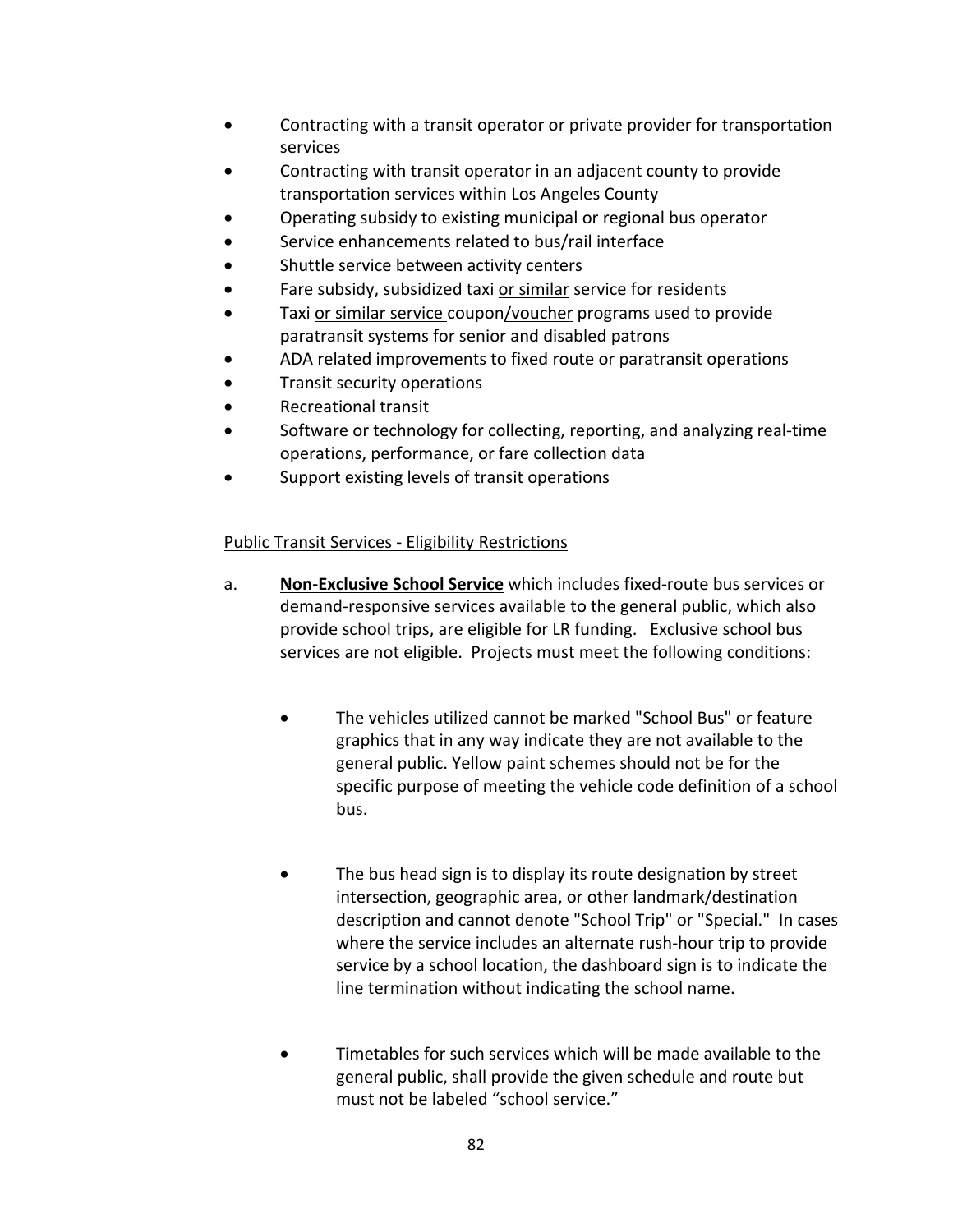- Contracting with a transit operator or private provider for transportation services
- Contracting with transit operator in an adjacent county to provide transportation services within Los Angeles County
- Operating subsidy to existing municipal or regional bus operator
- Service enhancements related to bus/rail interface
- Shuttle service between activity centers
- Fare subsidy, subsidized taxi <u>or similar</u> service for residents
- Taxi <u>or similar service</u> coupon<u>/voucher</u> programs used to provide paratransit systems for senior and disabled patrons
- ADA related improvements to fixed route or paratransit operations
- Transit security operations
- Recreational transit
- Software or technology for collecting, reporting, and analyzing real-time operations, performance, or fare collection data
- Support existing levels of transit operations

<u>Public Transit Services - Eligibility Restrictions</u>

a. **<u>Non-Exclusive School Service</u>** which includes fixed-route bus services or demand-responsive services available to the general public, which also provide school trips, are eligible for LR funding. Exclusive school bus services are not eligible. Projects must meet the following conditions:

   - The vehicles utilized cannot be marked "School Bus" or feature graphics that in any way indicate they are not available to the general public. Yellow paint schemes should not be for the specific purpose of meeting the vehicle code definition of a school bus.

   - The bus head sign is to display its route designation by street intersection, geographic area, or other landmark/destination description and cannot denote "School Trip" or "Special." In cases where the service includes an alternate rush-hour trip to provide service by a school location, the dashboard sign is to indicate the line termination without indicating the school name.

   - Timetables for such services which will be made available to the general public, shall provide the given schedule and route but must not be labeled "school service."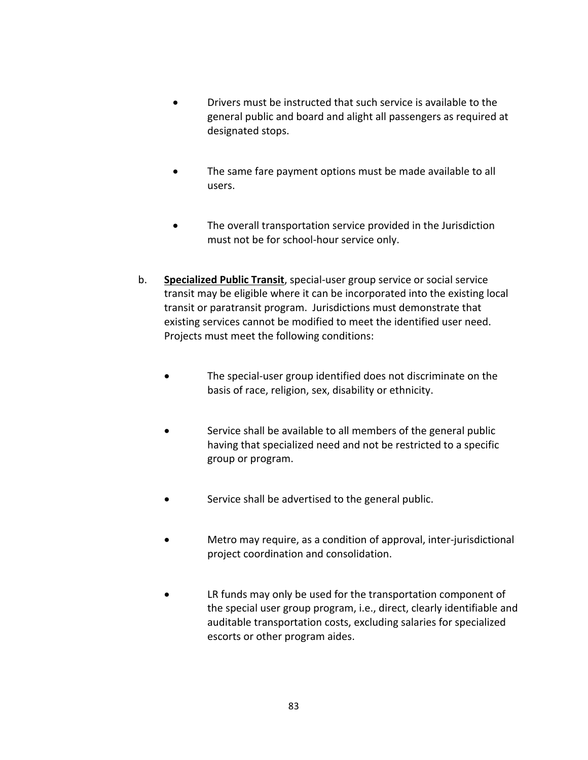- Drivers must be instructed that such service is available to the general public and board and alight all passengers as required at designated stops.

- The same fare payment options must be made available to all users.

- The overall transportation service provided in the Jurisdiction must not be for school-hour service only.

b. **<u>Specialized Public Transit</u>**, special-user group service or social service transit may be eligible where it can be incorporated into the existing local transit or paratransit program. Jurisdictions must demonstrate that existing services cannot be modified to meet the identified user need. Projects must meet the following conditions:

- The special-user group identified does not discriminate on the basis of race, religion, sex, disability or ethnicity.

- Service shall be available to all members of the general public having that specialized need and not be restricted to a specific group or program.

- Service shall be advertised to the general public.

- Metro may require, as a condition of approval, inter-jurisdictional project coordination and consolidation.

- LR funds may only be used for the transportation component of the special user group program, i.e., direct, clearly identifiable and auditable transportation costs, excluding salaries for specialized escorts or other program aides.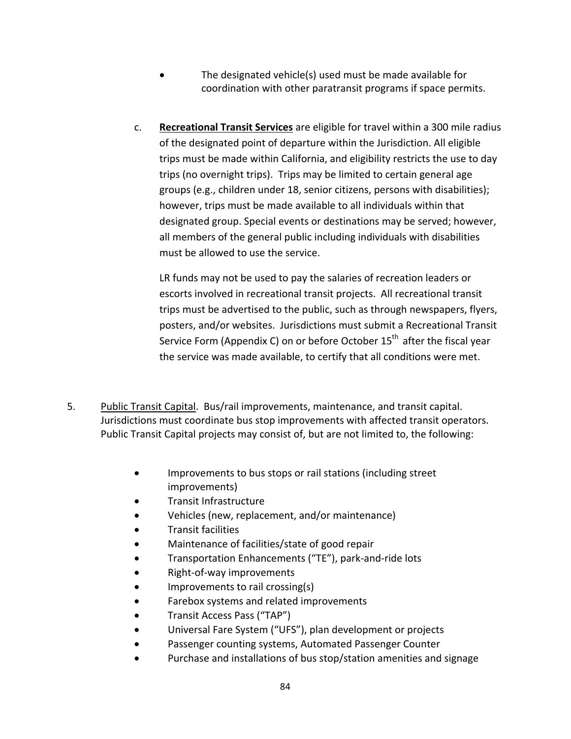- The designated vehicle(s) used must be made available for coordination with other paratransit programs if space permits.

c. **<u>Recreational Transit Services</u>** are eligible for travel within a 300 mile radius of the designated point of departure within the Jurisdiction. All eligible trips must be made within California, and eligibility restricts the use to day trips (no overnight trips). Trips may be limited to certain general age groups (e.g., children under 18, senior citizens, persons with disabilities); however, trips must be made available to all individuals within that designated group. Special events or destinations may be served; however, all members of the general public including individuals with disabilities must be allowed to use the service.

   LR funds may not be used to pay the salaries of recreation leaders or escorts involved in recreational transit projects. All recreational transit trips must be advertised to the public, such as through newspapers, flyers, posters, and/or websites. Jurisdictions must submit a Recreational Transit Service Form (Appendix C) on or before October 15th after the fiscal year the service was made available, to certify that all conditions were met.

5. <u>Public Transit Capital</u>. Bus/rail improvements, maintenance, and transit capital. Jurisdictions must coordinate bus stop improvements with affected transit operators. Public Transit Capital projects may consist of, but are not limited to, the following:

   - Improvements to bus stops or rail stations (including street improvements)
   - Transit Infrastructure
   - Vehicles (new, replacement, and/or maintenance)
   - Transit facilities
   - Maintenance of facilities/state of good repair
   - Transportation Enhancements ("TE"), park-and-ride lots
   - Right-of-way improvements
   - Improvements to rail crossing(s)
   - Farebox systems and related improvements
   - Transit Access Pass ("TAP")
   - Universal Fare System ("UFS"), plan development or projects
   - Passenger counting systems, Automated Passenger Counter
   - Purchase and installations of bus stop/station amenities and signage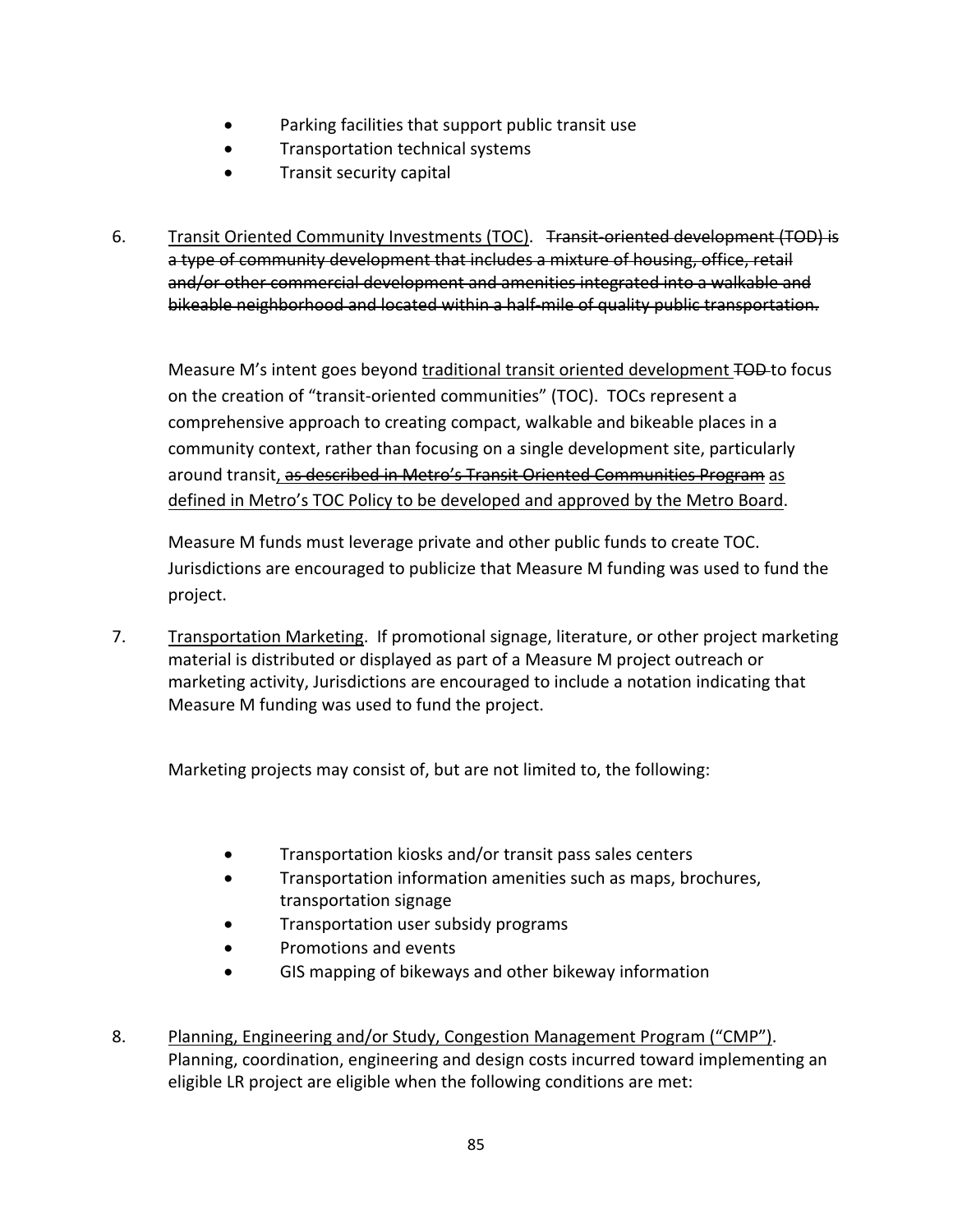- Parking facilities that support public transit use
- Transportation technical systems
- Transit security capital

6. Transit Oriented Community Investments (TOC). ~~Transit-oriented development (TOD) is a type of community development that includes a mixture of housing, office, retail and/or other commercial development and amenities integrated into a walkable and bikeable neighborhood and located within a half-mile of quality public transportation.~~

   Measure M's intent goes beyond traditional transit oriented development ~~TOD~~ to focus on the creation of "transit-oriented communities" (TOC). TOCs represent a comprehensive approach to creating compact, walkable and bikeable places in a community context, rather than focusing on a single development site, particularly around transit~~, as described in Metro's Transit Oriented Communities Program~~ as defined in Metro's TOC Policy to be developed and approved by the Metro Board.

   Measure M funds must leverage private and other public funds to create TOC. Jurisdictions are encouraged to publicize that Measure M funding was used to fund the project.

7. Transportation Marketing. If promotional signage, literature, or other project marketing material is distributed or displayed as part of a Measure M project outreach or marketing activity, Jurisdictions are encouraged to include a notation indicating that Measure M funding was used to fund the project.

   Marketing projects may consist of, but are not limited to, the following:

   - Transportation kiosks and/or transit pass sales centers
   - Transportation information amenities such as maps, brochures, transportation signage
   - Transportation user subsidy programs
   - Promotions and events
   - GIS mapping of bikeways and other bikeway information

8. Planning, Engineering and/or Study, Congestion Management Program ("CMP"). Planning, coordination, engineering and design costs incurred toward implementing an eligible LR project are eligible when the following conditions are met: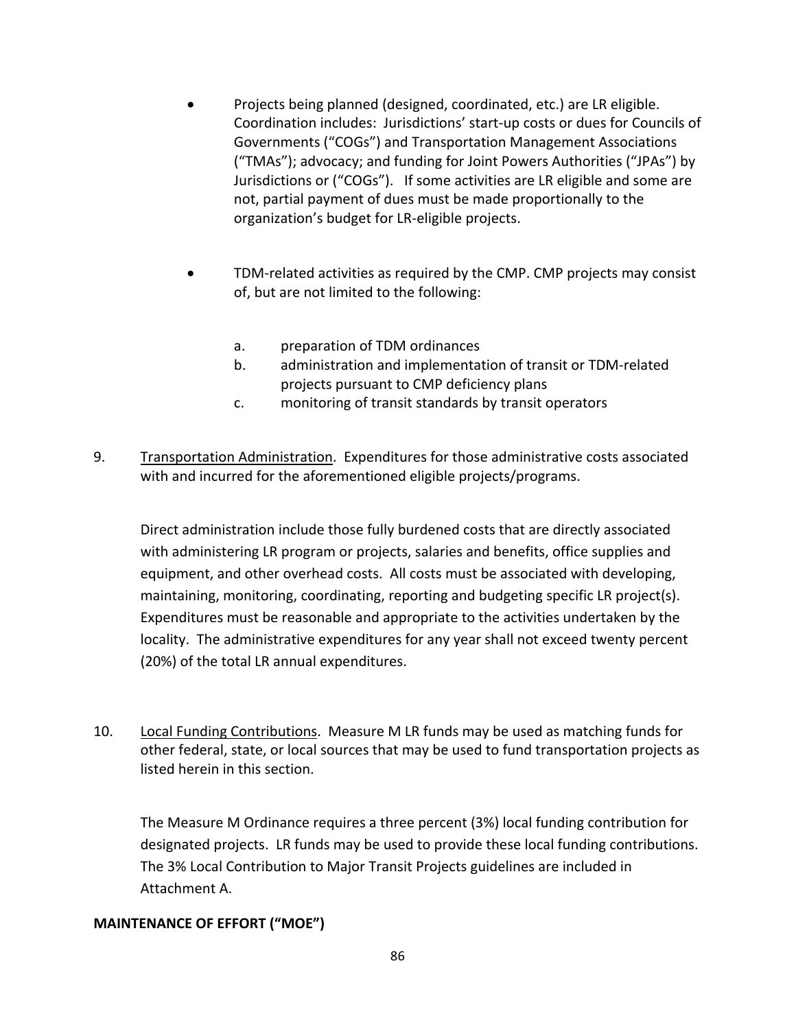- Projects being planned (designed, coordinated, etc.) are LR eligible. Coordination includes: Jurisdictions' start-up costs or dues for Councils of Governments ("COGs") and Transportation Management Associations ("TMAs"); advocacy; and funding for Joint Powers Authorities ("JPAs") by Jurisdictions or ("COGs"). If some activities are LR eligible and some are not, partial payment of dues must be made proportionally to the organization's budget for LR-eligible projects.

- TDM-related activities as required by the CMP. CMP projects may consist of, but are not limited to the following:

  a. preparation of TDM ordinances
  b. administration and implementation of transit or TDM-related projects pursuant to CMP deficiency plans
  c. monitoring of transit standards by transit operators

9. Transportation Administration. Expenditures for those administrative costs associated with and incurred for the aforementioned eligible projects/programs.

   Direct administration include those fully burdened costs that are directly associated with administering LR program or projects, salaries and benefits, office supplies and equipment, and other overhead costs. All costs must be associated with developing, maintaining, monitoring, coordinating, reporting and budgeting specific LR project(s). Expenditures must be reasonable and appropriate to the activities undertaken by the locality. The administrative expenditures for any year shall not exceed twenty percent (20%) of the total LR annual expenditures.

10. Local Funding Contributions. Measure M LR funds may be used as matching funds for other federal, state, or local sources that may be used to fund transportation projects as listed herein in this section.

    The Measure M Ordinance requires a three percent (3%) local funding contribution for designated projects. LR funds may be used to provide these local funding contributions. The 3% Local Contribution to Major Transit Projects guidelines are included in Attachment A.

**MAINTENANCE OF EFFORT ("MOE")**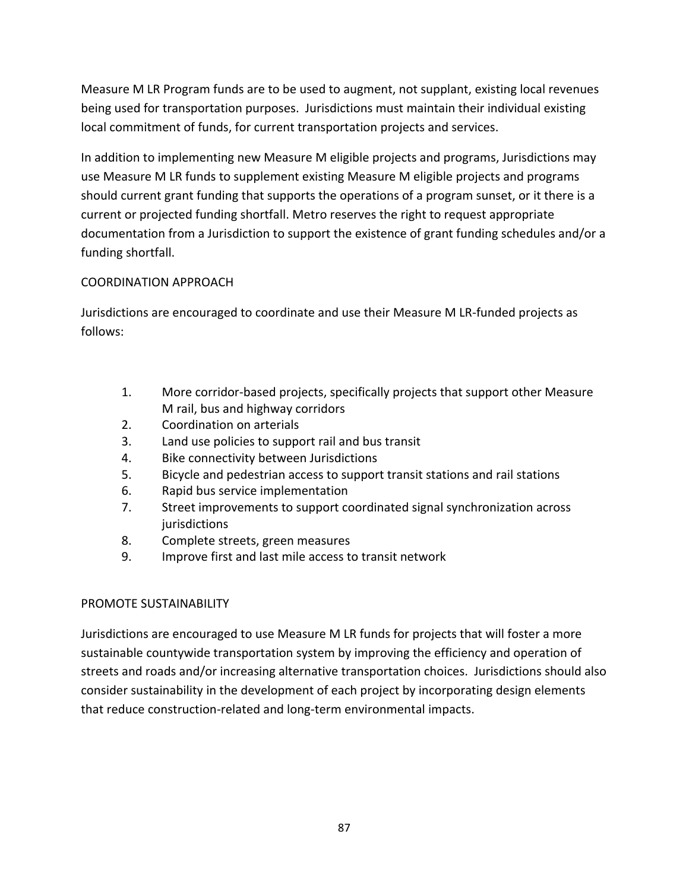Measure M LR Program funds are to be used to augment, not supplant, existing local revenues being used for transportation purposes. Jurisdictions must maintain their individual existing local commitment of funds, for current transportation projects and services.

In addition to implementing new Measure M eligible projects and programs, Jurisdictions may use Measure M LR funds to supplement existing Measure M eligible projects and programs should current grant funding that supports the operations of a program sunset, or it there is a current or projected funding shortfall. Metro reserves the right to request appropriate documentation from a Jurisdiction to support the existence of grant funding schedules and/or a funding shortfall.

COORDINATION APPROACH

Jurisdictions are encouraged to coordinate and use their Measure M LR-funded projects as follows:

1. More corridor-based projects, specifically projects that support other Measure M rail, bus and highway corridors
2. Coordination on arterials
3. Land use policies to support rail and bus transit
4. Bike connectivity between Jurisdictions
5. Bicycle and pedestrian access to support transit stations and rail stations
6. Rapid bus service implementation
7. Street improvements to support coordinated signal synchronization across jurisdictions
8. Complete streets, green measures
9. Improve first and last mile access to transit network

PROMOTE SUSTAINABILITY

Jurisdictions are encouraged to use Measure M LR funds for projects that will foster a more sustainable countywide transportation system by improving the efficiency and operation of streets and roads and/or increasing alternative transportation choices. Jurisdictions should also consider sustainability in the development of each project by incorporating design elements that reduce construction-related and long-term environmental impacts.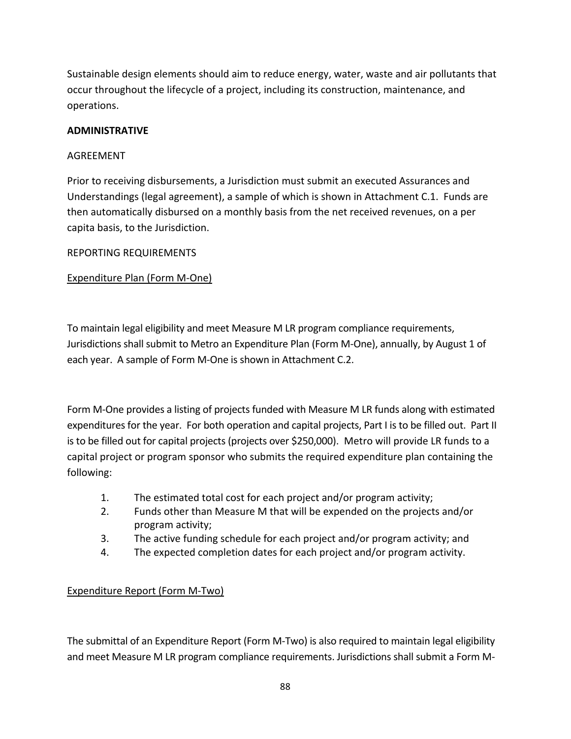Sustainable design elements should aim to reduce energy, water, waste and air pollutants that occur throughout the lifecycle of a project, including its construction, maintenance, and operations.

## ADMINISTRATIVE

### AGREEMENT

Prior to receiving disbursements, a Jurisdiction must submit an executed Assurances and Understandings (legal agreement), a sample of which is shown in Attachment C.1. Funds are then automatically disbursed on a monthly basis from the net received revenues, on a per capita basis, to the Jurisdiction.

### REPORTING REQUIREMENTS

<u>Expenditure Plan (Form M-One)</u>

To maintain legal eligibility and meet Measure M LR program compliance requirements, Jurisdictions shall submit to Metro an Expenditure Plan (Form M-One), annually, by August 1 of each year. A sample of Form M-One is shown in Attachment C.2.

Form M-One provides a listing of projects funded with Measure M LR funds along with estimated expenditures for the year. For both operation and capital projects, Part I is to be filled out. Part II is to be filled out for capital projects (projects over $250,000). Metro will provide LR funds to a capital project or program sponsor who submits the required expenditure plan containing the following:

1. The estimated total cost for each project and/or program activity;
2. Funds other than Measure M that will be expended on the projects and/or program activity;
3. The active funding schedule for each project and/or program activity; and
4. The expected completion dates for each project and/or program activity.

<u>Expenditure Report (Form M-Two)</u>

The submittal of an Expenditure Report (Form M-Two) is also required to maintain legal eligibility and meet Measure M LR program compliance requirements. Jurisdictions shall submit a Form M-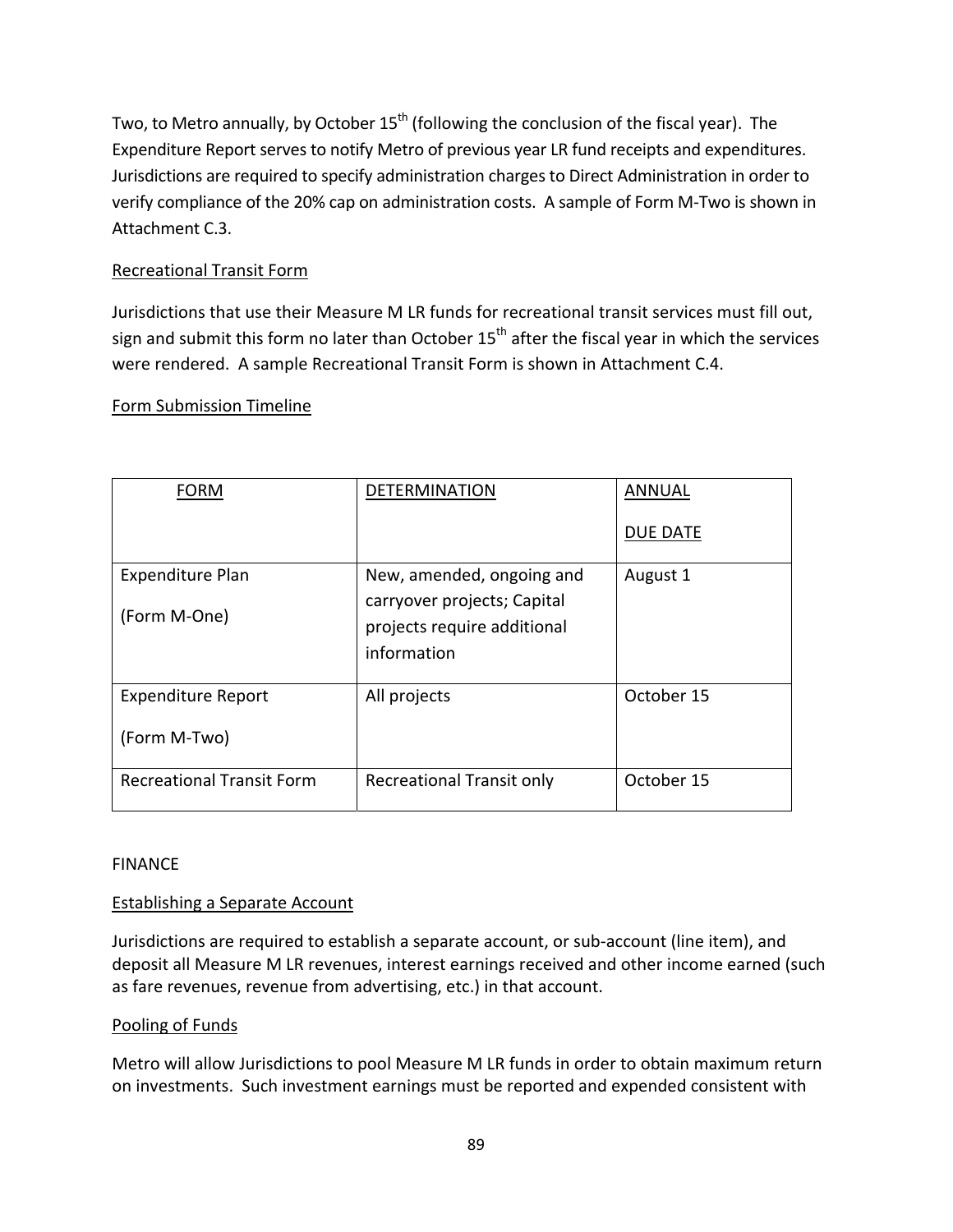Two, to Metro annually, by October 15th (following the conclusion of the fiscal year). The Expenditure Report serves to notify Metro of previous year LR fund receipts and expenditures. Jurisdictions are required to specify administration charges to Direct Administration in order to verify compliance of the 20% cap on administration costs. A sample of Form M-Two is shown in Attachment C.3.

Recreational Transit Form

Jurisdictions that use their Measure M LR funds for recreational transit services must fill out, sign and submit this form no later than October 15th after the fiscal year in which the services were rendered. A sample Recreational Transit Form is shown in Attachment C.4.

Form Submission Timeline

| FORM | DETERMINATION | ANNUAL DUE DATE |
| --- | --- | --- |
| Expenditure Plan (Form M-One) | New, amended, ongoing and carryover projects; Capital projects require additional information | August 1 |
| Expenditure Report (Form M-Two) | All projects | October 15 |
| Recreational Transit Form | Recreational Transit only | October 15 |

FINANCE

Establishing a Separate Account

Jurisdictions are required to establish a separate account, or sub-account (line item), and deposit all Measure M LR revenues, interest earnings received and other income earned (such as fare revenues, revenue from advertising, etc.) in that account.

Pooling of Funds

Metro will allow Jurisdictions to pool Measure M LR funds in order to obtain maximum return on investments. Such investment earnings must be reported and expended consistent with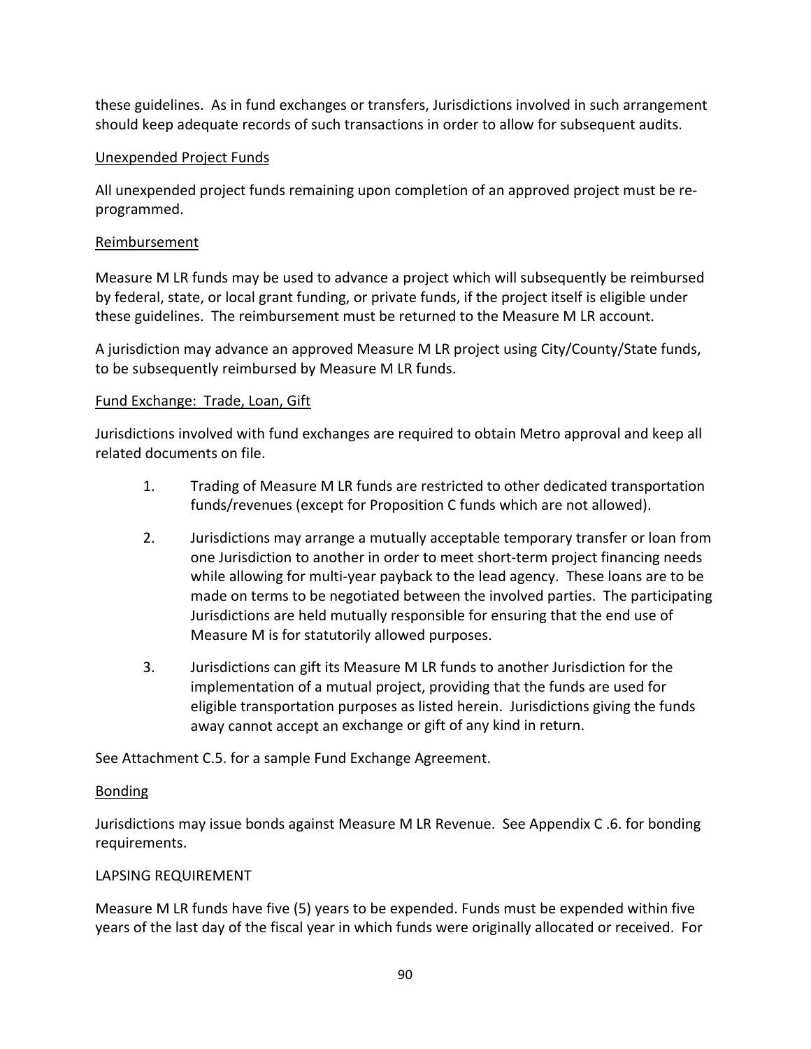these guidelines. As in fund exchanges or transfers, Jurisdictions involved in such arrangement should keep adequate records of such transactions in order to allow for subsequent audits.

<u>Unexpended Project Funds</u>

All unexpended project funds remaining upon completion of an approved project must be re-programmed.

<u>Reimbursement</u>

Measure M LR funds may be used to advance a project which will subsequently be reimbursed by federal, state, or local grant funding, or private funds, if the project itself is eligible under these guidelines. The reimbursement must be returned to the Measure M LR account.

A jurisdiction may advance an approved Measure M LR project using City/County/State funds, to be subsequently reimbursed by Measure M LR funds.

<u>Fund Exchange: Trade, Loan, Gift</u>

Jurisdictions involved with fund exchanges are required to obtain Metro approval and keep all related documents on file.

1. Trading of Measure M LR funds are restricted to other dedicated transportation funds/revenues (except for Proposition C funds which are not allowed).

2. Jurisdictions may arrange a mutually acceptable temporary transfer or loan from one Jurisdiction to another in order to meet short-term project financing needs while allowing for multi-year payback to the lead agency. These loans are to be made on terms to be negotiated between the involved parties. The participating Jurisdictions are held mutually responsible for ensuring that the end use of Measure M is for statutorily allowed purposes.

3. Jurisdictions can gift its Measure M LR funds to another Jurisdiction for the implementation of a mutual project, providing that the funds are used for eligible transportation purposes as listed herein. Jurisdictions giving the funds away cannot accept an exchange or gift of any kind in return.

See Attachment C.5. for a sample Fund Exchange Agreement.

<u>Bonding</u>

Jurisdictions may issue bonds against Measure M LR Revenue. See Appendix C .6. for bonding requirements.

LAPSING REQUIREMENT

Measure M LR funds have five (5) years to be expended. Funds must be expended within five years of the last day of the fiscal year in which funds were originally allocated or received. For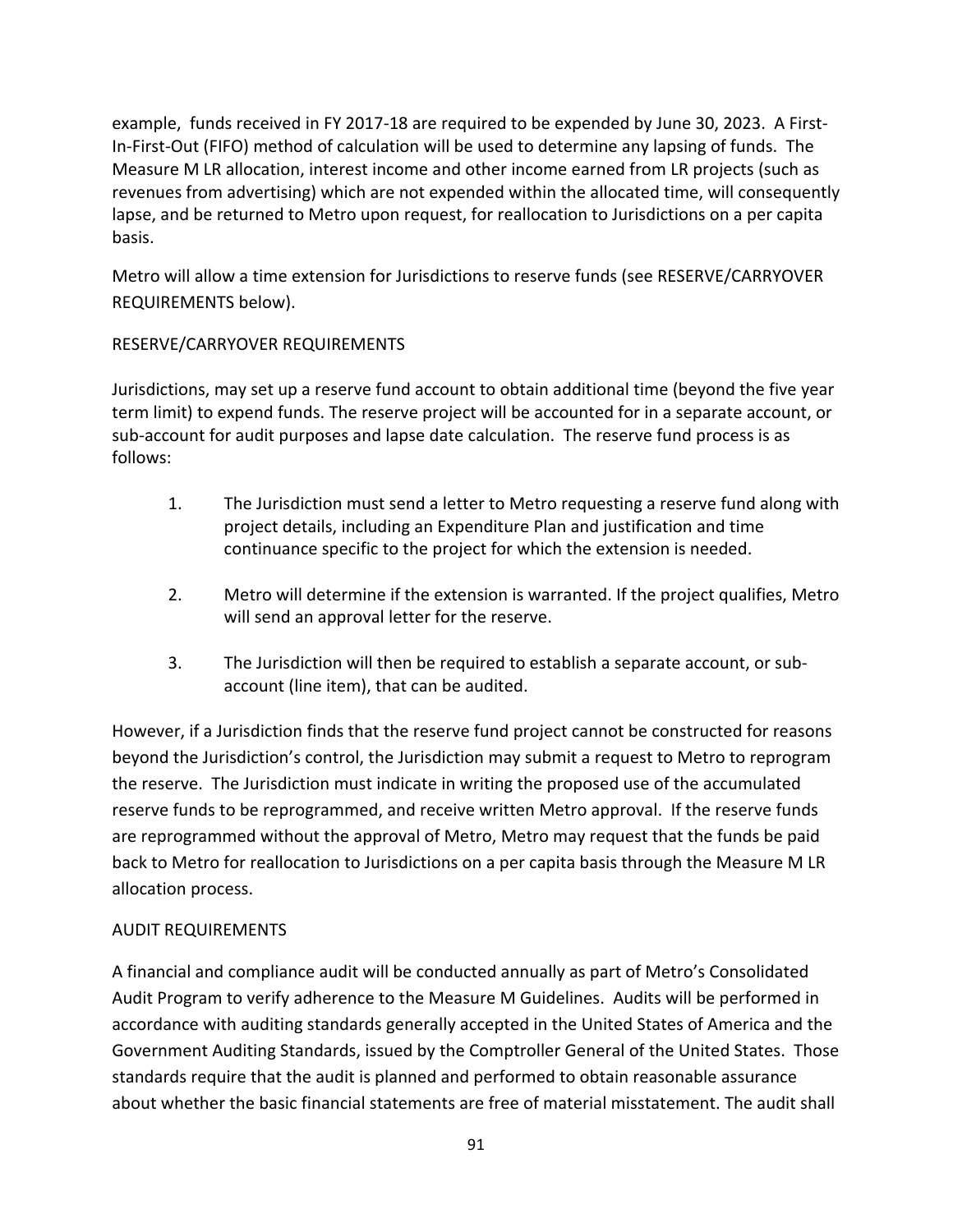example, funds received in FY 2017-18 are required to be expended by June 30, 2023. A First-In-First-Out (FIFO) method of calculation will be used to determine any lapsing of funds. The Measure M LR allocation, interest income and other income earned from LR projects (such as revenues from advertising) which are not expended within the allocated time, will consequently lapse, and be returned to Metro upon request, for reallocation to Jurisdictions on a per capita basis.

Metro will allow a time extension for Jurisdictions to reserve funds (see RESERVE/CARRYOVER REQUIREMENTS below).

## RESERVE/CARRYOVER REQUIREMENTS

Jurisdictions, may set up a reserve fund account to obtain additional time (beyond the five year term limit) to expend funds. The reserve project will be accounted for in a separate account, or sub-account for audit purposes and lapse date calculation. The reserve fund process is as follows:

1. The Jurisdiction must send a letter to Metro requesting a reserve fund along with project details, including an Expenditure Plan and justification and time continuance specific to the project for which the extension is needed.

2. Metro will determine if the extension is warranted. If the project qualifies, Metro will send an approval letter for the reserve.

3. The Jurisdiction will then be required to establish a separate account, or sub-account (line item), that can be audited.

However, if a Jurisdiction finds that the reserve fund project cannot be constructed for reasons beyond the Jurisdiction's control, the Jurisdiction may submit a request to Metro to reprogram the reserve. The Jurisdiction must indicate in writing the proposed use of the accumulated reserve funds to be reprogrammed, and receive written Metro approval. If the reserve funds are reprogrammed without the approval of Metro, Metro may request that the funds be paid back to Metro for reallocation to Jurisdictions on a per capita basis through the Measure M LR allocation process.

## AUDIT REQUIREMENTS

A financial and compliance audit will be conducted annually as part of Metro's Consolidated Audit Program to verify adherence to the Measure M Guidelines. Audits will be performed in accordance with auditing standards generally accepted in the United States of America and the Government Auditing Standards, issued by the Comptroller General of the United States. Those standards require that the audit is planned and performed to obtain reasonable assurance about whether the basic financial statements are free of material misstatement. The audit shall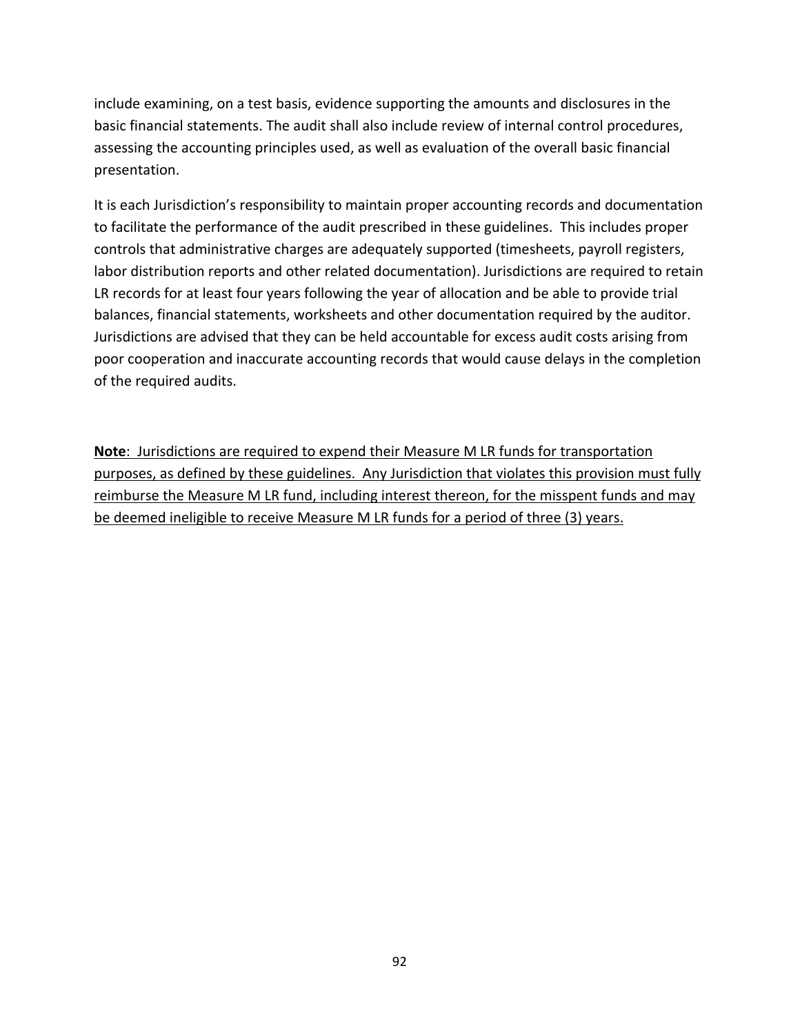include examining, on a test basis, evidence supporting the amounts and disclosures in the basic financial statements. The audit shall also include review of internal control procedures, assessing the accounting principles used, as well as evaluation of the overall basic financial presentation.

It is each Jurisdiction's responsibility to maintain proper accounting records and documentation to facilitate the performance of the audit prescribed in these guidelines. This includes proper controls that administrative charges are adequately supported (timesheets, payroll registers, labor distribution reports and other related documentation). Jurisdictions are required to retain LR records for at least four years following the year of allocation and be able to provide trial balances, financial statements, worksheets and other documentation required by the auditor. Jurisdictions are advised that they can be held accountable for excess audit costs arising from poor cooperation and inaccurate accounting records that would cause delays in the completion of the required audits.

<u>**Note**: Jurisdictions are required to expend their Measure M LR funds for transportation purposes, as defined by these guidelines. Any Jurisdiction that violates this provision must fully reimburse the Measure M LR fund, including interest thereon, for the misspent funds and may be deemed ineligible to receive Measure M LR funds for a period of three (3) years.</u>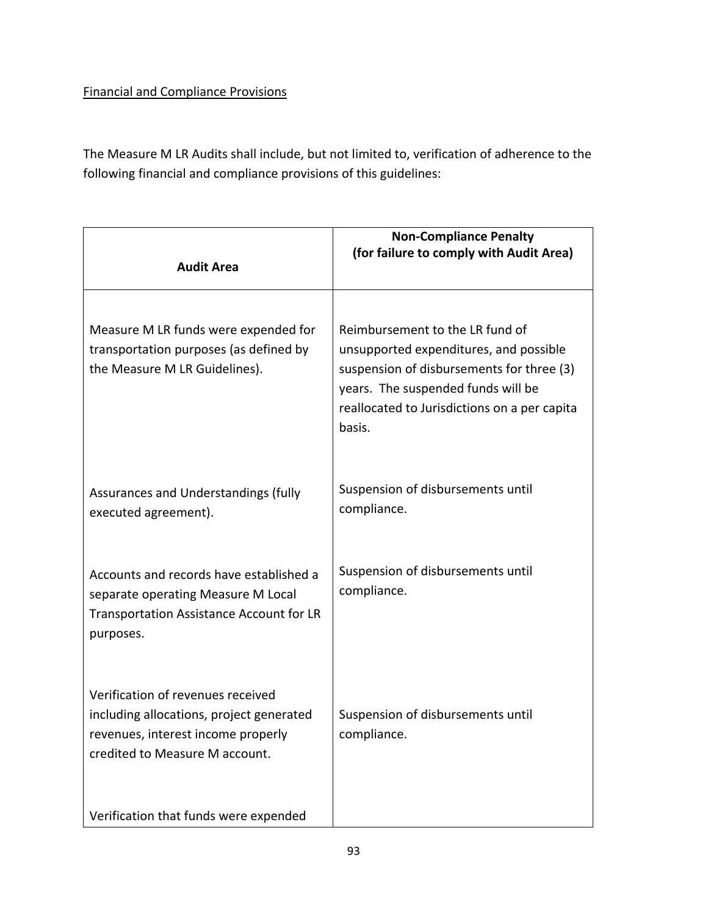Financial and Compliance Provisions

The Measure M LR Audits shall include, but not limited to, verification of adherence to the following financial and compliance provisions of this guidelines:

| Audit Area | Non-Compliance Penalty (for failure to comply with Audit Area) |
|---|---|
| Measure M LR funds were expended for transportation purposes (as defined by the Measure M LR Guidelines). | Reimbursement to the LR fund of unsupported expenditures, and possible suspension of disbursements for three (3) years. The suspended funds will be reallocated to Jurisdictions on a per capita basis. |
| Assurances and Understandings (fully executed agreement). | Suspension of disbursements until compliance. |
| Accounts and records have established a separate operating Measure M Local Transportation Assistance Account for LR purposes. | Suspension of disbursements until compliance. |
| Verification of revenues received including allocations, project generated revenues, interest income properly credited to Measure M account. | Suspension of disbursements until compliance. |
| Verification that funds were expended | |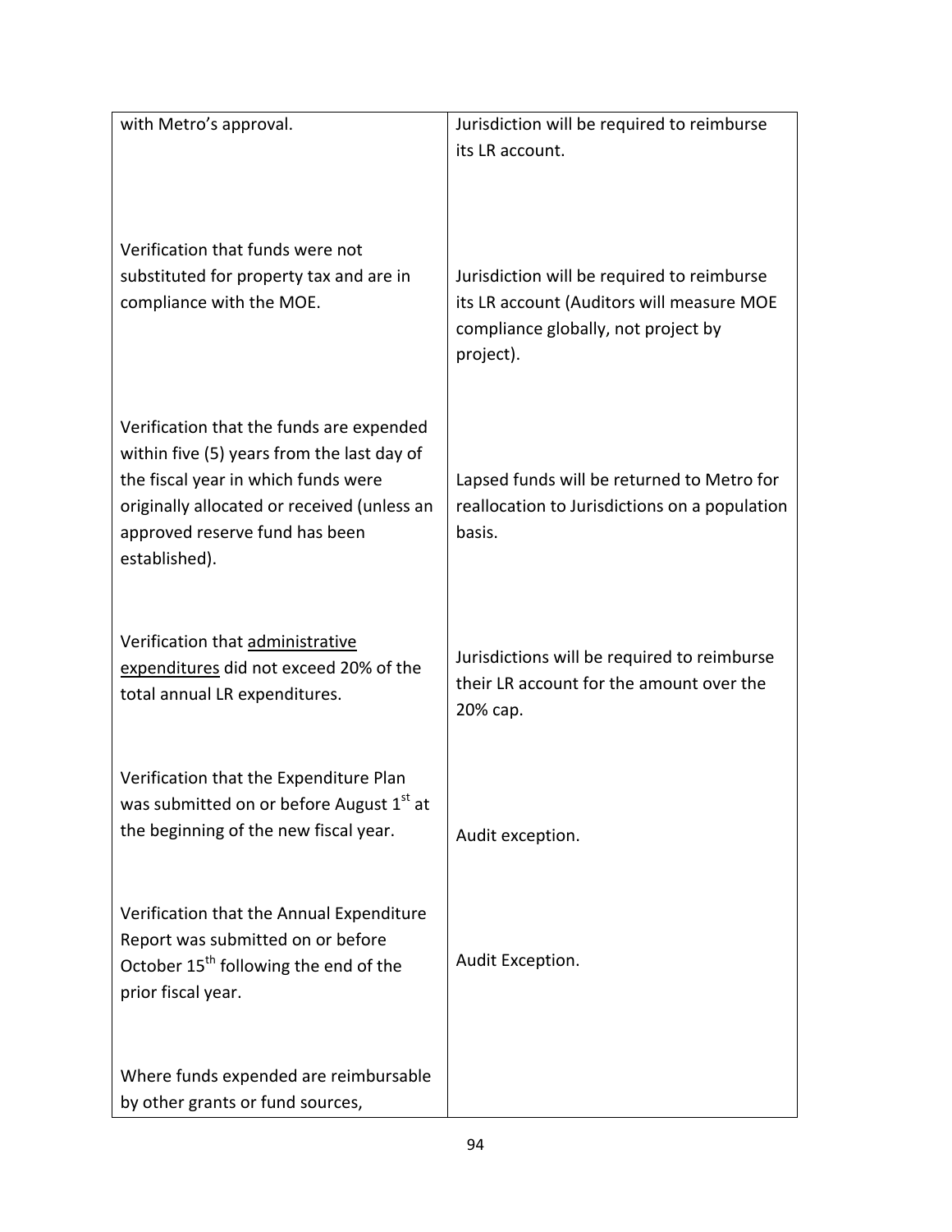| | |
|---|---|
| with Metro's approval. | Jurisdiction will be required to reimburse its LR account. |
| Verification that funds were not substituted for property tax and are in compliance with the MOE. | Jurisdiction will be required to reimburse its LR account (Auditors will measure MOE compliance globally, not project by project). |
| Verification that the funds are expended within five (5) years from the last day of the fiscal year in which funds were originally allocated or received (unless an approved reserve fund has been established). | Lapsed funds will be returned to Metro for reallocation to Jurisdictions on a population basis. |
| Verification that <u>administrative expenditures</u> did not exceed 20% of the total annual LR expenditures. | Jurisdictions will be required to reimburse their LR account for the amount over the 20% cap. |
| Verification that the Expenditure Plan was submitted on or before August 1st at the beginning of the new fiscal year. | Audit exception. |
| Verification that the Annual Expenditure Report was submitted on or before October 15th following the end of the prior fiscal year. | Audit Exception. |
| Where funds expended are reimbursable by other grants or fund sources, | |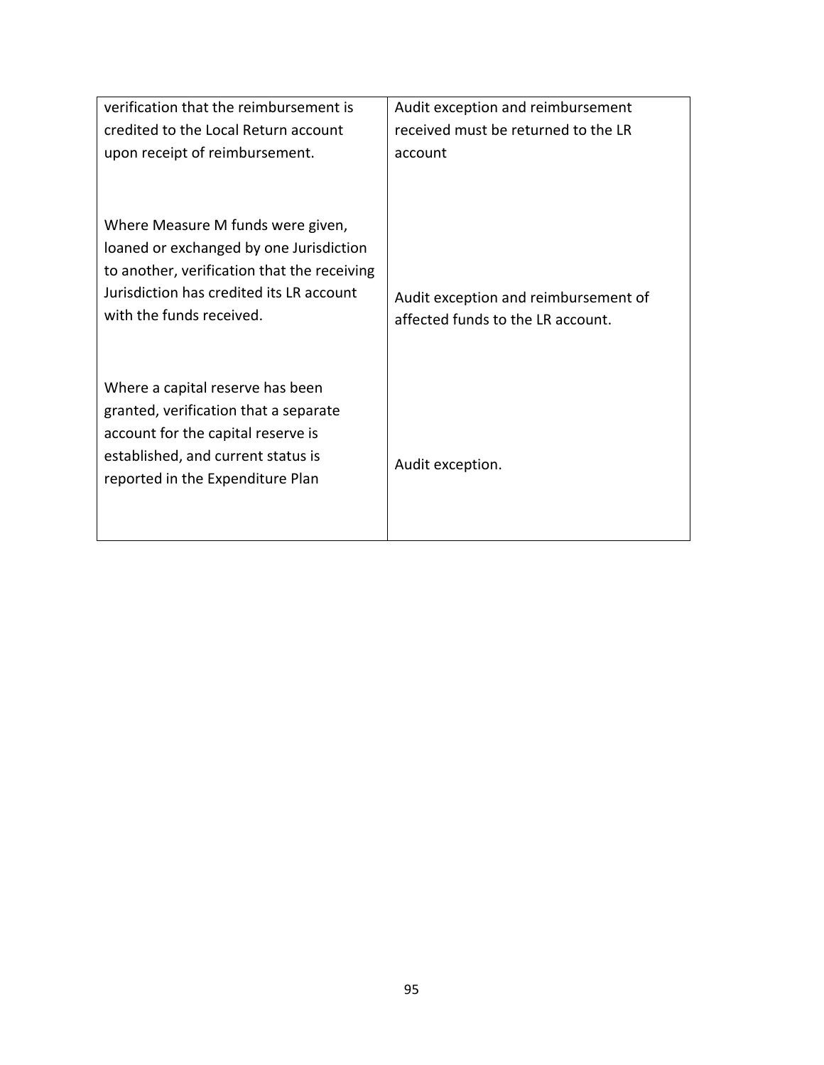| | |
|---|---|
| verification that the reimbursement is credited to the Local Return account upon receipt of reimbursement. | Audit exception and reimbursement received must be returned to the LR account |
| Where Measure M funds were given, loaned or exchanged by one Jurisdiction to another, verification that the receiving Jurisdiction has credited its LR account with the funds received. | Audit exception and reimbursement of affected funds to the LR account. |
| Where a capital reserve has been granted, verification that a separate account for the capital reserve is established, and current status is reported in the Expenditure Plan | Audit exception. |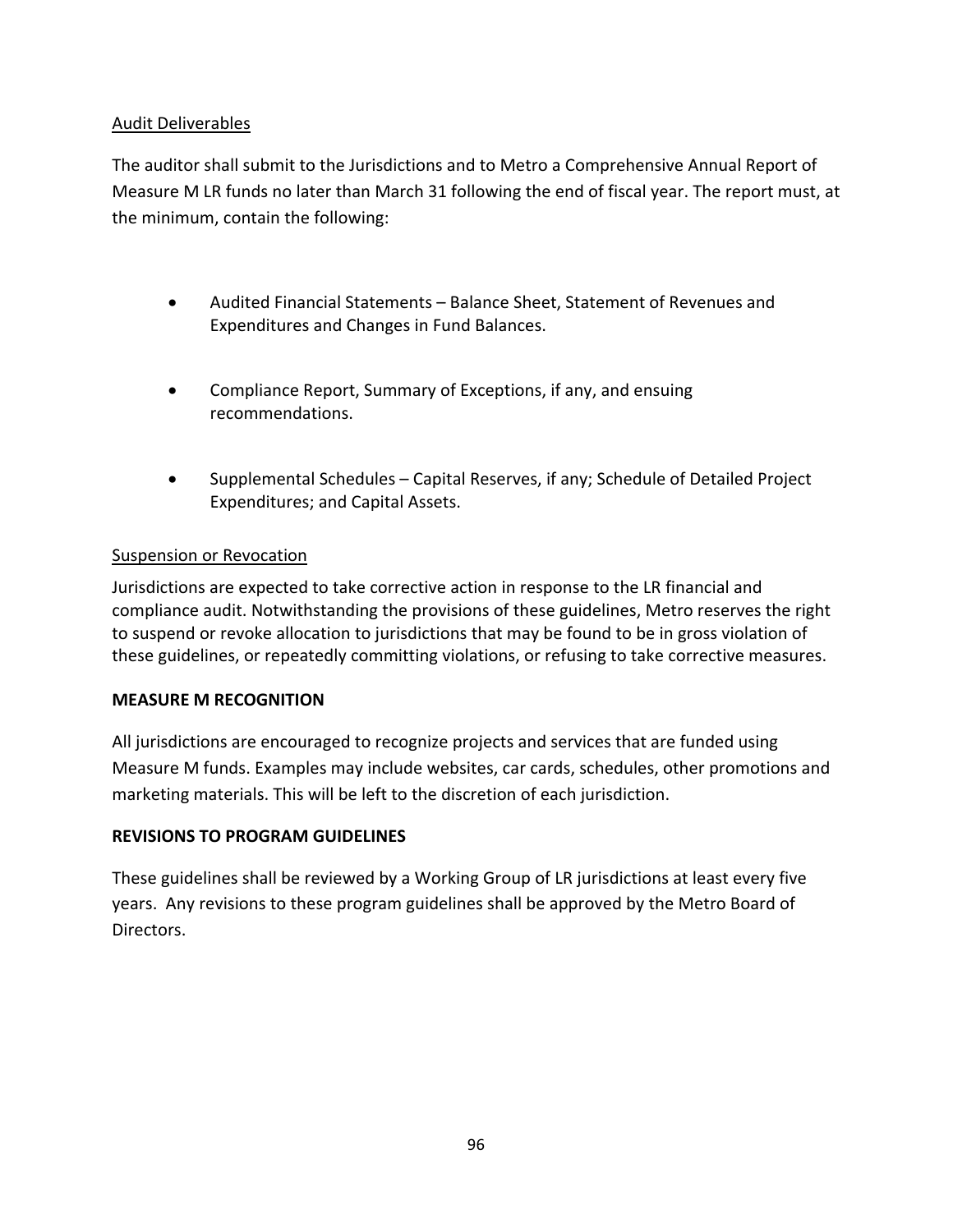Audit Deliverables

The auditor shall submit to the Jurisdictions and to Metro a Comprehensive Annual Report of Measure M LR funds no later than March 31 following the end of fiscal year. The report must, at the minimum, contain the following:

- Audited Financial Statements – Balance Sheet, Statement of Revenues and Expenditures and Changes in Fund Balances.
- Compliance Report, Summary of Exceptions, if any, and ensuing recommendations.
- Supplemental Schedules – Capital Reserves, if any; Schedule of Detailed Project Expenditures; and Capital Assets.

Suspension or Revocation

Jurisdictions are expected to take corrective action in response to the LR financial and compliance audit. Notwithstanding the provisions of these guidelines, Metro reserves the right to suspend or revoke allocation to jurisdictions that may be found to be in gross violation of these guidelines, or repeatedly committing violations, or refusing to take corrective measures.

**MEASURE M RECOGNITION**

All jurisdictions are encouraged to recognize projects and services that are funded using Measure M funds. Examples may include websites, car cards, schedules, other promotions and marketing materials. This will be left to the discretion of each jurisdiction.

**REVISIONS TO PROGRAM GUIDELINES**

These guidelines shall be reviewed by a Working Group of LR jurisdictions at least every five years. Any revisions to these program guidelines shall be approved by the Metro Board of Directors.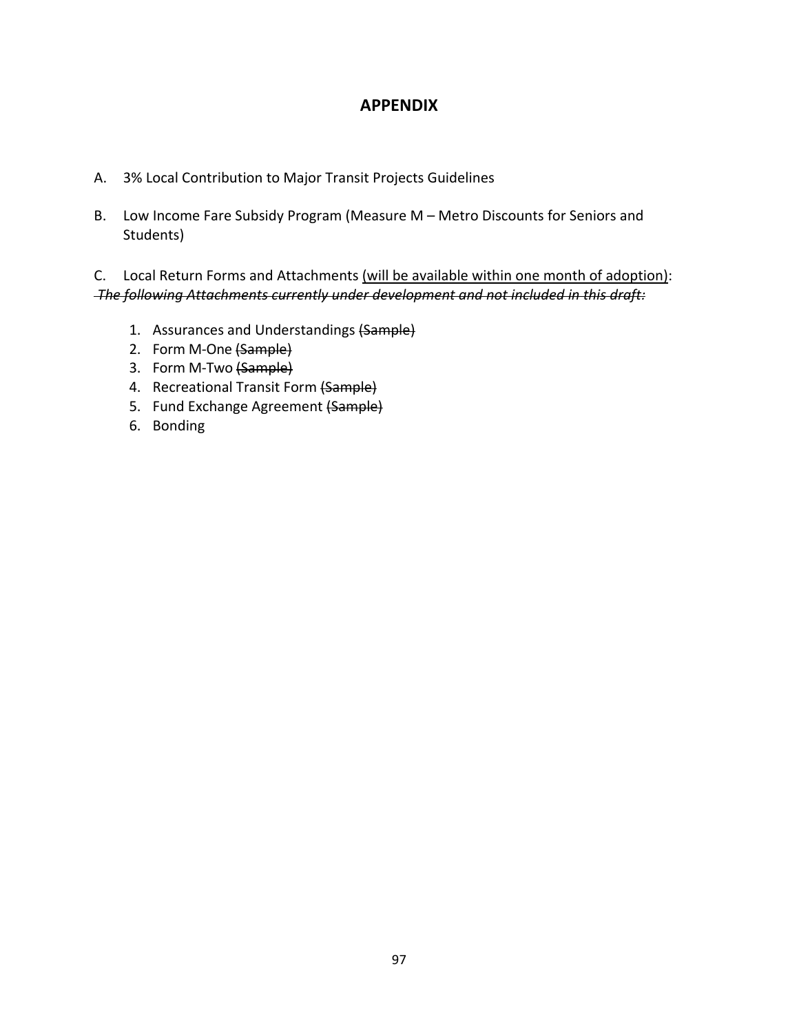# APPENDIX

A. 3% Local Contribution to Major Transit Projects Guidelines

B. Low Income Fare Subsidy Program (Measure M – Metro Discounts for Seniors and Students)

C. Local Return Forms and Attachments <u>(will be available within one month of adoption)</u>:
~~*The following Attachments currently under development and not included in this draft:*~~

1. Assurances and Understandings ~~(Sample)~~
2. Form M-One ~~(Sample)~~
3. Form M-Two ~~(Sample)~~
4. Recreational Transit Form ~~(Sample)~~
5. Fund Exchange Agreement ~~(Sample)~~
6. Bonding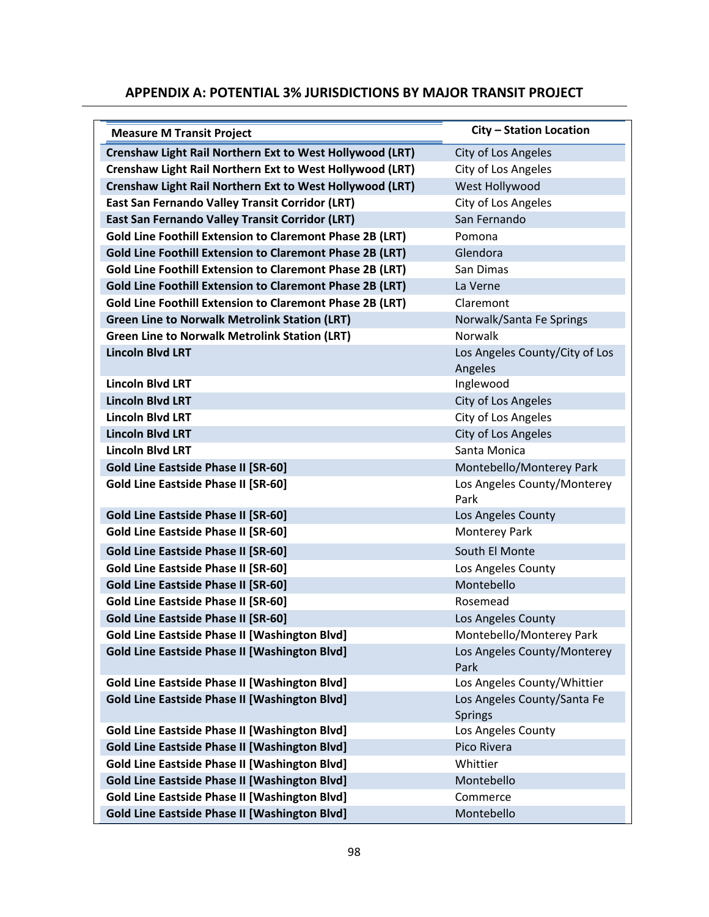## APPENDIX A: POTENTIAL 3% JURISDICTIONS BY MAJOR TRANSIT PROJECT

| Measure M Transit Project | City – Station Location |
|---|---|
| **Crenshaw Light Rail Northern Ext to West Hollywood (LRT)** | City of Los Angeles |
| **Crenshaw Light Rail Northern Ext to West Hollywood (LRT)** | City of Los Angeles |
| **Crenshaw Light Rail Northern Ext to West Hollywood (LRT)** | West Hollywood |
| **East San Fernando Valley Transit Corridor (LRT)** | City of Los Angeles |
| **East San Fernando Valley Transit Corridor (LRT)** | San Fernando |
| **Gold Line Foothill Extension to Claremont Phase 2B (LRT)** | Pomona |
| **Gold Line Foothill Extension to Claremont Phase 2B (LRT)** | Glendora |
| **Gold Line Foothill Extension to Claremont Phase 2B (LRT)** | San Dimas |
| **Gold Line Foothill Extension to Claremont Phase 2B (LRT)** | La Verne |
| **Gold Line Foothill Extension to Claremont Phase 2B (LRT)** | Claremont |
| **Green Line to Norwalk Metrolink Station (LRT)** | Norwalk/Santa Fe Springs |
| **Green Line to Norwalk Metrolink Station (LRT)** | Norwalk |
| **Lincoln Blvd LRT** | Los Angeles County/City of Los Angeles |
| **Lincoln Blvd LRT** | Inglewood |
| **Lincoln Blvd LRT** | City of Los Angeles |
| **Lincoln Blvd LRT** | City of Los Angeles |
| **Lincoln Blvd LRT** | City of Los Angeles |
| **Lincoln Blvd LRT** | Santa Monica |
| **Gold Line Eastside Phase II [SR-60]** | Montebello/Monterey Park |
| **Gold Line Eastside Phase II [SR-60]** | Los Angeles County/Monterey Park |
| **Gold Line Eastside Phase II [SR-60]** | Los Angeles County |
| **Gold Line Eastside Phase II [SR-60]** | Monterey Park |
| **Gold Line Eastside Phase II [SR-60]** | South El Monte |
| **Gold Line Eastside Phase II [SR-60]** | Los Angeles County |
| **Gold Line Eastside Phase II [SR-60]** | Montebello |
| **Gold Line Eastside Phase II [SR-60]** | Rosemead |
| **Gold Line Eastside Phase II [SR-60]** | Los Angeles County |
| **Gold Line Eastside Phase II [Washington Blvd]** | Montebello/Monterey Park |
| **Gold Line Eastside Phase II [Washington Blvd]** | Los Angeles County/Monterey Park |
| **Gold Line Eastside Phase II [Washington Blvd]** | Los Angeles County/Whittier |
| **Gold Line Eastside Phase II [Washington Blvd]** | Los Angeles County/Santa Fe Springs |
| **Gold Line Eastside Phase II [Washington Blvd]** | Los Angeles County |
| **Gold Line Eastside Phase II [Washington Blvd]** | Pico Rivera |
| **Gold Line Eastside Phase II [Washington Blvd]** | Whittier |
| **Gold Line Eastside Phase II [Washington Blvd]** | Montebello |
| **Gold Line Eastside Phase II [Washington Blvd]** | Commerce |
| **Gold Line Eastside Phase II [Washington Blvd]** | Montebello |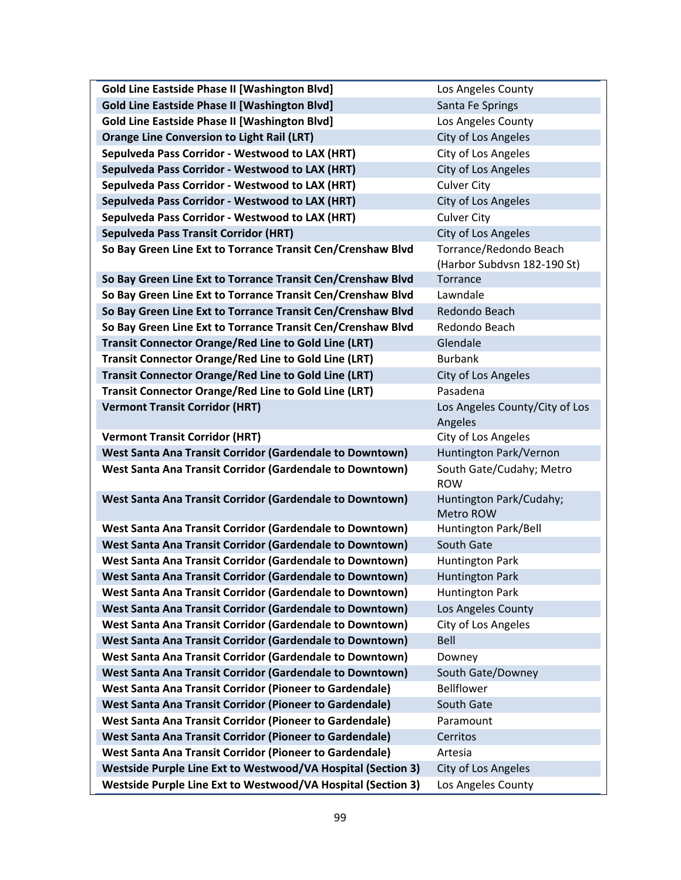| | |
|---|---|
| **Gold Line Eastside Phase II [Washington Blvd]** | Los Angeles County |
| **Gold Line Eastside Phase II [Washington Blvd]** | Santa Fe Springs |
| **Gold Line Eastside Phase II [Washington Blvd]** | Los Angeles County |
| **Orange Line Conversion to Light Rail (LRT)** | City of Los Angeles |
| **Sepulveda Pass Corridor - Westwood to LAX (HRT)** | City of Los Angeles |
| **Sepulveda Pass Corridor - Westwood to LAX (HRT)** | City of Los Angeles |
| **Sepulveda Pass Corridor - Westwood to LAX (HRT)** | Culver City |
| **Sepulveda Pass Corridor - Westwood to LAX (HRT)** | City of Los Angeles |
| **Sepulveda Pass Corridor - Westwood to LAX (HRT)** | Culver City |
| **Sepulveda Pass Transit Corridor (HRT)** | City of Los Angeles |
| **So Bay Green Line Ext to Torrance Transit Cen/Crenshaw Blvd** | Torrance/Redondo Beach (Harbor Subdvsn 182-190 St) |
| **So Bay Green Line Ext to Torrance Transit Cen/Crenshaw Blvd** | Torrance |
| **So Bay Green Line Ext to Torrance Transit Cen/Crenshaw Blvd** | Lawndale |
| **So Bay Green Line Ext to Torrance Transit Cen/Crenshaw Blvd** | Redondo Beach |
| **So Bay Green Line Ext to Torrance Transit Cen/Crenshaw Blvd** | Redondo Beach |
| **Transit Connector Orange/Red Line to Gold Line (LRT)** | Glendale |
| **Transit Connector Orange/Red Line to Gold Line (LRT)** | Burbank |
| **Transit Connector Orange/Red Line to Gold Line (LRT)** | City of Los Angeles |
| **Transit Connector Orange/Red Line to Gold Line (LRT)** | Pasadena |
| **Vermont Transit Corridor (HRT)** | Los Angeles County/City of Los Angeles |
| **Vermont Transit Corridor (HRT)** | City of Los Angeles |
| **West Santa Ana Transit Corridor (Gardendale to Downtown)** | Huntington Park/Vernon |
| **West Santa Ana Transit Corridor (Gardendale to Downtown)** | South Gate/Cudahy; Metro ROW |
| **West Santa Ana Transit Corridor (Gardendale to Downtown)** | Huntington Park/Cudahy; Metro ROW |
| **West Santa Ana Transit Corridor (Gardendale to Downtown)** | Huntington Park/Bell |
| **West Santa Ana Transit Corridor (Gardendale to Downtown)** | South Gate |
| **West Santa Ana Transit Corridor (Gardendale to Downtown)** | Huntington Park |
| **West Santa Ana Transit Corridor (Gardendale to Downtown)** | Huntington Park |
| **West Santa Ana Transit Corridor (Gardendale to Downtown)** | Huntington Park |
| **West Santa Ana Transit Corridor (Gardendale to Downtown)** | Los Angeles County |
| **West Santa Ana Transit Corridor (Gardendale to Downtown)** | City of Los Angeles |
| **West Santa Ana Transit Corridor (Gardendale to Downtown)** | Bell |
| **West Santa Ana Transit Corridor (Gardendale to Downtown)** | Downey |
| **West Santa Ana Transit Corridor (Gardendale to Downtown)** | South Gate/Downey |
| **West Santa Ana Transit Corridor (Pioneer to Gardendale)** | Bellflower |
| **West Santa Ana Transit Corridor (Pioneer to Gardendale)** | South Gate |
| **West Santa Ana Transit Corridor (Pioneer to Gardendale)** | Paramount |
| **West Santa Ana Transit Corridor (Pioneer to Gardendale)** | Cerritos |
| **West Santa Ana Transit Corridor (Pioneer to Gardendale)** | Artesia |
| **Westside Purple Line Ext to Westwood/VA Hospital (Section 3)** | City of Los Angeles |
| **Westside Purple Line Ext to Westwood/VA Hospital (Section 3)** | Los Angeles County |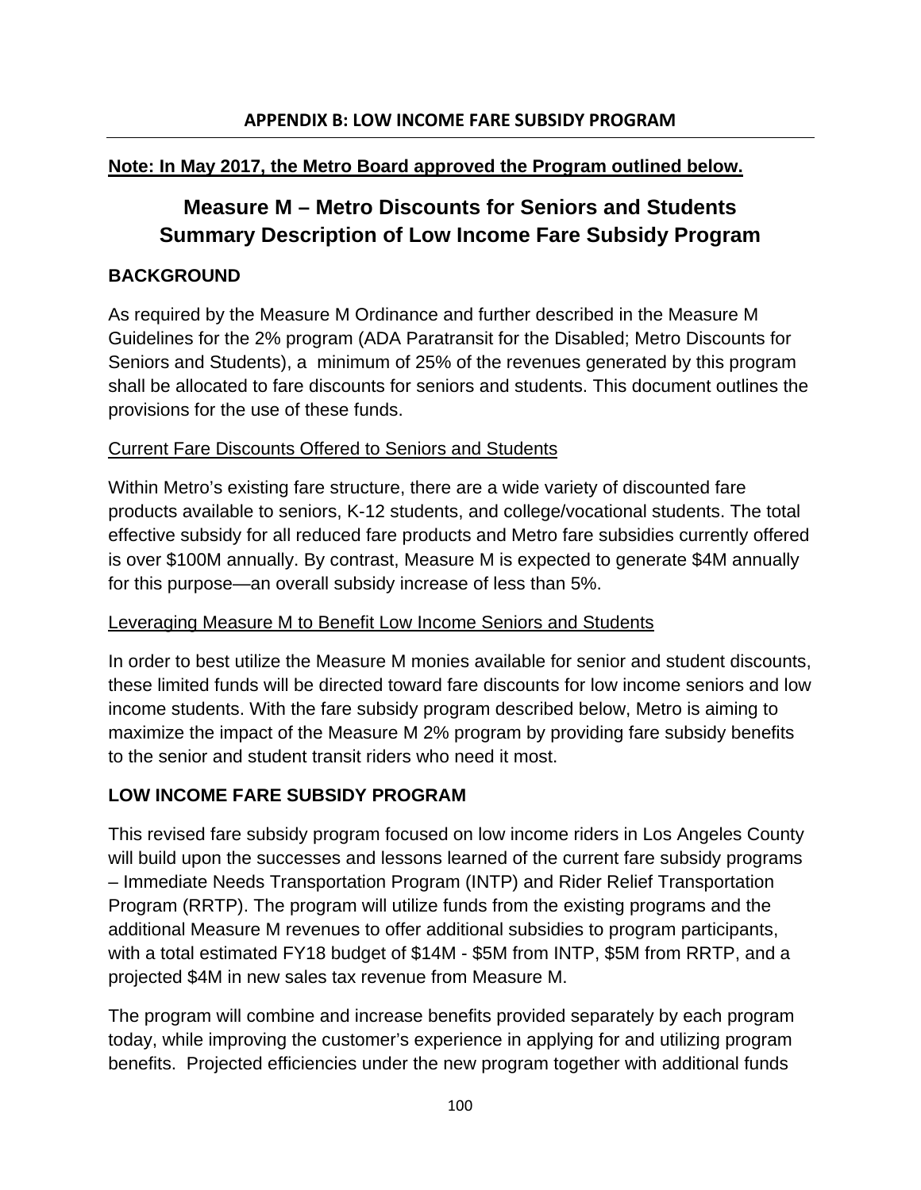## APPENDIX B: LOW INCOME FARE SUBSIDY PROGRAM

**Note: In May 2017, the Metro Board approved the Program outlined below.**

# Measure M – Metro Discounts for Seniors and Students Summary Description of Low Income Fare Subsidy Program

### BACKGROUND

As required by the Measure M Ordinance and further described in the Measure M Guidelines for the 2% program (ADA Paratransit for the Disabled; Metro Discounts for Seniors and Students), a minimum of 25% of the revenues generated by this program shall be allocated to fare discounts for seniors and students. This document outlines the provisions for the use of these funds.

Current Fare Discounts Offered to Seniors and Students

Within Metro's existing fare structure, there are a wide variety of discounted fare products available to seniors, K-12 students, and college/vocational students. The total effective subsidy for all reduced fare products and Metro fare subsidies currently offered is over $100M annually. By contrast, Measure M is expected to generate $4M annually for this purpose—an overall subsidy increase of less than 5%.

Leveraging Measure M to Benefit Low Income Seniors and Students

In order to best utilize the Measure M monies available for senior and student discounts, these limited funds will be directed toward fare discounts for low income seniors and low income students. With the fare subsidy program described below, Metro is aiming to maximize the impact of the Measure M 2% program by providing fare subsidy benefits to the senior and student transit riders who need it most.

### LOW INCOME FARE SUBSIDY PROGRAM

This revised fare subsidy program focused on low income riders in Los Angeles County will build upon the successes and lessons learned of the current fare subsidy programs – Immediate Needs Transportation Program (INTP) and Rider Relief Transportation Program (RRTP). The program will utilize funds from the existing programs and the additional Measure M revenues to offer additional subsidies to program participants, with a total estimated FY18 budget of $14M - $5M from INTP, $5M from RRTP, and a projected $4M in new sales tax revenue from Measure M.

The program will combine and increase benefits provided separately by each program today, while improving the customer's experience in applying for and utilizing program benefits. Projected efficiencies under the new program together with additional funds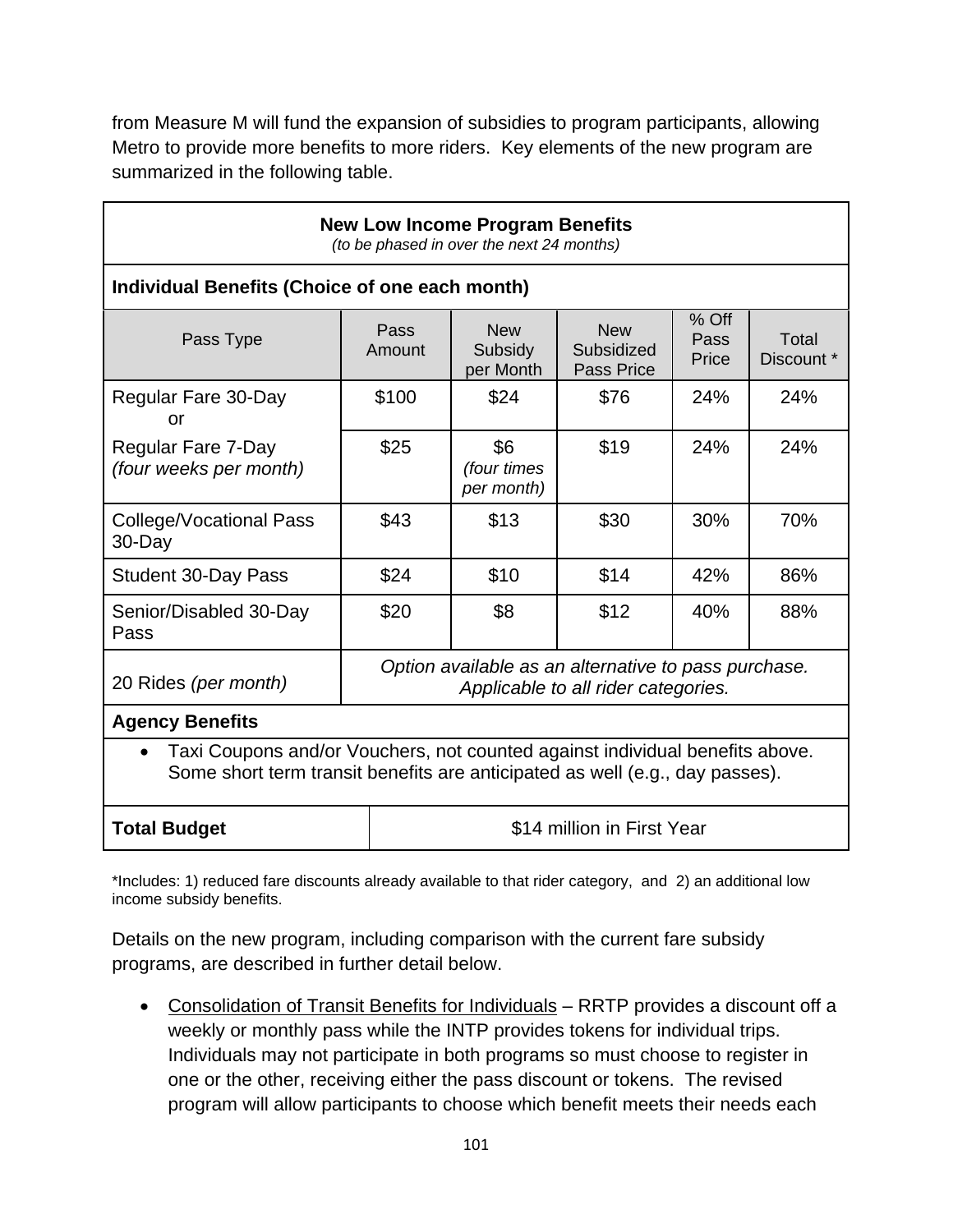from Measure M will fund the expansion of subsidies to program participants, allowing Metro to provide more benefits to more riders.  Key elements of the new program are summarized in the following table.

| **New Low Income Program Benefits** *(to be phased in over the next 24 months)* | | | | | |
|---|---|---|---|---|---|
| **Individual Benefits (Choice of one each month)** | | | | | |
| Pass Type | Pass Amount | New Subsidy per Month | New Subsidized Pass Price | % Off Pass Price | Total Discount * |
| Regular Fare 30-Day or | $100 | $24 | $76 | 24% | 24% |
| Regular Fare 7-Day *(four weeks per month)* | $25 | $6 *(four times per month)* | $19 | 24% | 24% |
| College/Vocational Pass 30-Day | $43 | $13 | $30 | 30% | 70% |
| Student 30-Day Pass | $24 | $10 | $14 | 42% | 86% |
| Senior/Disabled 30-Day Pass | $20 | $8 | $12 | 40% | 88% |
| 20 Rides *(per month)* | *Option available as an alternative to pass purchase. Applicable to all rider categories.* | | | | |
| **Agency Benefits** | | | | | |
| • Taxi Coupons and/or Vouchers, not counted against individual benefits above. Some short term transit benefits are anticipated as well (e.g., day passes). | | | | | |
| **Total Budget** | $14 million in First Year | | | | |

*Includes: 1) reduced fare discounts already available to that rider category,  and  2) an additional low income subsidy benefits.

Details on the new program, including comparison with the current fare subsidy programs, are described in further detail below.

- Consolidation of Transit Benefits for Individuals – RRTP provides a discount off a weekly or monthly pass while the INTP provides tokens for individual trips. Individuals may not participate in both programs so must choose to register in one or the other, receiving either the pass discount or tokens.  The revised program will allow participants to choose which benefit meets their needs each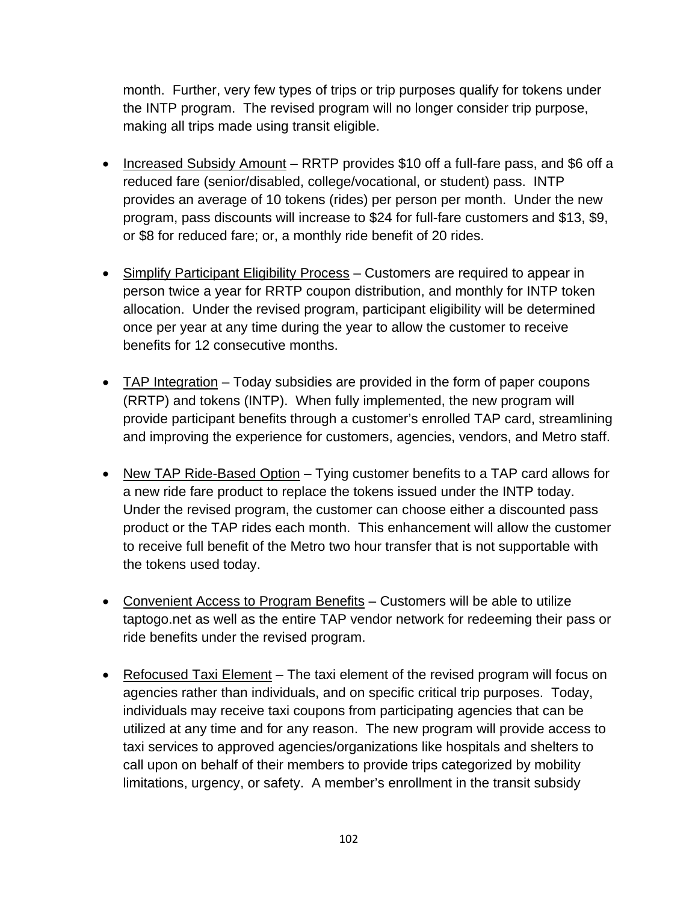month. Further, very few types of trips or trip purposes qualify for tokens under the INTP program. The revised program will no longer consider trip purpose, making all trips made using transit eligible.

- <u>Increased Subsidy Amount</u> – RRTP provides $10 off a full-fare pass, and $6 off a reduced fare (senior/disabled, college/vocational, or student) pass. INTP provides an average of 10 tokens (rides) per person per month. Under the new program, pass discounts will increase to $24 for full-fare customers and $13, $9, or $8 for reduced fare; or, a monthly ride benefit of 20 rides.

- <u>Simplify Participant Eligibility Process</u> – Customers are required to appear in person twice a year for RRTP coupon distribution, and monthly for INTP token allocation. Under the revised program, participant eligibility will be determined once per year at any time during the year to allow the customer to receive benefits for 12 consecutive months.

- <u>TAP Integration</u> – Today subsidies are provided in the form of paper coupons (RRTP) and tokens (INTP). When fully implemented, the new program will provide participant benefits through a customer's enrolled TAP card, streamlining and improving the experience for customers, agencies, vendors, and Metro staff.

- <u>New TAP Ride-Based Option</u> – Tying customer benefits to a TAP card allows for a new ride fare product to replace the tokens issued under the INTP today. Under the revised program, the customer can choose either a discounted pass product or the TAP rides each month. This enhancement will allow the customer to receive full benefit of the Metro two hour transfer that is not supportable with the tokens used today.

- <u>Convenient Access to Program Benefits</u> – Customers will be able to utilize taptogo.net as well as the entire TAP vendor network for redeeming their pass or ride benefits under the revised program.

- <u>Refocused Taxi Element</u> – The taxi element of the revised program will focus on agencies rather than individuals, and on specific critical trip purposes. Today, individuals may receive taxi coupons from participating agencies that can be utilized at any time and for any reason. The new program will provide access to taxi services to approved agencies/organizations like hospitals and shelters to call upon on behalf of their members to provide trips categorized by mobility limitations, urgency, or safety. A member's enrollment in the transit subsidy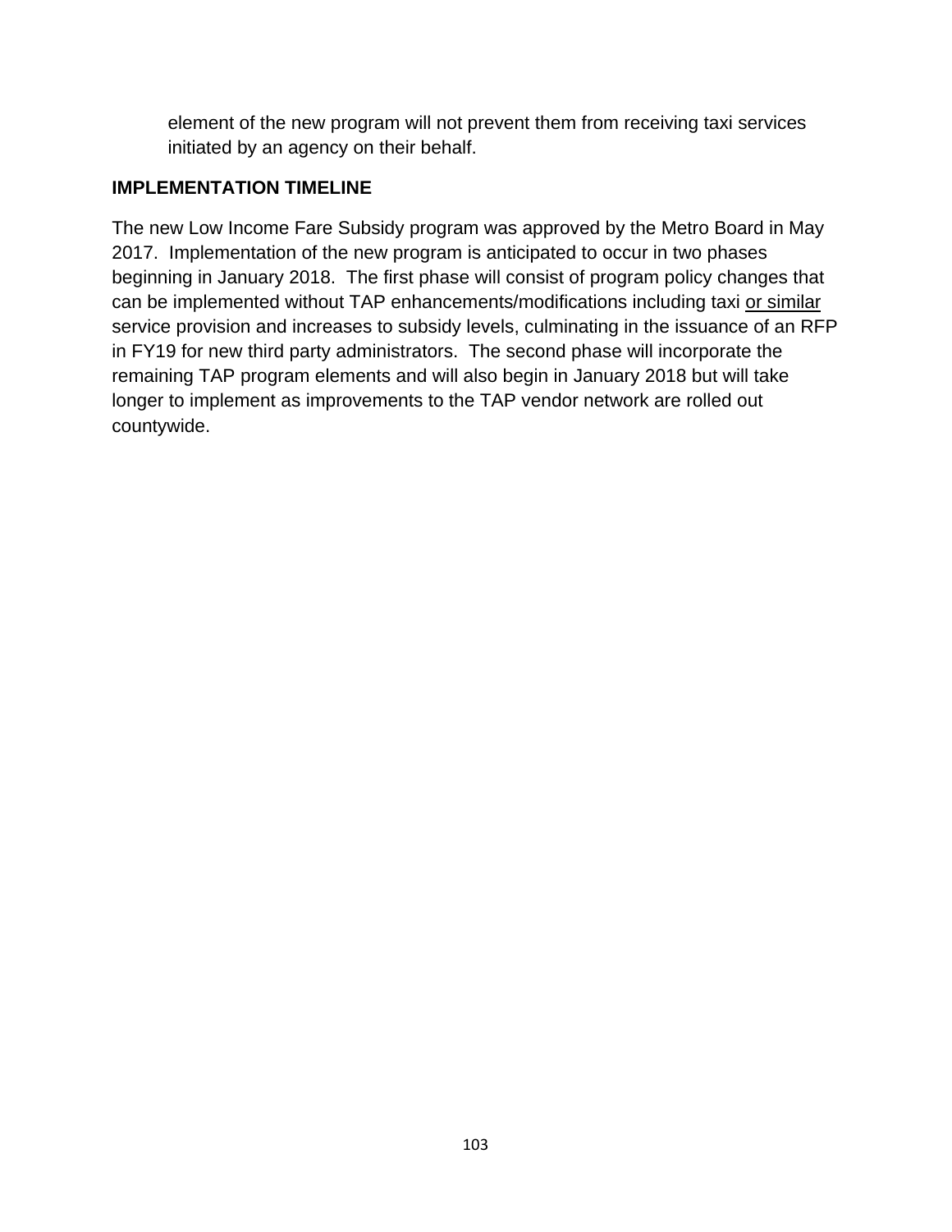element of the new program will not prevent them from receiving taxi services initiated by an agency on their behalf.

## IMPLEMENTATION TIMELINE

The new Low Income Fare Subsidy program was approved by the Metro Board in May 2017. Implementation of the new program is anticipated to occur in two phases beginning in January 2018. The first phase will consist of program policy changes that can be implemented without TAP enhancements/modifications including taxi or similar service provision and increases to subsidy levels, culminating in the issuance of an RFP in FY19 for new third party administrators. The second phase will incorporate the remaining TAP program elements and will also begin in January 2018 but will take longer to implement as improvements to the TAP vendor network are rolled out countywide.